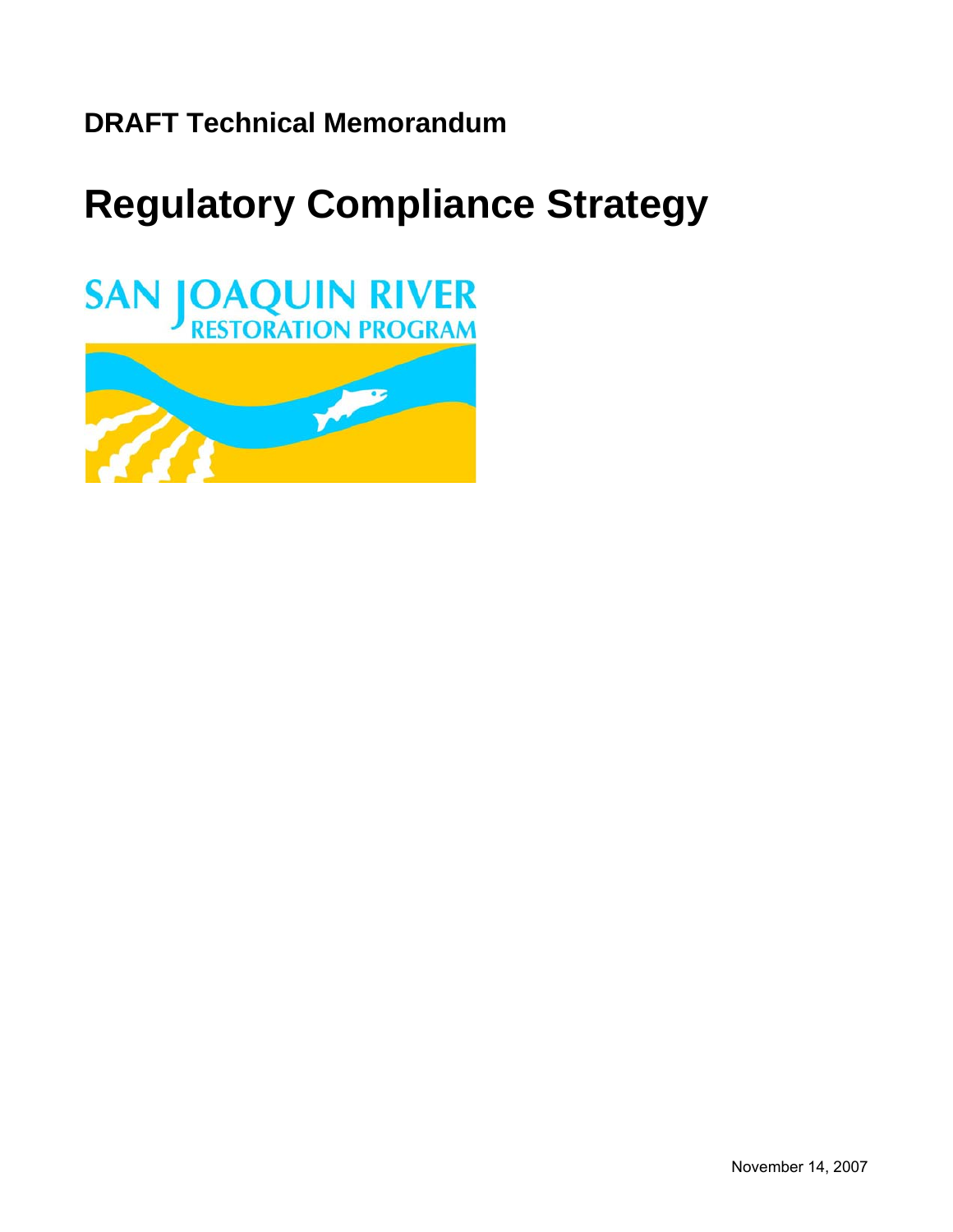**DRAFT Technical Memorandum**

# Regulatory Compliance Strategy

SAN JOAQUIN RIVER RESTORATION PROGRAM

November 14, 2007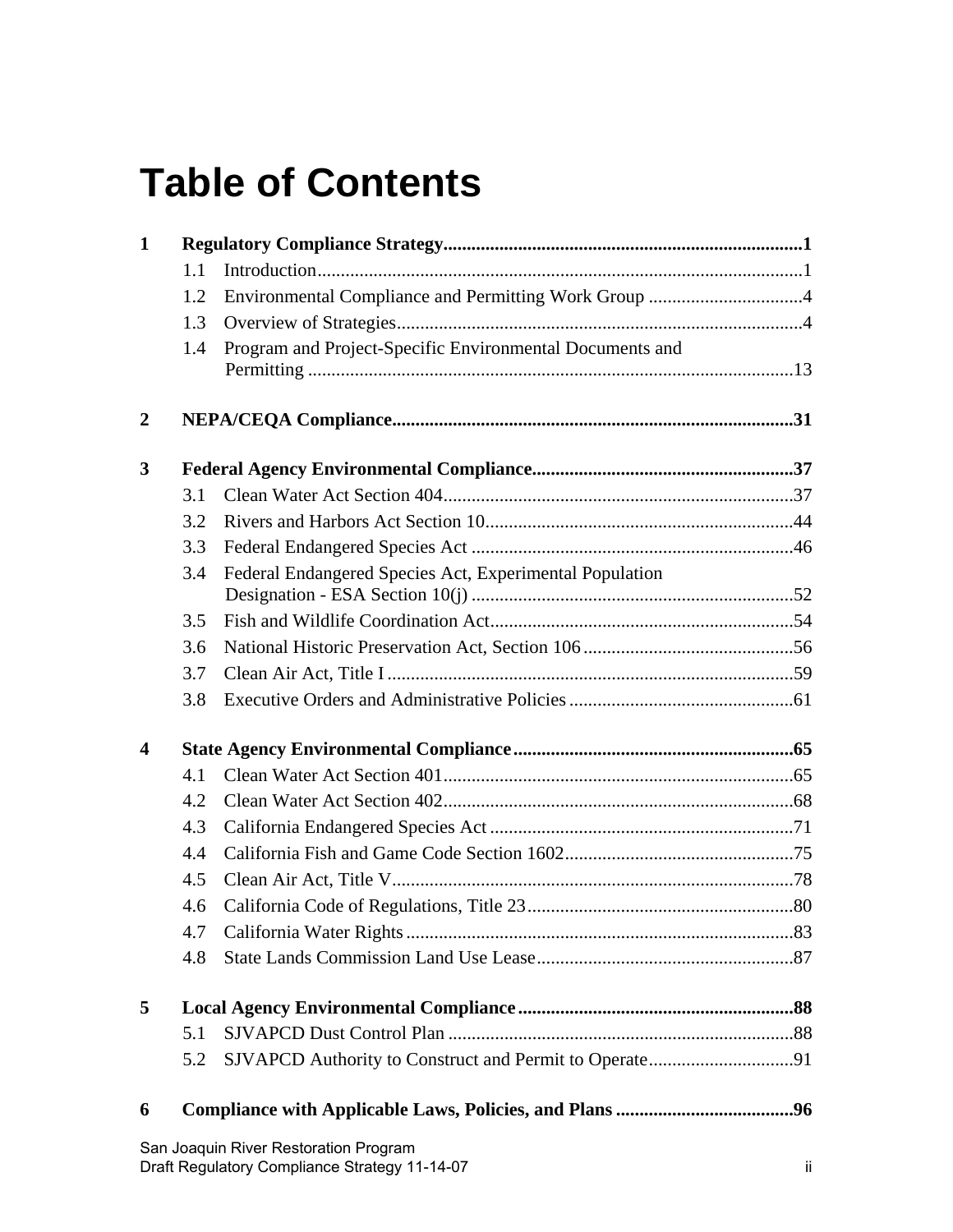# Table of Contents

**1 Regulatory Compliance Strategy............................................................................1**

- 1.1 Introduction........................................................................................................1
- 1.2 Environmental Compliance and Permitting Work Group .................................4
- 1.3 Overview of Strategies......................................................................................4
- 1.4 Program and Project-Specific Environmental Documents and Permitting .......................................................................................................13

**2 NEPA/CEQA Compliance.....................................................................................31**

**3 Federal Agency Environmental Compliance.......................................................37**

- 3.1 Clean Water Act Section 404...........................................................................37
- 3.2 Rivers and Harbors Act Section 10..................................................................44
- 3.3 Federal Endangered Species Act .....................................................................46
- 3.4 Federal Endangered Species Act, Experimental Population Designation - ESA Section 10(j) .....................................................................52
- 3.5 Fish and Wildlife Coordination Act.................................................................54
- 3.6 National Historic Preservation Act, Section 106.............................................56
- 3.7 Clean Air Act, Title I.......................................................................................59
- 3.8 Executive Orders and Administrative Policies................................................61

**4 State Agency Environmental Compliance...........................................................65**

- 4.1 Clean Water Act Section 401...........................................................................65
- 4.2 Clean Water Act Section 402...........................................................................68
- 4.3 California Endangered Species Act .................................................................71
- 4.4 California Fish and Game Code Section 1602.................................................75
- 4.5 Clean Air Act, Title V......................................................................................78
- 4.6 California Code of Regulations, Title 23.........................................................80
- 4.7 California Water Rights..................................................................................83
- 4.8 State Lands Commission Land Use Lease.......................................................87

**5 Local Agency Environmental Compliance..........................................................88**

- 5.1 SJVAPCD Dust Control Plan ..........................................................................88
- 5.2 SJVAPCD Authority to Construct and Permit to Operate...............................91

**6 Compliance with Applicable Laws, Policies, and Plans ......................................96**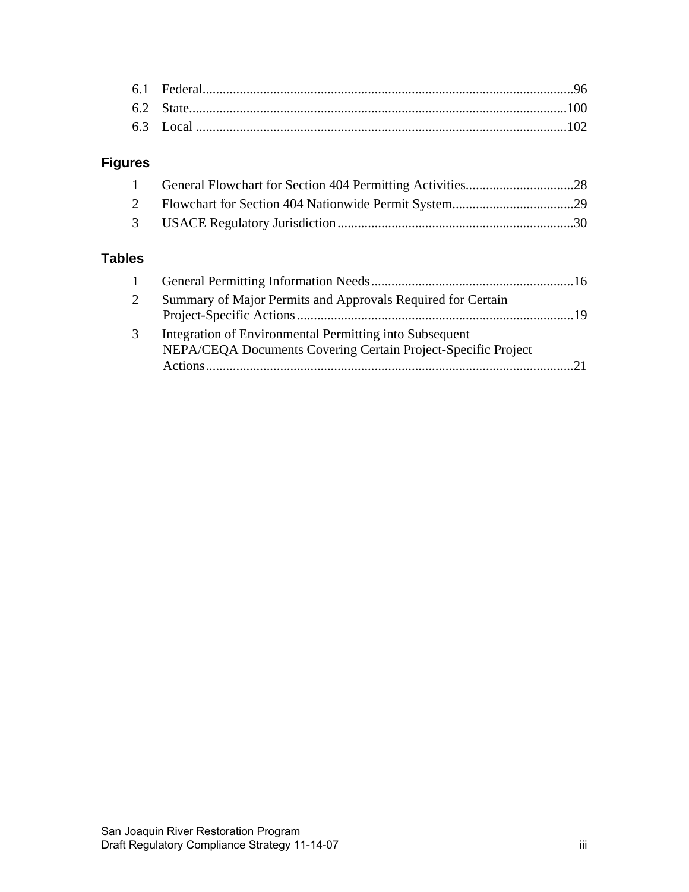6.1 Federal ........................................................................................................ 96
6.2 State ........................................................................................................... 100
6.3 Local ........................................................................................................... 102

## Figures

1 General Flowchart for Section 404 Permitting Activities ................................ 28
2 Flowchart for Section 404 Nationwide Permit System .................................... 29
3 USACE Regulatory Jurisdiction ...................................................................... 30

## Tables

1 General Permitting Information Needs ........................................................... 16
2 Summary of Major Permits and Approvals Required for Certain Project-Specific Actions ................................................................................... 19
3 Integration of Environmental Permitting into Subsequent NEPA/CEQA Documents Covering Certain Project-Specific Project Actions ............................................................................................................. 21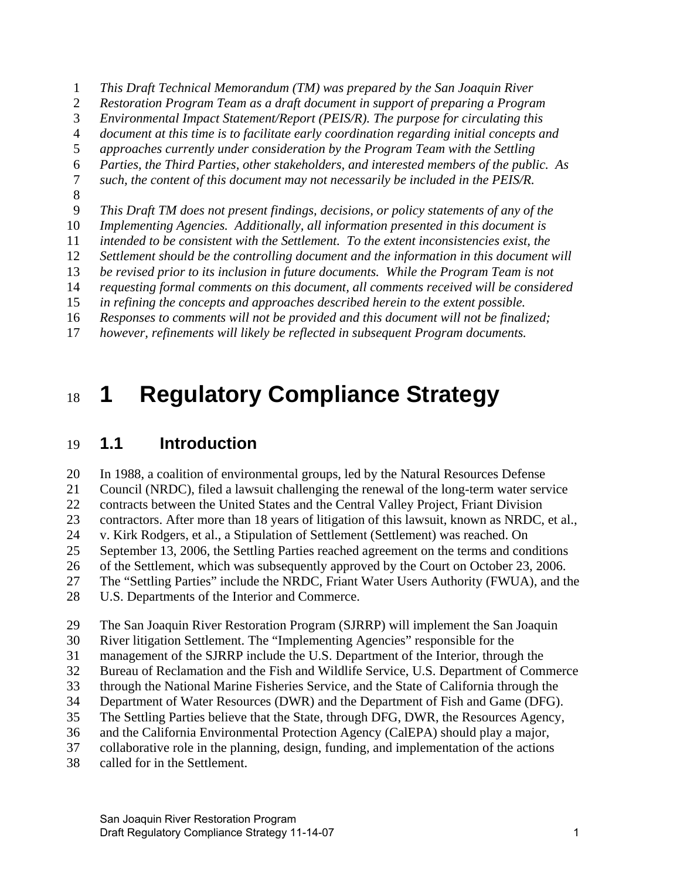*This Draft Technical Memorandum (TM) was prepared by the San Joaquin River Restoration Program Team as a draft document in support of preparing a Program Environmental Impact Statement/Report (PEIS/R). The purpose for circulating this document at this time is to facilitate early coordination regarding initial concepts and approaches currently under consideration by the Program Team with the Settling Parties, the Third Parties, other stakeholders, and interested members of the public. As such, the content of this document may not necessarily be included in the PEIS/R.*

*This Draft TM does not present findings, decisions, or policy statements of any of the Implementing Agencies. Additionally, all information presented in this document is intended to be consistent with the Settlement. To the extent inconsistencies exist, the Settlement should be the controlling document and the information in this document will be revised prior to its inclusion in future documents. While the Program Team is not requesting formal comments on this document, all comments received will be considered in refining the concepts and approaches described herein to the extent possible. Responses to comments will not be provided and this document will not be finalized; however, refinements will likely be reflected in subsequent Program documents.*

# 1 Regulatory Compliance Strategy

## 1.1 Introduction

In 1988, a coalition of environmental groups, led by the Natural Resources Defense Council (NRDC), filed a lawsuit challenging the renewal of the long-term water service contracts between the United States and the Central Valley Project, Friant Division contractors. After more than 18 years of litigation of this lawsuit, known as NRDC, et al., v. Kirk Rodgers, et al., a Stipulation of Settlement (Settlement) was reached. On September 13, 2006, the Settling Parties reached agreement on the terms and conditions of the Settlement, which was subsequently approved by the Court on October 23, 2006. The "Settling Parties" include the NRDC, Friant Water Users Authority (FWUA), and the U.S. Departments of the Interior and Commerce.

The San Joaquin River Restoration Program (SJRRP) will implement the San Joaquin River litigation Settlement. The "Implementing Agencies" responsible for the management of the SJRRP include the U.S. Department of the Interior, through the Bureau of Reclamation and the Fish and Wildlife Service, U.S. Department of Commerce through the National Marine Fisheries Service, and the State of California through the Department of Water Resources (DWR) and the Department of Fish and Game (DFG). The Settling Parties believe that the State, through DFG, DWR, the Resources Agency, and the California Environmental Protection Agency (CalEPA) should play a major, collaborative role in the planning, design, funding, and implementation of the actions called for in the Settlement.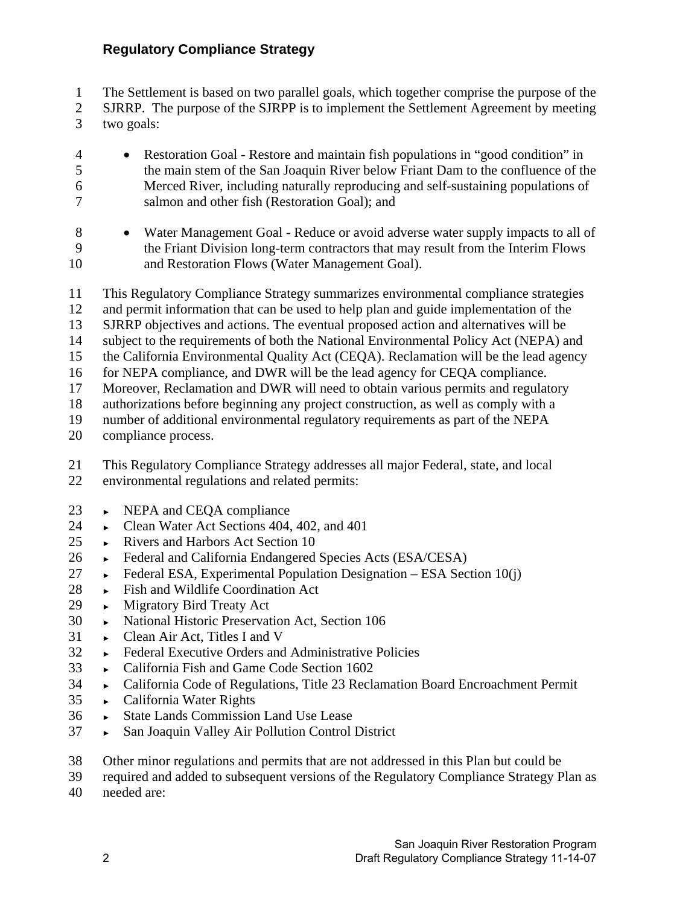## Regulatory Compliance Strategy

The Settlement is based on two parallel goals, which together comprise the purpose of the SJRRP. The purpose of the SJRPP is to implement the Settlement Agreement by meeting two goals:

- Restoration Goal - Restore and maintain fish populations in "good condition" in the main stem of the San Joaquin River below Friant Dam to the confluence of the Merced River, including naturally reproducing and self-sustaining populations of salmon and other fish (Restoration Goal); and
- Water Management Goal - Reduce or avoid adverse water supply impacts to all of the Friant Division long-term contractors that may result from the Interim Flows and Restoration Flows (Water Management Goal).

This Regulatory Compliance Strategy summarizes environmental compliance strategies and permit information that can be used to help plan and guide implementation of the SJRRP objectives and actions. The eventual proposed action and alternatives will be subject to the requirements of both the National Environmental Policy Act (NEPA) and the California Environmental Quality Act (CEQA). Reclamation will be the lead agency for NEPA compliance, and DWR will be the lead agency for CEQA compliance. Moreover, Reclamation and DWR will need to obtain various permits and regulatory authorizations before beginning any project construction, as well as comply with a number of additional environmental regulatory requirements as part of the NEPA compliance process.

This Regulatory Compliance Strategy addresses all major Federal, state, and local environmental regulations and related permits:

- NEPA and CEQA compliance
- Clean Water Act Sections 404, 402, and 401
- Rivers and Harbors Act Section 10
- Federal and California Endangered Species Acts (ESA/CESA)
- Federal ESA, Experimental Population Designation – ESA Section 10(j)
- Fish and Wildlife Coordination Act
- Migratory Bird Treaty Act
- National Historic Preservation Act, Section 106
- Clean Air Act, Titles I and V
- Federal Executive Orders and Administrative Policies
- California Fish and Game Code Section 1602
- California Code of Regulations, Title 23 Reclamation Board Encroachment Permit
- California Water Rights
- State Lands Commission Land Use Lease
- San Joaquin Valley Air Pollution Control District

Other minor regulations and permits that are not addressed in this Plan but could be required and added to subsequent versions of the Regulatory Compliance Strategy Plan as needed are: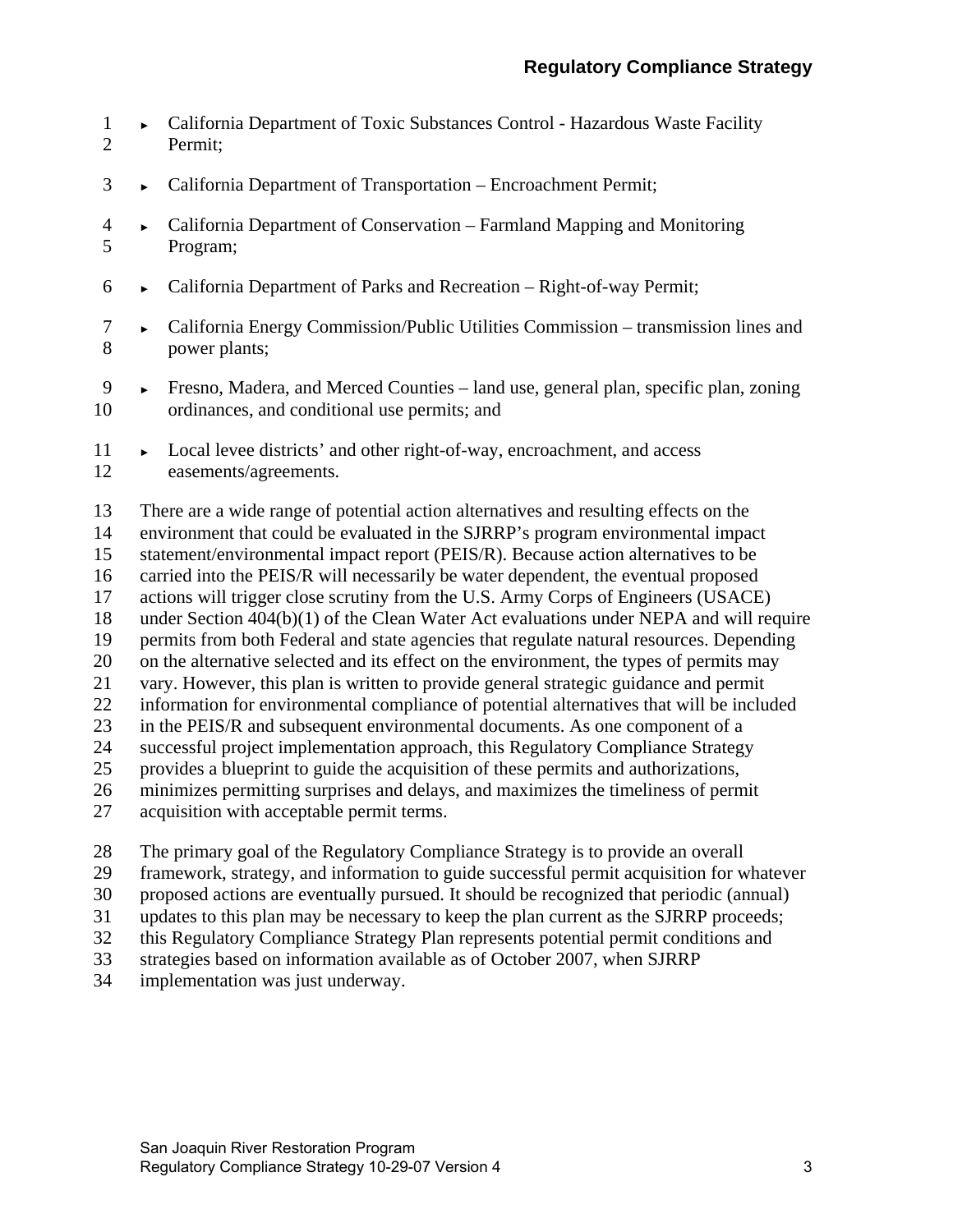- California Department of Toxic Substances Control - Hazardous Waste Facility Permit;
- California Department of Transportation – Encroachment Permit;
- California Department of Conservation – Farmland Mapping and Monitoring Program;
- California Department of Parks and Recreation – Right-of-way Permit;
- California Energy Commission/Public Utilities Commission – transmission lines and power plants;
- Fresno, Madera, and Merced Counties – land use, general plan, specific plan, zoning ordinances, and conditional use permits; and
- Local levee districts' and other right-of-way, encroachment, and access easements/agreements.

There are a wide range of potential action alternatives and resulting effects on the environment that could be evaluated in the SJRRP's program environmental impact statement/environmental impact report (PEIS/R). Because action alternatives to be carried into the PEIS/R will necessarily be water dependent, the eventual proposed actions will trigger close scrutiny from the U.S. Army Corps of Engineers (USACE) under Section 404(b)(1) of the Clean Water Act evaluations under NEPA and will require permits from both Federal and state agencies that regulate natural resources. Depending on the alternative selected and its effect on the environment, the types of permits may vary. However, this plan is written to provide general strategic guidance and permit information for environmental compliance of potential alternatives that will be included in the PEIS/R and subsequent environmental documents. As one component of a successful project implementation approach, this Regulatory Compliance Strategy provides a blueprint to guide the acquisition of these permits and authorizations, minimizes permitting surprises and delays, and maximizes the timeliness of permit acquisition with acceptable permit terms.

The primary goal of the Regulatory Compliance Strategy is to provide an overall framework, strategy, and information to guide successful permit acquisition for whatever proposed actions are eventually pursued. It should be recognized that periodic (annual) updates to this plan may be necessary to keep the plan current as the SJRRP proceeds; this Regulatory Compliance Strategy Plan represents potential permit conditions and strategies based on information available as of October 2007, when SJRRP implementation was just underway.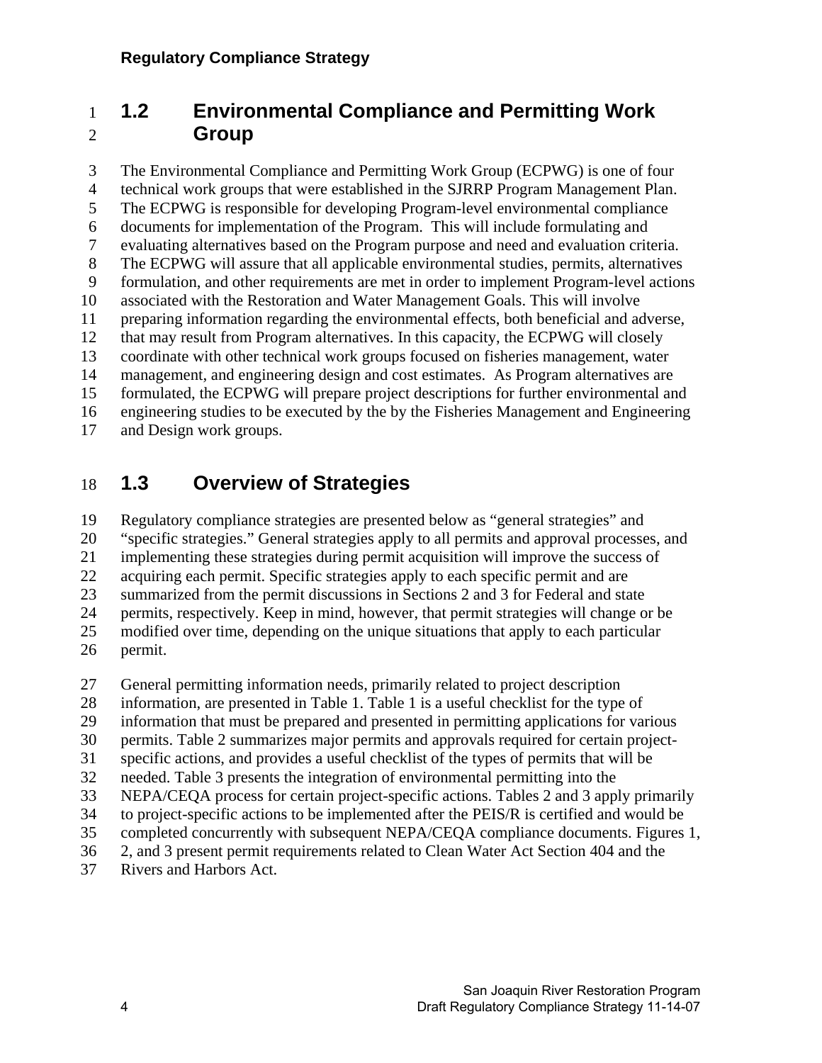## 1.2 Environmental Compliance and Permitting Work Group

The Environmental Compliance and Permitting Work Group (ECPWG) is one of four technical work groups that were established in the SJRRP Program Management Plan. The ECPWG is responsible for developing Program-level environmental compliance documents for implementation of the Program. This will include formulating and evaluating alternatives based on the Program purpose and need and evaluation criteria. The ECPWG will assure that all applicable environmental studies, permits, alternatives formulation, and other requirements are met in order to implement Program-level actions associated with the Restoration and Water Management Goals. This will involve preparing information regarding the environmental effects, both beneficial and adverse, that may result from Program alternatives. In this capacity, the ECPWG will closely coordinate with other technical work groups focused on fisheries management, water management, and engineering design and cost estimates. As Program alternatives are formulated, the ECPWG will prepare project descriptions for further environmental and engineering studies to be executed by the by the Fisheries Management and Engineering and Design work groups.

## 1.3 Overview of Strategies

Regulatory compliance strategies are presented below as "general strategies" and "specific strategies." General strategies apply to all permits and approval processes, and implementing these strategies during permit acquisition will improve the success of acquiring each permit. Specific strategies apply to each specific permit and are summarized from the permit discussions in Sections 2 and 3 for Federal and state permits, respectively. Keep in mind, however, that permit strategies will change or be modified over time, depending on the unique situations that apply to each particular permit.

General permitting information needs, primarily related to project description information, are presented in Table 1. Table 1 is a useful checklist for the type of information that must be prepared and presented in permitting applications for various permits. Table 2 summarizes major permits and approvals required for certain project-specific actions, and provides a useful checklist of the types of permits that will be needed. Table 3 presents the integration of environmental permitting into the NEPA/CEQA process for certain project-specific actions. Tables 2 and 3 apply primarily to project-specific actions to be implemented after the PEIS/R is certified and would be completed concurrently with subsequent NEPA/CEQA compliance documents. Figures 1, 2, and 3 present permit requirements related to Clean Water Act Section 404 and the Rivers and Harbors Act.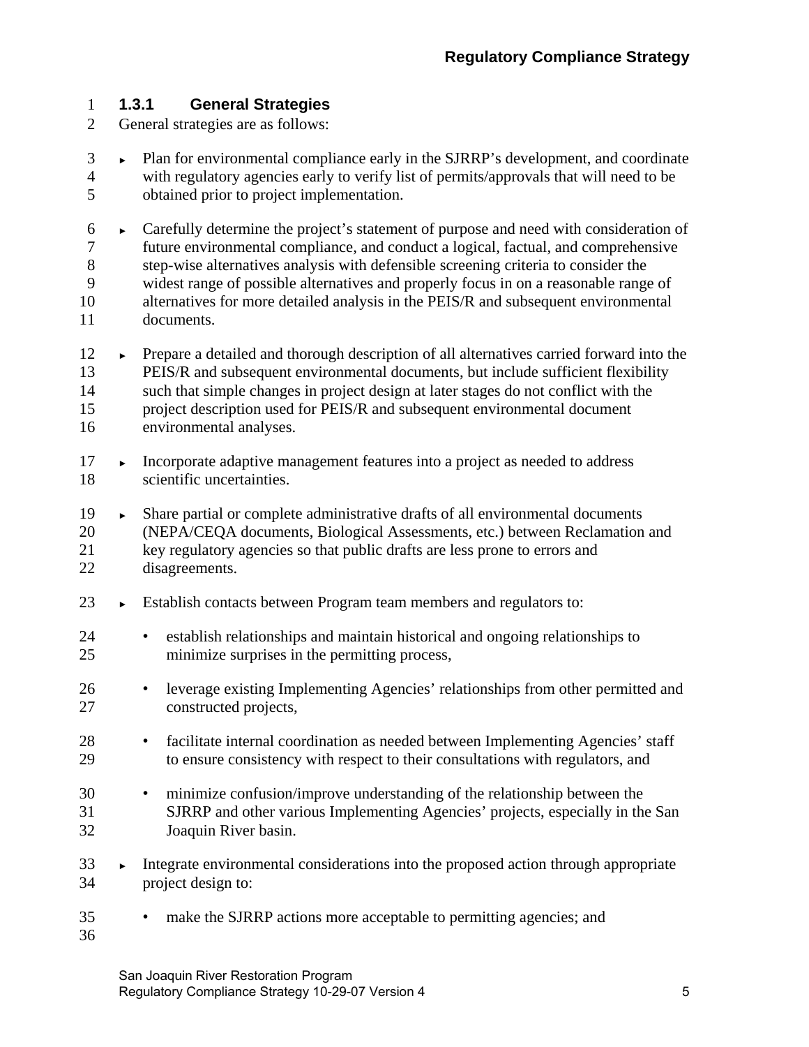### 1.3.1 General Strategies

General strategies are as follows:

- Plan for environmental compliance early in the SJRRP's development, and coordinate with regulatory agencies early to verify list of permits/approvals that will need to be obtained prior to project implementation.
- Carefully determine the project's statement of purpose and need with consideration of future environmental compliance, and conduct a logical, factual, and comprehensive step-wise alternatives analysis with defensible screening criteria to consider the widest range of possible alternatives and properly focus in on a reasonable range of alternatives for more detailed analysis in the PEIS/R and subsequent environmental documents.
- Prepare a detailed and thorough description of all alternatives carried forward into the PEIS/R and subsequent environmental documents, but include sufficient flexibility such that simple changes in project design at later stages do not conflict with the project description used for PEIS/R and subsequent environmental document environmental analyses.
- Incorporate adaptive management features into a project as needed to address scientific uncertainties.
- Share partial or complete administrative drafts of all environmental documents (NEPA/CEQA documents, Biological Assessments, etc.) between Reclamation and key regulatory agencies so that public drafts are less prone to errors and disagreements.
- Establish contacts between Program team members and regulators to:
  - establish relationships and maintain historical and ongoing relationships to minimize surprises in the permitting process,
  - leverage existing Implementing Agencies' relationships from other permitted and constructed projects,
  - facilitate internal coordination as needed between Implementing Agencies' staff to ensure consistency with respect to their consultations with regulators, and
  - minimize confusion/improve understanding of the relationship between the SJRRP and other various Implementing Agencies' projects, especially in the San Joaquin River basin.
- Integrate environmental considerations into the proposed action through appropriate project design to:
  - make the SJRRP actions more acceptable to permitting agencies; and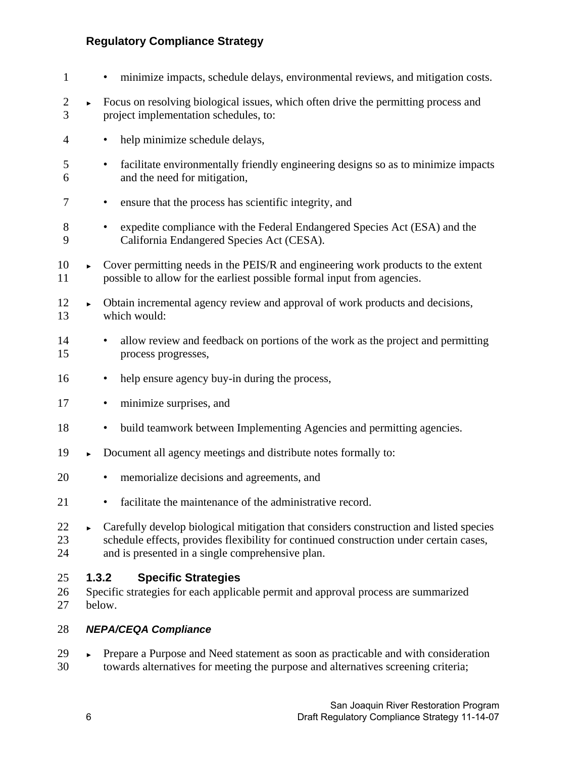- minimize impacts, schedule delays, environmental reviews, and mitigation costs.

- Focus on resolving biological issues, which often drive the permitting process and project implementation schedules, to:
  - help minimize schedule delays,
  - facilitate environmentally friendly engineering designs so as to minimize impacts and the need for mitigation,
  - ensure that the process has scientific integrity, and
  - expedite compliance with the Federal Endangered Species Act (ESA) and the California Endangered Species Act (CESA).
- Cover permitting needs in the PEIS/R and engineering work products to the extent possible to allow for the earliest possible formal input from agencies.
- Obtain incremental agency review and approval of work products and decisions, which would:
  - allow review and feedback on portions of the work as the project and permitting process progresses,
  - help ensure agency buy-in during the process,
  - minimize surprises, and
  - build teamwork between Implementing Agencies and permitting agencies.
- Document all agency meetings and distribute notes formally to:
  - memorialize decisions and agreements, and
  - facilitate the maintenance of the administrative record.
- Carefully develop biological mitigation that considers construction and listed species schedule effects, provides flexibility for continued construction under certain cases, and is presented in a single comprehensive plan.

### 1.3.2 Specific Strategies

Specific strategies for each applicable permit and approval process are summarized below.

#### ***NEPA/CEQA Compliance***

- Prepare a Purpose and Need statement as soon as practicable and with consideration towards alternatives for meeting the purpose and alternatives screening criteria;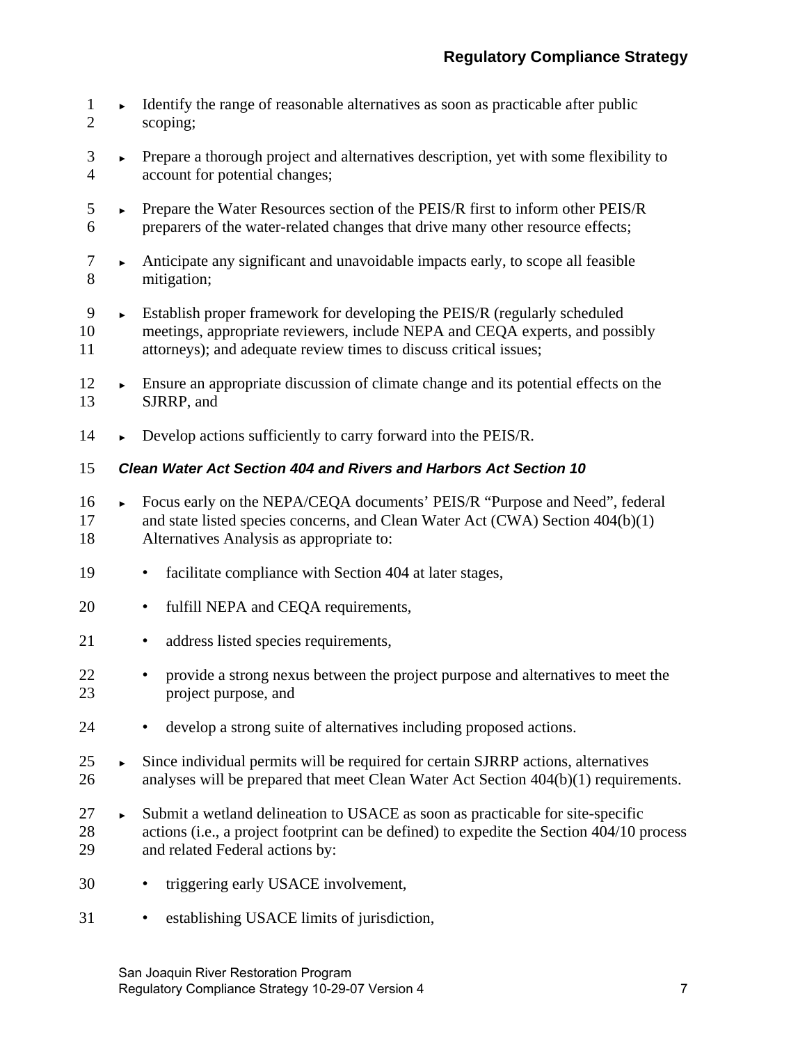- Identify the range of reasonable alternatives as soon as practicable after public scoping;
- Prepare a thorough project and alternatives description, yet with some flexibility to account for potential changes;
- Prepare the Water Resources section of the PEIS/R first to inform other PEIS/R preparers of the water-related changes that drive many other resource effects;
- Anticipate any significant and unavoidable impacts early, to scope all feasible mitigation;
- Establish proper framework for developing the PEIS/R (regularly scheduled meetings, appropriate reviewers, include NEPA and CEQA experts, and possibly attorneys); and adequate review times to discuss critical issues;
- Ensure an appropriate discussion of climate change and its potential effects on the SJRRP, and
- Develop actions sufficiently to carry forward into the PEIS/R.

#### *Clean Water Act Section 404 and Rivers and Harbors Act Section 10*

- Focus early on the NEPA/CEQA documents' PEIS/R "Purpose and Need", federal and state listed species concerns, and Clean Water Act (CWA) Section 404(b)(1) Alternatives Analysis as appropriate to:
    - facilitate compliance with Section 404 at later stages,
    - fulfill NEPA and CEQA requirements,
    - address listed species requirements,
    - provide a strong nexus between the project purpose and alternatives to meet the project purpose, and
    - develop a strong suite of alternatives including proposed actions.
- Since individual permits will be required for certain SJRRP actions, alternatives analyses will be prepared that meet Clean Water Act Section 404(b)(1) requirements.
- Submit a wetland delineation to USACE as soon as practicable for site-specific actions (i.e., a project footprint can be defined) to expedite the Section 404/10 process and related Federal actions by:
    - triggering early USACE involvement,
    - establishing USACE limits of jurisdiction,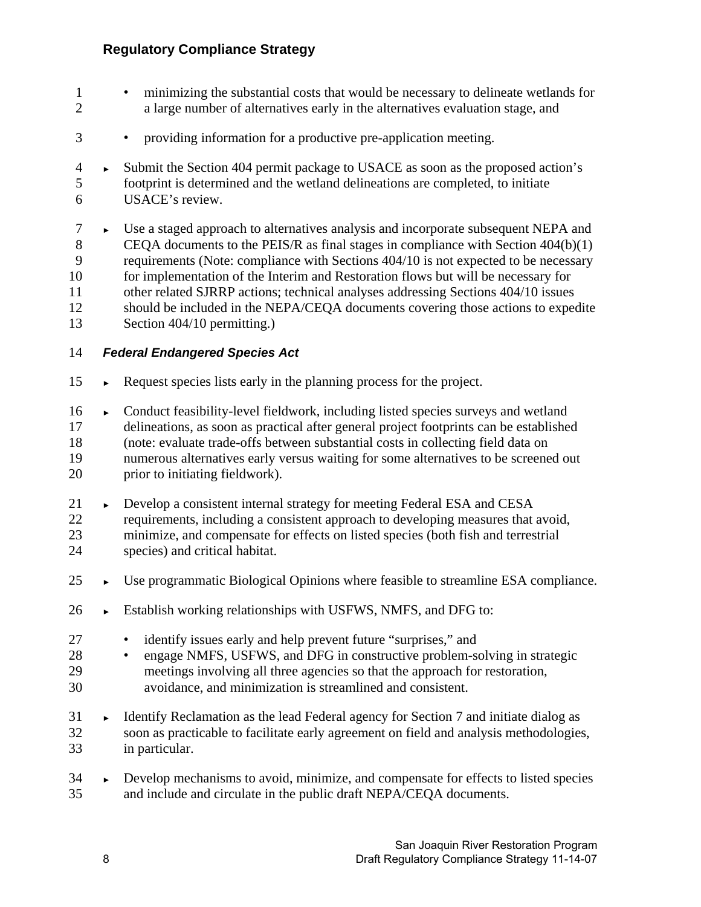- minimizing the substantial costs that would be necessary to delineate wetlands for a large number of alternatives early in the alternatives evaluation stage, and
- providing information for a productive pre-application meeting.

► Submit the Section 404 permit package to USACE as soon as the proposed action's footprint is determined and the wetland delineations are completed, to initiate USACE's review.

► Use a staged approach to alternatives analysis and incorporate subsequent NEPA and CEQA documents to the PEIS/R as final stages in compliance with Section 404(b)(1) requirements (Note: compliance with Sections 404/10 is not expected to be necessary for implementation of the Interim and Restoration flows but will be necessary for other related SJRRP actions; technical analyses addressing Sections 404/10 issues should be included in the NEPA/CEQA documents covering those actions to expedite Section 404/10 permitting.)

#### *Federal Endangered Species Act*

► Request species lists early in the planning process for the project.

► Conduct feasibility-level fieldwork, including listed species surveys and wetland delineations, as soon as practical after general project footprints can be established (note: evaluate trade-offs between substantial costs in collecting field data on numerous alternatives early versus waiting for some alternatives to be screened out prior to initiating fieldwork).

► Develop a consistent internal strategy for meeting Federal ESA and CESA requirements, including a consistent approach to developing measures that avoid, minimize, and compensate for effects on listed species (both fish and terrestrial species) and critical habitat.

► Use programmatic Biological Opinions where feasible to streamline ESA compliance.

► Establish working relationships with USFWS, NMFS, and DFG to:

- identify issues early and help prevent future "surprises," and
- engage NMFS, USFWS, and DFG in constructive problem-solving in strategic meetings involving all three agencies so that the approach for restoration, avoidance, and minimization is streamlined and consistent.

► Identify Reclamation as the lead Federal agency for Section 7 and initiate dialog as soon as practicable to facilitate early agreement on field and analysis methodologies, in particular.

► Develop mechanisms to avoid, minimize, and compensate for effects to listed species and include and circulate in the public draft NEPA/CEQA documents.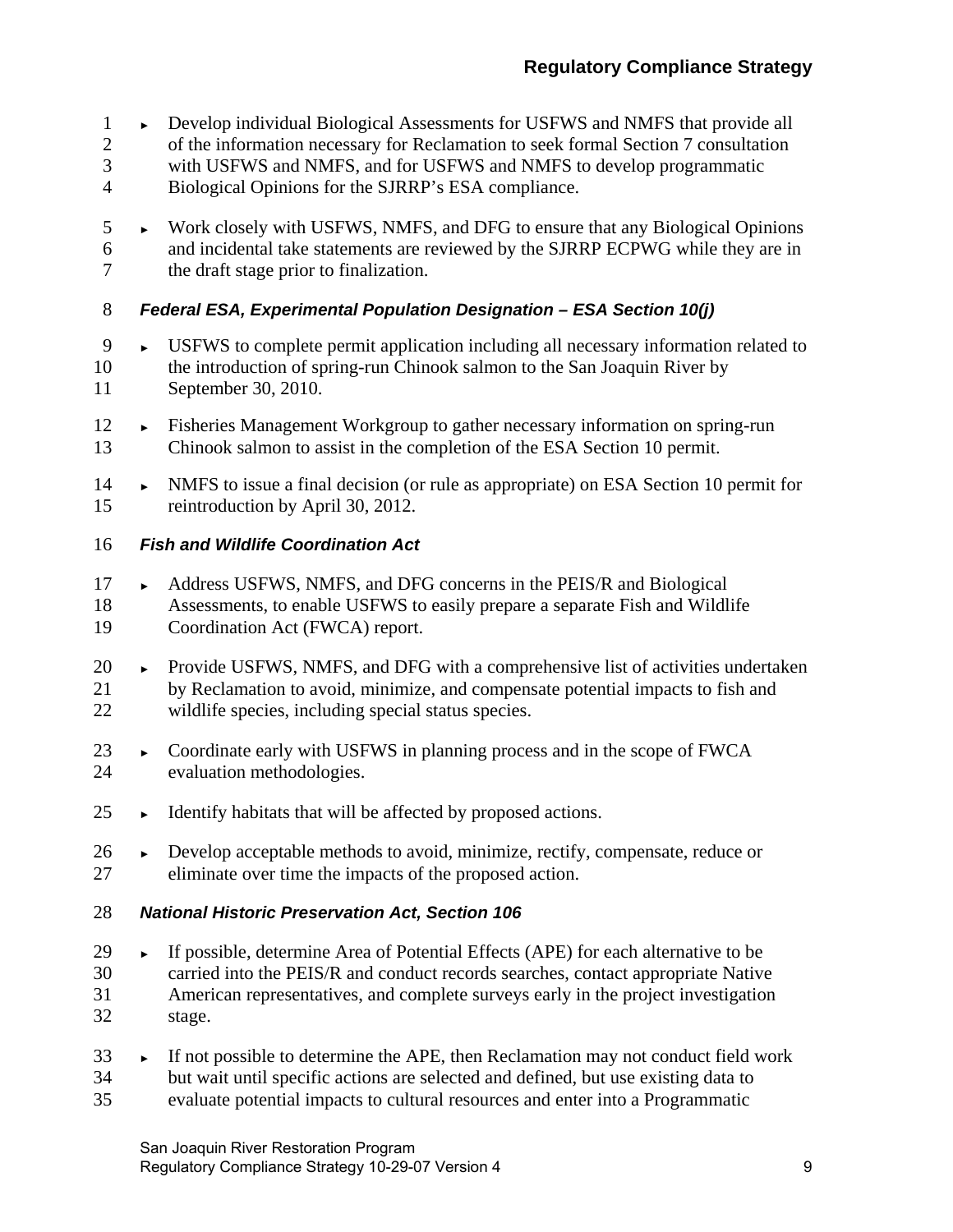- Develop individual Biological Assessments for USFWS and NMFS that provide all of the information necessary for Reclamation to seek formal Section 7 consultation with USFWS and NMFS, and for USFWS and NMFS to develop programmatic Biological Opinions for the SJRRP's ESA compliance.
- Work closely with USFWS, NMFS, and DFG to ensure that any Biological Opinions and incidental take statements are reviewed by the SJRRP ECPWG while they are in the draft stage prior to finalization.

#### *Federal ESA, Experimental Population Designation – ESA Section 10(j)*

- USFWS to complete permit application including all necessary information related to the introduction of spring-run Chinook salmon to the San Joaquin River by September 30, 2010.
- Fisheries Management Workgroup to gather necessary information on spring-run Chinook salmon to assist in the completion of the ESA Section 10 permit.
- NMFS to issue a final decision (or rule as appropriate) on ESA Section 10 permit for reintroduction by April 30, 2012.

#### *Fish and Wildlife Coordination Act*

- Address USFWS, NMFS, and DFG concerns in the PEIS/R and Biological Assessments, to enable USFWS to easily prepare a separate Fish and Wildlife Coordination Act (FWCA) report.
- Provide USFWS, NMFS, and DFG with a comprehensive list of activities undertaken by Reclamation to avoid, minimize, and compensate potential impacts to fish and wildlife species, including special status species.
- Coordinate early with USFWS in planning process and in the scope of FWCA evaluation methodologies.
- Identify habitats that will be affected by proposed actions.
- Develop acceptable methods to avoid, minimize, rectify, compensate, reduce or eliminate over time the impacts of the proposed action.

#### *National Historic Preservation Act, Section 106*

- If possible, determine Area of Potential Effects (APE) for each alternative to be carried into the PEIS/R and conduct records searches, contact appropriate Native American representatives, and complete surveys early in the project investigation stage.
- If not possible to determine the APE, then Reclamation may not conduct field work but wait until specific actions are selected and defined, but use existing data to evaluate potential impacts to cultural resources and enter into a Programmatic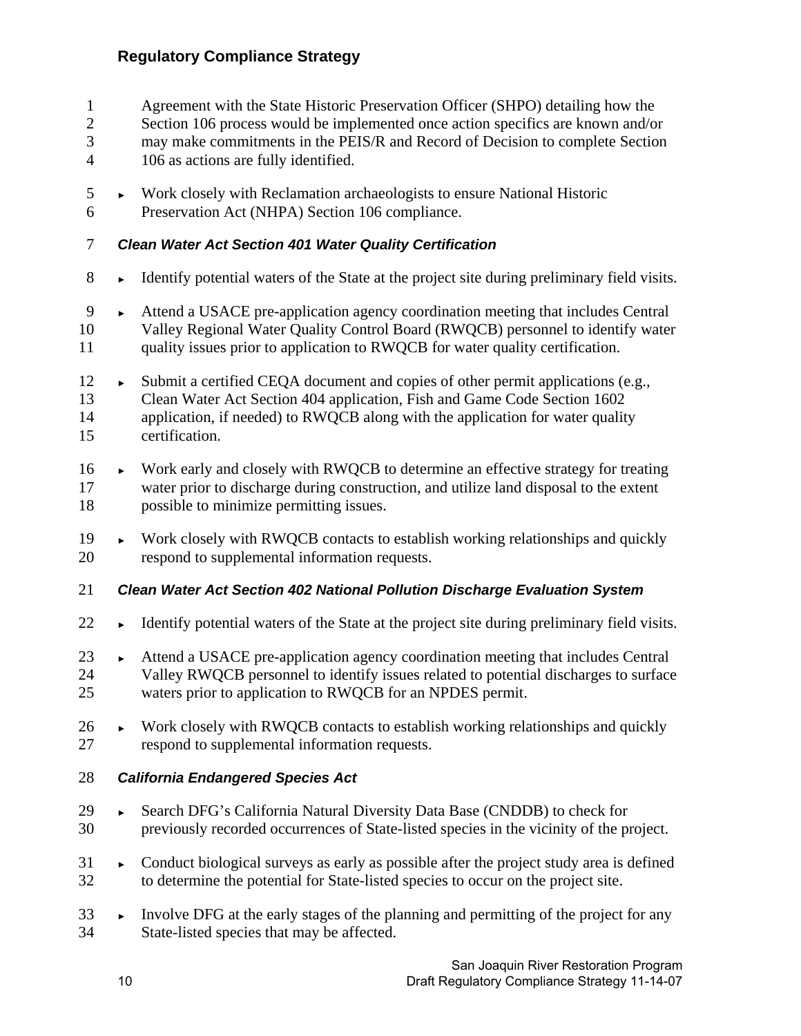Agreement with the State Historic Preservation Officer (SHPO) detailing how the Section 106 process would be implemented once action specifics are known and/or may make commitments in the PEIS/R and Record of Decision to complete Section 106 as actions are fully identified.

- Work closely with Reclamation archaeologists to ensure National Historic Preservation Act (NHPA) Section 106 compliance.

#### *Clean Water Act Section 401 Water Quality Certification*

- Identify potential waters of the State at the project site during preliminary field visits.
- Attend a USACE pre-application agency coordination meeting that includes Central Valley Regional Water Quality Control Board (RWQCB) personnel to identify water quality issues prior to application to RWQCB for water quality certification.
- Submit a certified CEQA document and copies of other permit applications (e.g., Clean Water Act Section 404 application, Fish and Game Code Section 1602 application, if needed) to RWQCB along with the application for water quality certification.
- Work early and closely with RWQCB to determine an effective strategy for treating water prior to discharge during construction, and utilize land disposal to the extent possible to minimize permitting issues.
- Work closely with RWQCB contacts to establish working relationships and quickly respond to supplemental information requests.

#### *Clean Water Act Section 402 National Pollution Discharge Evaluation System*

- Identify potential waters of the State at the project site during preliminary field visits.
- Attend a USACE pre-application agency coordination meeting that includes Central Valley RWQCB personnel to identify issues related to potential discharges to surface waters prior to application to RWQCB for an NPDES permit.
- Work closely with RWQCB contacts to establish working relationships and quickly respond to supplemental information requests.

#### *California Endangered Species Act*

- Search DFG's California Natural Diversity Data Base (CNDDB) to check for previously recorded occurrences of State-listed species in the vicinity of the project.
- Conduct biological surveys as early as possible after the project study area is defined to determine the potential for State-listed species to occur on the project site.
- Involve DFG at the early stages of the planning and permitting of the project for any State-listed species that may be affected.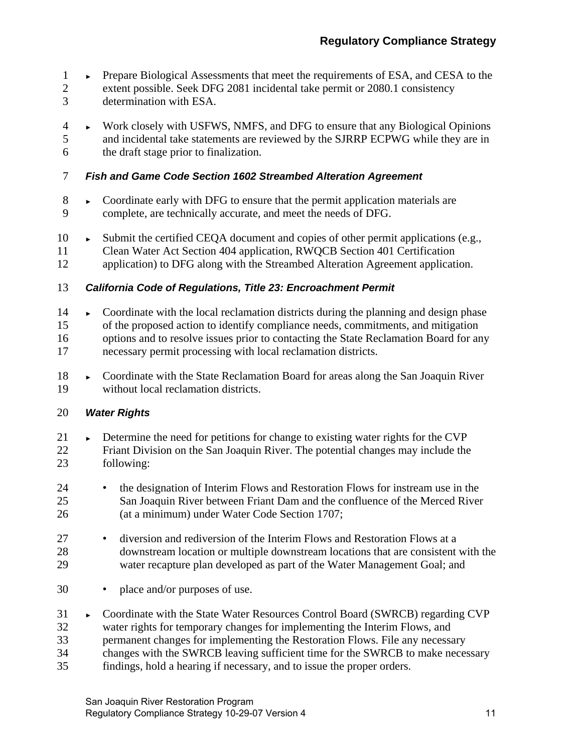- Prepare Biological Assessments that meet the requirements of ESA, and CESA to the extent possible. Seek DFG 2081 incidental take permit or 2080.1 consistency determination with ESA.

- Work closely with USFWS, NMFS, and DFG to ensure that any Biological Opinions and incidental take statements are reviewed by the SJRRP ECPWG while they are in the draft stage prior to finalization.

### *Fish and Game Code Section 1602 Streambed Alteration Agreement*

- Coordinate early with DFG to ensure that the permit application materials are complete, are technically accurate, and meet the needs of DFG.

- Submit the certified CEQA document and copies of other permit applications (e.g., Clean Water Act Section 404 application, RWQCB Section 401 Certification application) to DFG along with the Streambed Alteration Agreement application.

### *California Code of Regulations, Title 23: Encroachment Permit*

- Coordinate with the local reclamation districts during the planning and design phase of the proposed action to identify compliance needs, commitments, and mitigation options and to resolve issues prior to contacting the State Reclamation Board for any necessary permit processing with local reclamation districts.

- Coordinate with the State Reclamation Board for areas along the San Joaquin River without local reclamation districts.

### *Water Rights*

- Determine the need for petitions for change to existing water rights for the CVP Friant Division on the San Joaquin River. The potential changes may include the following:

  - the designation of Interim Flows and Restoration Flows for instream use in the San Joaquin River between Friant Dam and the confluence of the Merced River (at a minimum) under Water Code Section 1707;

  - diversion and rediversion of the Interim Flows and Restoration Flows at a downstream location or multiple downstream locations that are consistent with the water recapture plan developed as part of the Water Management Goal; and

  - place and/or purposes of use.

- Coordinate with the State Water Resources Control Board (SWRCB) regarding CVP water rights for temporary changes for implementing the Interim Flows, and permanent changes for implementing the Restoration Flows. File any necessary changes with the SWRCB leaving sufficient time for the SWRCB to make necessary findings, hold a hearing if necessary, and to issue the proper orders.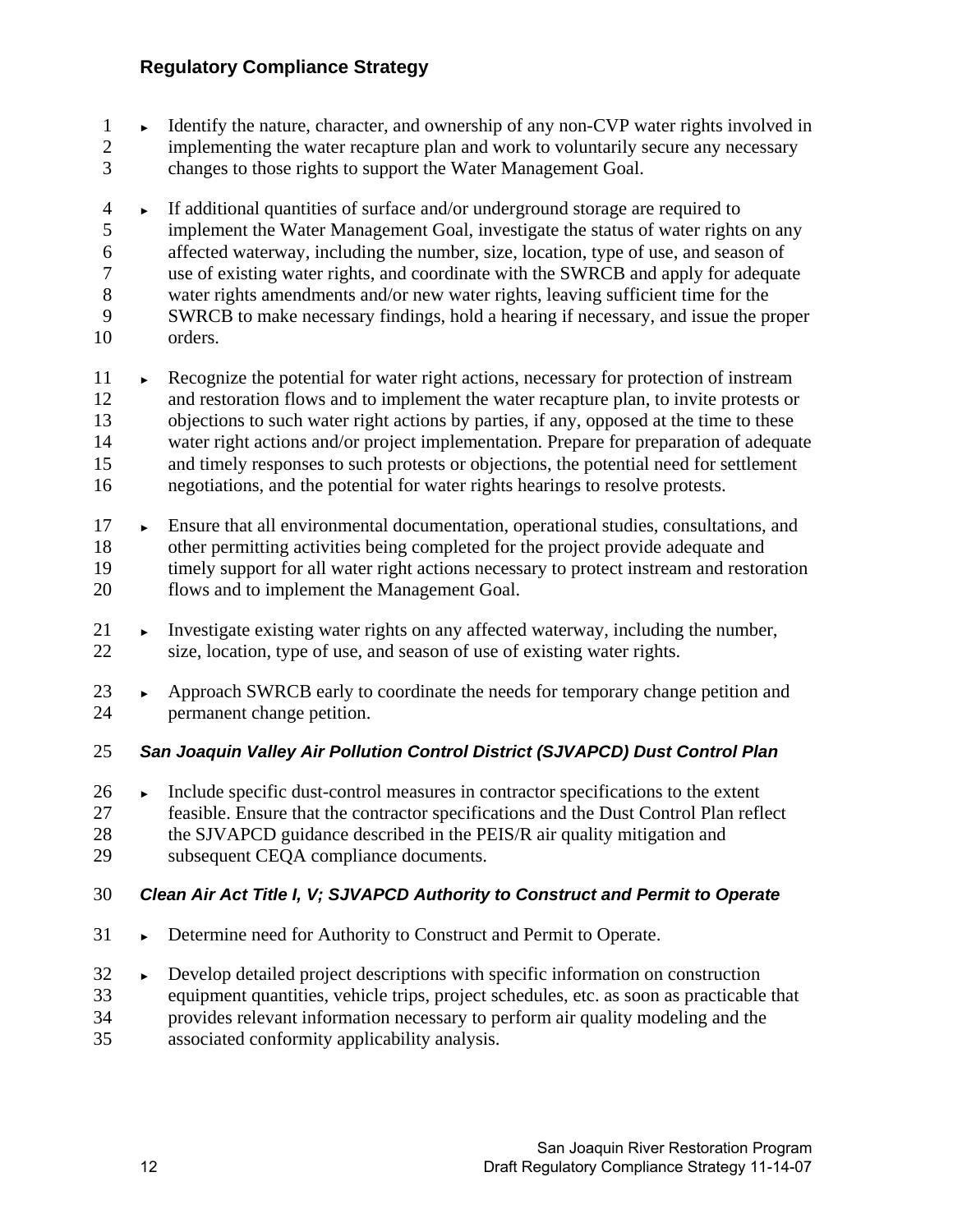- Identify the nature, character, and ownership of any non-CVP water rights involved in implementing the water recapture plan and work to voluntarily secure any necessary changes to those rights to support the Water Management Goal.
- If additional quantities of surface and/or underground storage are required to implement the Water Management Goal, investigate the status of water rights on any affected waterway, including the number, size, location, type of use, and season of use of existing water rights, and coordinate with the SWRCB and apply for adequate water rights amendments and/or new water rights, leaving sufficient time for the SWRCB to make necessary findings, hold a hearing if necessary, and issue the proper orders.
- Recognize the potential for water right actions, necessary for protection of instream and restoration flows and to implement the water recapture plan, to invite protests or objections to such water right actions by parties, if any, opposed at the time to these water right actions and/or project implementation. Prepare for preparation of adequate and timely responses to such protests or objections, the potential need for settlement negotiations, and the potential for water rights hearings to resolve protests.
- Ensure that all environmental documentation, operational studies, consultations, and other permitting activities being completed for the project provide adequate and timely support for all water right actions necessary to protect instream and restoration flows and to implement the Management Goal.
- Investigate existing water rights on any affected waterway, including the number, size, location, type of use, and season of use of existing water rights.
- Approach SWRCB early to coordinate the needs for temporary change petition and permanent change petition.

#### *San Joaquin Valley Air Pollution Control District (SJVAPCD) Dust Control Plan*

- Include specific dust-control measures in contractor specifications to the extent feasible. Ensure that the contractor specifications and the Dust Control Plan reflect the SJVAPCD guidance described in the PEIS/R air quality mitigation and subsequent CEQA compliance documents.

#### *Clean Air Act Title I, V; SJVAPCD Authority to Construct and Permit to Operate*

- Determine need for Authority to Construct and Permit to Operate.
- Develop detailed project descriptions with specific information on construction equipment quantities, vehicle trips, project schedules, etc. as soon as practicable that provides relevant information necessary to perform air quality modeling and the associated conformity applicability analysis.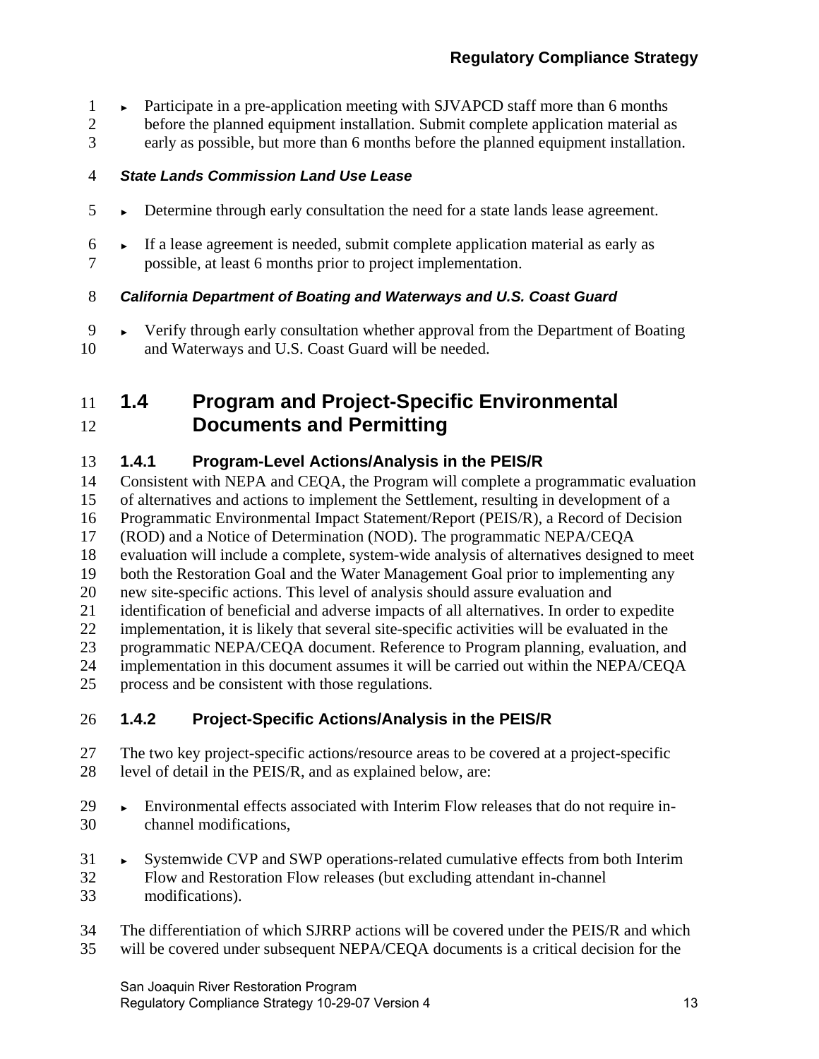- Participate in a pre-application meeting with SJVAPCD staff more than 6 months before the planned equipment installation. Submit complete application material as early as possible, but more than 6 months before the planned equipment installation.

#### *State Lands Commission Land Use Lease*

- Determine through early consultation the need for a state lands lease agreement.
- If a lease agreement is needed, submit complete application material as early as possible, at least 6 months prior to project implementation.

#### *California Department of Boating and Waterways and U.S. Coast Guard*

- Verify through early consultation whether approval from the Department of Boating and Waterways and U.S. Coast Guard will be needed.

## 1.4 Program and Project-Specific Environmental Documents and Permitting

### 1.4.1 Program-Level Actions/Analysis in the PEIS/R

Consistent with NEPA and CEQA, the Program will complete a programmatic evaluation of alternatives and actions to implement the Settlement, resulting in development of a Programmatic Environmental Impact Statement/Report (PEIS/R), a Record of Decision (ROD) and a Notice of Determination (NOD). The programmatic NEPA/CEQA evaluation will include a complete, system-wide analysis of alternatives designed to meet both the Restoration Goal and the Water Management Goal prior to implementing any new site-specific actions. This level of analysis should assure evaluation and identification of beneficial and adverse impacts of all alternatives. In order to expedite implementation, it is likely that several site-specific activities will be evaluated in the programmatic NEPA/CEQA document. Reference to Program planning, evaluation, and implementation in this document assumes it will be carried out within the NEPA/CEQA process and be consistent with those regulations.

### 1.4.2 Project-Specific Actions/Analysis in the PEIS/R

The two key project-specific actions/resource areas to be covered at a project-specific level of detail in the PEIS/R, and as explained below, are:

- Environmental effects associated with Interim Flow releases that do not require in-channel modifications,
- Systemwide CVP and SWP operations-related cumulative effects from both Interim Flow and Restoration Flow releases (but excluding attendant in-channel modifications).

The differentiation of which SJRRP actions will be covered under the PEIS/R and which will be covered under subsequent NEPA/CEQA documents is a critical decision for the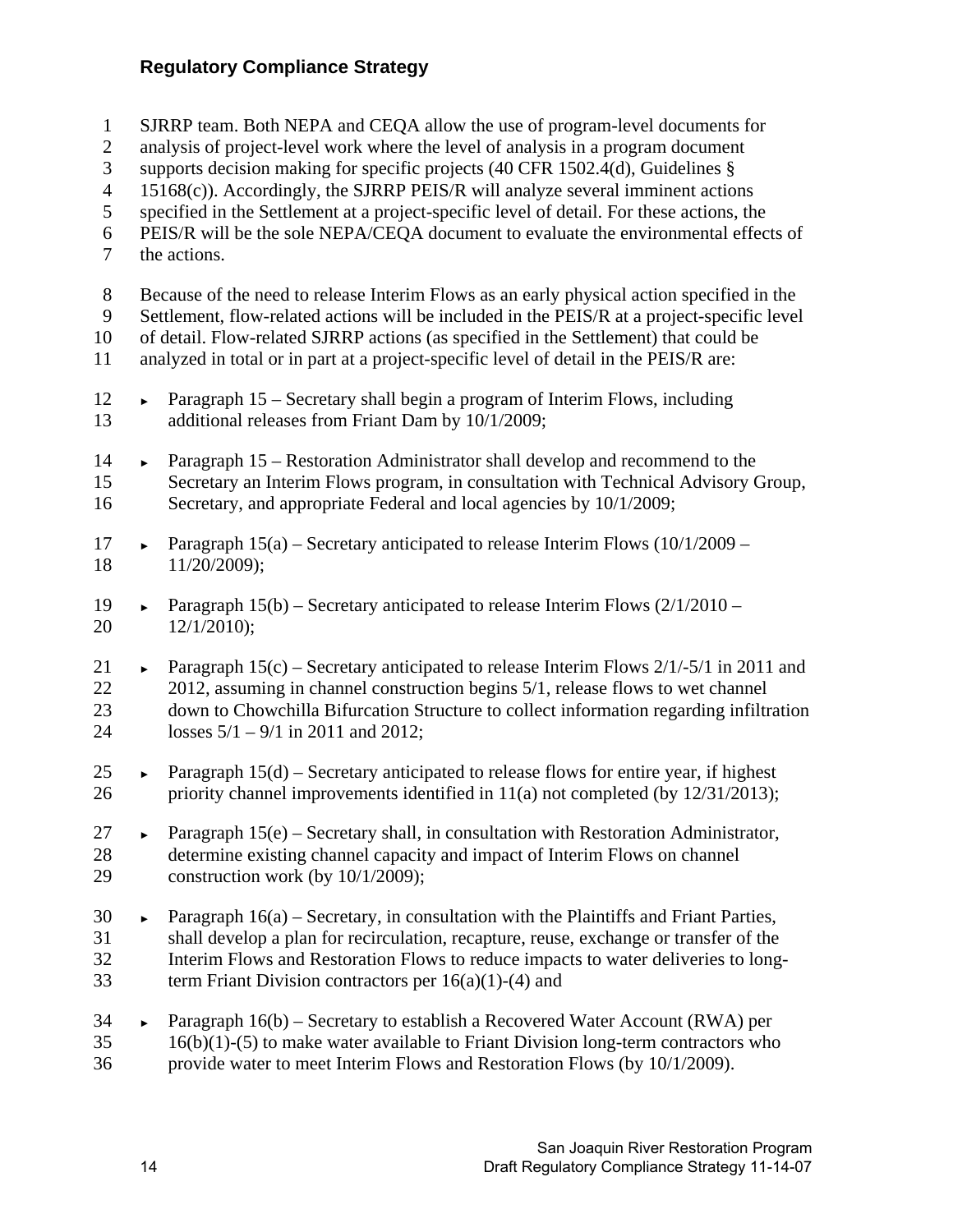SJRRP team. Both NEPA and CEQA allow the use of program-level documents for analysis of project-level work where the level of analysis in a program document supports decision making for specific projects (40 CFR 1502.4(d), Guidelines § 15168(c)). Accordingly, the SJRRP PEIS/R will analyze several imminent actions specified in the Settlement at a project-specific level of detail. For these actions, the PEIS/R will be the sole NEPA/CEQA document to evaluate the environmental effects of the actions.

Because of the need to release Interim Flows as an early physical action specified in the Settlement, flow-related actions will be included in the PEIS/R at a project-specific level of detail. Flow-related SJRRP actions (as specified in the Settlement) that could be analyzed in total or in part at a project-specific level of detail in the PEIS/R are:

- Paragraph 15 – Secretary shall begin a program of Interim Flows, including additional releases from Friant Dam by 10/1/2009;
- Paragraph 15 – Restoration Administrator shall develop and recommend to the Secretary an Interim Flows program, in consultation with Technical Advisory Group, Secretary, and appropriate Federal and local agencies by 10/1/2009;
- Paragraph 15(a) – Secretary anticipated to release Interim Flows (10/1/2009 – 11/20/2009);
- Paragraph 15(b) – Secretary anticipated to release Interim Flows (2/1/2010 – 12/1/2010);
- Paragraph 15(c) – Secretary anticipated to release Interim Flows 2/1/-5/1 in 2011 and 2012, assuming in channel construction begins 5/1, release flows to wet channel down to Chowchilla Bifurcation Structure to collect information regarding infiltration losses 5/1 – 9/1 in 2011 and 2012;
- Paragraph 15(d) – Secretary anticipated to release flows for entire year, if highest priority channel improvements identified in 11(a) not completed (by 12/31/2013);
- Paragraph 15(e) – Secretary shall, in consultation with Restoration Administrator, determine existing channel capacity and impact of Interim Flows on channel construction work (by 10/1/2009);
- Paragraph 16(a) – Secretary, in consultation with the Plaintiffs and Friant Parties, shall develop a plan for recirculation, recapture, reuse, exchange or transfer of the Interim Flows and Restoration Flows to reduce impacts to water deliveries to long-term Friant Division contractors per 16(a)(1)-(4) and
- Paragraph 16(b) – Secretary to establish a Recovered Water Account (RWA) per 16(b)(1)-(5) to make water available to Friant Division long-term contractors who provide water to meet Interim Flows and Restoration Flows (by 10/1/2009).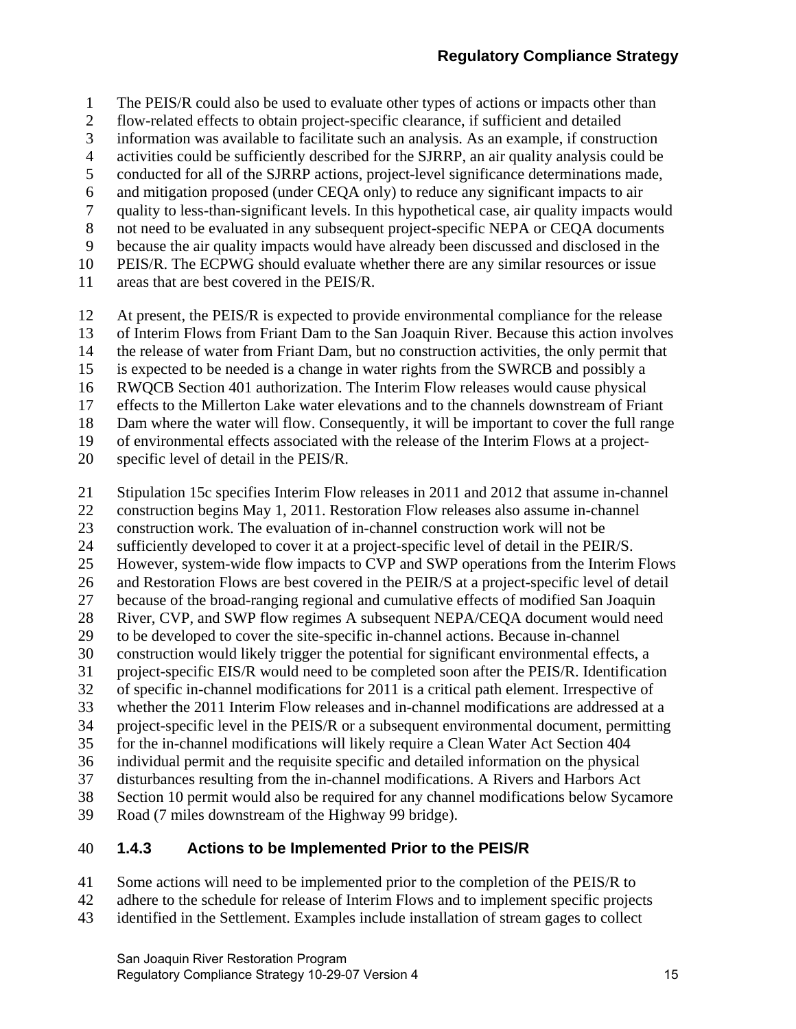The PEIS/R could also be used to evaluate other types of actions or impacts other than flow-related effects to obtain project-specific clearance, if sufficient and detailed information was available to facilitate such an analysis. As an example, if construction activities could be sufficiently described for the SJRRP, an air quality analysis could be conducted for all of the SJRRP actions, project-level significance determinations made, and mitigation proposed (under CEQA only) to reduce any significant impacts to air quality to less-than-significant levels. In this hypothetical case, air quality impacts would not need to be evaluated in any subsequent project-specific NEPA or CEQA documents because the air quality impacts would have already been discussed and disclosed in the PEIS/R. The ECPWG should evaluate whether there are any similar resources or issue areas that are best covered in the PEIS/R.

At present, the PEIS/R is expected to provide environmental compliance for the release of Interim Flows from Friant Dam to the San Joaquin River. Because this action involves the release of water from Friant Dam, but no construction activities, the only permit that is expected to be needed is a change in water rights from the SWRCB and possibly a RWQCB Section 401 authorization. The Interim Flow releases would cause physical effects to the Millerton Lake water elevations and to the channels downstream of Friant Dam where the water will flow. Consequently, it will be important to cover the full range of environmental effects associated with the release of the Interim Flows at a project-specific level of detail in the PEIS/R.

Stipulation 15c specifies Interim Flow releases in 2011 and 2012 that assume in-channel construction begins May 1, 2011. Restoration Flow releases also assume in-channel construction work. The evaluation of in-channel construction work will not be sufficiently developed to cover it at a project-specific level of detail in the PEIR/S. However, system-wide flow impacts to CVP and SWP operations from the Interim Flows and Restoration Flows are best covered in the PEIR/S at a project-specific level of detail because of the broad-ranging regional and cumulative effects of modified San Joaquin River, CVP, and SWP flow regimes A subsequent NEPA/CEQA document would need to be developed to cover the site-specific in-channel actions. Because in-channel construction would likely trigger the potential for significant environmental effects, a project-specific EIS/R would need to be completed soon after the PEIS/R. Identification of specific in-channel modifications for 2011 is a critical path element. Irrespective of whether the 2011 Interim Flow releases and in-channel modifications are addressed at a project-specific level in the PEIS/R or a subsequent environmental document, permitting for the in-channel modifications will likely require a Clean Water Act Section 404 individual permit and the requisite specific and detailed information on the physical disturbances resulting from the in-channel modifications. A Rivers and Harbors Act Section 10 permit would also be required for any channel modifications below Sycamore Road (7 miles downstream of the Highway 99 bridge).

### 1.4.3 Actions to be Implemented Prior to the PEIS/R

Some actions will need to be implemented prior to the completion of the PEIS/R to adhere to the schedule for release of Interim Flows and to implement specific projects identified in the Settlement. Examples include installation of stream gages to collect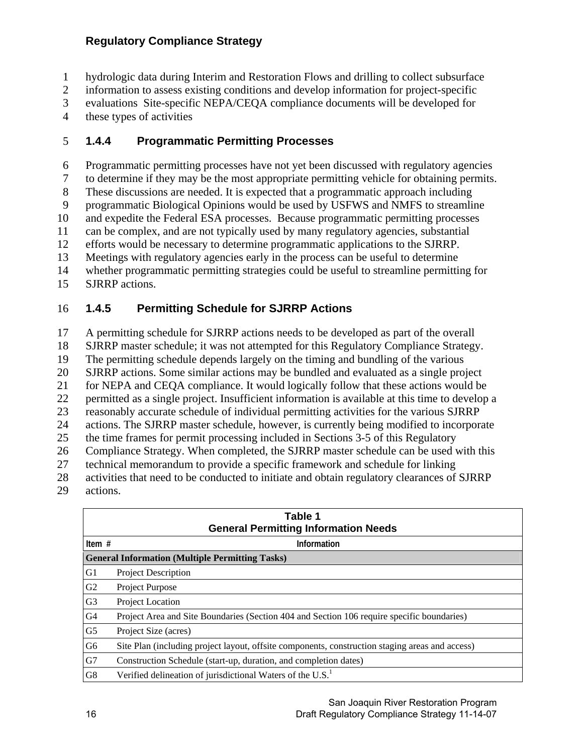hydrologic data during Interim and Restoration Flows and drilling to collect subsurface information to assess existing conditions and develop information for project-specific evaluations Site-specific NEPA/CEQA compliance documents will be developed for these types of activities

### 1.4.4 Programmatic Permitting Processes

Programmatic permitting processes have not yet been discussed with regulatory agencies to determine if they may be the most appropriate permitting vehicle for obtaining permits. These discussions are needed. It is expected that a programmatic approach including programmatic Biological Opinions would be used by USFWS and NMFS to streamline and expedite the Federal ESA processes. Because programmatic permitting processes can be complex, and are not typically used by many regulatory agencies, substantial efforts would be necessary to determine programmatic applications to the SJRRP. Meetings with regulatory agencies early in the process can be useful to determine whether programmatic permitting strategies could be useful to streamline permitting for SJRRP actions.

### 1.4.5 Permitting Schedule for SJRRP Actions

A permitting schedule for SJRRP actions needs to be developed as part of the overall SJRRP master schedule; it was not attempted for this Regulatory Compliance Strategy. The permitting schedule depends largely on the timing and bundling of the various SJRRP actions. Some similar actions may be bundled and evaluated as a single project for NEPA and CEQA compliance. It would logically follow that these actions would be permitted as a single project. Insufficient information is available at this time to develop a reasonably accurate schedule of individual permitting activities for the various SJRRP actions. The SJRRP master schedule, however, is currently being modified to incorporate the time frames for permit processing included in Sections 3-5 of this Regulatory Compliance Strategy. When completed, the SJRRP master schedule can be used with this technical memorandum to provide a specific framework and schedule for linking activities that need to be conducted to initiate and obtain regulatory clearances of SJRRP actions.

**Table 1**
**General Permitting Information Needs**

| Item # | Information |
|---|---|
| **General Information (Multiple Permitting Tasks)** | |
| G1 | Project Description |
| G2 | Project Purpose |
| G3 | Project Location |
| G4 | Project Area and Site Boundaries (Section 404 and Section 106 require specific boundaries) |
| G5 | Project Size (acres) |
| G6 | Site Plan (including project layout, offsite components, construction staging areas and access) |
| G7 | Construction Schedule (start-up, duration, and completion dates) |
| G8 | Verified delineation of jurisdictional Waters of the U.S.[1] |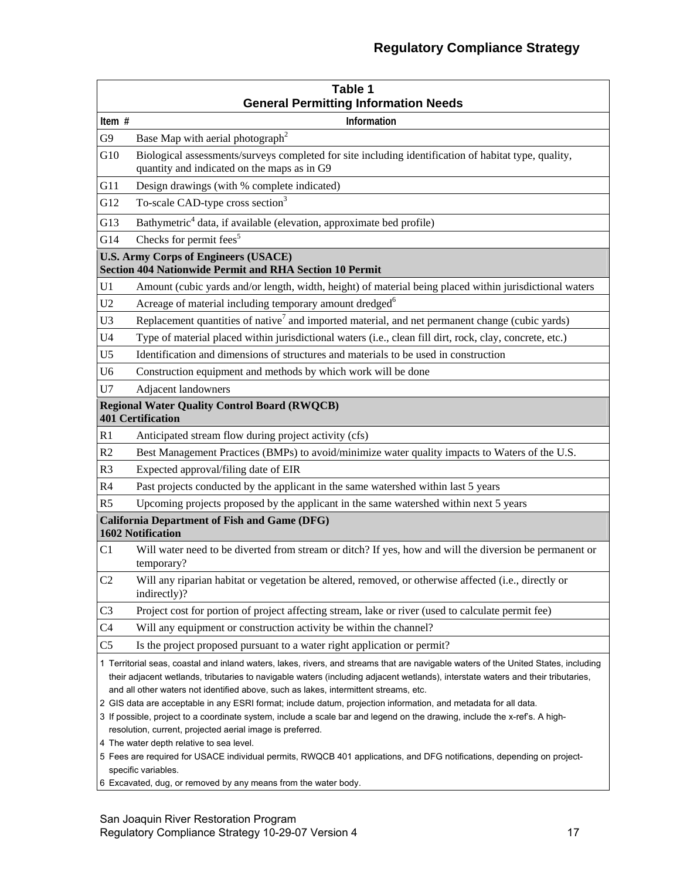**Table 1**
**General Permitting Information Needs**

| Item # | Information |
|---|---|
| G9 | Base Map with aerial photograph[2] |
| G10 | Biological assessments/surveys completed for site including identification of habitat type, quality, quantity and indicated on the maps as in G9 |
| G11 | Design drawings (with % complete indicated) |
| G12 | To-scale CAD-type cross section[3] |
| G13 | Bathymetric[4] data, if available (elevation, approximate bed profile) |
| G14 | Checks for permit fees[5] |
| **U.S. Army Corps of Engineers (USACE) Section 404 Nationwide Permit and RHA Section 10 Permit** | |
| U1 | Amount (cubic yards and/or length, width, height) of material being placed within jurisdictional waters |
| U2 | Acreage of material including temporary amount dredged[6] |
| U3 | Replacement quantities of native[7] and imported material, and net permanent change (cubic yards) |
| U4 | Type of material placed within jurisdictional waters (i.e., clean fill dirt, rock, clay, concrete, etc.) |
| U5 | Identification and dimensions of structures and materials to be used in construction |
| U6 | Construction equipment and methods by which work will be done |
| U7 | Adjacent landowners |
| **Regional Water Quality Control Board (RWQCB) 401 Certification** | |
| R1 | Anticipated stream flow during project activity (cfs) |
| R2 | Best Management Practices (BMPs) to avoid/minimize water quality impacts to Waters of the U.S. |
| R3 | Expected approval/filing date of EIR |
| R4 | Past projects conducted by the applicant in the same watershed within last 5 years |
| R5 | Upcoming projects proposed by the applicant in the same watershed within next 5 years |
| **California Department of Fish and Game (DFG) 1602 Notification** | |
| C1 | Will water need to be diverted from stream or ditch? If yes, how and will the diversion be permanent or temporary? |
| C2 | Will any riparian habitat or vegetation be altered, removed, or otherwise affected (i.e., directly or indirectly)? |
| C3 | Project cost for portion of project affecting stream, lake or river (used to calculate permit fee) |
| C4 | Will any equipment or construction activity be within the channel? |
| C5 | Is the project proposed pursuant to a water right application or permit? |

1 Territorial seas, coastal and inland waters, lakes, rivers, and streams that are navigable waters of the United States, including their adjacent wetlands, tributaries to navigable waters (including adjacent wetlands), interstate waters and their tributaries, and all other waters not identified above, such as lakes, intermittent streams, etc.

2 GIS data are acceptable in any ESRI format; include datum, projection information, and metadata for all data.

3 If possible, project to a coordinate system, include a scale bar and legend on the drawing, include the x-ref's. A high-resolution, current, projected aerial image is preferred.

4 The water depth relative to sea level.

5 Fees are required for USACE individual permits, RWQCB 401 applications, and DFG notifications, depending on project-specific variables.

6 Excavated, dug, or removed by any means from the water body.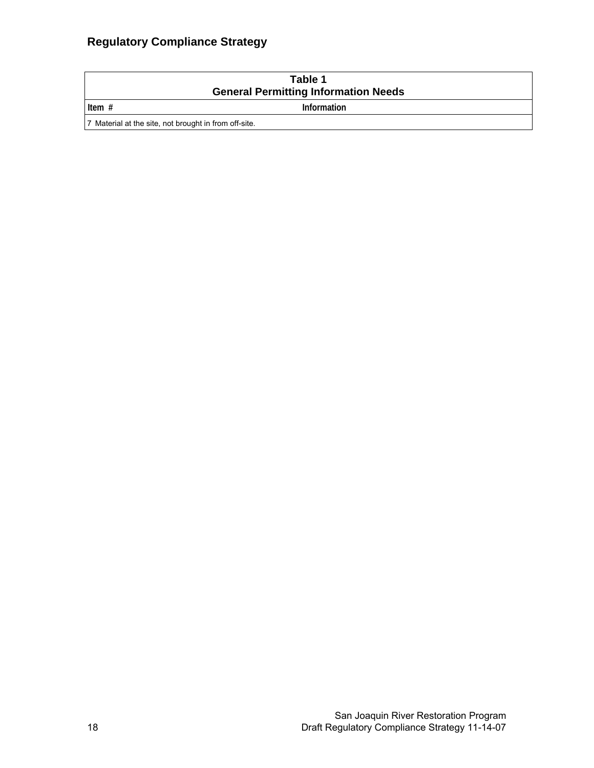| Table 1<br>General Permitting Information Needs | |
|---|---|
| **Item #** | **Information** |
| 7 | Material at the site, not brought in from off-site. |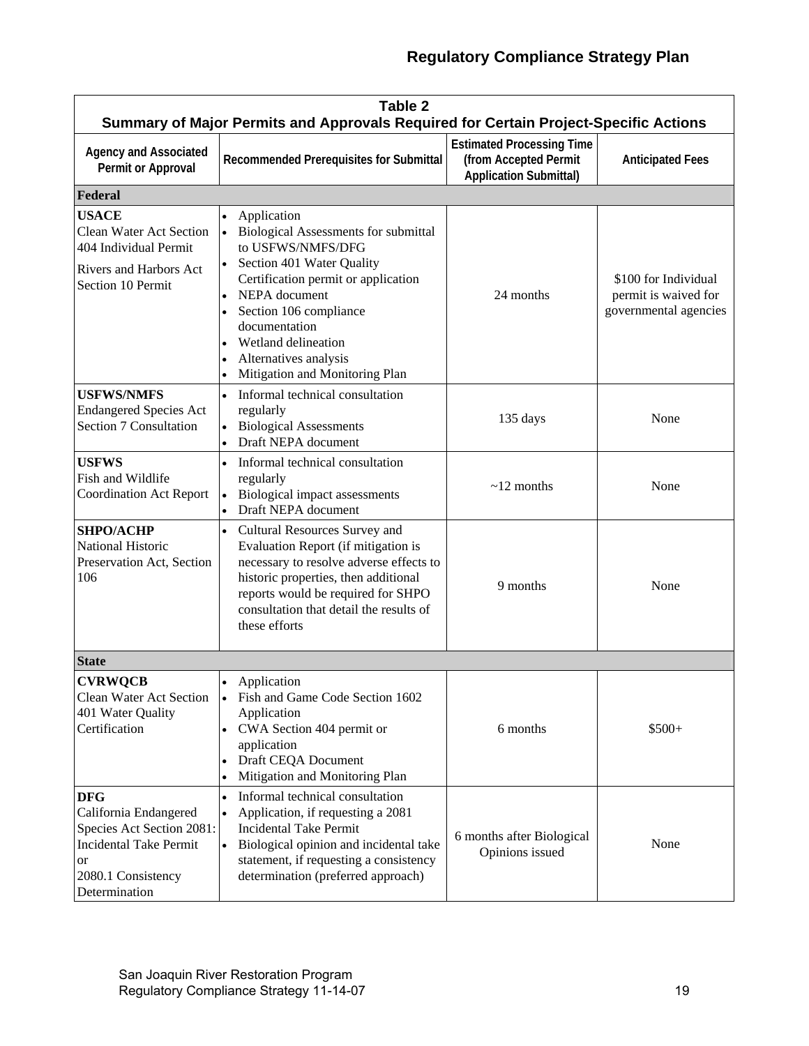**Table 2**
**Summary of Major Permits and Approvals Required for Certain Project-Specific Actions**

| Agency and Associated Permit or Approval | Recommended Prerequisites for Submittal | Estimated Processing Time (from Accepted Permit Application Submittal) | Anticipated Fees |
|---|---|---|---|
| **Federal** | | | |
| **USACE**<br>Clean Water Act Section 404 Individual Permit<br>Rivers and Harbors Act Section 10 Permit | • Application<br>• Biological Assessments for submittal to USFWS/NMFS/DFG<br>• Section 401 Water Quality Certification permit or application<br>• NEPA document<br>• Section 106 compliance documentation<br>• Wetland delineation<br>• Alternatives analysis<br>• Mitigation and Monitoring Plan | 24 months | $100 for Individual permit is waived for governmental agencies |
| **USFWS/NMFS**<br>Endangered Species Act Section 7 Consultation | • Informal technical consultation regularly<br>• Biological Assessments<br>• Draft NEPA document | 135 days | None |
| **USFWS**<br>Fish and Wildlife Coordination Act Report | • Informal technical consultation regularly<br>• Biological impact assessments<br>• Draft NEPA document | ~12 months | None |
| **SHPO/ACHP**<br>National Historic Preservation Act, Section 106 | • Cultural Resources Survey and Evaluation Report (if mitigation is necessary to resolve adverse effects to historic properties, then additional reports would be required for SHPO consultation that detail the results of these efforts | 9 months | None |
| **State** | | | |
| **CVRWQCB**<br>Clean Water Act Section 401 Water Quality Certification | • Application<br>• Fish and Game Code Section 1602 Application<br>• CWA Section 404 permit or application<br>• Draft CEQA Document<br>• Mitigation and Monitoring Plan | 6 months | $500+ |
| **DFG**<br>California Endangered Species Act Section 2081: Incidental Take Permit<br>or<br>2080.1 Consistency Determination | • Informal technical consultation<br>• Application, if requesting a 2081 Incidental Take Permit<br>• Biological opinion and incidental take statement, if requesting a consistency determination (preferred approach) | 6 months after Biological Opinions issued | None |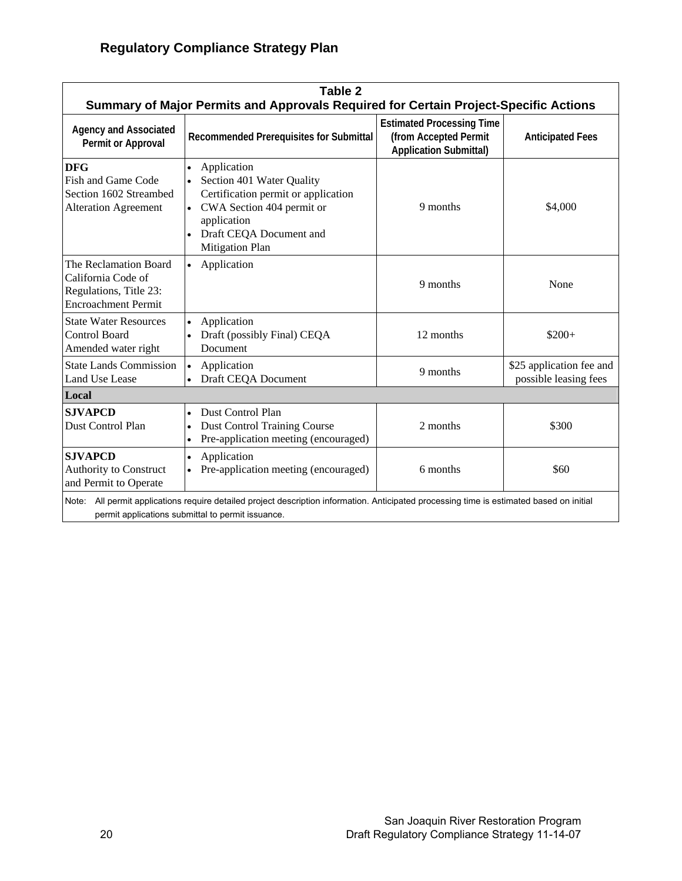| Table 2<br>Summary of Major Permits and Approvals Required for Certain Project-Specific Actions | | | |
|---|---|---|---|
| **Agency and Associated Permit or Approval** | **Recommended Prerequisites for Submittal** | **Estimated Processing Time (from Accepted Permit Application Submittal)** | **Anticipated Fees** |
| **DFG**<br>Fish and Game Code Section 1602 Streambed Alteration Agreement | • Application<br>• Section 401 Water Quality Certification permit or application<br>• CWA Section 404 permit or application<br>• Draft CEQA Document and Mitigation Plan | 9 months | $4,000 |
| The Reclamation Board California Code of Regulations, Title 23: Encroachment Permit | • Application | 9 months | None |
| State Water Resources Control Board<br>Amended water right | • Application<br>• Draft (possibly Final) CEQA Document | 12 months | $200+ |
| State Lands Commission Land Use Lease | • Application<br>• Draft CEQA Document | 9 months | $25 application fee and possible leasing fees |
| **Local** | | | |
| **SJVAPCD**<br>Dust Control Plan | • Dust Control Plan<br>• Dust Control Training Course<br>• Pre-application meeting (encouraged) | 2 months | $300 |
| **SJVAPCD**<br>Authority to Construct and Permit to Operate | • Application<br>• Pre-application meeting (encouraged) | 6 months | $60 |

Note: All permit applications require detailed project description information. Anticipated processing time is estimated based on initial permit applications submittal to permit issuance.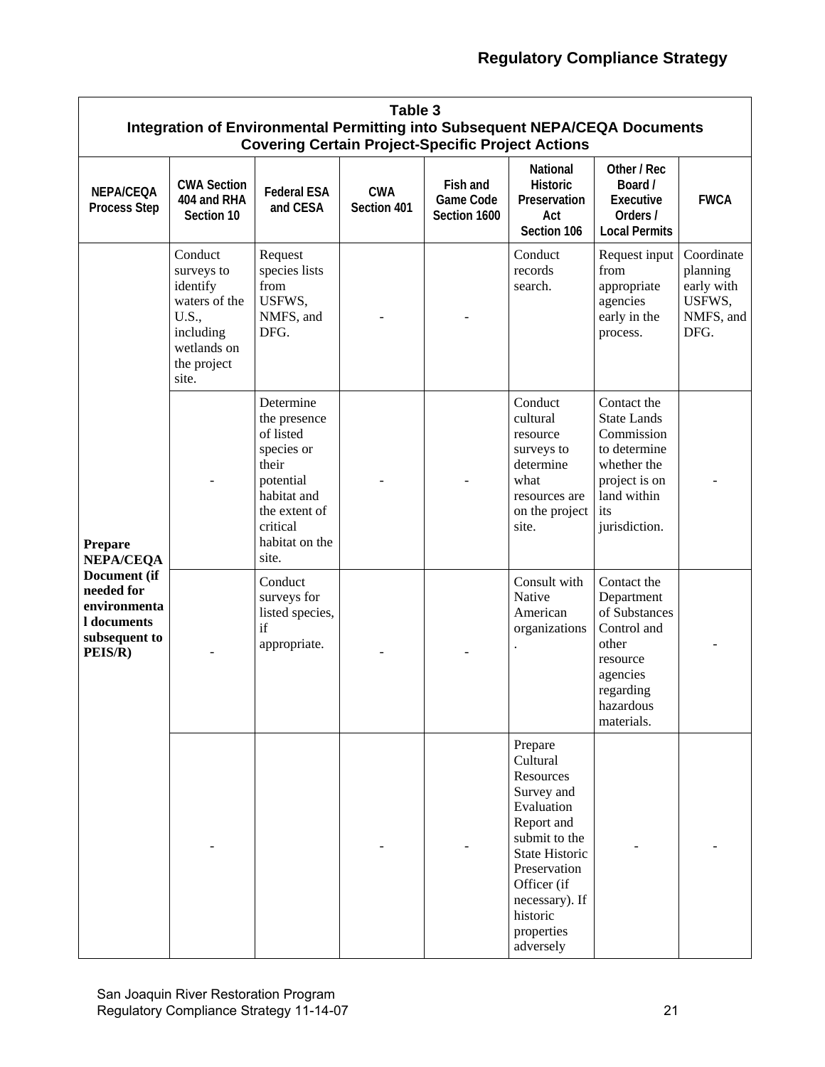**Table 3**
**Integration of Environmental Permitting into Subsequent NEPA/CEQA Documents Covering Certain Project-Specific Project Actions**

| NEPA/CEQA Process Step | CWA Section 404 and RHA Section 10 | Federal ESA and CESA | CWA Section 401 | Fish and Game Code Section 1600 | National Historic Preservation Act Section 106 | Other / Rec Board / Executive Orders / Local Permits | FWCA |
|---|---|---|---|---|---|---|---|
| **Prepare NEPA/CEQA Document (if needed for environmental documents subsequent to PEIS/R)** | Conduct surveys to identify waters of the U.S., including wetlands on the project site. | Request species lists from USFWS, NMFS, and DFG. | - | - | Conduct records search. | Request input from appropriate agencies early in the process. | Coordinate planning early with USFWS, NMFS, and DFG. |
| | - | Determine the presence of listed species or their potential habitat and the extent of critical habitat on the site. | - | - | Conduct cultural resource surveys to determine what resources are on the project site. | Contact the State Lands Commission to determine whether the project is on land within its jurisdiction. | - |
| | - | Conduct surveys for listed species, if appropriate. | - | - | Consult with Native American organizations. | Contact the Department of Substances Control and other resource agencies regarding hazardous materials. | - |
| | - | | - | - | Prepare Cultural Resources Survey and Evaluation Report and submit to the State Historic Preservation Officer (if necessary). If historic properties adversely | - | - |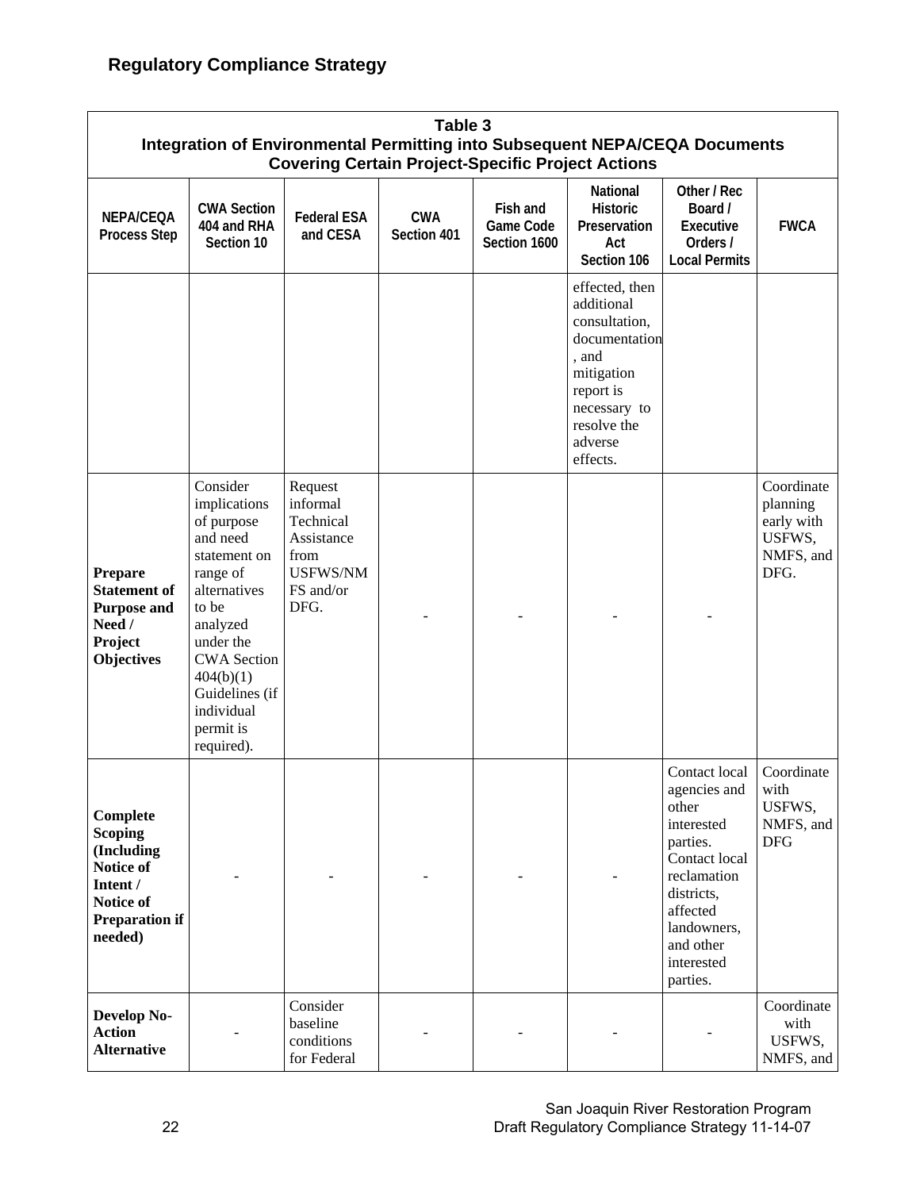## Regulatory Compliance Strategy

| Table 3<br>Integration of Environmental Permitting into Subsequent NEPA/CEQA Documents Covering Certain Project-Specific Project Actions | | | | | | | |
|---|---|---|---|---|---|---|---|
| **NEPA/CEQA Process Step** | **CWA Section 404 and RHA Section 10** | **Federal ESA and CESA** | **CWA Section 401** | **Fish and Game Code Section 1600** | **National Historic Preservation Act Section 106** | **Other / Rec Board / Executive Orders / Local Permits** | **FWCA** |
| | | | | | effected, then additional consultation, documentation, and mitigation report is necessary to resolve the adverse effects. | | |
| **Prepare Statement of Purpose and Need / Project Objectives** | Consider implications of purpose and need statement on range of alternatives to be analyzed under the CWA Section 404(b)(1) Guidelines (if individual permit is required). | Request informal Technical Assistance from USFWS/NMFS and/or DFG. | - | - | - | - | Coordinate planning early with USFWS, NMFS, and DFG. |
| **Complete Scoping (Including Notice of Intent / Notice of Preparation if needed)** | - | - | - | - | - | Contact local agencies and other interested parties. Contact local reclamation districts, affected landowners, and other interested parties. | Coordinate with USFWS, NMFS, and DFG |
| **Develop No-Action Alternative** | - | Consider baseline conditions for Federal | - | - | - | - | Coordinate with USFWS, NMFS, and |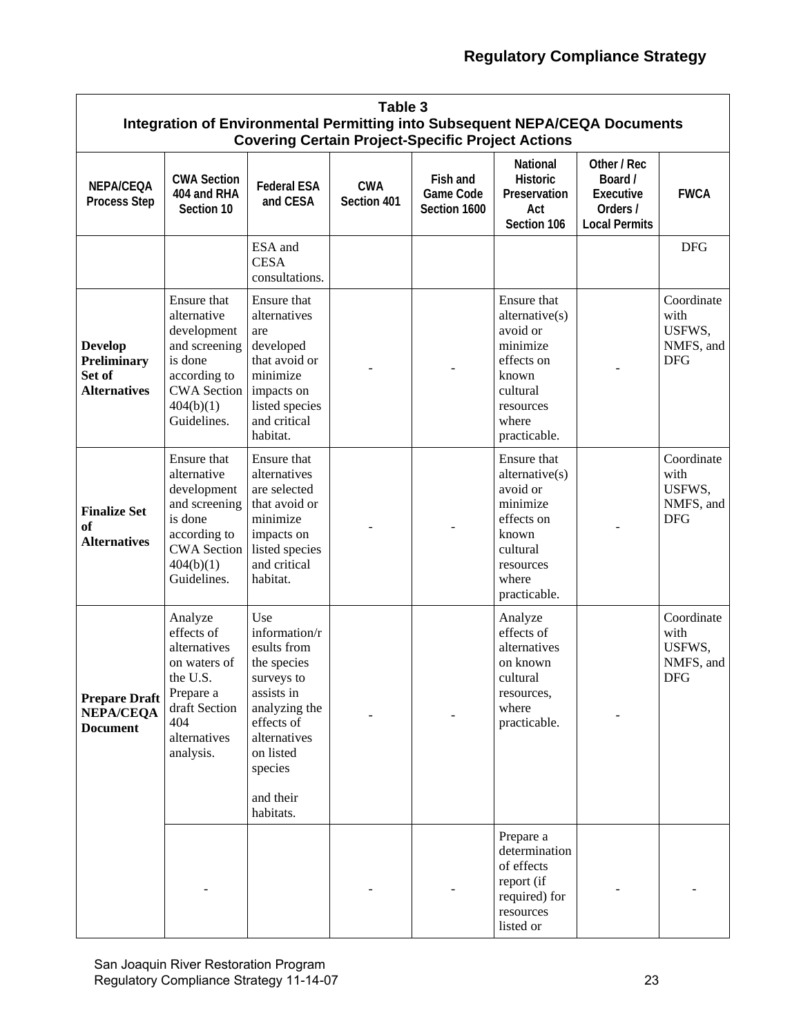| Table 3<br>Integration of Environmental Permitting into Subsequent NEPA/CEQA Documents<br>Covering Certain Project-Specific Project Actions | | | | | | | |
|---|---|---|---|---|---|---|---|
| **NEPA/CEQA Process Step** | **CWA Section 404 and RHA Section 10** | **Federal ESA and CESA** | **CWA Section 401** | **Fish and Game Code Section 1600** | **National Historic Preservation Act Section 106** | **Other / Rec Board / Executive Orders / Local Permits** | **FWCA** |
| | | ESA and CESA consultations. | | | | | DFG |
| **Develop Preliminary Set of Alternatives** | Ensure that alternative development and screening is done according to CWA Section 404(b)(1) Guidelines. | Ensure that alternatives are developed that avoid or minimize impacts on listed species and critical habitat. | - | - | Ensure that alternative(s) avoid or minimize effects on known cultural resources where practicable. | - | Coordinate with USFWS, NMFS, and DFG |
| **Finalize Set of Alternatives** | Ensure that alternative development and screening is done according to CWA Section 404(b)(1) Guidelines. | Ensure that alternatives are selected that avoid or minimize impacts on listed species and critical habitat. | - | - | Ensure that alternative(s) avoid or minimize effects on known cultural resources where practicable. | - | Coordinate with USFWS, NMFS, and DFG |
| **Prepare Draft NEPA/CEQA Document** | Analyze effects of alternatives on waters of the U.S. Prepare a draft Section 404 alternatives analysis. | Use information/results from the species surveys to assists in analyzing the effects of alternatives on listed species and their habitats. | - | - | Analyze effects of alternatives on known cultural resources, where practicable. | - | Coordinate with USFWS, NMFS and DFG |
| | - | | - | - | Prepare a determination of effects report (if required) for resources listed or | - | - |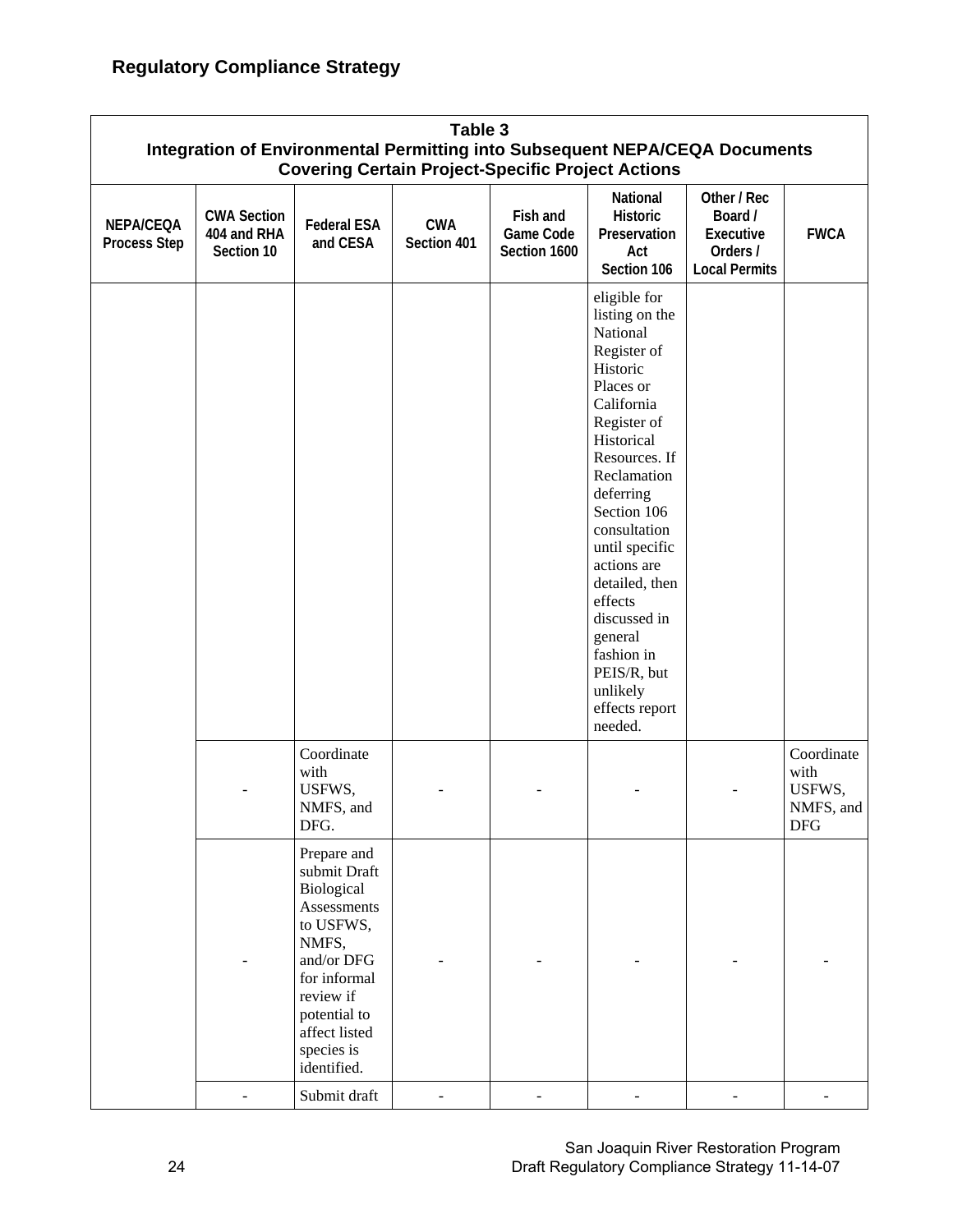## Regulatory Compliance Strategy

**Table 3**
**Integration of Environmental Permitting into Subsequent NEPA/CEQA Documents Covering Certain Project-Specific Project Actions**

| NEPA/CEQA Process Step | CWA Section 404 and RHA Section 10 | Federal ESA and CESA | CWA Section 401 | Fish and Game Code Section 1600 | National Historic Preservation Act Section 106 | Other / Rec Board / Executive Orders / Local Permits | FWCA |
|---|---|---|---|---|---|---|---|
| | | | | | eligible for listing on the National Register of Historic Places or California Register of Historical Resources. If Reclamation deferring Section 106 consultation until specific actions are detailed, then effects discussed in general fashion in PEIS/R, but unlikely effects report needed. | | |
| | - | Coordinate with USFWS, NMFS, and DFG. | - | - | - | - | Coordinate with USFWS, NMFS, and DFG |
| | - | Prepare and submit Draft Biological Assessments to USFWS, NMFS, and/or DFG for informal review if potential to affect listed species is identified. | - | - | - | - | - |
| | - | Submit draft | - | - | - | - | - |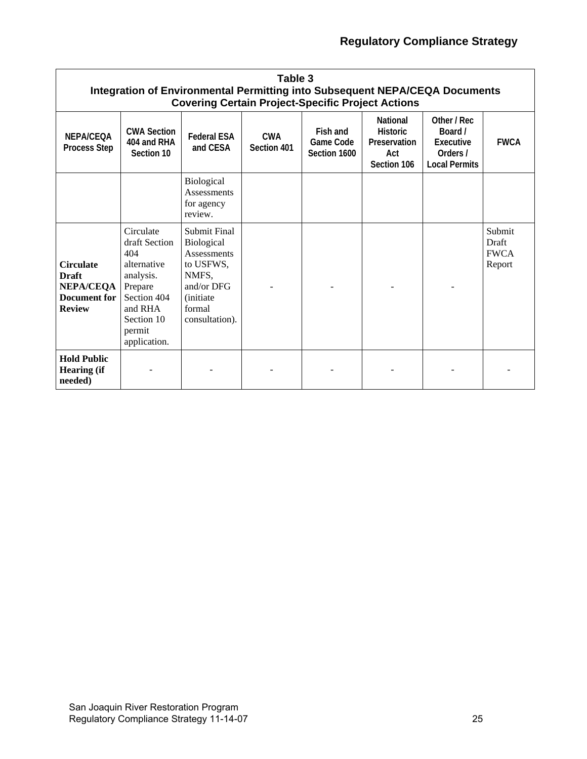**Table 3**
**Integration of Environmental Permitting into Subsequent NEPA/CEQA Documents Covering Certain Project-Specific Project Actions**

| NEPA/CEQA Process Step | CWA Section 404 and RHA Section 10 | Federal ESA and CESA | CWA Section 401 | Fish and Game Code Section 1600 | National Historic Preservation Act Section 106 | Other / Rec Board / Executive Orders / Local Permits | FWCA |
|---|---|---|---|---|---|---|---|
| | | Biological Assessments for agency review. | | | | | |
| **Circulate Draft NEPA/CEQA Document for Review** | Circulate draft Section 404 alternative analysis. Prepare Section 404 and RHA Section 10 permit application. | Submit Final Biological Assessments to USFWS, NMFS, and/or DFG (initiate formal consultation). | - | - | - | - | Submit Draft FWCA Report |
| **Hold Public Hearing (if needed)** | - | - | - | - | - | - | - |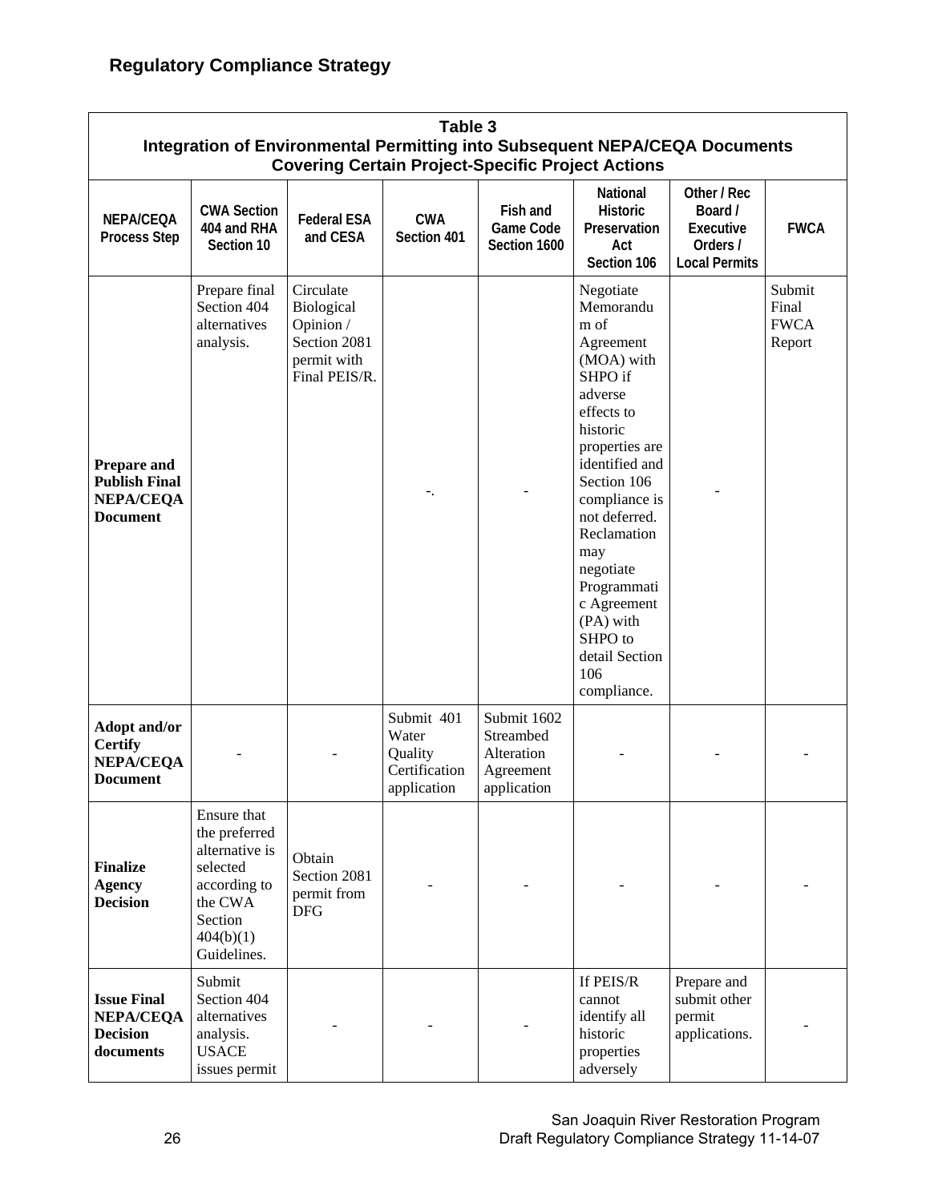## Regulatory Compliance Strategy

**Table 3**
**Integration of Environmental Permitting into Subsequent NEPA/CEQA Documents Covering Certain Project-Specific Project Actions**

| NEPA/CEQA Process Step | CWA Section 404 and RHA Section 10 | Federal ESA and CESA | CWA Section 401 | Fish and Game Code Section 1600 | National Historic Preservation Act Section 106 | Other / Rec Board / Executive Orders / Local Permits | FWCA |
|---|---|---|---|---|---|---|---|
| **Prepare and Publish Final NEPA/CEQA Document** | Prepare final Section 404 alternatives analysis. | Circulate Biological Opinion / Section 2081 permit with Final PEIS/R. | -. | - | Negotiate Memorandum of Agreement (MOA) with SHPO if adverse effects to historic properties are identified and Section 106 compliance is not deferred. Reclamation may negotiate Programmatic Agreement (PA) with SHPO to detail Section 106 compliance. | - | Submit Final FWCA Report |
| **Adopt and/or Certify NEPA/CEQA Document** | - | - | Submit 401 Water Quality Certification application | Submit 1602 Streambed Alteration Agreement application | - | - | - |
| **Finalize Agency Decision** | Ensure that the preferred alternative is selected according to the CWA Section 404(b)(1) Guidelines. | Obtain Section 2081 permit from DFG | - | - | - | - | - |
| **Issue Final NEPA/CEQA Decision documents** | Submit Section 404 alternatives analysis. USACE issues permit | - | - | - | If PEIS/R cannot identify all historic properties adversely | Prepare and submit other permit applications. | - |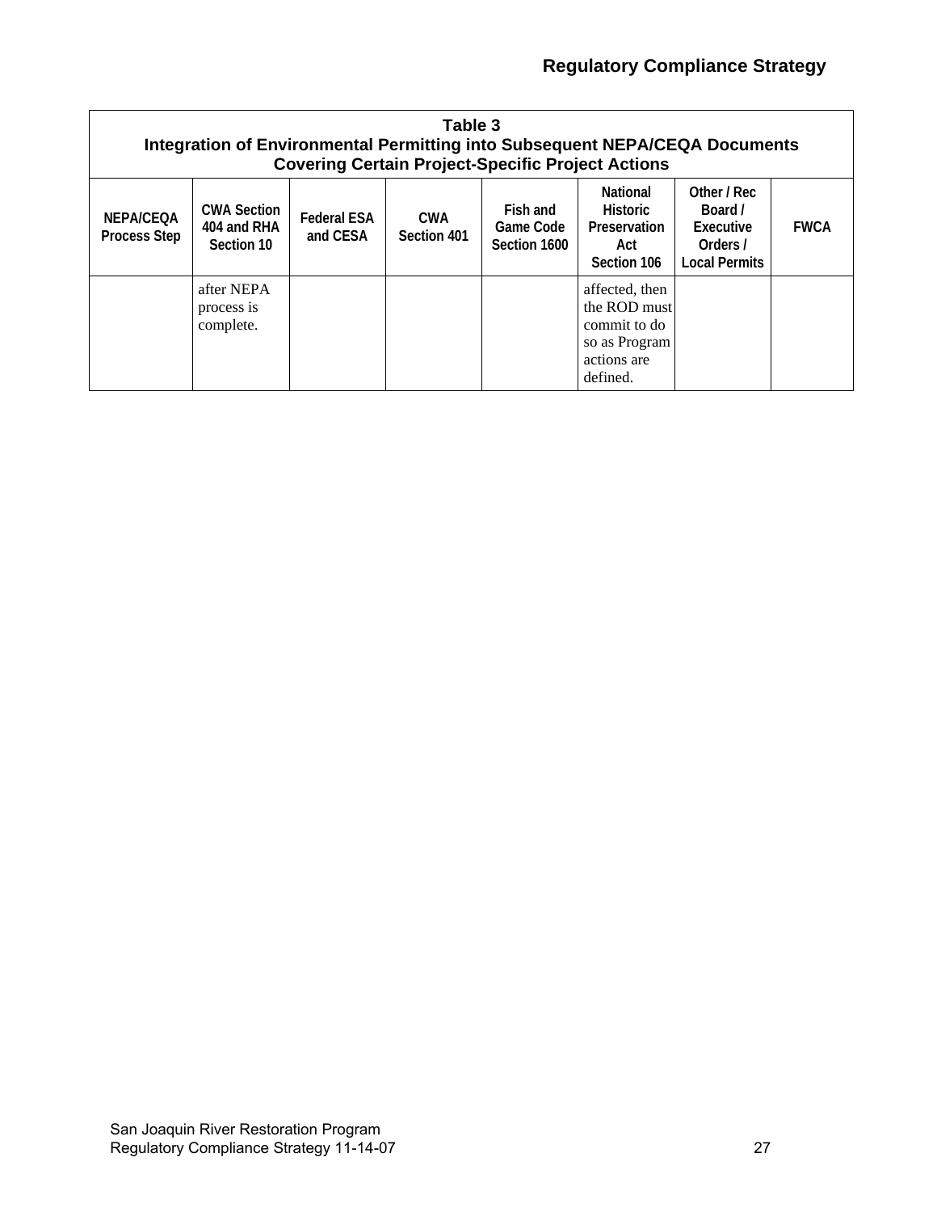**Table 3**
**Integration of Environmental Permitting into Subsequent NEPA/CEQA Documents Covering Certain Project-Specific Project Actions**

| NEPA/CEQA Process Step | CWA Section 404 and RHA Section 10 | Federal ESA and CESA | CWA Section 401 | Fish and Game Code Section 1600 | National Historic Preservation Act Section 106 | Other / Rec Board / Executive Orders / Local Permits | FWCA |
|---|---|---|---|---|---|---|---|
| | after NEPA process is complete. | | | | affected, then the ROD must commit to do so as Program actions are defined. | | |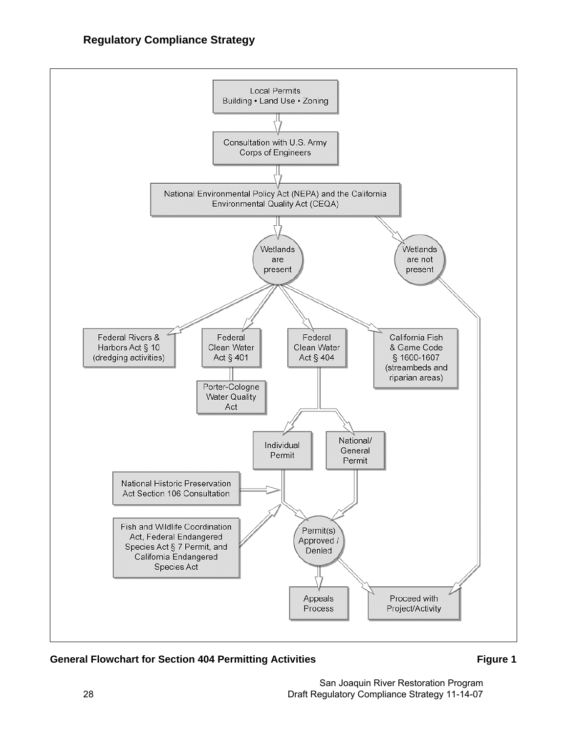## Regulatory Compliance Strategy

Local Permits
Building • Land Use • Zoning

Consultation with U.S. Army Corps of Engineers

National Environmental Policy Act (NEPA) and the California Environmental Quality Act (CEQA)

Wetlands are present

Wetlands are not present

Federal Rivers & Harbors Act § 10 (dredging activities)

Federal Clean Water Act § 401

Porter-Cologne Water Quality Act

Federal Clean Water Act § 404

California Fish & Game Code § 1600-1607 (streambeds and riparian areas)

Individual Permit

National/ General Permit

National Historic Preservation Act Section 106 Consultation

Fish and Wildlife Coordination Act, Federal Endangered Species Act § 7 Permit, and California Endangered Species Act

Permit(s) Approved / Denied

Appeals Process

Proceed with Project/Activity

**General Flowchart for Section 404 Permitting Activities** **Figure 1**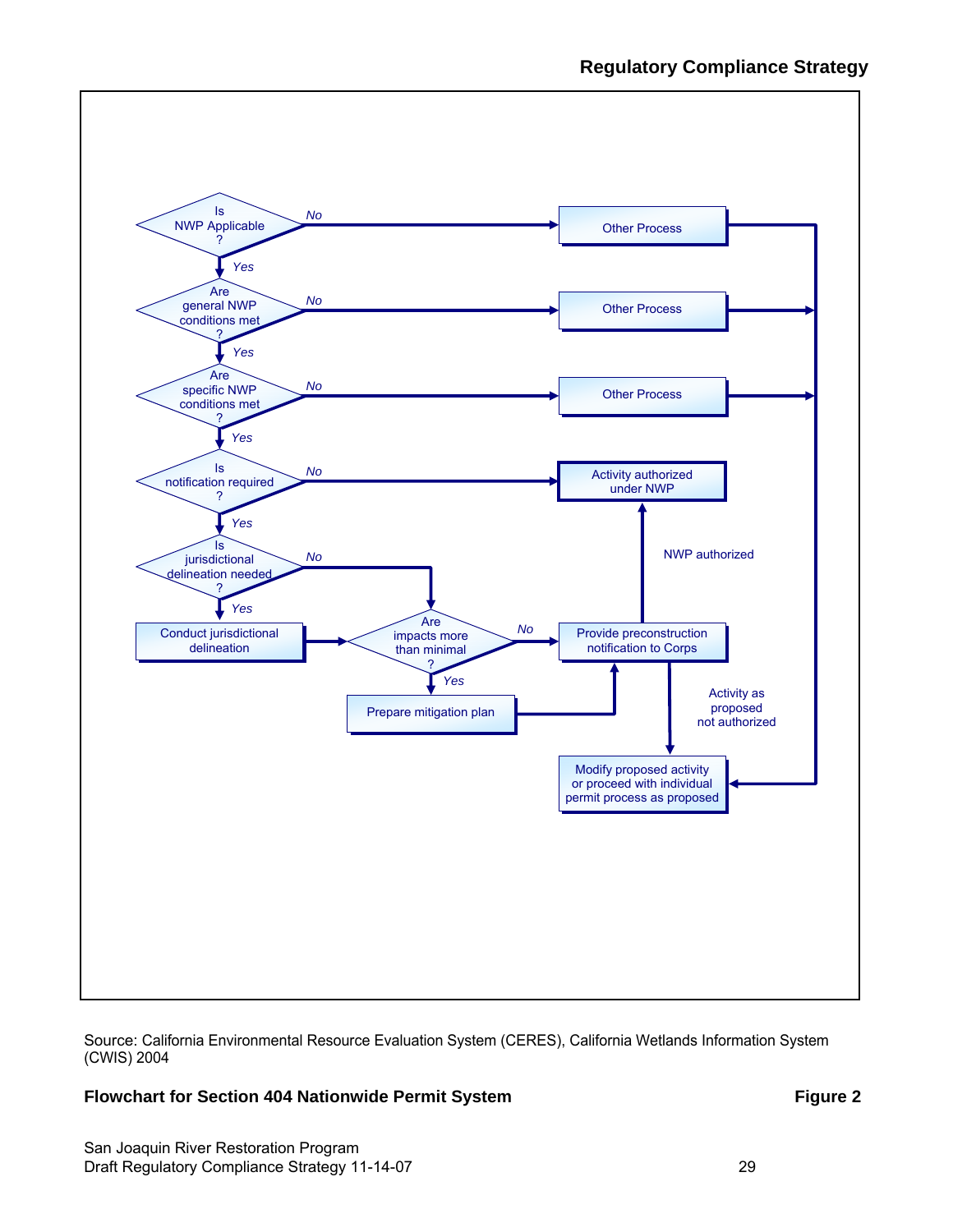Is NWP Applicable ? — No → Other Process

Yes ↓

Are general NWP conditions met ? — No → Other Process

Yes ↓

Are specific NWP conditions met ? — No → Other Process

Yes ↓

Is notification required ? — No → Activity authorized under NWP

Yes ↓

Is jurisdictional delineation needed ? — No → Are impacts more than minimal ?

Yes ↓

Conduct jurisdictional delineation → Are impacts more than minimal ?

Are impacts more than minimal ? — No → Provide preconstruction notification to Corps

Yes ↓

Prepare mitigation plan → Provide preconstruction notification to Corps

Provide preconstruction notification to Corps — NWP authorized → Activity authorized under NWP

Provide preconstruction notification to Corps — Activity as proposed not authorized → Modify proposed activity or proceed with individual permit process as proposed

Other Process → Modify proposed activity or proceed with individual permit process as proposed

Source: California Environmental Resource Evaluation System (CERES), California Wetlands Information System (CWIS) 2004

**Flowchart for Section 404 Nationwide Permit System** **Figure 2**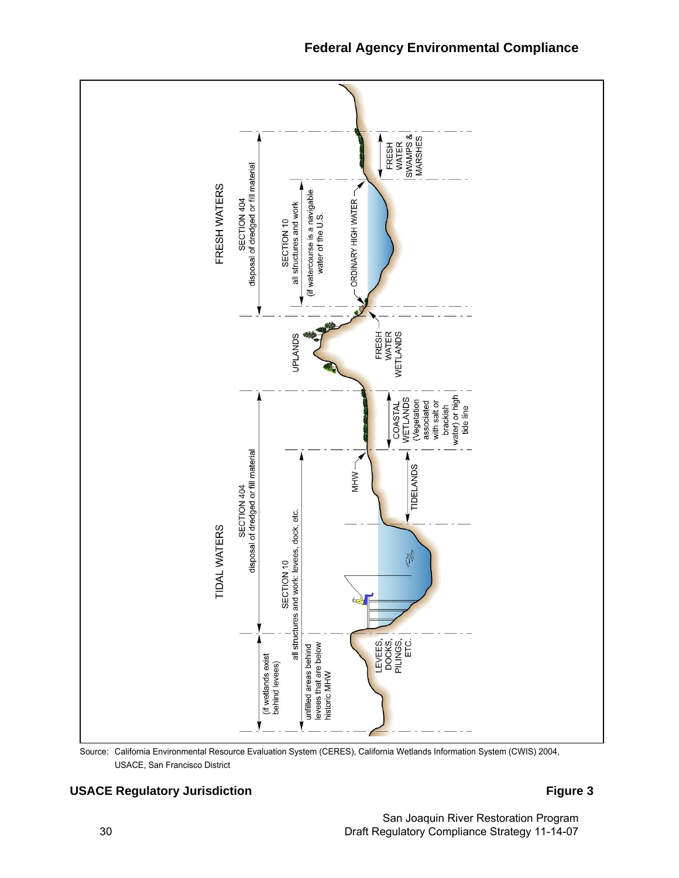FRESH WATERS

SECTION 404
disposal of dredged or fill material

SECTION 10
all structures and work
(if watercourse is a navigable water of the U.S.

ORDINARY HIGH WATER

FRESH WATER SWAMPS & MARSHES

UPLANDS

FRESH WATER WETLANDS

TIDAL WATERS

SECTION 404
disposal of dredged or fill material

SECTION 10
all structures and work: levees, dock, etc.

(if wetlands exist behind levees)

unfilled areas behind levees that are below historic MHW

MHW

COASTAL WETLANDS (Vegetation associated with salt or brackish water) or high tide line

TIDELANDS

LEVEES, DOCKS, PILINGS, ETC.

Source: California Environmental Resource Evaluation System (CERES), California Wetlands Information System (CWIS) 2004, USACE, San Francisco District

**USACE Regulatory Jurisdiction** **Figure 3**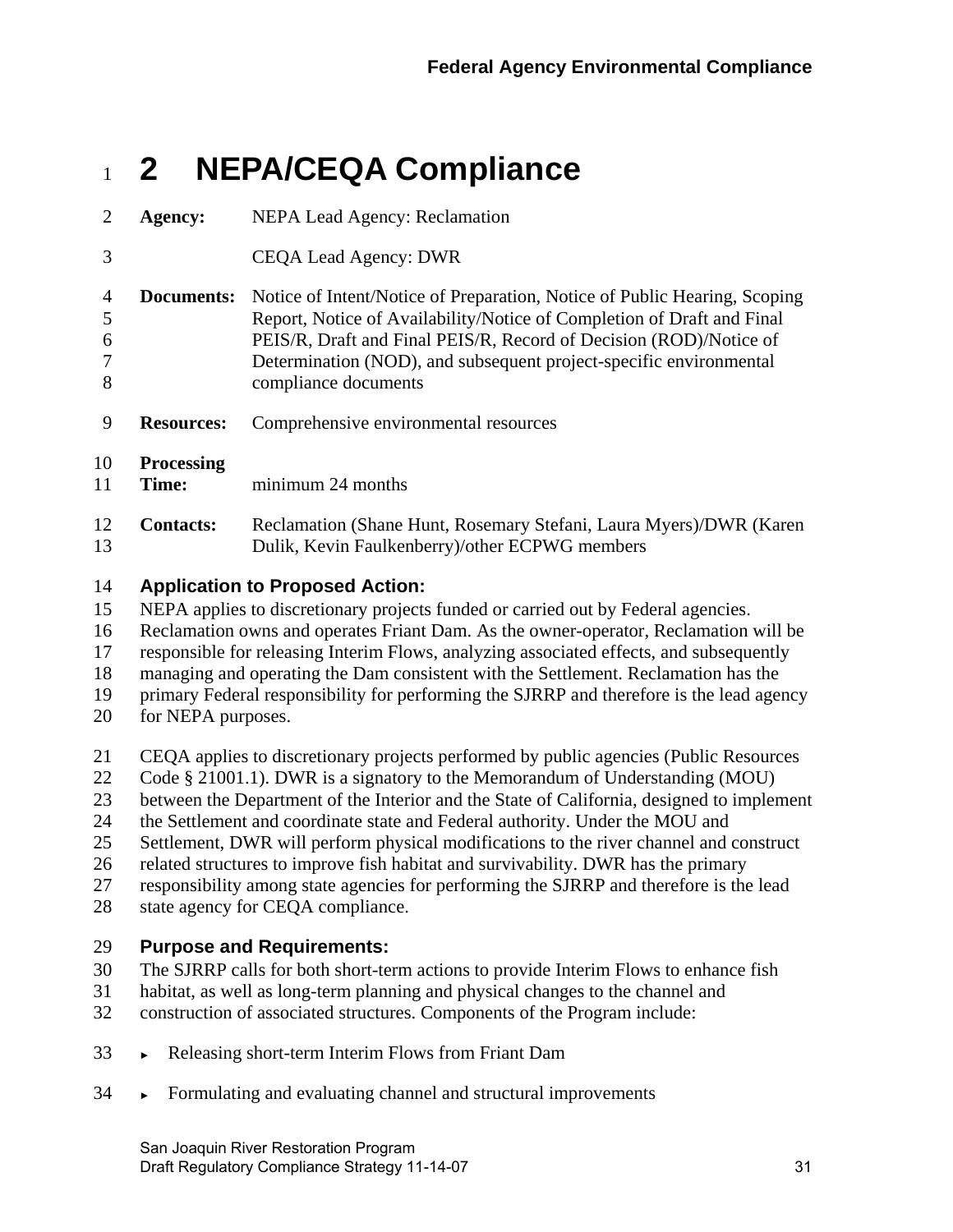# 2 NEPA/CEQA Compliance

**Agency:** NEPA Lead Agency: Reclamation

CEQA Lead Agency: DWR

**Documents:** Notice of Intent/Notice of Preparation, Notice of Public Hearing, Scoping Report, Notice of Availability/Notice of Completion of Draft and Final PEIS/R, Draft and Final PEIS/R, Record of Decision (ROD)/Notice of Determination (NOD), and subsequent project-specific environmental compliance documents

**Resources:** Comprehensive environmental resources

**Processing Time:** minimum 24 months

**Contacts:** Reclamation (Shane Hunt, Rosemary Stefani, Laura Myers)/DWR (Karen Dulik, Kevin Faulkenberry)/other ECPWG members

### Application to Proposed Action:

NEPA applies to discretionary projects funded or carried out by Federal agencies. Reclamation owns and operates Friant Dam. As the owner-operator, Reclamation will be responsible for releasing Interim Flows, analyzing associated effects, and subsequently managing and operating the Dam consistent with the Settlement. Reclamation has the primary Federal responsibility for performing the SJRRP and therefore is the lead agency for NEPA purposes.

CEQA applies to discretionary projects performed by public agencies (Public Resources Code § 21001.1). DWR is a signatory to the Memorandum of Understanding (MOU) between the Department of the Interior and the State of California, designed to implement the Settlement and coordinate state and Federal authority. Under the MOU and Settlement, DWR will perform physical modifications to the river channel and construct related structures to improve fish habitat and survivability. DWR has the primary responsibility among state agencies for performing the SJRRP and therefore is the lead state agency for CEQA compliance.

### Purpose and Requirements:

The SJRRP calls for both short-term actions to provide Interim Flows to enhance fish habitat, as well as long-term planning and physical changes to the channel and construction of associated structures. Components of the Program include:

- Releasing short-term Interim Flows from Friant Dam
- Formulating and evaluating channel and structural improvements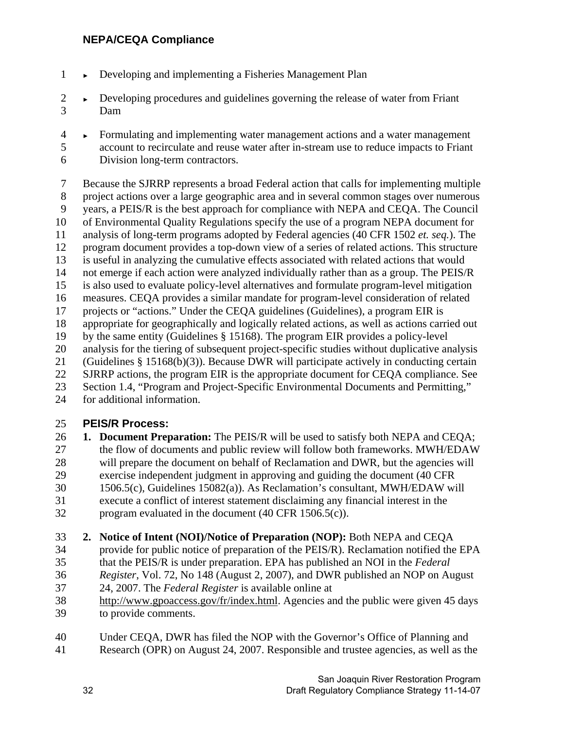- Developing and implementing a Fisheries Management Plan
- Developing procedures and guidelines governing the release of water from Friant Dam
- Formulating and implementing water management actions and a water management account to recirculate and reuse water after in-stream use to reduce impacts to Friant Division long-term contractors.

Because the SJRRP represents a broad Federal action that calls for implementing multiple project actions over a large geographic area and in several common stages over numerous years, a PEIS/R is the best approach for compliance with NEPA and CEQA. The Council of Environmental Quality Regulations specify the use of a program NEPA document for analysis of long-term programs adopted by Federal agencies (40 CFR 1502 *et. seq.*). The program document provides a top-down view of a series of related actions. This structure is useful in analyzing the cumulative effects associated with related actions that would not emerge if each action were analyzed individually rather than as a group. The PEIS/R is also used to evaluate policy-level alternatives and formulate program-level mitigation measures. CEQA provides a similar mandate for program-level consideration of related projects or "actions." Under the CEQA guidelines (Guidelines), a program EIR is appropriate for geographically and logically related actions, as well as actions carried out by the same entity (Guidelines § 15168). The program EIR provides a policy-level analysis for the tiering of subsequent project-specific studies without duplicative analysis (Guidelines § 15168(b)(3)). Because DWR will participate actively in conducting certain SJRRP actions, the program EIR is the appropriate document for CEQA compliance. See Section 1.4, "Program and Project-Specific Environmental Documents and Permitting," for additional information.

### PEIS/R Process:

1. **Document Preparation:** The PEIS/R will be used to satisfy both NEPA and CEQA; the flow of documents and public review will follow both frameworks. MWH/EDAW will prepare the document on behalf of Reclamation and DWR, but the agencies will exercise independent judgment in approving and guiding the document (40 CFR 1506.5(c), Guidelines 15082(a)). As Reclamation's consultant, MWH/EDAW will execute a conflict of interest statement disclaiming any financial interest in the program evaluated in the document (40 CFR 1506.5(c)).

2. **Notice of Intent (NOI)/Notice of Preparation (NOP):** Both NEPA and CEQA provide for public notice of preparation of the PEIS/R). Reclamation notified the EPA that the PEIS/R is under preparation. EPA has published an NOI in the *Federal Register*, Vol. 72, No 148 (August 2, 2007), and DWR published an NOP on August 24, 2007. The *Federal Register* is available online at http://www.gpoaccess.gov/fr/index.html. Agencies and the public were given 45 days to provide comments.

   Under CEQA, DWR has filed the NOP with the Governor's Office of Planning and Research (OPR) on August 24, 2007. Responsible and trustee agencies, as well as the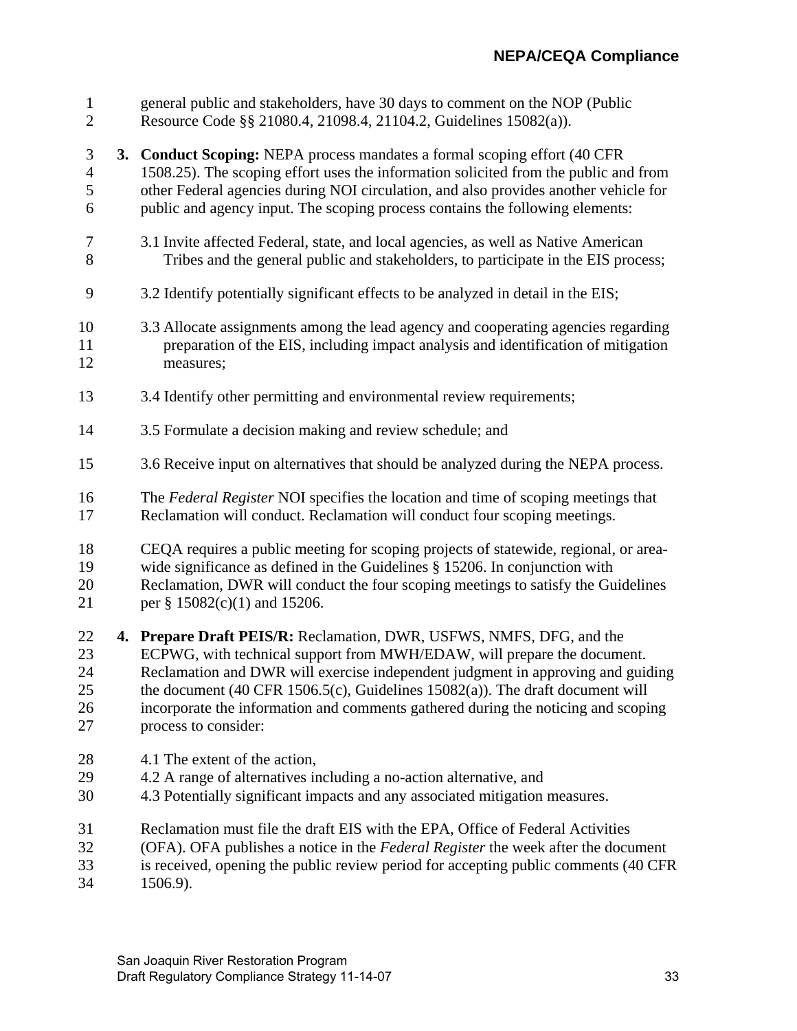general public and stakeholders, have 30 days to comment on the NOP (Public Resource Code §§ 21080.4, 21098.4, 21104.2, Guidelines 15082(a)).

3. **Conduct Scoping:** NEPA process mandates a formal scoping effort (40 CFR 1508.25). The scoping effort uses the information solicited from the public and from other Federal agencies during NOI circulation, and also provides another vehicle for public and agency input. The scoping process contains the following elements:

   3.1 Invite affected Federal, state, and local agencies, as well as Native American Tribes and the general public and stakeholders, to participate in the EIS process;

   3.2 Identify potentially significant effects to be analyzed in detail in the EIS;

   3.3 Allocate assignments among the lead agency and cooperating agencies regarding preparation of the EIS, including impact analysis and identification of mitigation measures;

   3.4 Identify other permitting and environmental review requirements;

   3.5 Formulate a decision making and review schedule; and

   3.6 Receive input on alternatives that should be analyzed during the NEPA process.

   The *Federal Register* NOI specifies the location and time of scoping meetings that Reclamation will conduct. Reclamation will conduct four scoping meetings.

   CEQA requires a public meeting for scoping projects of statewide, regional, or area-wide significance as defined in the Guidelines § 15206. In conjunction with Reclamation, DWR will conduct the four scoping meetings to satisfy the Guidelines per § 15082(c)(1) and 15206.

4. **Prepare Draft PEIS/R:** Reclamation, DWR, USFWS, NMFS, DFG, and the ECPWG, with technical support from MWH/EDAW, will prepare the document. Reclamation and DWR will exercise independent judgment in approving and guiding the document (40 CFR 1506.5(c), Guidelines 15082(a)). The draft document will incorporate the information and comments gathered during the noticing and scoping process to consider:

   4.1 The extent of the action,
   4.2 A range of alternatives including a no-action alternative, and
   4.3 Potentially significant impacts and any associated mitigation measures.

   Reclamation must file the draft EIS with the EPA, Office of Federal Activities (OFA). OFA publishes a notice in the *Federal Register* the week after the document is received, opening the public review period for accepting public comments (40 CFR 1506.9).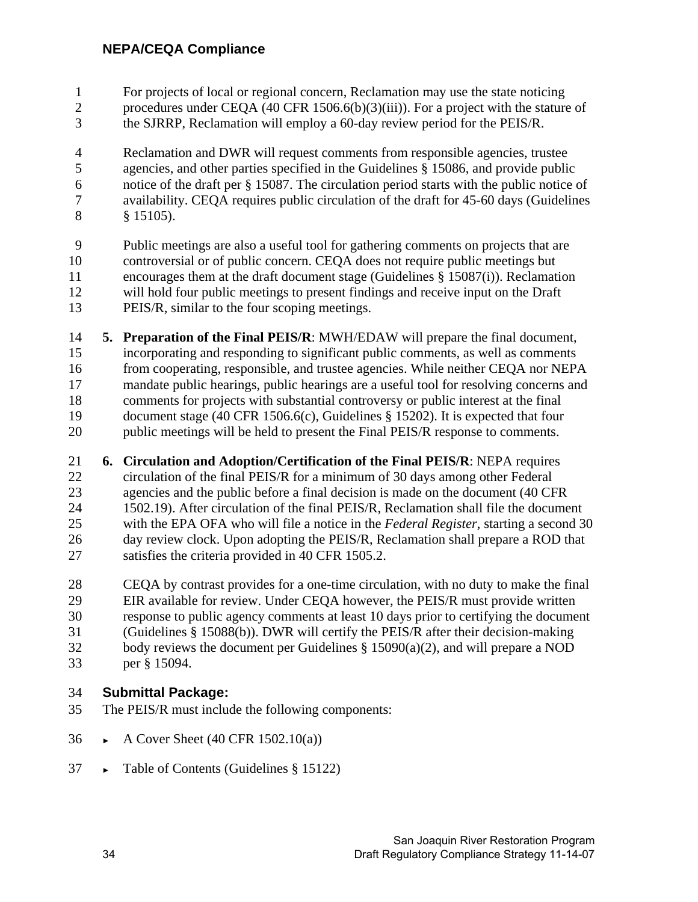For projects of local or regional concern, Reclamation may use the state noticing procedures under CEQA (40 CFR 1506.6(b)(3)(iii)). For a project with the stature of the SJRRP, Reclamation will employ a 60-day review period for the PEIS/R.

Reclamation and DWR will request comments from responsible agencies, trustee agencies, and other parties specified in the Guidelines § 15086, and provide public notice of the draft per § 15087. The circulation period starts with the public notice of availability. CEQA requires public circulation of the draft for 45-60 days (Guidelines § 15105).

Public meetings are also a useful tool for gathering comments on projects that are controversial or of public concern. CEQA does not require public meetings but encourages them at the draft document stage (Guidelines § 15087(i)). Reclamation will hold four public meetings to present findings and receive input on the Draft PEIS/R, similar to the four scoping meetings.

5. **Preparation of the Final PEIS/R**: MWH/EDAW will prepare the final document, incorporating and responding to significant public comments, as well as comments from cooperating, responsible, and trustee agencies. While neither CEQA nor NEPA mandate public hearings, public hearings are a useful tool for resolving concerns and comments for projects with substantial controversy or public interest at the final document stage (40 CFR 1506.6(c), Guidelines § 15202). It is expected that four public meetings will be held to present the Final PEIS/R response to comments.

6. **Circulation and Adoption/Certification of the Final PEIS/R**: NEPA requires circulation of the final PEIS/R for a minimum of 30 days among other Federal agencies and the public before a final decision is made on the document (40 CFR 1502.19). After circulation of the final PEIS/R, Reclamation shall file the document with the EPA OFA who will file a notice in the *Federal Register*, starting a second 30 day review clock. Upon adopting the PEIS/R, Reclamation shall prepare a ROD that satisfies the criteria provided in 40 CFR 1505.2.

   CEQA by contrast provides for a one-time circulation, with no duty to make the final EIR available for review. Under CEQA however, the PEIS/R must provide written response to public agency comments at least 10 days prior to certifying the document (Guidelines § 15088(b)). DWR will certify the PEIS/R after their decision-making body reviews the document per Guidelines § 15090(a)(2), and will prepare a NOD per § 15094.

### Submittal Package:

The PEIS/R must include the following components:

- A Cover Sheet (40 CFR 1502.10(a))
- Table of Contents (Guidelines § 15122)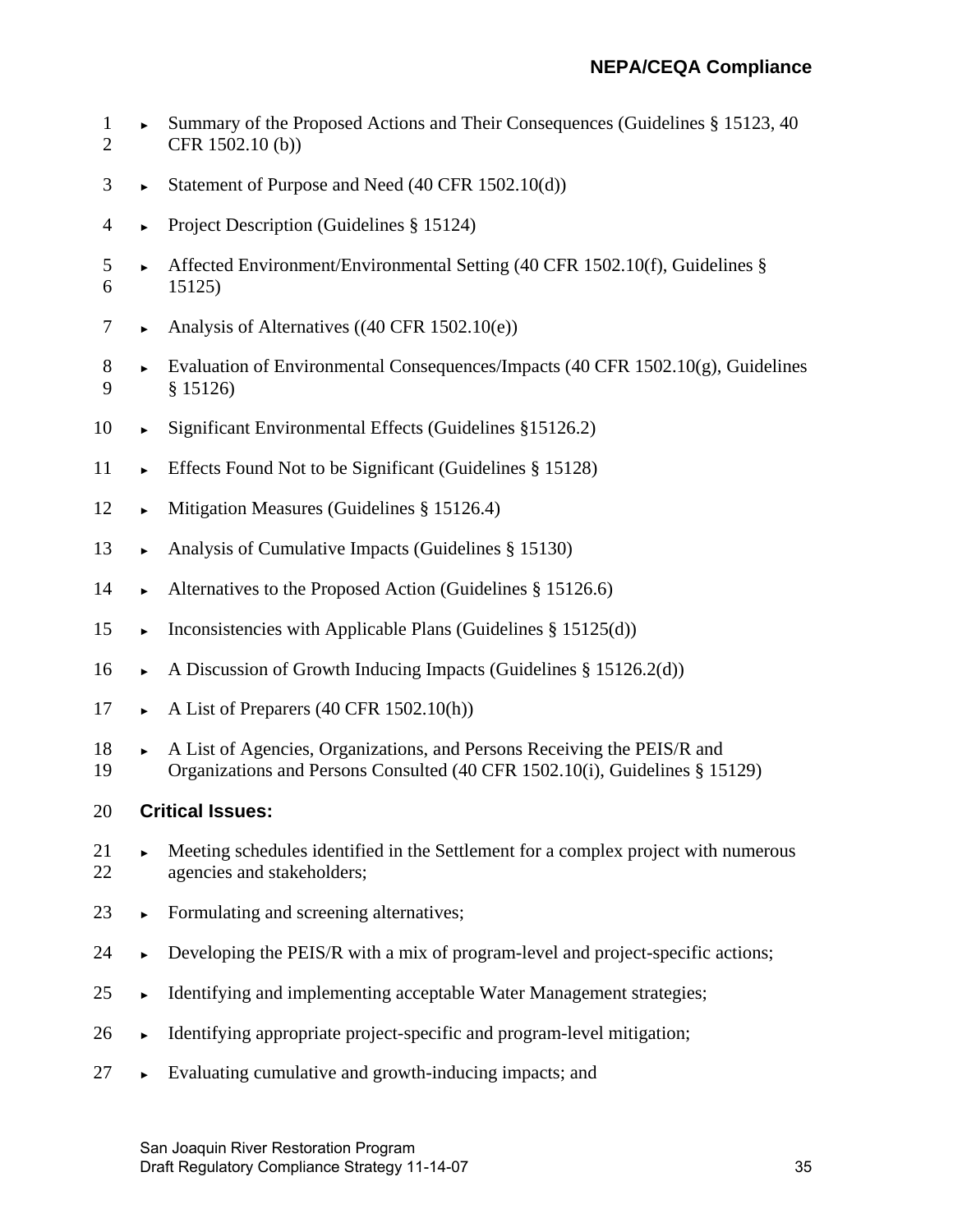- Summary of the Proposed Actions and Their Consequences (Guidelines § 15123, 40 CFR 1502.10 (b))
- Statement of Purpose and Need (40 CFR 1502.10(d))
- Project Description (Guidelines § 15124)
- Affected Environment/Environmental Setting (40 CFR 1502.10(f), Guidelines § 15125)
- Analysis of Alternatives ((40 CFR 1502.10(e))
- Evaluation of Environmental Consequences/Impacts (40 CFR 1502.10(g), Guidelines § 15126)
- Significant Environmental Effects (Guidelines §15126.2)
- Effects Found Not to be Significant (Guidelines § 15128)
- Mitigation Measures (Guidelines § 15126.4)
- Analysis of Cumulative Impacts (Guidelines § 15130)
- Alternatives to the Proposed Action (Guidelines § 15126.6)
- Inconsistencies with Applicable Plans (Guidelines § 15125(d))
- A Discussion of Growth Inducing Impacts (Guidelines § 15126.2(d))
- A List of Preparers (40 CFR 1502.10(h))
- A List of Agencies, Organizations, and Persons Receiving the PEIS/R and Organizations and Persons Consulted (40 CFR 1502.10(i), Guidelines § 15129)

**Critical Issues:**

- Meeting schedules identified in the Settlement for a complex project with numerous agencies and stakeholders;
- Formulating and screening alternatives;
- Developing the PEIS/R with a mix of program-level and project-specific actions;
- Identifying and implementing acceptable Water Management strategies;
- Identifying appropriate project-specific and program-level mitigation;
- Evaluating cumulative and growth-inducing impacts; and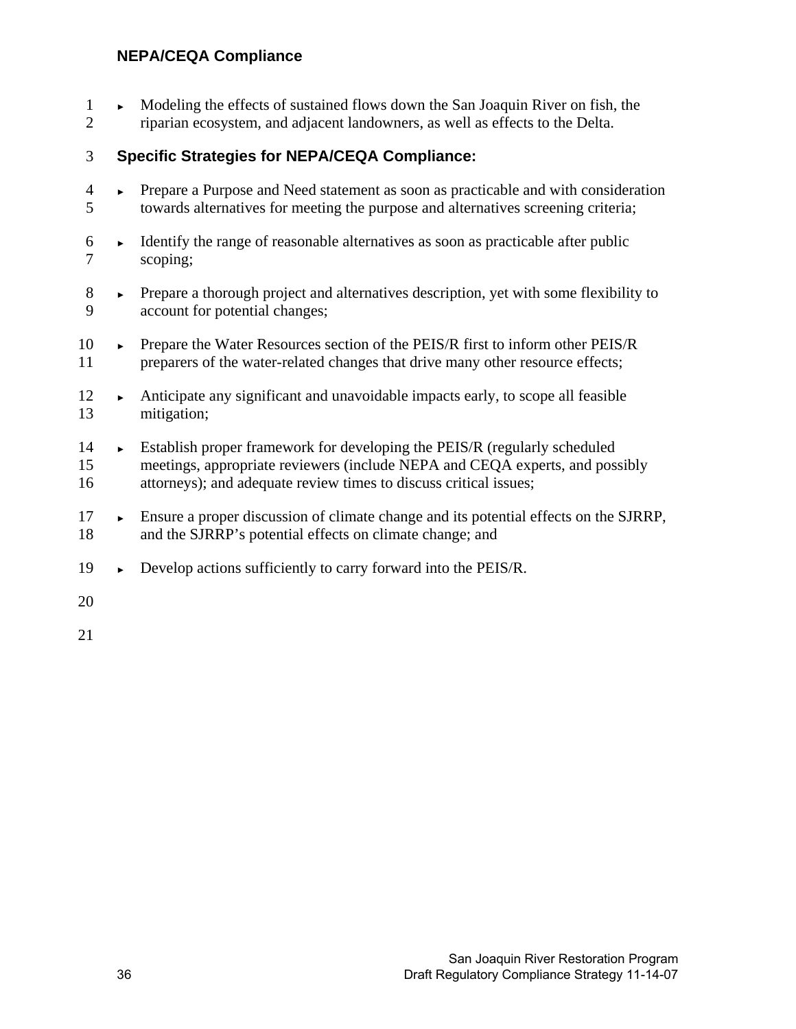- Modeling the effects of sustained flows down the San Joaquin River on fish, the riparian ecosystem, and adjacent landowners, as well as effects to the Delta.

### Specific Strategies for NEPA/CEQA Compliance:

- Prepare a Purpose and Need statement as soon as practicable and with consideration towards alternatives for meeting the purpose and alternatives screening criteria;
- Identify the range of reasonable alternatives as soon as practicable after public scoping;
- Prepare a thorough project and alternatives description, yet with some flexibility to account for potential changes;
- Prepare the Water Resources section of the PEIS/R first to inform other PEIS/R preparers of the water-related changes that drive many other resource effects;
- Anticipate any significant and unavoidable impacts early, to scope all feasible mitigation;
- Establish proper framework for developing the PEIS/R (regularly scheduled meetings, appropriate reviewers (include NEPA and CEQA experts, and possibly attorneys); and adequate review times to discuss critical issues;
- Ensure a proper discussion of climate change and its potential effects on the SJRRP, and the SJRRP's potential effects on climate change; and
- Develop actions sufficiently to carry forward into the PEIS/R.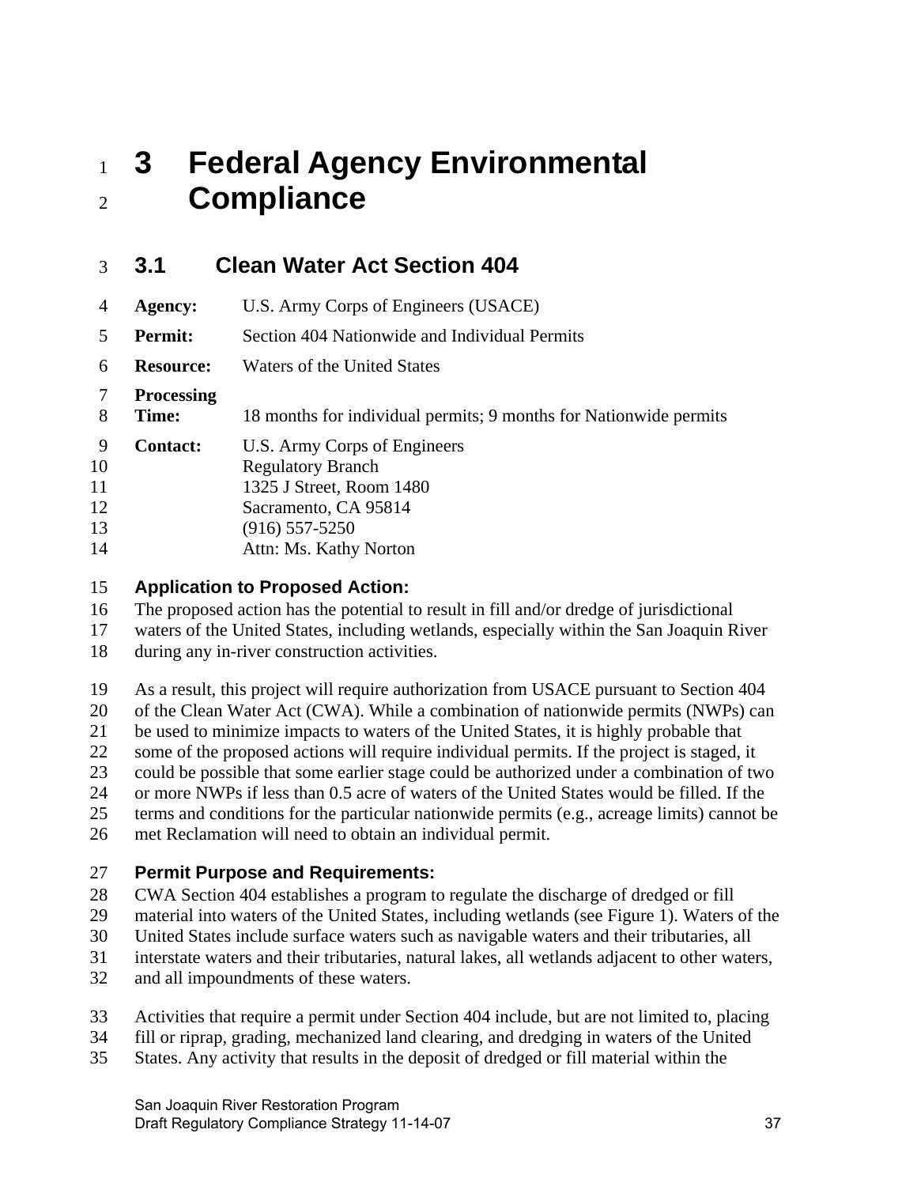# 3 Federal Agency Environmental Compliance

## 3.1 Clean Water Act Section 404

**Agency:** U.S. Army Corps of Engineers (USACE)

**Permit:** Section 404 Nationwide and Individual Permits

**Resource:** Waters of the United States

**Processing Time:** 18 months for individual permits; 9 months for Nationwide permits

**Contact:** U.S. Army Corps of Engineers
Regulatory Branch
1325 J Street, Room 1480
Sacramento, CA 95814
(916) 557-5250
Attn: Ms. Kathy Norton

### Application to Proposed Action:

The proposed action has the potential to result in fill and/or dredge of jurisdictional waters of the United States, including wetlands, especially within the San Joaquin River during any in-river construction activities.

As a result, this project will require authorization from USACE pursuant to Section 404 of the Clean Water Act (CWA). While a combination of nationwide permits (NWPs) can be used to minimize impacts to waters of the United States, it is highly probable that some of the proposed actions will require individual permits. If the project is staged, it could be possible that some earlier stage could be authorized under a combination of two or more NWPs if less than 0.5 acre of waters of the United States would be filled. If the terms and conditions for the particular nationwide permits (e.g., acreage limits) cannot be met Reclamation will need to obtain an individual permit.

### Permit Purpose and Requirements:

CWA Section 404 establishes a program to regulate the discharge of dredged or fill material into waters of the United States, including wetlands (see Figure 1). Waters of the United States include surface waters such as navigable waters and their tributaries, all interstate waters and their tributaries, natural lakes, all wetlands adjacent to other waters, and all impoundments of these waters.

Activities that require a permit under Section 404 include, but are not limited to, placing fill or riprap, grading, mechanized land clearing, and dredging in waters of the United States. Any activity that results in the deposit of dredged or fill material within the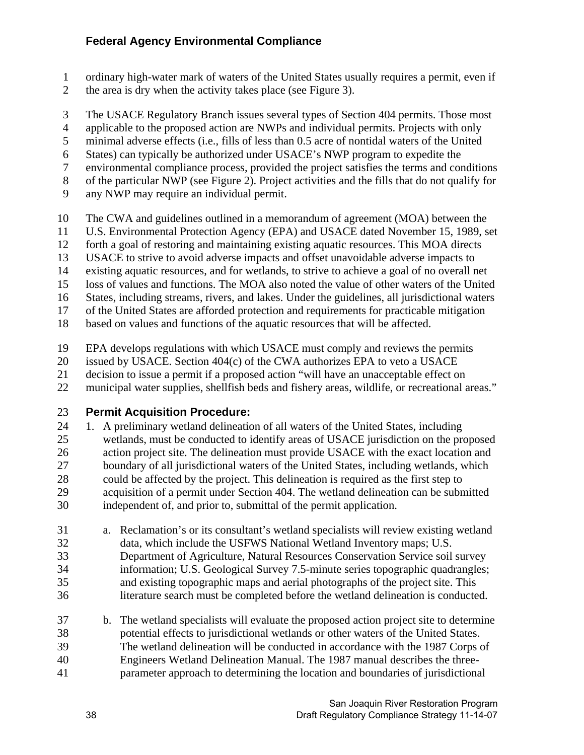ordinary high-water mark of waters of the United States usually requires a permit, even if the area is dry when the activity takes place (see Figure 3).

The USACE Regulatory Branch issues several types of Section 404 permits. Those most applicable to the proposed action are NWPs and individual permits. Projects with only minimal adverse effects (i.e., fills of less than 0.5 acre of nontidal waters of the United States) can typically be authorized under USACE's NWP program to expedite the environmental compliance process, provided the project satisfies the terms and conditions of the particular NWP (see Figure 2). Project activities and the fills that do not qualify for any NWP may require an individual permit.

The CWA and guidelines outlined in a memorandum of agreement (MOA) between the U.S. Environmental Protection Agency (EPA) and USACE dated November 15, 1989, set forth a goal of restoring and maintaining existing aquatic resources. This MOA directs USACE to strive to avoid adverse impacts and offset unavoidable adverse impacts to existing aquatic resources, and for wetlands, to strive to achieve a goal of no overall net loss of values and functions. The MOA also noted the value of other waters of the United States, including streams, rivers, and lakes. Under the guidelines, all jurisdictional waters of the United States are afforded protection and requirements for practicable mitigation based on values and functions of the aquatic resources that will be affected.

EPA develops regulations with which USACE must comply and reviews the permits issued by USACE. Section 404(c) of the CWA authorizes EPA to veto a USACE decision to issue a permit if a proposed action "will have an unacceptable effect on municipal water supplies, shellfish beds and fishery areas, wildlife, or recreational areas."

**Permit Acquisition Procedure:**

1. A preliminary wetland delineation of all waters of the United States, including wetlands, must be conducted to identify areas of USACE jurisdiction on the proposed action project site. The delineation must provide USACE with the exact location and boundary of all jurisdictional waters of the United States, including wetlands, which could be affected by the project. This delineation is required as the first step to acquisition of a permit under Section 404. The wetland delineation can be submitted independent of, and prior to, submittal of the permit application.

   a. Reclamation's or its consultant's wetland specialists will review existing wetland data, which include the USFWS National Wetland Inventory maps; U.S. Department of Agriculture, Natural Resources Conservation Service soil survey information; U.S. Geological Survey 7.5-minute series topographic quadrangles; and existing topographic maps and aerial photographs of the project site. This literature search must be completed before the wetland delineation is conducted.

   b. The wetland specialists will evaluate the proposed action project site to determine potential effects to jurisdictional wetlands or other waters of the United States. The wetland delineation will be conducted in accordance with the 1987 Corps of Engineers Wetland Delineation Manual. The 1987 manual describes the three-parameter approach to determining the location and boundaries of jurisdictional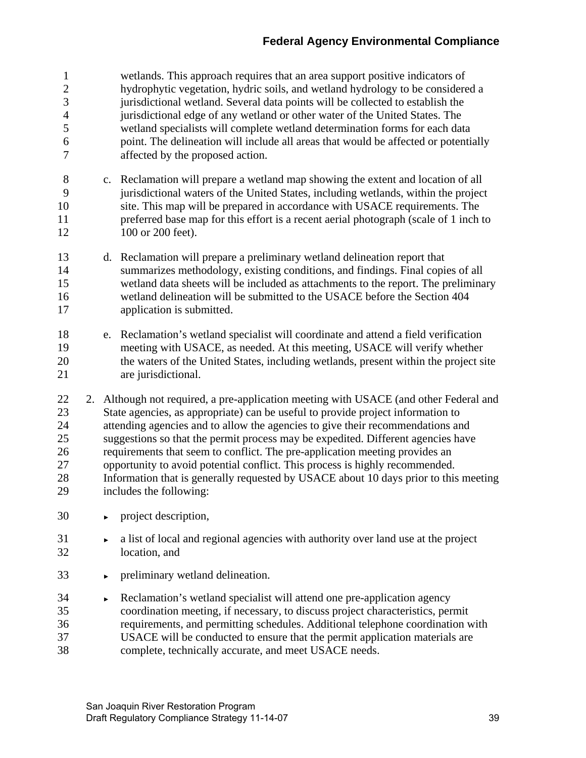wetlands. This approach requires that an area support positive indicators of hydrophytic vegetation, hydric soils, and wetland hydrology to be considered a jurisdictional wetland. Several data points will be collected to establish the jurisdictional edge of any wetland or other water of the United States. The wetland specialists will complete wetland determination forms for each data point. The delineation will include all areas that would be affected or potentially affected by the proposed action.

c. Reclamation will prepare a wetland map showing the extent and location of all jurisdictional waters of the United States, including wetlands, within the project site. This map will be prepared in accordance with USACE requirements. The preferred base map for this effort is a recent aerial photograph (scale of 1 inch to 100 or 200 feet).

d. Reclamation will prepare a preliminary wetland delineation report that summarizes methodology, existing conditions, and findings. Final copies of all wetland data sheets will be included as attachments to the report. The preliminary wetland delineation will be submitted to the USACE before the Section 404 application is submitted.

e. Reclamation's wetland specialist will coordinate and attend a field verification meeting with USACE, as needed. At this meeting, USACE will verify whether the waters of the United States, including wetlands, present within the project site are jurisdictional.

2. Although not required, a pre-application meeting with USACE (and other Federal and State agencies, as appropriate) can be useful to provide project information to attending agencies and to allow the agencies to give their recommendations and suggestions so that the permit process may be expedited. Different agencies have requirements that seem to conflict. The pre-application meeting provides an opportunity to avoid potential conflict. This process is highly recommended. Information that is generally requested by USACE about 10 days prior to this meeting includes the following:

   - project description,
   - a list of local and regional agencies with authority over land use at the project location, and
   - preliminary wetland delineation.
   - Reclamation's wetland specialist will attend one pre-application agency coordination meeting, if necessary, to discuss project characteristics, permit requirements, and permitting schedules. Additional telephone coordination with USACE will be conducted to ensure that the permit application materials are complete, technically accurate, and meet USACE needs.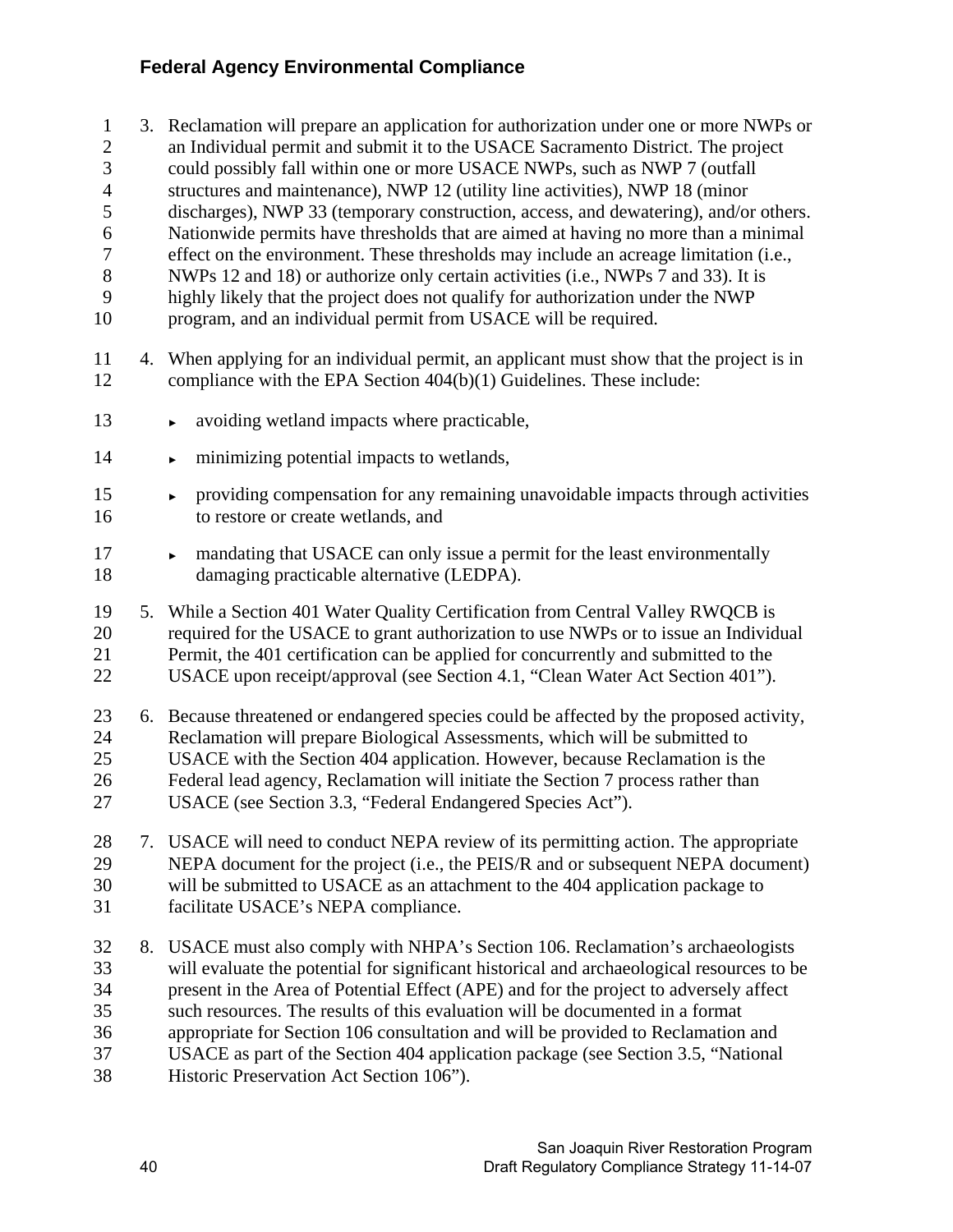3. Reclamation will prepare an application for authorization under one or more NWPs or an Individual permit and submit it to the USACE Sacramento District. The project could possibly fall within one or more USACE NWPs, such as NWP 7 (outfall structures and maintenance), NWP 12 (utility line activities), NWP 18 (minor discharges), NWP 33 (temporary construction, access, and dewatering), and/or others. Nationwide permits have thresholds that are aimed at having no more than a minimal effect on the environment. These thresholds may include an acreage limitation (i.e., NWPs 12 and 18) or authorize only certain activities (i.e., NWPs 7 and 33). It is highly likely that the project does not qualify for authorization under the NWP program, and an individual permit from USACE will be required.

4. When applying for an individual permit, an applicant must show that the project is in compliance with the EPA Section 404(b)(1) Guidelines. These include:

   - avoiding wetland impacts where practicable,
   - minimizing potential impacts to wetlands,
   - providing compensation for any remaining unavoidable impacts through activities to restore or create wetlands, and
   - mandating that USACE can only issue a permit for the least environmentally damaging practicable alternative (LEDPA).

5. While a Section 401 Water Quality Certification from Central Valley RWQCB is required for the USACE to grant authorization to use NWPs or to issue an Individual Permit, the 401 certification can be applied for concurrently and submitted to the USACE upon receipt/approval (see Section 4.1, "Clean Water Act Section 401").

6. Because threatened or endangered species could be affected by the proposed activity, Reclamation will prepare Biological Assessments, which will be submitted to USACE with the Section 404 application. However, because Reclamation is the Federal lead agency, Reclamation will initiate the Section 7 process rather than USACE (see Section 3.3, "Federal Endangered Species Act").

7. USACE will need to conduct NEPA review of its permitting action. The appropriate NEPA document for the project (i.e., the PEIS/R and or subsequent NEPA document) will be submitted to USACE as an attachment to the 404 application package to facilitate USACE's NEPA compliance.

8. USACE must also comply with NHPA's Section 106. Reclamation's archaeologists will evaluate the potential for significant historical and archaeological resources to be present in the Area of Potential Effect (APE) and for the project to adversely affect such resources. The results of this evaluation will be documented in a format appropriate for Section 106 consultation and will be provided to Reclamation and USACE as part of the Section 404 application package (see Section 3.5, "National Historic Preservation Act Section 106").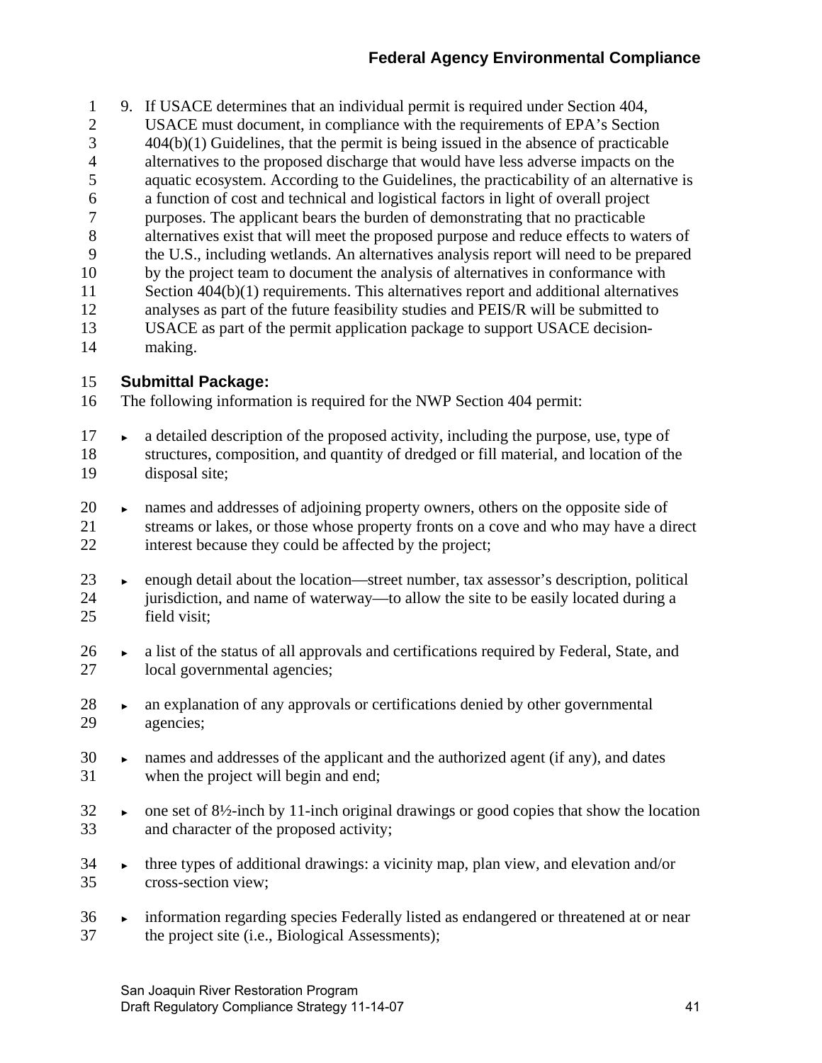9. If USACE determines that an individual permit is required under Section 404, USACE must document, in compliance with the requirements of EPA's Section 404(b)(1) Guidelines, that the permit is being issued in the absence of practicable alternatives to the proposed discharge that would have less adverse impacts on the aquatic ecosystem. According to the Guidelines, the practicability of an alternative is a function of cost and technical and logistical factors in light of overall project purposes. The applicant bears the burden of demonstrating that no practicable alternatives exist that will meet the proposed purpose and reduce effects to waters of the U.S., including wetlands. An alternatives analysis report will need to be prepared by the project team to document the analysis of alternatives in conformance with Section 404(b)(1) requirements. This alternatives report and additional alternatives analyses as part of the future feasibility studies and PEIS/R will be submitted to USACE as part of the permit application package to support USACE decision-making.

### Submittal Package:

The following information is required for the NWP Section 404 permit:

- a detailed description of the proposed activity, including the purpose, use, type of structures, composition, and quantity of dredged or fill material, and location of the disposal site;
- names and addresses of adjoining property owners, others on the opposite side of streams or lakes, or those whose property fronts on a cove and who may have a direct interest because they could be affected by the project;
- enough detail about the location—street number, tax assessor's description, political jurisdiction, and name of waterway—to allow the site to be easily located during a field visit;
- a list of the status of all approvals and certifications required by Federal, State, and local governmental agencies;
- an explanation of any approvals or certifications denied by other governmental agencies;
- names and addresses of the applicant and the authorized agent (if any), and dates when the project will begin and end;
- one set of 8½-inch by 11-inch original drawings or good copies that show the location and character of the proposed activity;
- three types of additional drawings: a vicinity map, plan view, and elevation and/or cross-section view;
- information regarding species Federally listed as endangered or threatened at or near the project site (i.e., Biological Assessments);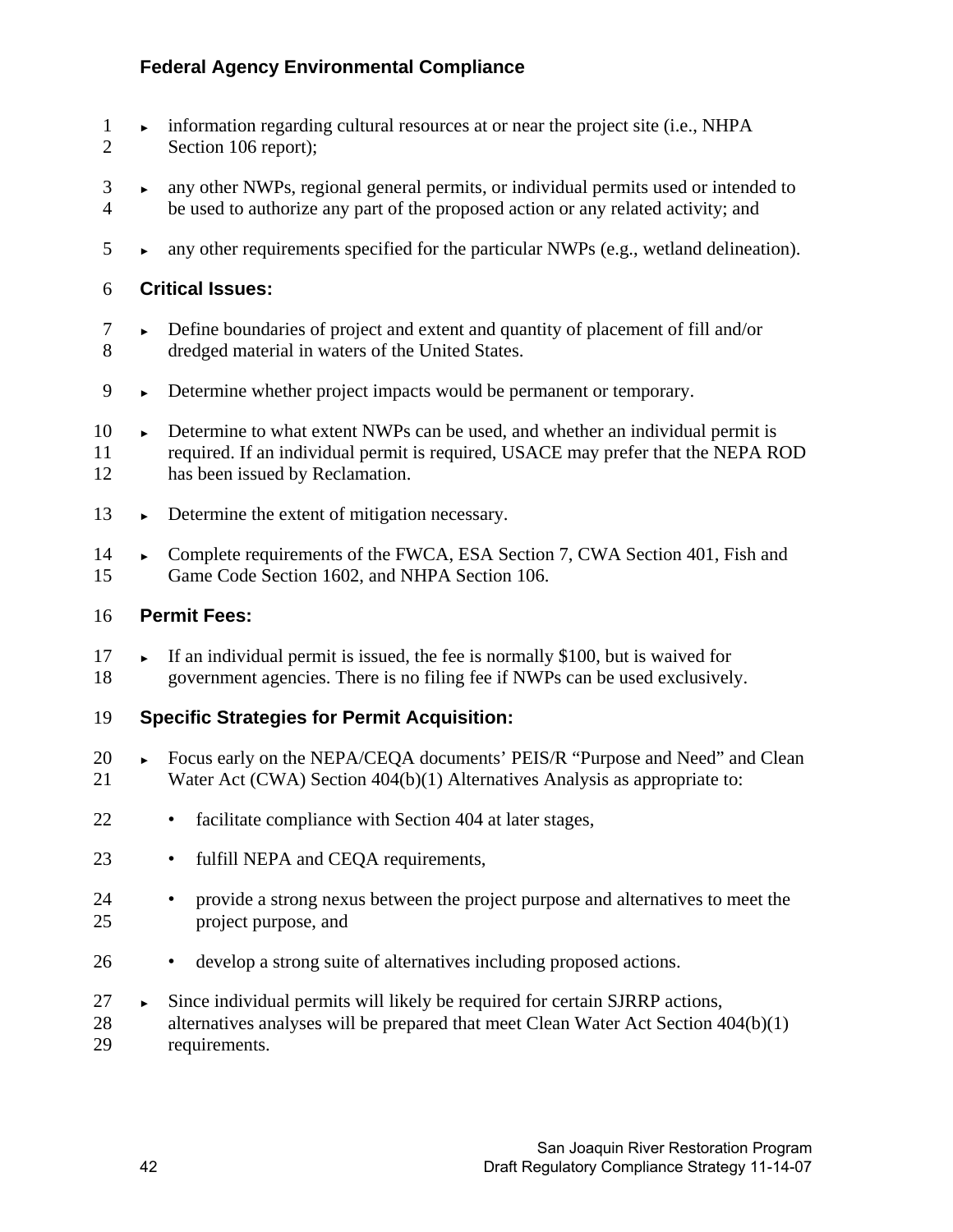- information regarding cultural resources at or near the project site (i.e., NHPA Section 106 report);
- any other NWPs, regional general permits, or individual permits used or intended to be used to authorize any part of the proposed action or any related activity; and
- any other requirements specified for the particular NWPs (e.g., wetland delineation).

**Critical Issues:**

- Define boundaries of project and extent and quantity of placement of fill and/or dredged material in waters of the United States.
- Determine whether project impacts would be permanent or temporary.
- Determine to what extent NWPs can be used, and whether an individual permit is required. If an individual permit is required, USACE may prefer that the NEPA ROD has been issued by Reclamation.
- Determine the extent of mitigation necessary.
- Complete requirements of the FWCA, ESA Section 7, CWA Section 401, Fish and Game Code Section 1602, and NHPA Section 106.

**Permit Fees:**

- If an individual permit is issued, the fee is normally $100, but is waived for government agencies. There is no filing fee if NWPs can be used exclusively.

**Specific Strategies for Permit Acquisition:**

- Focus early on the NEPA/CEQA documents' PEIS/R "Purpose and Need" and Clean Water Act (CWA) Section 404(b)(1) Alternatives Analysis as appropriate to:
  - facilitate compliance with Section 404 at later stages,
  - fulfill NEPA and CEQA requirements,
  - provide a strong nexus between the project purpose and alternatives to meet the project purpose, and
  - develop a strong suite of alternatives including proposed actions.
- Since individual permits will likely be required for certain SJRRP actions, alternatives analyses will be prepared that meet Clean Water Act Section 404(b)(1) requirements.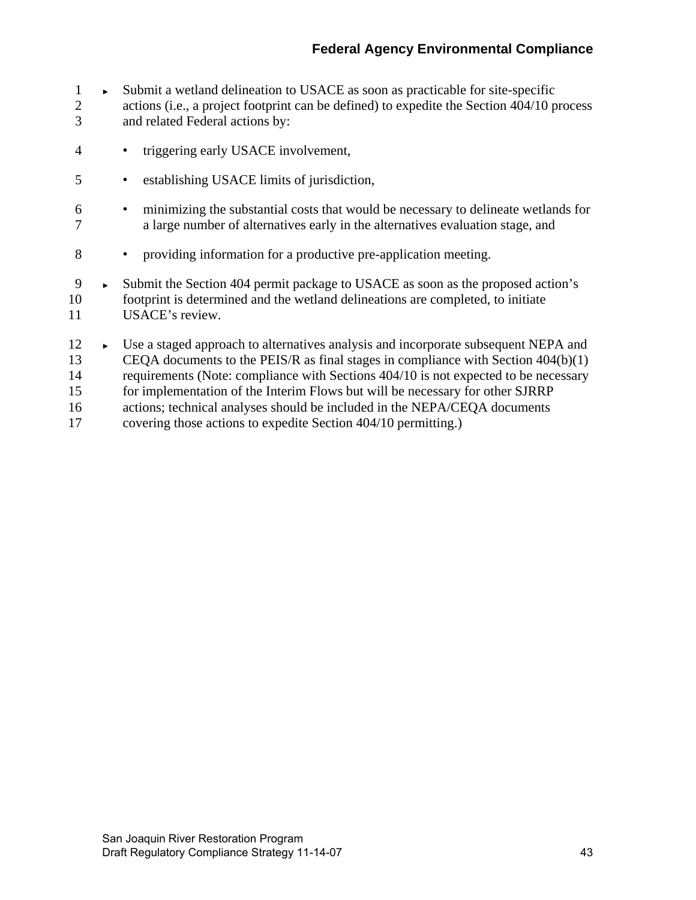- Submit a wetland delineation to USACE as soon as practicable for site-specific actions (i.e., a project footprint can be defined) to expedite the Section 404/10 process and related Federal actions by:
  - triggering early USACE involvement,
  - establishing USACE limits of jurisdiction,
  - minimizing the substantial costs that would be necessary to delineate wetlands for a large number of alternatives early in the alternatives evaluation stage, and
  - providing information for a productive pre-application meeting.
- Submit the Section 404 permit package to USACE as soon as the proposed action's footprint is determined and the wetland delineations are completed, to initiate USACE's review.
- Use a staged approach to alternatives analysis and incorporate subsequent NEPA and CEQA documents to the PEIS/R as final stages in compliance with Section 404(b)(1) requirements (Note: compliance with Sections 404/10 is not expected to be necessary for implementation of the Interim Flows but will be necessary for other SJRRP actions; technical analyses should be included in the NEPA/CEQA documents covering those actions to expedite Section 404/10 permitting.)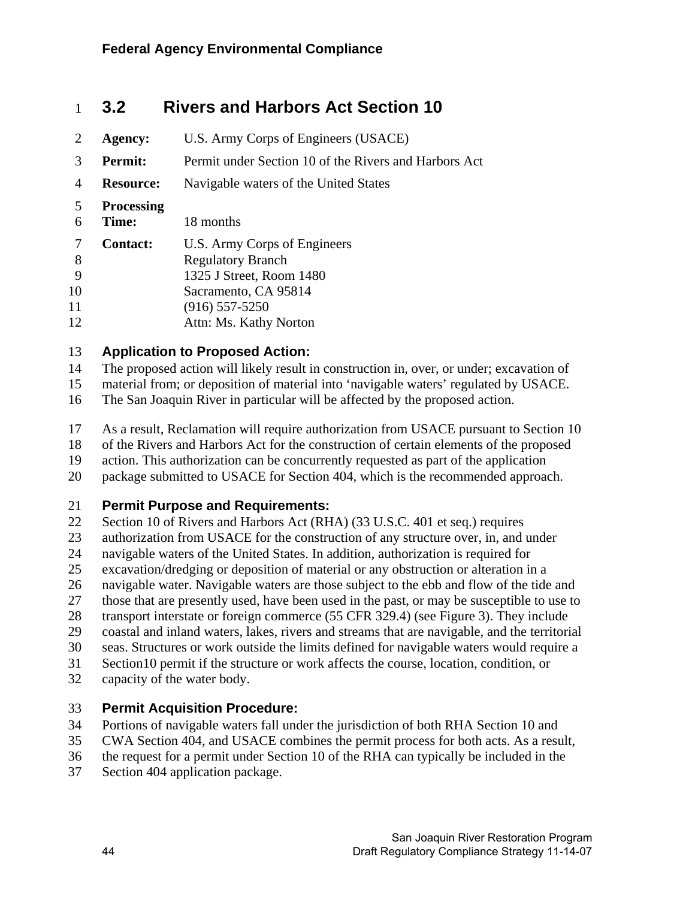## 3.2 Rivers and Harbors Act Section 10

**Agency:** U.S. Army Corps of Engineers (USACE)

**Permit:** Permit under Section 10 of the Rivers and Harbors Act

**Resource:** Navigable waters of the United States

**Processing Time:** 18 months

**Contact:** U.S. Army Corps of Engineers
Regulatory Branch
1325 J Street, Room 1480
Sacramento, CA 95814
(916) 557-5250
Attn: Ms. Kathy Norton

### Application to Proposed Action:

The proposed action will likely result in construction in, over, or under; excavation of material from; or deposition of material into 'navigable waters' regulated by USACE. The San Joaquin River in particular will be affected by the proposed action.

As a result, Reclamation will require authorization from USACE pursuant to Section 10 of the Rivers and Harbors Act for the construction of certain elements of the proposed action. This authorization can be concurrently requested as part of the application package submitted to USACE for Section 404, which is the recommended approach.

### Permit Purpose and Requirements:

Section 10 of Rivers and Harbors Act (RHA) (33 U.S.C. 401 et seq.) requires authorization from USACE for the construction of any structure over, in, and under navigable waters of the United States. In addition, authorization is required for excavation/dredging or deposition of material or any obstruction or alteration in a navigable water. Navigable waters are those subject to the ebb and flow of the tide and those that are presently used, have been used in the past, or may be susceptible to use to transport interstate or foreign commerce (55 CFR 329.4) (see Figure 3). They include coastal and inland waters, lakes, rivers and streams that are navigable, and the territorial seas. Structures or work outside the limits defined for navigable waters would require a Section10 permit if the structure or work affects the course, location, condition, or capacity of the water body.

### Permit Acquisition Procedure:

Portions of navigable waters fall under the jurisdiction of both RHA Section 10 and CWA Section 404, and USACE combines the permit process for both acts. As a result, the request for a permit under Section 10 of the RHA can typically be included in the Section 404 application package.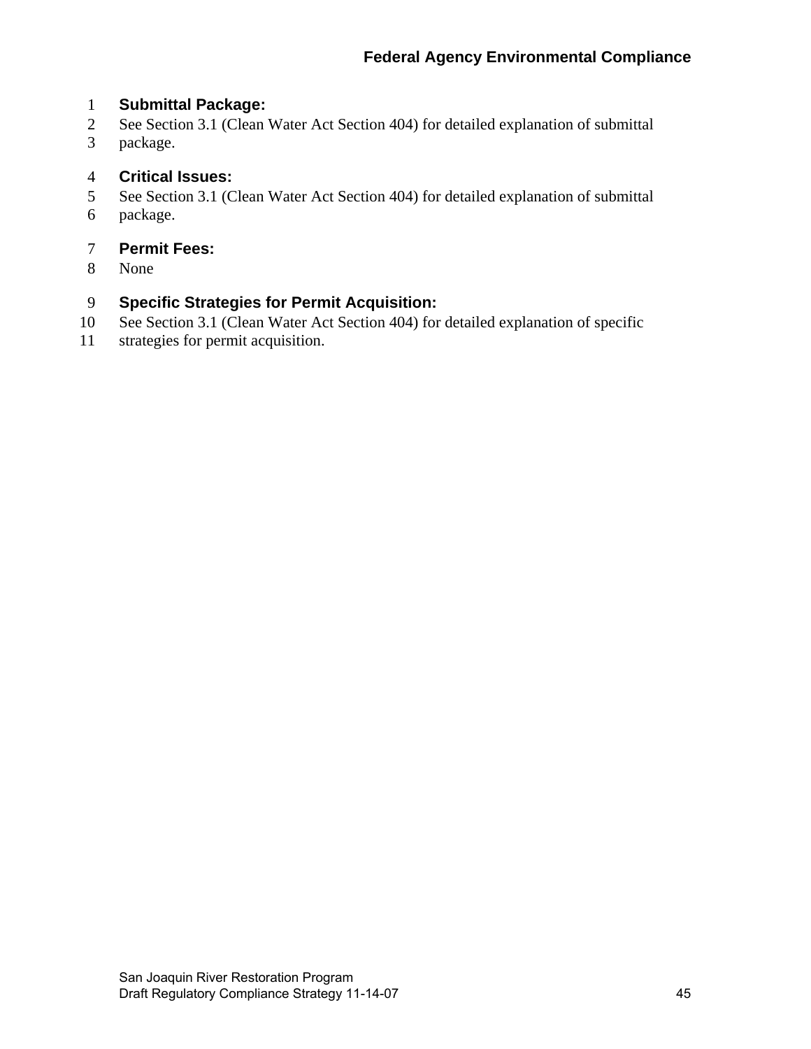**Submittal Package:**

See Section 3.1 (Clean Water Act Section 404) for detailed explanation of submittal package.

**Critical Issues:**

See Section 3.1 (Clean Water Act Section 404) for detailed explanation of submittal package.

**Permit Fees:**

None

**Specific Strategies for Permit Acquisition:**

See Section 3.1 (Clean Water Act Section 404) for detailed explanation of specific strategies for permit acquisition.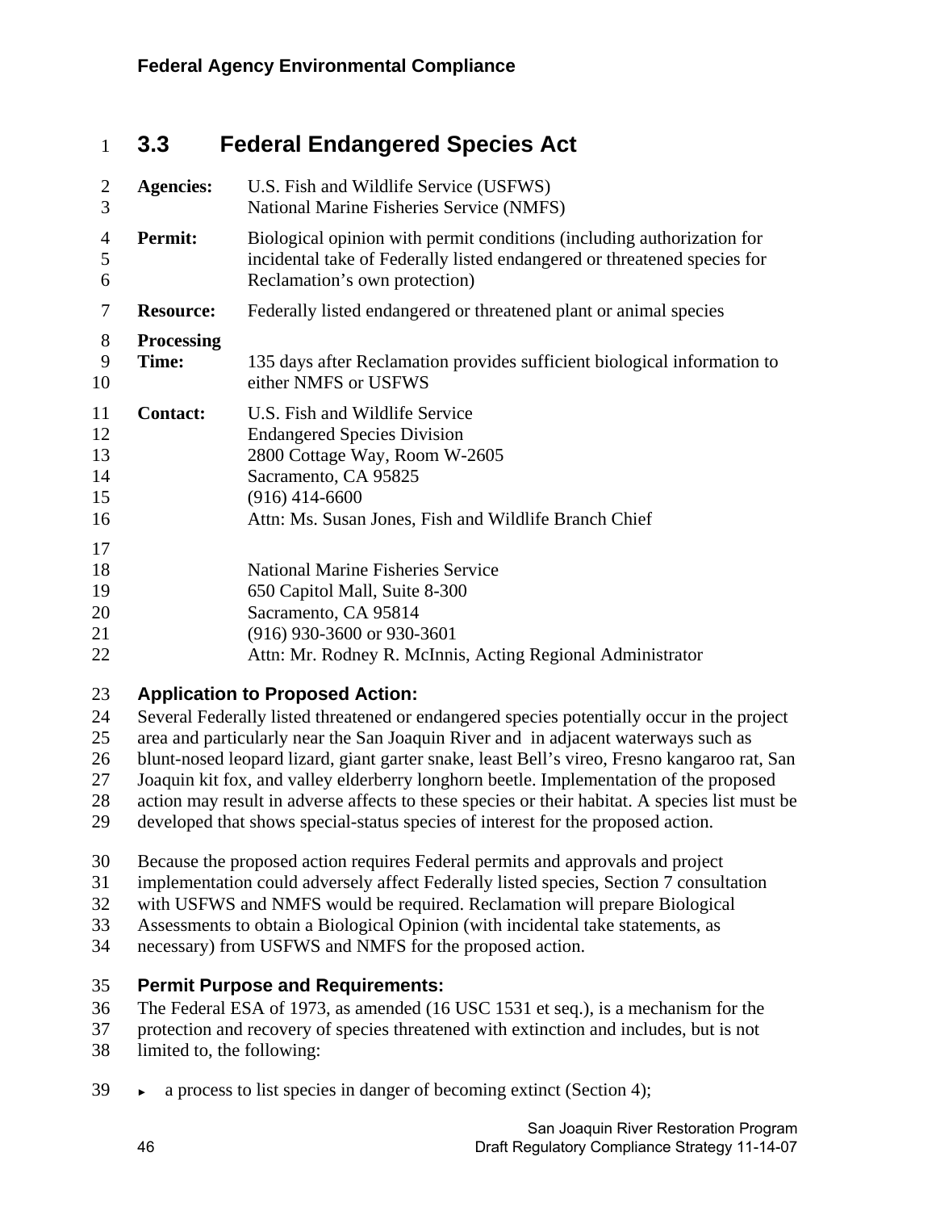## 3.3 Federal Endangered Species Act

**Agencies:** U.S. Fish and Wildlife Service (USFWS)
National Marine Fisheries Service (NMFS)

**Permit:** Biological opinion with permit conditions (including authorization for incidental take of Federally listed endangered or threatened species for Reclamation's own protection)

**Resource:** Federally listed endangered or threatened plant or animal species

**Processing Time:** 135 days after Reclamation provides sufficient biological information to either NMFS or USFWS

**Contact:** U.S. Fish and Wildlife Service
Endangered Species Division
2800 Cottage Way, Room W-2605
Sacramento, CA 95825
(916) 414-6600
Attn: Ms. Susan Jones, Fish and Wildlife Branch Chief

National Marine Fisheries Service
650 Capitol Mall, Suite 8-300
Sacramento, CA 95814
(916) 930-3600 or 930-3601
Attn: Mr. Rodney R. McInnis, Acting Regional Administrator

### Application to Proposed Action:

Several Federally listed threatened or endangered species potentially occur in the project area and particularly near the San Joaquin River and in adjacent waterways such as blunt-nosed leopard lizard, giant garter snake, least Bell's vireo, Fresno kangaroo rat, San Joaquin kit fox, and valley elderberry longhorn beetle. Implementation of the proposed action may result in adverse affects to these species or their habitat. A species list must be developed that shows special-status species of interest for the proposed action.

Because the proposed action requires Federal permits and approvals and project implementation could adversely affect Federally listed species, Section 7 consultation with USFWS and NMFS would be required. Reclamation will prepare Biological Assessments to obtain a Biological Opinion (with incidental take statements, as necessary) from USFWS and NMFS for the proposed action.

### Permit Purpose and Requirements:

The Federal ESA of 1973, as amended (16 USC 1531 et seq.), is a mechanism for the protection and recovery of species threatened with extinction and includes, but is not limited to, the following:

- a process to list species in danger of becoming extinct (Section 4);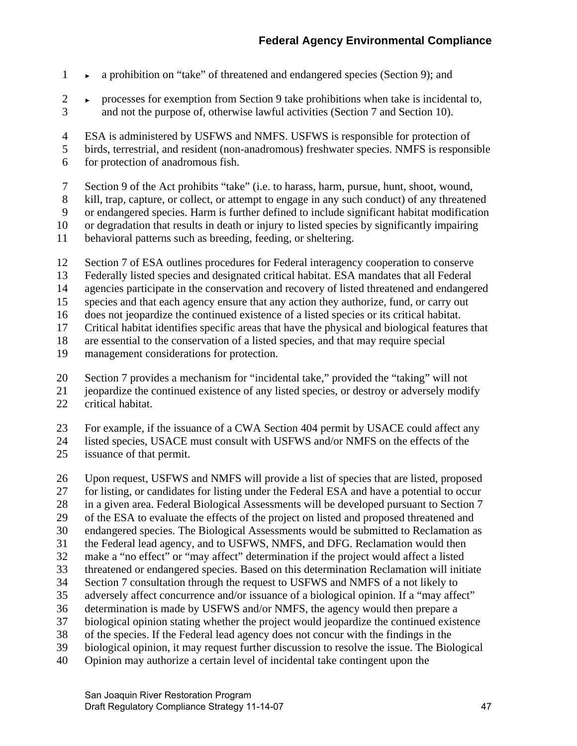- a prohibition on "take" of threatened and endangered species (Section 9); and
- processes for exemption from Section 9 take prohibitions when take is incidental to, and not the purpose of, otherwise lawful activities (Section 7 and Section 10).

ESA is administered by USFWS and NMFS. USFWS is responsible for protection of birds, terrestrial, and resident (non-anadromous) freshwater species. NMFS is responsible for protection of anadromous fish.

Section 9 of the Act prohibits "take" (i.e. to harass, harm, pursue, hunt, shoot, wound, kill, trap, capture, or collect, or attempt to engage in any such conduct) of any threatened or endangered species. Harm is further defined to include significant habitat modification or degradation that results in death or injury to listed species by significantly impairing behavioral patterns such as breeding, feeding, or sheltering.

Section 7 of ESA outlines procedures for Federal interagency cooperation to conserve Federally listed species and designated critical habitat. ESA mandates that all Federal agencies participate in the conservation and recovery of listed threatened and endangered species and that each agency ensure that any action they authorize, fund, or carry out does not jeopardize the continued existence of a listed species or its critical habitat. Critical habitat identifies specific areas that have the physical and biological features that are essential to the conservation of a listed species, and that may require special management considerations for protection.

Section 7 provides a mechanism for "incidental take," provided the "taking" will not jeopardize the continued existence of any listed species, or destroy or adversely modify critical habitat.

For example, if the issuance of a CWA Section 404 permit by USACE could affect any listed species, USACE must consult with USFWS and/or NMFS on the effects of the issuance of that permit.

Upon request, USFWS and NMFS will provide a list of species that are listed, proposed for listing, or candidates for listing under the Federal ESA and have a potential to occur in a given area. Federal Biological Assessments will be developed pursuant to Section 7 of the ESA to evaluate the effects of the project on listed and proposed threatened and endangered species. The Biological Assessments would be submitted to Reclamation as the Federal lead agency, and to USFWS, NMFS, and DFG. Reclamation would then make a "no effect" or "may affect" determination if the project would affect a listed threatened or endangered species. Based on this determination Reclamation will initiate Section 7 consultation through the request to USFWS and NMFS of a not likely to adversely affect concurrence and/or issuance of a biological opinion. If a "may affect" determination is made by USFWS and/or NMFS, the agency would then prepare a biological opinion stating whether the project would jeopardize the continued existence of the species. If the Federal lead agency does not concur with the findings in the biological opinion, it may request further discussion to resolve the issue. The Biological Opinion may authorize a certain level of incidental take contingent upon the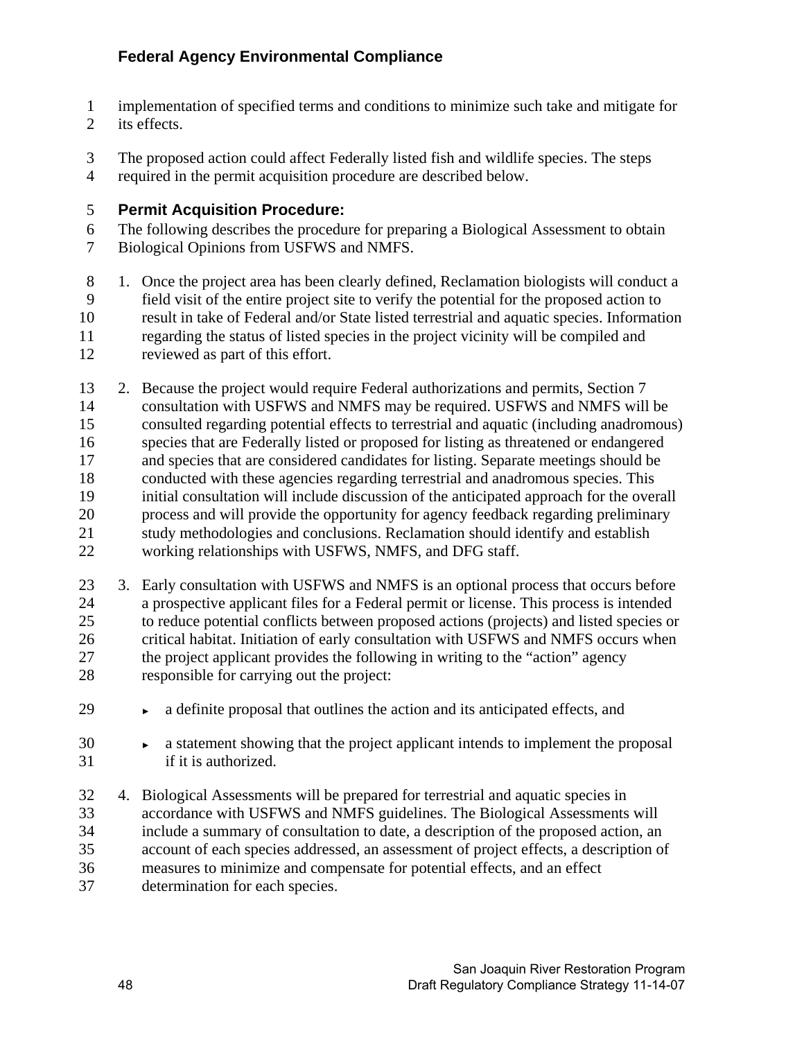implementation of specified terms and conditions to minimize such take and mitigate for its effects.

The proposed action could affect Federally listed fish and wildlife species. The steps required in the permit acquisition procedure are described below.

**Permit Acquisition Procedure:**

The following describes the procedure for preparing a Biological Assessment to obtain Biological Opinions from USFWS and NMFS.

1. Once the project area has been clearly defined, Reclamation biologists will conduct a field visit of the entire project site to verify the potential for the proposed action to result in take of Federal and/or State listed terrestrial and aquatic species. Information regarding the status of listed species in the project vicinity will be compiled and reviewed as part of this effort.

2. Because the project would require Federal authorizations and permits, Section 7 consultation with USFWS and NMFS may be required. USFWS and NMFS will be consulted regarding potential effects to terrestrial and aquatic (including anadromous) species that are Federally listed or proposed for listing as threatened or endangered and species that are considered candidates for listing. Separate meetings should be conducted with these agencies regarding terrestrial and anadromous species. This initial consultation will include discussion of the anticipated approach for the overall process and will provide the opportunity for agency feedback regarding preliminary study methodologies and conclusions. Reclamation should identify and establish working relationships with USFWS, NMFS, and DFG staff.

3. Early consultation with USFWS and NMFS is an optional process that occurs before a prospective applicant files for a Federal permit or license. This process is intended to reduce potential conflicts between proposed actions (projects) and listed species or critical habitat. Initiation of early consultation with USFWS and NMFS occurs when the project applicant provides the following in writing to the "action" agency responsible for carrying out the project:

   - a definite proposal that outlines the action and its anticipated effects, and
   - a statement showing that the project applicant intends to implement the proposal if it is authorized.

4. Biological Assessments will be prepared for terrestrial and aquatic species in accordance with USFWS and NMFS guidelines. The Biological Assessments will include a summary of consultation to date, a description of the proposed action, an account of each species addressed, an assessment of project effects, a description of measures to minimize and compensate for potential effects, and an effect determination for each species.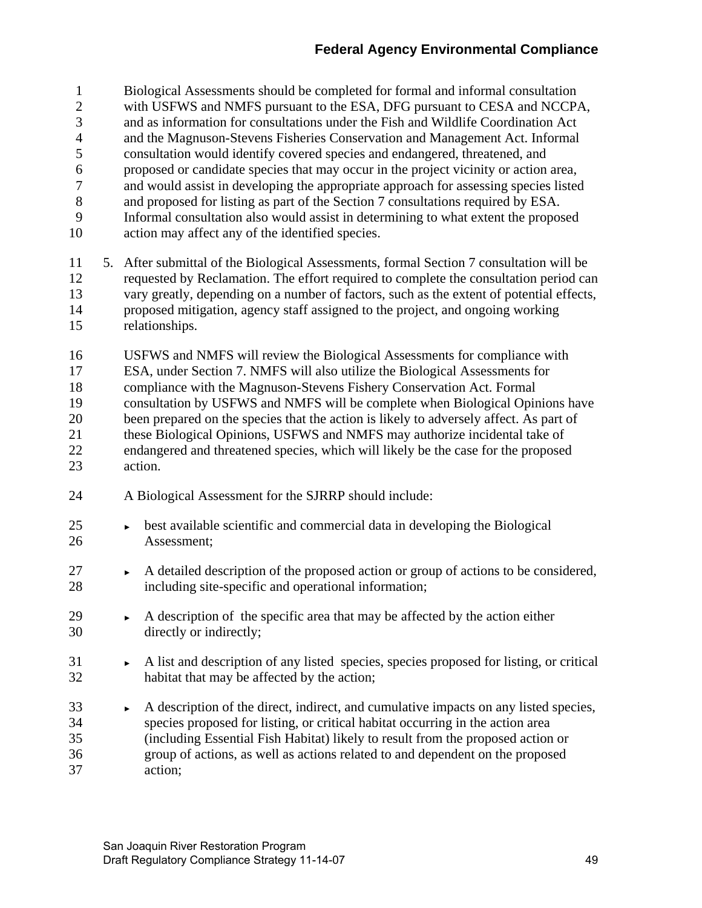Biological Assessments should be completed for formal and informal consultation with USFWS and NMFS pursuant to the ESA, DFG pursuant to CESA and NCCPA, and as information for consultations under the Fish and Wildlife Coordination Act and the Magnuson-Stevens Fisheries Conservation and Management Act. Informal consultation would identify covered species and endangered, threatened, and proposed or candidate species that may occur in the project vicinity or action area, and would assist in developing the appropriate approach for assessing species listed and proposed for listing as part of the Section 7 consultations required by ESA. Informal consultation also would assist in determining to what extent the proposed action may affect any of the identified species.

5. After submittal of the Biological Assessments, formal Section 7 consultation will be requested by Reclamation. The effort required to complete the consultation period can vary greatly, depending on a number of factors, such as the extent of potential effects, proposed mitigation, agency staff assigned to the project, and ongoing working relationships.

   USFWS and NMFS will review the Biological Assessments for compliance with ESA, under Section 7. NMFS will also utilize the Biological Assessments for compliance with the Magnuson-Stevens Fishery Conservation Act. Formal consultation by USFWS and NMFS will be complete when Biological Opinions have been prepared on the species that the action is likely to adversely affect. As part of these Biological Opinions, USFWS and NMFS may authorize incidental take of endangered and threatened species, which will likely be the case for the proposed action.

   A Biological Assessment for the SJRRP should include:

   - best available scientific and commercial data in developing the Biological Assessment;
   - A detailed description of the proposed action or group of actions to be considered, including site-specific and operational information;
   - A description of the specific area that may be affected by the action either directly or indirectly;
   - A list and description of any listed species, species proposed for listing, or critical habitat that may be affected by the action;
   - A description of the direct, indirect, and cumulative impacts on any listed species, species proposed for listing, or critical habitat occurring in the action area (including Essential Fish Habitat) likely to result from the proposed action or group of actions, as well as actions related to and dependent on the proposed action;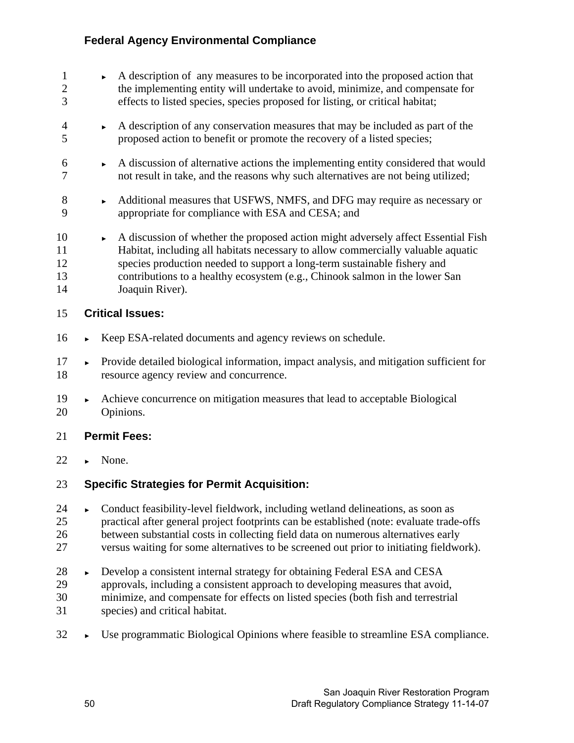- A description of any measures to be incorporated into the proposed action that the implementing entity will undertake to avoid, minimize, and compensate for effects to listed species, species proposed for listing, or critical habitat;
- A description of any conservation measures that may be included as part of the proposed action to benefit or promote the recovery of a listed species;
- A discussion of alternative actions the implementing entity considered that would not result in take, and the reasons why such alternatives are not being utilized;
- Additional measures that USFWS, NMFS, and DFG may require as necessary or appropriate for compliance with ESA and CESA; and
- A discussion of whether the proposed action might adversely affect Essential Fish Habitat, including all habitats necessary to allow commercially valuable aquatic species production needed to support a long-term sustainable fishery and contributions to a healthy ecosystem (e.g., Chinook salmon in the lower San Joaquin River).

**Critical Issues:**

- Keep ESA-related documents and agency reviews on schedule.
- Provide detailed biological information, impact analysis, and mitigation sufficient for resource agency review and concurrence.
- Achieve concurrence on mitigation measures that lead to acceptable Biological Opinions.

**Permit Fees:**

- None.

**Specific Strategies for Permit Acquisition:**

- Conduct feasibility-level fieldwork, including wetland delineations, as soon as practical after general project footprints can be established (note: evaluate trade-offs between substantial costs in collecting field data on numerous alternatives early versus waiting for some alternatives to be screened out prior to initiating fieldwork).
- Develop a consistent internal strategy for obtaining Federal ESA and CESA approvals, including a consistent approach to developing measures that avoid, minimize, and compensate for effects on listed species (both fish and terrestrial species) and critical habitat.
- Use programmatic Biological Opinions where feasible to streamline ESA compliance.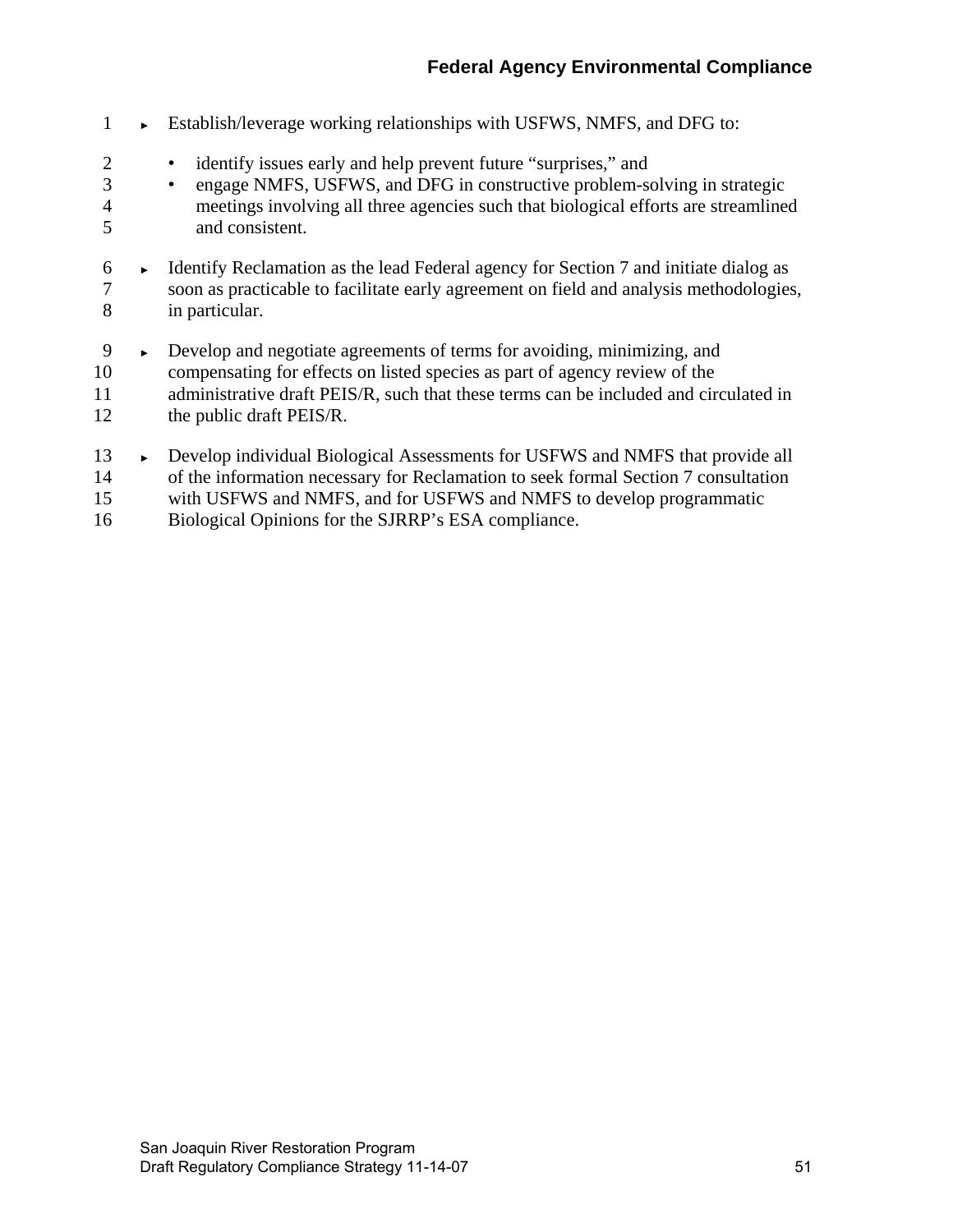- Establish/leverage working relationships with USFWS, NMFS, and DFG to:
  - identify issues early and help prevent future "surprises," and
  - engage NMFS, USFWS, and DFG in constructive problem-solving in strategic meetings involving all three agencies such that biological efforts are streamlined and consistent.
- Identify Reclamation as the lead Federal agency for Section 7 and initiate dialog as soon as practicable to facilitate early agreement on field and analysis methodologies, in particular.
- Develop and negotiate agreements of terms for avoiding, minimizing, and compensating for effects on listed species as part of agency review of the administrative draft PEIS/R, such that these terms can be included and circulated in the public draft PEIS/R.
- Develop individual Biological Assessments for USFWS and NMFS that provide all of the information necessary for Reclamation to seek formal Section 7 consultation with USFWS and NMFS, and for USFWS and NMFS to develop programmatic Biological Opinions for the SJRRP's ESA compliance.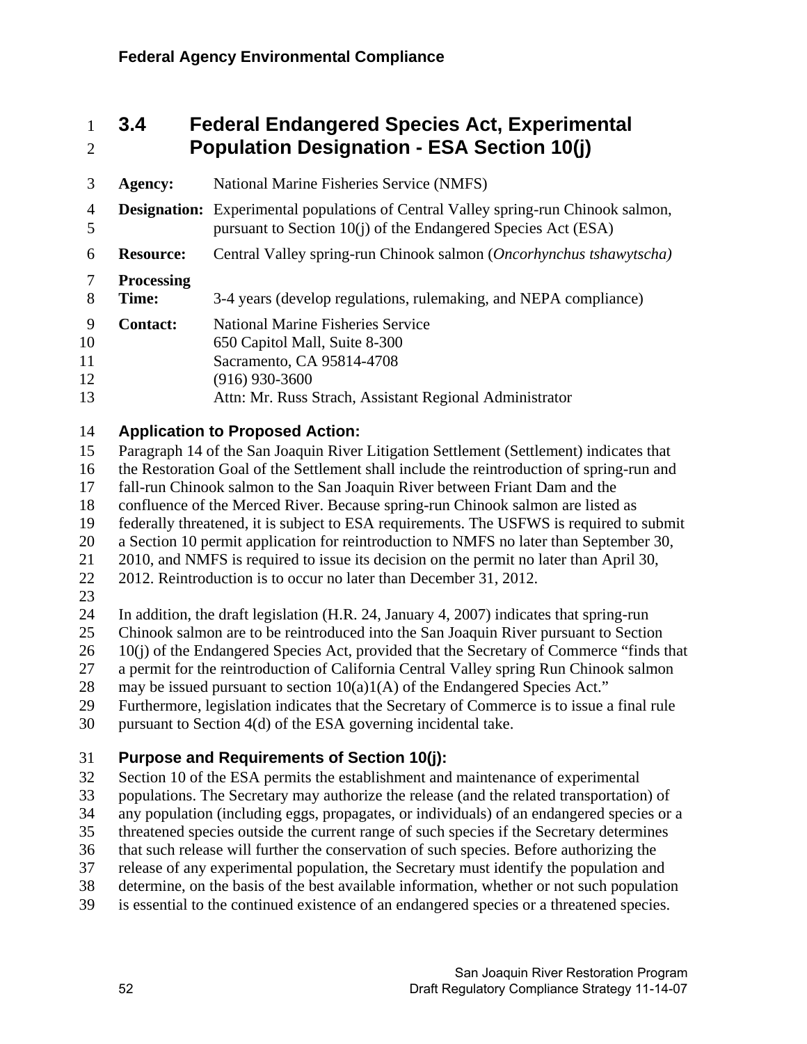## 3.4 Federal Endangered Species Act, Experimental Population Designation - ESA Section 10(j)

**Agency:** National Marine Fisheries Service (NMFS)

**Designation:** Experimental populations of Central Valley spring-run Chinook salmon, pursuant to Section 10(j) of the Endangered Species Act (ESA)

**Resource:** Central Valley spring-run Chinook salmon (*Oncorhynchus tshawytscha)*

**Processing Time:** 3-4 years (develop regulations, rulemaking, and NEPA compliance)

**Contact:** National Marine Fisheries Service
650 Capitol Mall, Suite 8-300
Sacramento, CA 95814-4708
(916) 930-3600
Attn: Mr. Russ Strach, Assistant Regional Administrator

### Application to Proposed Action:

Paragraph 14 of the San Joaquin River Litigation Settlement (Settlement) indicates that the Restoration Goal of the Settlement shall include the reintroduction of spring-run and fall-run Chinook salmon to the San Joaquin River between Friant Dam and the confluence of the Merced River. Because spring-run Chinook salmon are listed as federally threatened, it is subject to ESA requirements. The USFWS is required to submit a Section 10 permit application for reintroduction to NMFS no later than September 30, 2010, and NMFS is required to issue its decision on the permit no later than April 30, 2012. Reintroduction is to occur no later than December 31, 2012.

In addition, the draft legislation (H.R. 24, January 4, 2007) indicates that spring-run Chinook salmon are to be reintroduced into the San Joaquin River pursuant to Section 10(j) of the Endangered Species Act, provided that the Secretary of Commerce "finds that a permit for the reintroduction of California Central Valley spring Run Chinook salmon may be issued pursuant to section 10(a)1(A) of the Endangered Species Act." Furthermore, legislation indicates that the Secretary of Commerce is to issue a final rule pursuant to Section 4(d) of the ESA governing incidental take.

### Purpose and Requirements of Section 10(j):

Section 10 of the ESA permits the establishment and maintenance of experimental populations. The Secretary may authorize the release (and the related transportation) of any population (including eggs, propagates, or individuals) of an endangered species or a threatened species outside the current range of such species if the Secretary determines that such release will further the conservation of such species. Before authorizing the release of any experimental population, the Secretary must identify the population and determine, on the basis of the best available information, whether or not such population is essential to the continued existence of an endangered species or a threatened species.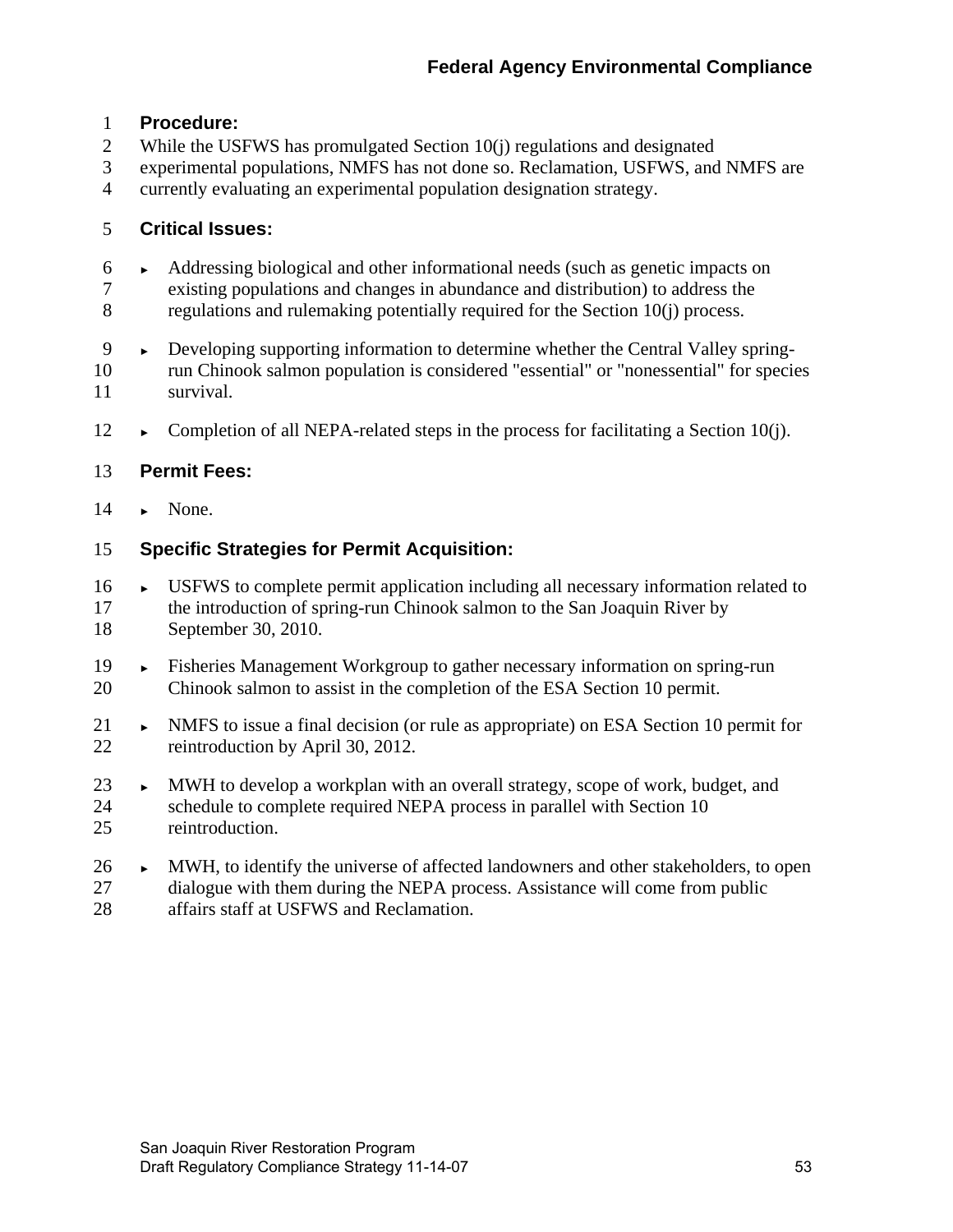**Procedure:**

While the USFWS has promulgated Section 10(j) regulations and designated experimental populations, NMFS has not done so. Reclamation, USFWS, and NMFS are currently evaluating an experimental population designation strategy.

**Critical Issues:**

- Addressing biological and other informational needs (such as genetic impacts on existing populations and changes in abundance and distribution) to address the regulations and rulemaking potentially required for the Section 10(j) process.
- Developing supporting information to determine whether the Central Valley spring-run Chinook salmon population is considered "essential" or "nonessential" for species survival.
- Completion of all NEPA-related steps in the process for facilitating a Section 10(j).

**Permit Fees:**

- None.

**Specific Strategies for Permit Acquisition:**

- USFWS to complete permit application including all necessary information related to the introduction of spring-run Chinook salmon to the San Joaquin River by September 30, 2010.
- Fisheries Management Workgroup to gather necessary information on spring-run Chinook salmon to assist in the completion of the ESA Section 10 permit.
- NMFS to issue a final decision (or rule as appropriate) on ESA Section 10 permit for reintroduction by April 30, 2012.
- MWH to develop a workplan with an overall strategy, scope of work, budget, and schedule to complete required NEPA process in parallel with Section 10 reintroduction.
- MWH, to identify the universe of affected landowners and other stakeholders, to open dialogue with them during the NEPA process. Assistance will come from public affairs staff at USFWS and Reclamation.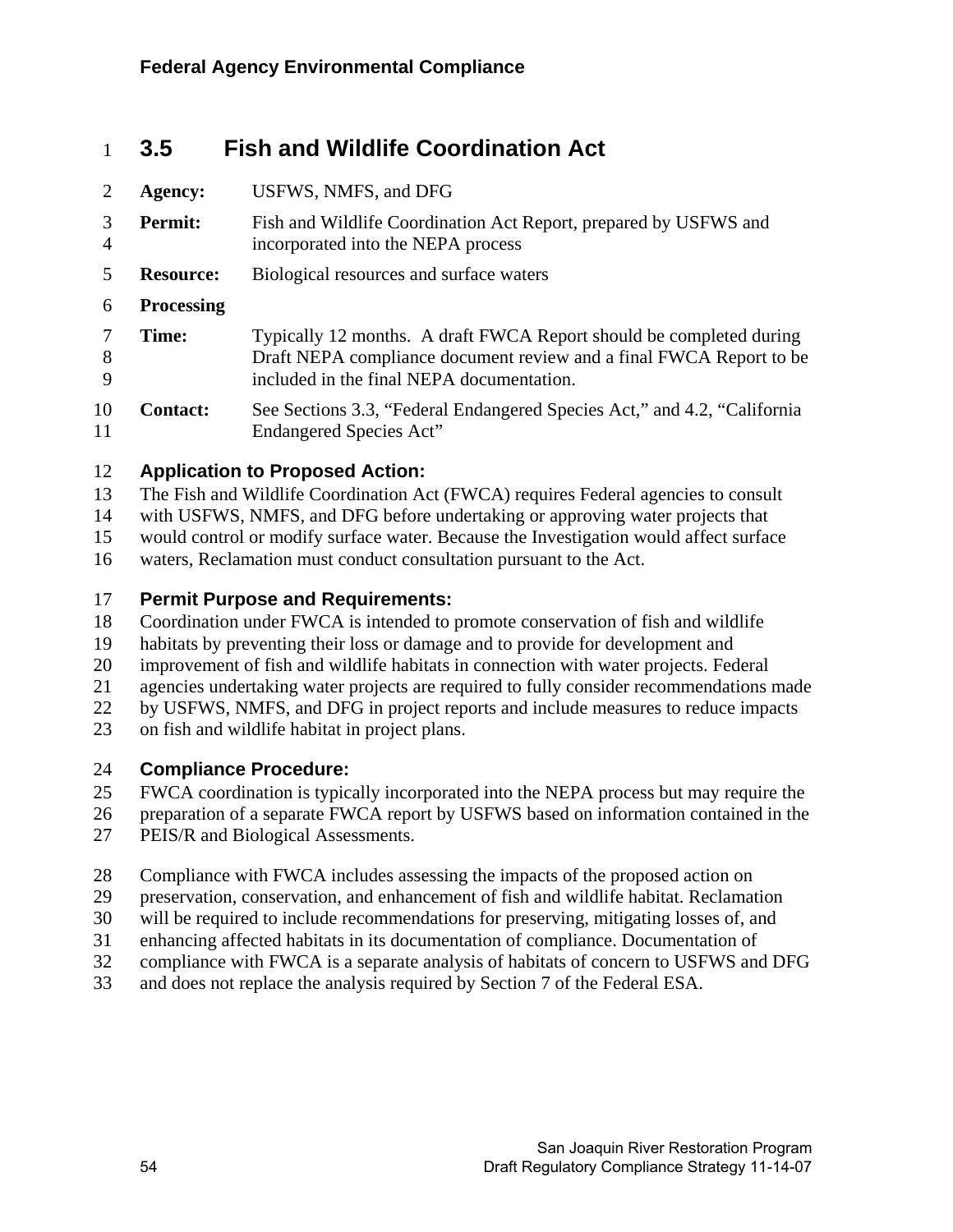## 3.5 Fish and Wildlife Coordination Act

**Agency:** USFWS, NMFS, and DFG

**Permit:** Fish and Wildlife Coordination Act Report, prepared by USFWS and incorporated into the NEPA process

**Resource:** Biological resources and surface waters

**Processing Time:** Typically 12 months. A draft FWCA Report should be completed during Draft NEPA compliance document review and a final FWCA Report to be included in the final NEPA documentation.

**Contact:** See Sections 3.3, “Federal Endangered Species Act,” and 4.2, “California Endangered Species Act”

### Application to Proposed Action:

The Fish and Wildlife Coordination Act (FWCA) requires Federal agencies to consult with USFWS, NMFS, and DFG before undertaking or approving water projects that would control or modify surface water. Because the Investigation would affect surface waters, Reclamation must conduct consultation pursuant to the Act.

### Permit Purpose and Requirements:

Coordination under FWCA is intended to promote conservation of fish and wildlife habitats by preventing their loss or damage and to provide for development and improvement of fish and wildlife habitats in connection with water projects. Federal agencies undertaking water projects are required to fully consider recommendations made by USFWS, NMFS, and DFG in project reports and include measures to reduce impacts on fish and wildlife habitat in project plans.

### Compliance Procedure:

FWCA coordination is typically incorporated into the NEPA process but may require the preparation of a separate FWCA report by USFWS based on information contained in the PEIS/R and Biological Assessments.

Compliance with FWCA includes assessing the impacts of the proposed action on preservation, conservation, and enhancement of fish and wildlife habitat. Reclamation will be required to include recommendations for preserving, mitigating losses of, and enhancing affected habitats in its documentation of compliance. Documentation of compliance with FWCA is a separate analysis of habitats of concern to USFWS and DFG and does not replace the analysis required by Section 7 of the Federal ESA.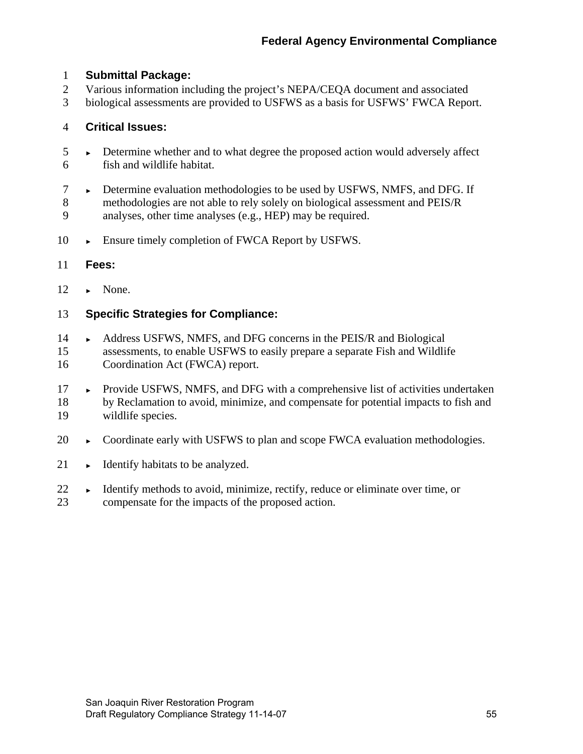**Submittal Package:**

Various information including the project's NEPA/CEQA document and associated biological assessments are provided to USFWS as a basis for USFWS' FWCA Report.

**Critical Issues:**

- Determine whether and to what degree the proposed action would adversely affect fish and wildlife habitat.
- Determine evaluation methodologies to be used by USFWS, NMFS, and DFG. If methodologies are not able to rely solely on biological assessment and PEIS/R analyses, other time analyses (e.g., HEP) may be required.
- Ensure timely completion of FWCA Report by USFWS.

**Fees:**

- None.

**Specific Strategies for Compliance:**

- Address USFWS, NMFS, and DFG concerns in the PEIS/R and Biological assessments, to enable USFWS to easily prepare a separate Fish and Wildlife Coordination Act (FWCA) report.
- Provide USFWS, NMFS, and DFG with a comprehensive list of activities undertaken by Reclamation to avoid, minimize, and compensate for potential impacts to fish and wildlife species.
- Coordinate early with USFWS to plan and scope FWCA evaluation methodologies.
- Identify habitats to be analyzed.
- Identify methods to avoid, minimize, rectify, reduce or eliminate over time, or compensate for the impacts of the proposed action.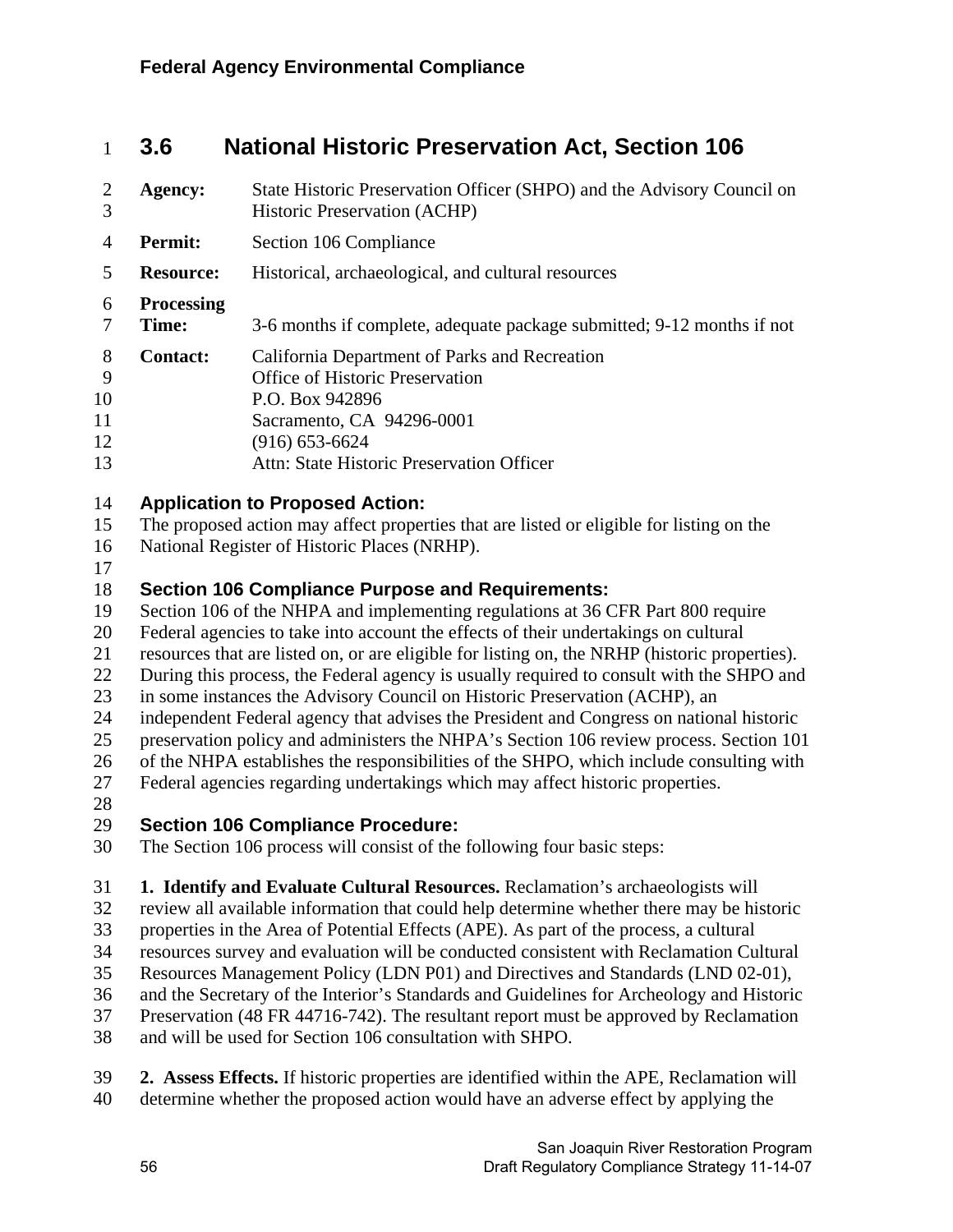## 3.6 National Historic Preservation Act, Section 106

**Agency:** State Historic Preservation Officer (SHPO) and the Advisory Council on Historic Preservation (ACHP)

**Permit:** Section 106 Compliance

**Resource:** Historical, archaeological, and cultural resources

**Processing Time:** 3-6 months if complete, adequate package submitted; 9-12 months if not

**Contact:** California Department of Parks and Recreation
Office of Historic Preservation
P.O. Box 942896
Sacramento, CA 94296-0001
(916) 653-6624
Attn: State Historic Preservation Officer

### Application to Proposed Action:

The proposed action may affect properties that are listed or eligible for listing on the National Register of Historic Places (NRHP).

### Section 106 Compliance Purpose and Requirements:

Section 106 of the NHPA and implementing regulations at 36 CFR Part 800 require Federal agencies to take into account the effects of their undertakings on cultural resources that are listed on, or are eligible for listing on, the NRHP (historic properties). During this process, the Federal agency is usually required to consult with the SHPO and in some instances the Advisory Council on Historic Preservation (ACHP), an independent Federal agency that advises the President and Congress on national historic preservation policy and administers the NHPA's Section 106 review process. Section 101 of the NHPA establishes the responsibilities of the SHPO, which include consulting with Federal agencies regarding undertakings which may affect historic properties.

### Section 106 Compliance Procedure:

The Section 106 process will consist of the following four basic steps:

**1. Identify and Evaluate Cultural Resources.** Reclamation's archaeologists will review all available information that could help determine whether there may be historic properties in the Area of Potential Effects (APE). As part of the process, a cultural resources survey and evaluation will be conducted consistent with Reclamation Cultural Resources Management Policy (LDN P01) and Directives and Standards (LND 02-01), and the Secretary of the Interior's Standards and Guidelines for Archeology and Historic Preservation (48 FR 44716-742). The resultant report must be approved by Reclamation and will be used for Section 106 consultation with SHPO.

**2. Assess Effects.** If historic properties are identified within the APE, Reclamation will determine whether the proposed action would have an adverse effect by applying the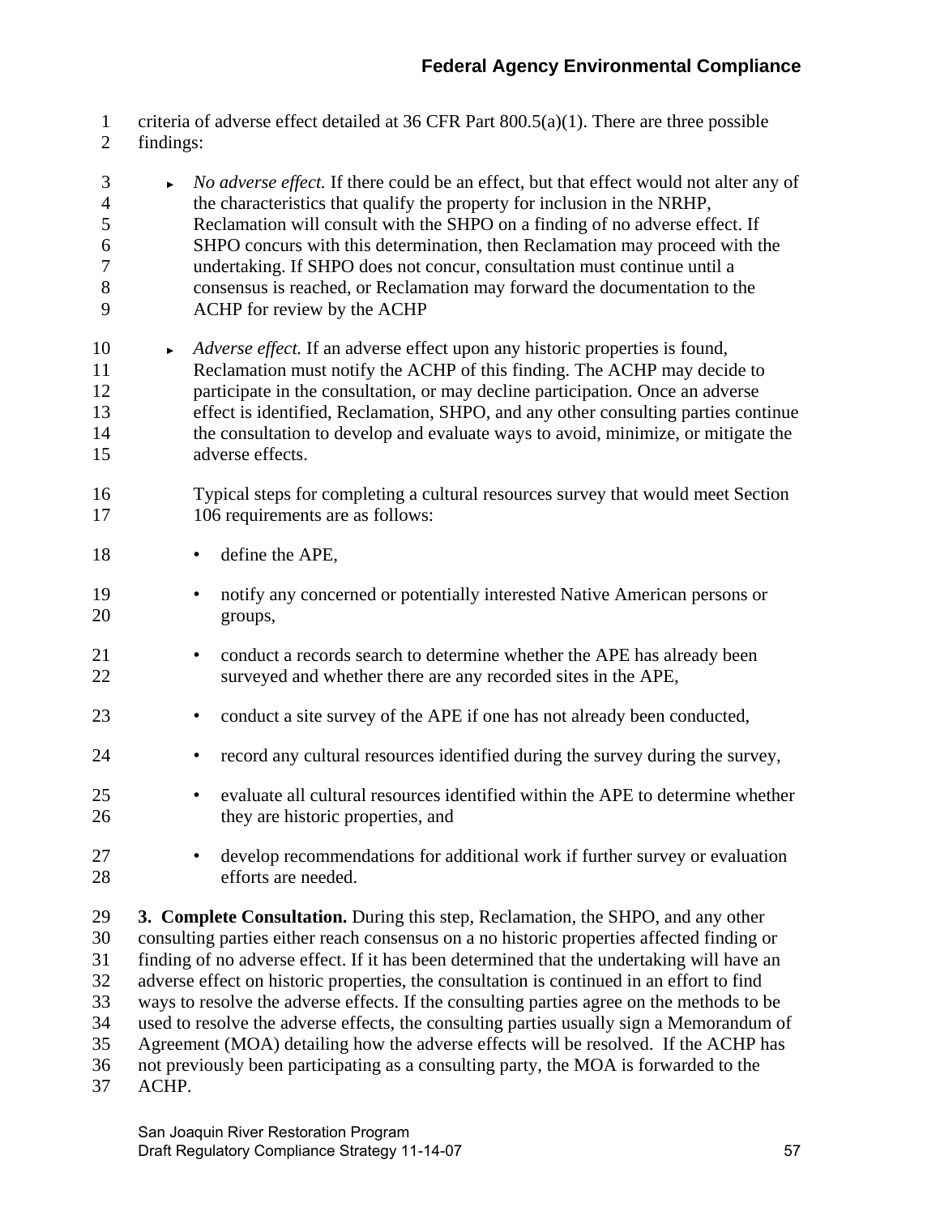criteria of adverse effect detailed at 36 CFR Part 800.5(a)(1). There are three possible findings:

- *No adverse effect.* If there could be an effect, but that effect would not alter any of the characteristics that qualify the property for inclusion in the NRHP, Reclamation will consult with the SHPO on a finding of no adverse effect. If SHPO concurs with this determination, then Reclamation may proceed with the undertaking. If SHPO does not concur, consultation must continue until a consensus is reached, or Reclamation may forward the documentation to the ACHP for review by the ACHP

- *Adverse effect.* If an adverse effect upon any historic properties is found, Reclamation must notify the ACHP of this finding. The ACHP may decide to participate in the consultation, or may decline participation. Once an adverse effect is identified, Reclamation, SHPO, and any other consulting parties continue the consultation to develop and evaluate ways to avoid, minimize, or mitigate the adverse effects.

  Typical steps for completing a cultural resources survey that would meet Section 106 requirements are as follows:

  - define the APE,
  - notify any concerned or potentially interested Native American persons or groups,
  - conduct a records search to determine whether the APE has already been surveyed and whether there are any recorded sites in the APE,
  - conduct a site survey of the APE if one has not already been conducted,
  - record any cultural resources identified during the survey during the survey,
  - evaluate all cultural resources identified within the APE to determine whether they are historic properties, and
  - develop recommendations for additional work if further survey or evaluation efforts are needed.

**3. Complete Consultation.** During this step, Reclamation, the SHPO, and any other consulting parties either reach consensus on a no historic properties affected finding or finding of no adverse effect. If it has been determined that the undertaking will have an adverse effect on historic properties, the consultation is continued in an effort to find ways to resolve the adverse effects. If the consulting parties agree on the methods to be used to resolve the adverse effects, the consulting parties usually sign a Memorandum of Agreement (MOA) detailing how the adverse effects will be resolved. If the ACHP has not previously been participating as a consulting party, the MOA is forwarded to the ACHP.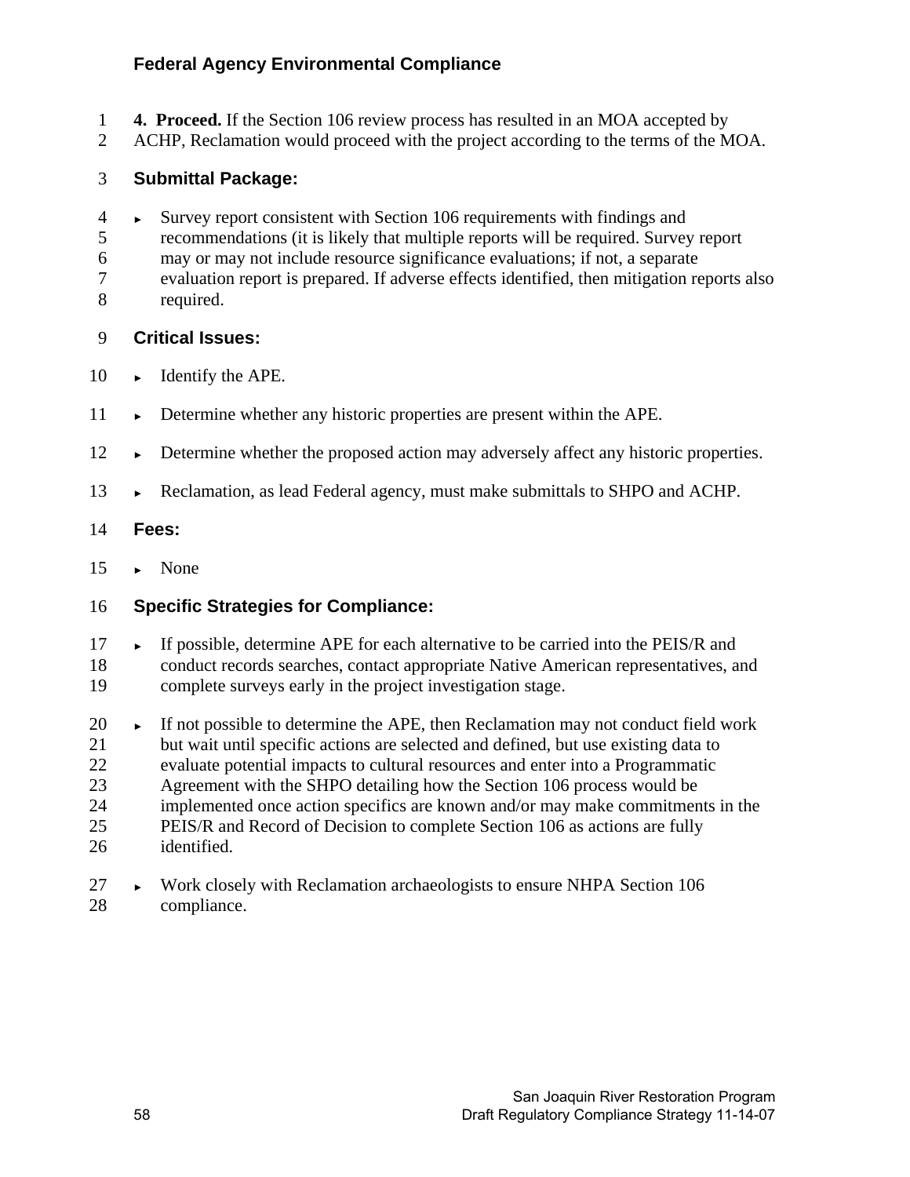**4. Proceed.** If the Section 106 review process has resulted in an MOA accepted by ACHP, Reclamation would proceed with the project according to the terms of the MOA.

### Submittal Package:

- Survey report consistent with Section 106 requirements with findings and recommendations (it is likely that multiple reports will be required. Survey report may or may not include resource significance evaluations; if not, a separate evaluation report is prepared. If adverse effects identified, then mitigation reports also required.

### Critical Issues:

- Identify the APE.
- Determine whether any historic properties are present within the APE.
- Determine whether the proposed action may adversely affect any historic properties.
- Reclamation, as lead Federal agency, must make submittals to SHPO and ACHP.

### Fees:

- None

### Specific Strategies for Compliance:

- If possible, determine APE for each alternative to be carried into the PEIS/R and conduct records searches, contact appropriate Native American representatives, and complete surveys early in the project investigation stage.
- If not possible to determine the APE, then Reclamation may not conduct field work but wait until specific actions are selected and defined, but use existing data to evaluate potential impacts to cultural resources and enter into a Programmatic Agreement with the SHPO detailing how the Section 106 process would be implemented once action specifics are known and/or may make commitments in the PEIS/R and Record of Decision to complete Section 106 as actions are fully identified.
- Work closely with Reclamation archaeologists to ensure NHPA Section 106 compliance.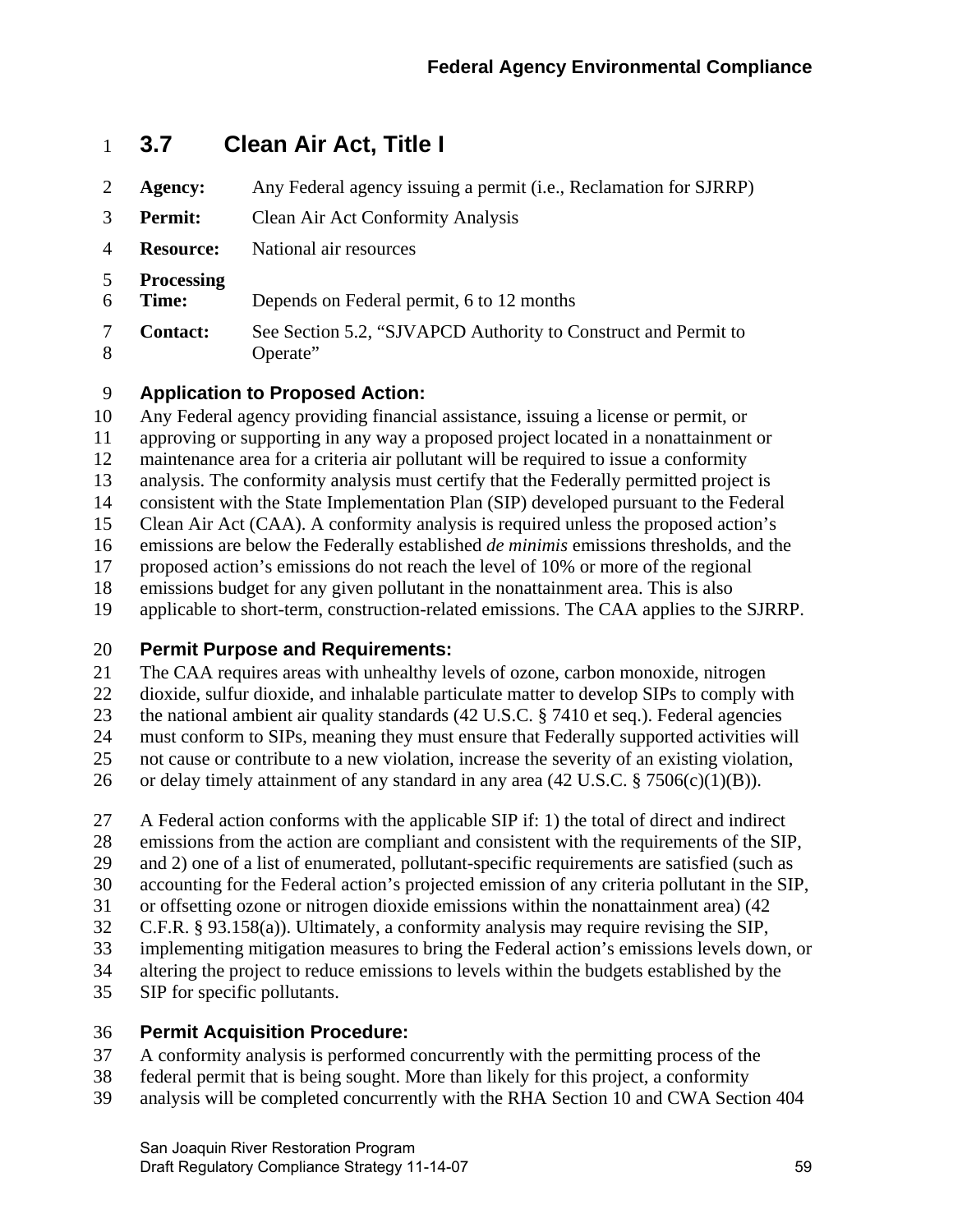## 3.7 Clean Air Act, Title I

**Agency:** Any Federal agency issuing a permit (i.e., Reclamation for SJRRP)

**Permit:** Clean Air Act Conformity Analysis

**Resource:** National air resources

**Processing Time:** Depends on Federal permit, 6 to 12 months

**Contact:** See Section 5.2, "SJVAPCD Authority to Construct and Permit to Operate"

### Application to Proposed Action:

Any Federal agency providing financial assistance, issuing a license or permit, or approving or supporting in any way a proposed project located in a nonattainment or maintenance area for a criteria air pollutant will be required to issue a conformity analysis. The conformity analysis must certify that the Federally permitted project is consistent with the State Implementation Plan (SIP) developed pursuant to the Federal Clean Air Act (CAA). A conformity analysis is required unless the proposed action's emissions are below the Federally established *de minimis* emissions thresholds, and the proposed action's emissions do not reach the level of 10% or more of the regional emissions budget for any given pollutant in the nonattainment area. This is also applicable to short-term, construction-related emissions. The CAA applies to the SJRRP.

### Permit Purpose and Requirements:

The CAA requires areas with unhealthy levels of ozone, carbon monoxide, nitrogen dioxide, sulfur dioxide, and inhalable particulate matter to develop SIPs to comply with the national ambient air quality standards (42 U.S.C. § 7410 et seq.). Federal agencies must conform to SIPs, meaning they must ensure that Federally supported activities will not cause or contribute to a new violation, increase the severity of an existing violation, or delay timely attainment of any standard in any area (42 U.S.C. § 7506(c)(1)(B)).

A Federal action conforms with the applicable SIP if: 1) the total of direct and indirect emissions from the action are compliant and consistent with the requirements of the SIP, and 2) one of a list of enumerated, pollutant-specific requirements are satisfied (such as accounting for the Federal action's projected emission of any criteria pollutant in the SIP, or offsetting ozone or nitrogen dioxide emissions within the nonattainment area) (42 C.F.R. § 93.158(a)). Ultimately, a conformity analysis may require revising the SIP, implementing mitigation measures to bring the Federal action's emissions levels down, or altering the project to reduce emissions to levels within the budgets established by the SIP for specific pollutants.

### Permit Acquisition Procedure:

A conformity analysis is performed concurrently with the permitting process of the federal permit that is being sought. More than likely for this project, a conformity analysis will be completed concurrently with the RHA Section 10 and CWA Section 404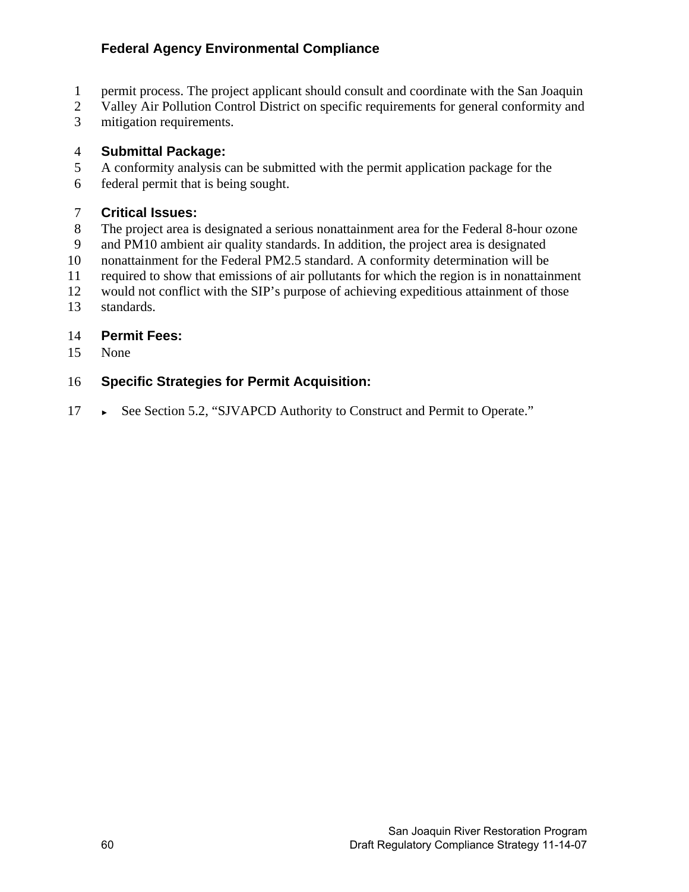permit process. The project applicant should consult and coordinate with the San Joaquin Valley Air Pollution Control District on specific requirements for general conformity and mitigation requirements.

**Submittal Package:**

A conformity analysis can be submitted with the permit application package for the federal permit that is being sought.

**Critical Issues:**

The project area is designated a serious nonattainment area for the Federal 8-hour ozone and PM10 ambient air quality standards. In addition, the project area is designated nonattainment for the Federal PM2.5 standard. A conformity determination will be required to show that emissions of air pollutants for which the region is in nonattainment would not conflict with the SIP's purpose of achieving expeditious attainment of those standards.

**Permit Fees:**

None

**Specific Strategies for Permit Acquisition:**

- See Section 5.2, "SJVAPCD Authority to Construct and Permit to Operate."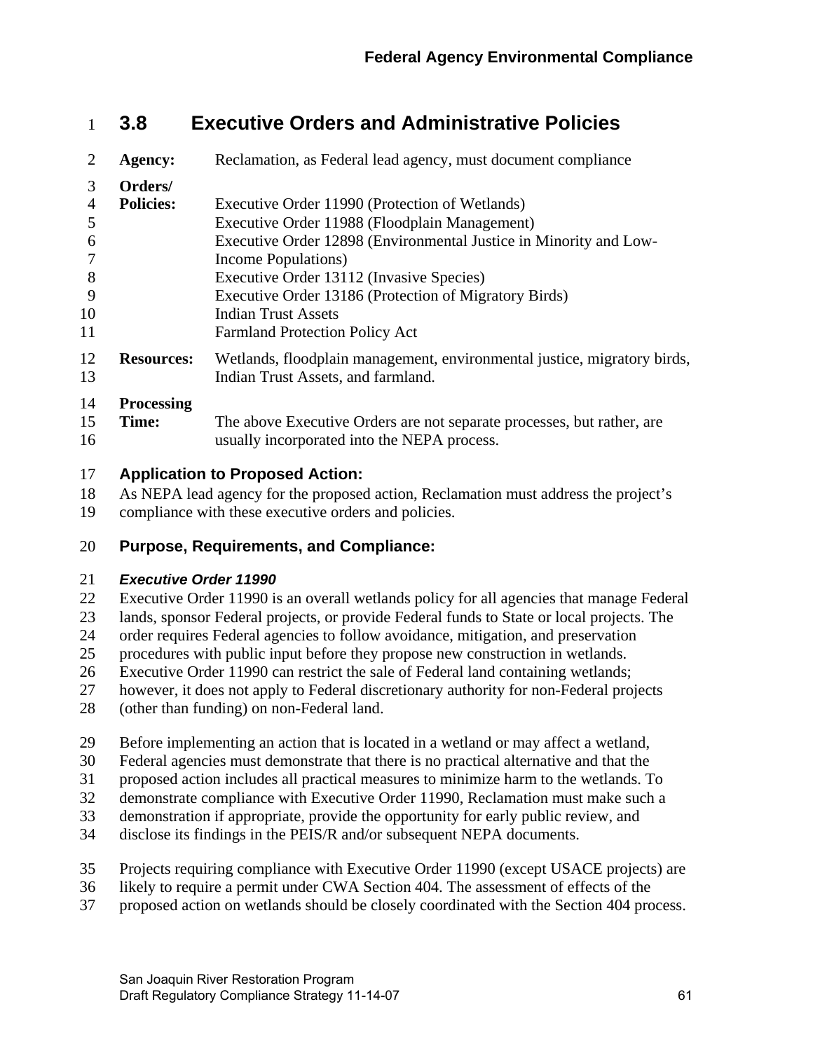## 3.8 Executive Orders and Administrative Policies

**Agency:** Reclamation, as Federal lead agency, must document compliance

**Orders/ Policies:**
Executive Order 11990 (Protection of Wetlands)
Executive Order 11988 (Floodplain Management)
Executive Order 12898 (Environmental Justice in Minority and Low-Income Populations)
Executive Order 13112 (Invasive Species)
Executive Order 13186 (Protection of Migratory Birds)
Indian Trust Assets
Farmland Protection Policy Act

**Resources:** Wetlands, floodplain management, environmental justice, migratory birds, Indian Trust Assets, and farmland.

**Processing Time:** The above Executive Orders are not separate processes, but rather, are usually incorporated into the NEPA process.

### Application to Proposed Action:

As NEPA lead agency for the proposed action, Reclamation must address the project's compliance with these executive orders and policies.

### Purpose, Requirements, and Compliance:

#### *Executive Order 11990*

Executive Order 11990 is an overall wetlands policy for all agencies that manage Federal lands, sponsor Federal projects, or provide Federal funds to State or local projects. The order requires Federal agencies to follow avoidance, mitigation, and preservation procedures with public input before they propose new construction in wetlands. Executive Order 11990 can restrict the sale of Federal land containing wetlands; however, it does not apply to Federal discretionary authority for non-Federal projects (other than funding) on non-Federal land.

Before implementing an action that is located in a wetland or may affect a wetland, Federal agencies must demonstrate that there is no practical alternative and that the proposed action includes all practical measures to minimize harm to the wetlands. To demonstrate compliance with Executive Order 11990, Reclamation must make such a demonstration if appropriate, provide the opportunity for early public review, and disclose its findings in the PEIS/R and/or subsequent NEPA documents.

Projects requiring compliance with Executive Order 11990 (except USACE projects) are likely to require a permit under CWA Section 404. The assessment of effects of the proposed action on wetlands should be closely coordinated with the Section 404 process.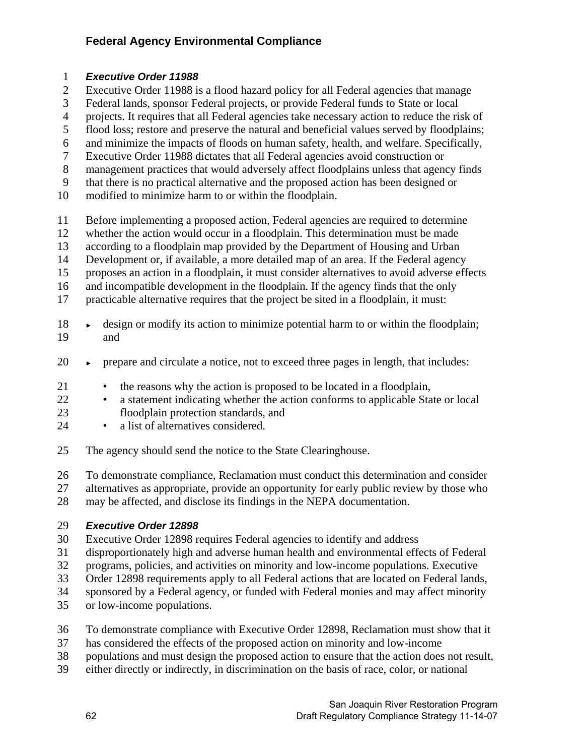### *Executive Order 11988*

Executive Order 11988 is a flood hazard policy for all Federal agencies that manage Federal lands, sponsor Federal projects, or provide Federal funds to State or local projects. It requires that all Federal agencies take necessary action to reduce the risk of flood loss; restore and preserve the natural and beneficial values served by floodplains; and minimize the impacts of floods on human safety, health, and welfare. Specifically, Executive Order 11988 dictates that all Federal agencies avoid construction or management practices that would adversely affect floodplains unless that agency finds that there is no practical alternative and the proposed action has been designed or modified to minimize harm to or within the floodplain.

Before implementing a proposed action, Federal agencies are required to determine whether the action would occur in a floodplain. This determination must be made according to a floodplain map provided by the Department of Housing and Urban Development or, if available, a more detailed map of an area. If the Federal agency proposes an action in a floodplain, it must consider alternatives to avoid adverse effects and incompatible development in the floodplain. If the agency finds that the only practicable alternative requires that the project be sited in a floodplain, it must:

- design or modify its action to minimize potential harm to or within the floodplain; and
- prepare and circulate a notice, not to exceed three pages in length, that includes:
  - the reasons why the action is proposed to be located in a floodplain,
  - a statement indicating whether the action conforms to applicable State or local floodplain protection standards, and
  - a list of alternatives considered.

The agency should send the notice to the State Clearinghouse.

To demonstrate compliance, Reclamation must conduct this determination and consider alternatives as appropriate, provide an opportunity for early public review by those who may be affected, and disclose its findings in the NEPA documentation.

### *Executive Order 12898*

Executive Order 12898 requires Federal agencies to identify and address disproportionately high and adverse human health and environmental effects of Federal programs, policies, and activities on minority and low-income populations. Executive Order 12898 requirements apply to all Federal actions that are located on Federal lands, sponsored by a Federal agency, or funded with Federal monies and may affect minority or low-income populations.

To demonstrate compliance with Executive Order 12898, Reclamation must show that it has considered the effects of the proposed action on minority and low-income populations and must design the proposed action to ensure that the action does not result, either directly or indirectly, in discrimination on the basis of race, color, or national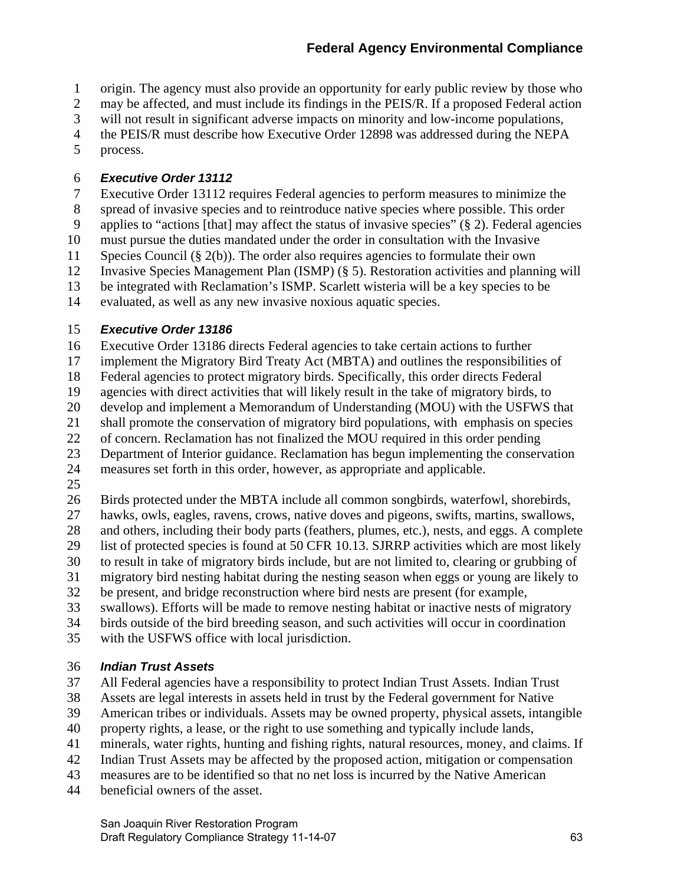origin. The agency must also provide an opportunity for early public review by those who may be affected, and must include its findings in the PEIS/R. If a proposed Federal action will not result in significant adverse impacts on minority and low-income populations, the PEIS/R must describe how Executive Order 12898 was addressed during the NEPA process.

### *Executive Order 13112*

Executive Order 13112 requires Federal agencies to perform measures to minimize the spread of invasive species and to reintroduce native species where possible. This order applies to "actions [that] may affect the status of invasive species" (§ 2). Federal agencies must pursue the duties mandated under the order in consultation with the Invasive Species Council (§ 2(b)). The order also requires agencies to formulate their own Invasive Species Management Plan (ISMP) (§ 5). Restoration activities and planning will be integrated with Reclamation's ISMP. Scarlett wisteria will be a key species to be evaluated, as well as any new invasive noxious aquatic species.

### *Executive Order 13186*

Executive Order 13186 directs Federal agencies to take certain actions to further implement the Migratory Bird Treaty Act (MBTA) and outlines the responsibilities of Federal agencies to protect migratory birds. Specifically, this order directs Federal agencies with direct activities that will likely result in the take of migratory birds, to develop and implement a Memorandum of Understanding (MOU) with the USFWS that shall promote the conservation of migratory bird populations, with emphasis on species of concern. Reclamation has not finalized the MOU required in this order pending Department of Interior guidance. Reclamation has begun implementing the conservation measures set forth in this order, however, as appropriate and applicable.

Birds protected under the MBTA include all common songbirds, waterfowl, shorebirds, hawks, owls, eagles, ravens, crows, native doves and pigeons, swifts, martins, swallows, and others, including their body parts (feathers, plumes, etc.), nests, and eggs. A complete list of protected species is found at 50 CFR 10.13. SJRRP activities which are most likely to result in take of migratory birds include, but are not limited to, clearing or grubbing of migratory bird nesting habitat during the nesting season when eggs or young are likely to be present, and bridge reconstruction where bird nests are present (for example, swallows). Efforts will be made to remove nesting habitat or inactive nests of migratory birds outside of the bird breeding season, and such activities will occur in coordination with the USFWS office with local jurisdiction.

### *Indian Trust Assets*

All Federal agencies have a responsibility to protect Indian Trust Assets. Indian Trust Assets are legal interests in assets held in trust by the Federal government for Native American tribes or individuals. Assets may be owned property, physical assets, intangible property rights, a lease, or the right to use something and typically include lands, minerals, water rights, hunting and fishing rights, natural resources, money, and claims. If Indian Trust Assets may be affected by the proposed action, mitigation or compensation measures are to be identified so that no net loss is incurred by the Native American beneficial owners of the asset.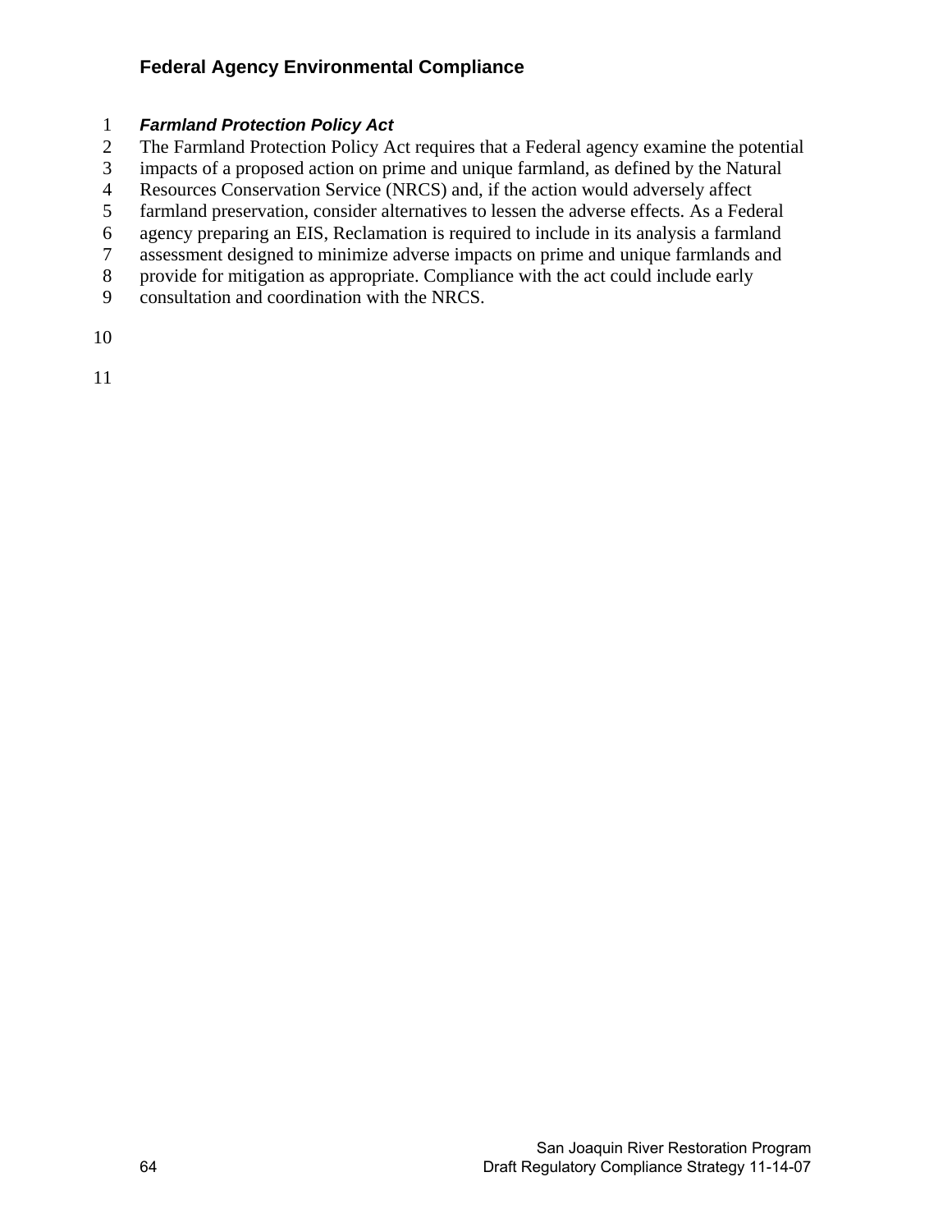### Farmland Protection Policy Act

The Farmland Protection Policy Act requires that a Federal agency examine the potential impacts of a proposed action on prime and unique farmland, as defined by the Natural Resources Conservation Service (NRCS) and, if the action would adversely affect farmland preservation, consider alternatives to lessen the adverse effects. As a Federal agency preparing an EIS, Reclamation is required to include in its analysis a farmland assessment designed to minimize adverse impacts on prime and unique farmlands and provide for mitigation as appropriate. Compliance with the act could include early consultation and coordination with the NRCS.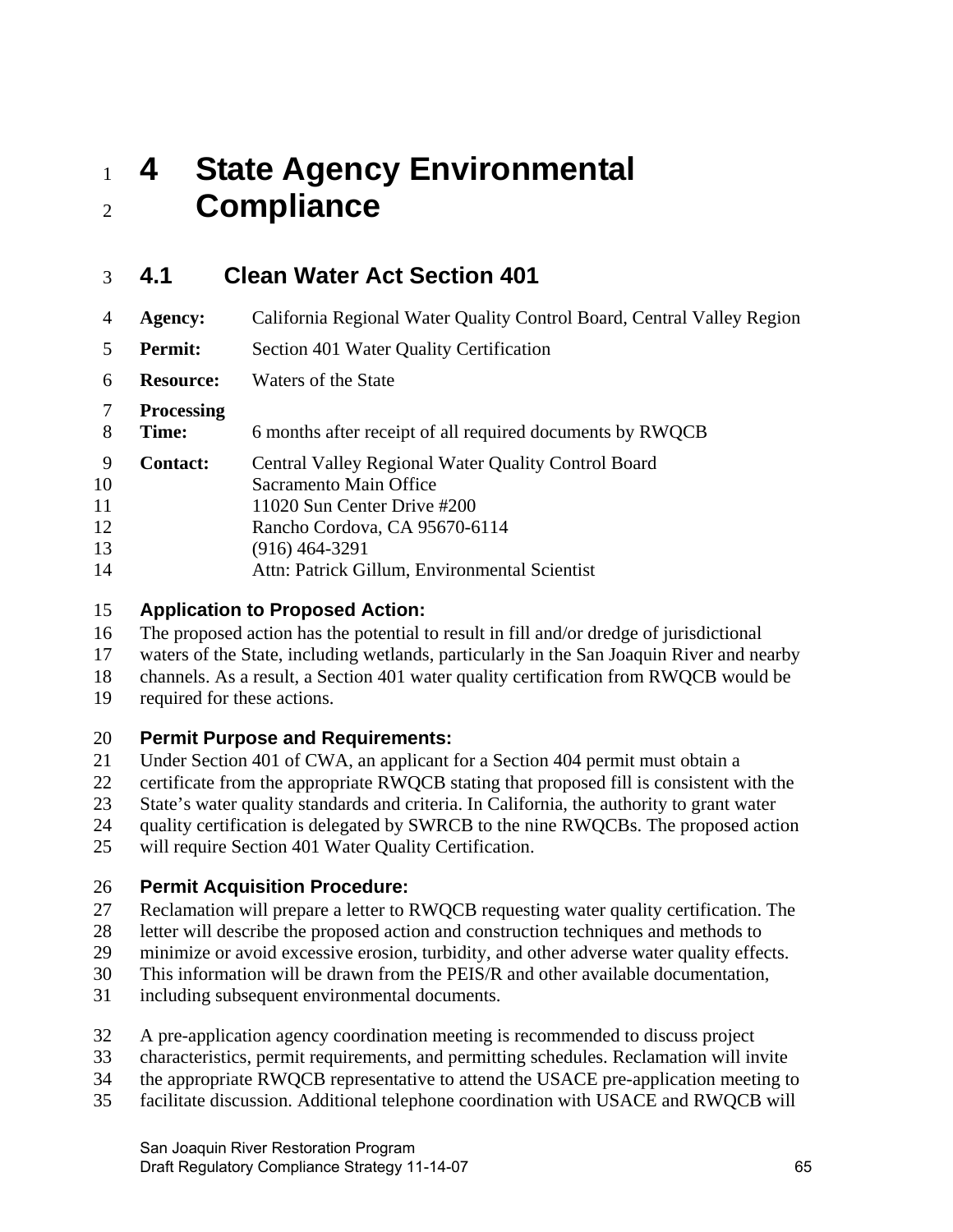# 4 State Agency Environmental Compliance

## 4.1 Clean Water Act Section 401

**Agency:** California Regional Water Quality Control Board, Central Valley Region

**Permit:** Section 401 Water Quality Certification

**Resource:** Waters of the State

**Processing Time:** 6 months after receipt of all required documents by RWQCB

**Contact:** Central Valley Regional Water Quality Control Board
Sacramento Main Office
11020 Sun Center Drive #200
Rancho Cordova, CA 95670-6114
(916) 464-3291
Attn: Patrick Gillum, Environmental Scientist

**Application to Proposed Action:**

The proposed action has the potential to result in fill and/or dredge of jurisdictional waters of the State, including wetlands, particularly in the San Joaquin River and nearby channels. As a result, a Section 401 water quality certification from RWQCB would be required for these actions.

**Permit Purpose and Requirements:**

Under Section 401 of CWA, an applicant for a Section 404 permit must obtain a certificate from the appropriate RWQCB stating that proposed fill is consistent with the State's water quality standards and criteria. In California, the authority to grant water quality certification is delegated by SWRCB to the nine RWQCBs. The proposed action will require Section 401 Water Quality Certification.

**Permit Acquisition Procedure:**

Reclamation will prepare a letter to RWQCB requesting water quality certification. The letter will describe the proposed action and construction techniques and methods to minimize or avoid excessive erosion, turbidity, and other adverse water quality effects. This information will be drawn from the PEIS/R and other available documentation, including subsequent environmental documents.

A pre-application agency coordination meeting is recommended to discuss project characteristics, permit requirements, and permitting schedules. Reclamation will invite the appropriate RWQCB representative to attend the USACE pre-application meeting to facilitate discussion. Additional telephone coordination with USACE and RWQCB will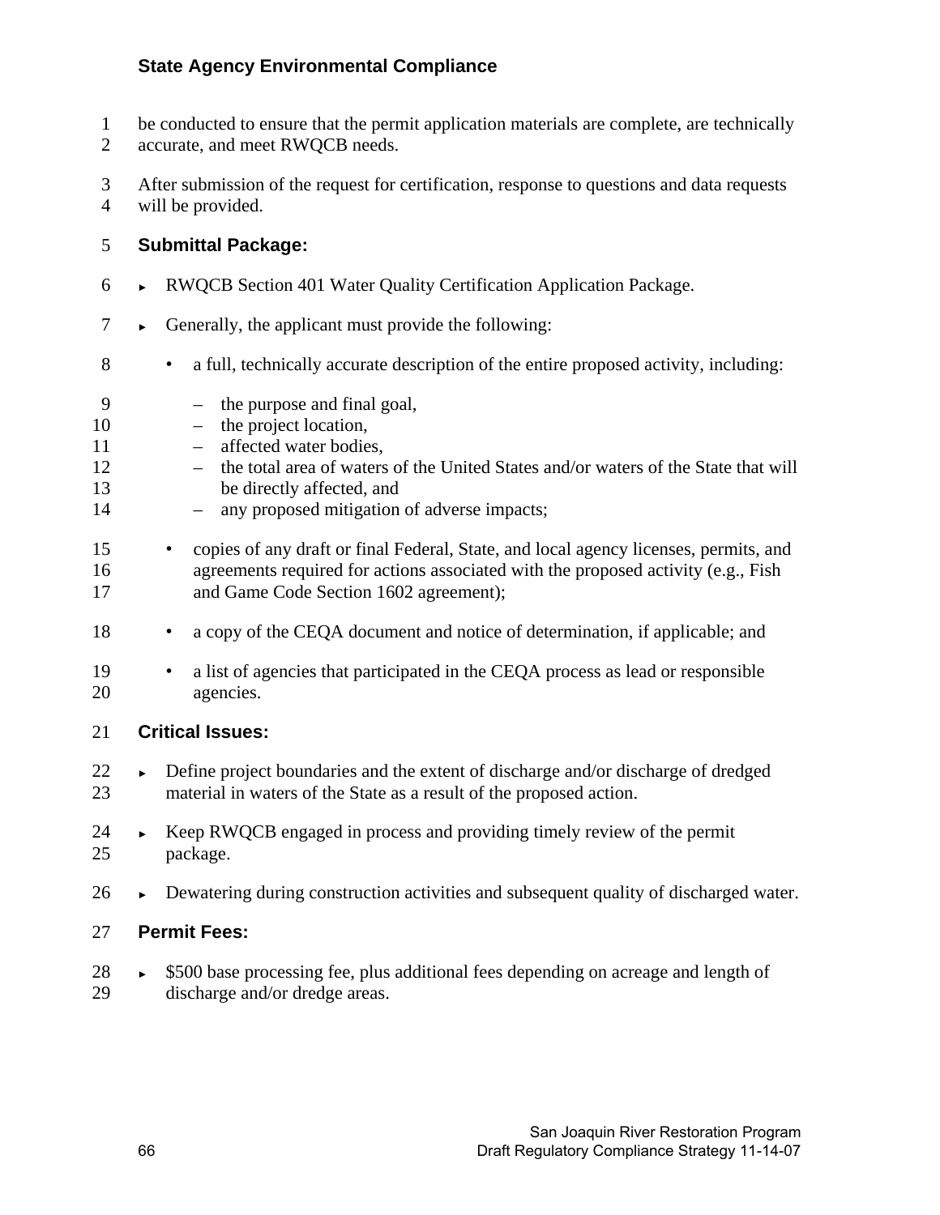be conducted to ensure that the permit application materials are complete, are technically accurate, and meet RWQCB needs.

After submission of the request for certification, response to questions and data requests will be provided.

### Submittal Package:

- RWQCB Section 401 Water Quality Certification Application Package.
- Generally, the applicant must provide the following:
  - a full, technically accurate description of the entire proposed activity, including:
    - the purpose and final goal,
    - the project location,
    - affected water bodies,
    - the total area of waters of the United States and/or waters of the State that will be directly affected, and
    - any proposed mitigation of adverse impacts;
  - copies of any draft or final Federal, State, and local agency licenses, permits, and agreements required for actions associated with the proposed activity (e.g., Fish and Game Code Section 1602 agreement);
  - a copy of the CEQA document and notice of determination, if applicable; and
  - a list of agencies that participated in the CEQA process as lead or responsible agencies.

### Critical Issues:

- Define project boundaries and the extent of discharge and/or discharge of dredged material in waters of the State as a result of the proposed action.
- Keep RWQCB engaged in process and providing timely review of the permit package.
- Dewatering during construction activities and subsequent quality of discharged water.

### Permit Fees:

- $500 base processing fee, plus additional fees depending on acreage and length of discharge and/or dredge areas.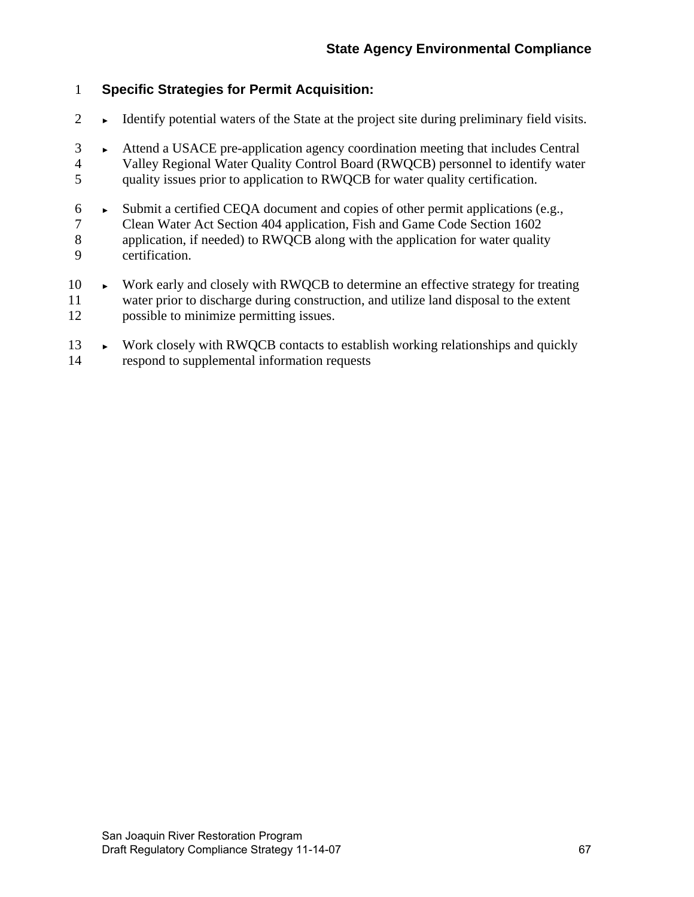**Specific Strategies for Permit Acquisition:**

- Identify potential waters of the State at the project site during preliminary field visits.
- Attend a USACE pre-application agency coordination meeting that includes Central Valley Regional Water Quality Control Board (RWQCB) personnel to identify water quality issues prior to application to RWQCB for water quality certification.
- Submit a certified CEQA document and copies of other permit applications (e.g., Clean Water Act Section 404 application, Fish and Game Code Section 1602 application, if needed) to RWQCB along with the application for water quality certification.
- Work early and closely with RWQCB to determine an effective strategy for treating water prior to discharge during construction, and utilize land disposal to the extent possible to minimize permitting issues.
- Work closely with RWQCB contacts to establish working relationships and quickly respond to supplemental information requests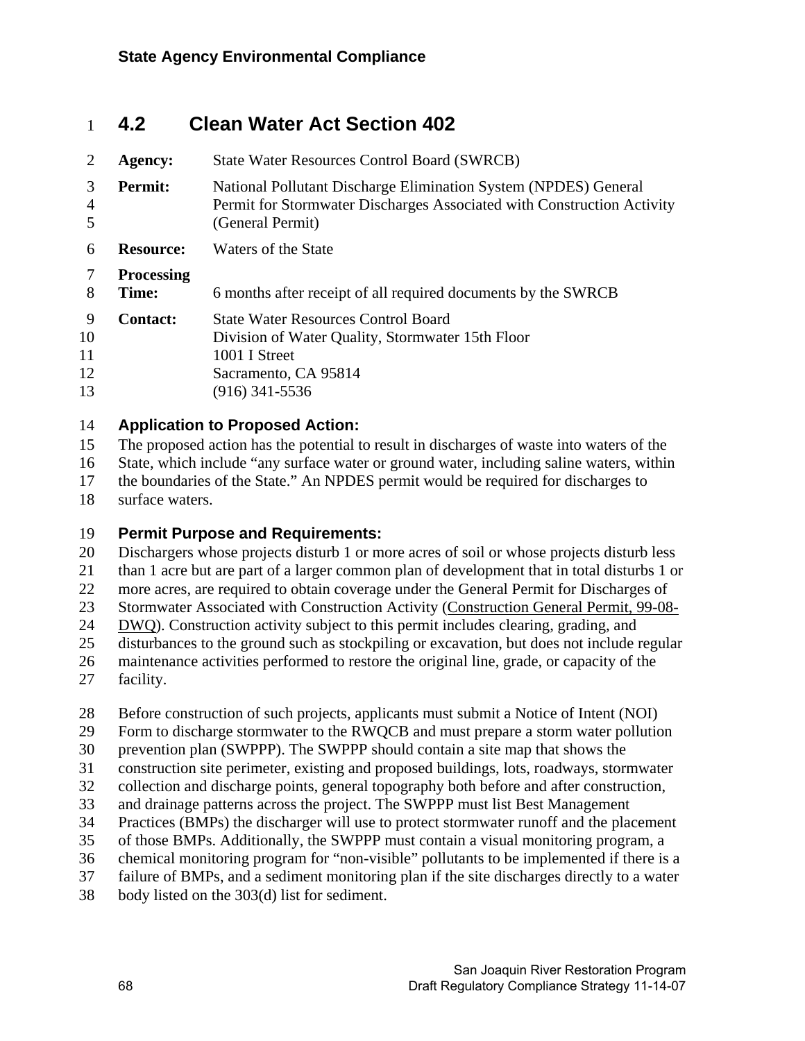## 4.2 Clean Water Act Section 402

**Agency:** State Water Resources Control Board (SWRCB)

**Permit:** National Pollutant Discharge Elimination System (NPDES) General Permit for Stormwater Discharges Associated with Construction Activity (General Permit)

**Resource:** Waters of the State

**Processing Time:** 6 months after receipt of all required documents by the SWRCB

**Contact:** State Water Resources Control Board
Division of Water Quality, Stormwater 15th Floor
1001 I Street
Sacramento, CA 95814
(916) 341-5536

### Application to Proposed Action:

The proposed action has the potential to result in discharges of waste into waters of the State, which include "any surface water or ground water, including saline waters, within the boundaries of the State." An NPDES permit would be required for discharges to surface waters.

### Permit Purpose and Requirements:

Dischargers whose projects disturb 1 or more acres of soil or whose projects disturb less than 1 acre but are part of a larger common plan of development that in total disturbs 1 or more acres, are required to obtain coverage under the General Permit for Discharges of Stormwater Associated with Construction Activity (Construction General Permit, 99-08-DWQ). Construction activity subject to this permit includes clearing, grading, and disturbances to the ground such as stockpiling or excavation, but does not include regular maintenance activities performed to restore the original line, grade, or capacity of the facility.

Before construction of such projects, applicants must submit a Notice of Intent (NOI) Form to discharge stormwater to the RWQCB and must prepare a storm water pollution prevention plan (SWPPP). The SWPPP should contain a site map that shows the construction site perimeter, existing and proposed buildings, lots, roadways, stormwater collection and discharge points, general topography both before and after construction, and drainage patterns across the project. The SWPPP must list Best Management Practices (BMPs) the discharger will use to protect stormwater runoff and the placement of those BMPs. Additionally, the SWPPP must contain a visual monitoring program, a chemical monitoring program for "non-visible" pollutants to be implemented if there is a failure of BMPs, and a sediment monitoring plan if the site discharges directly to a water body listed on the 303(d) list for sediment.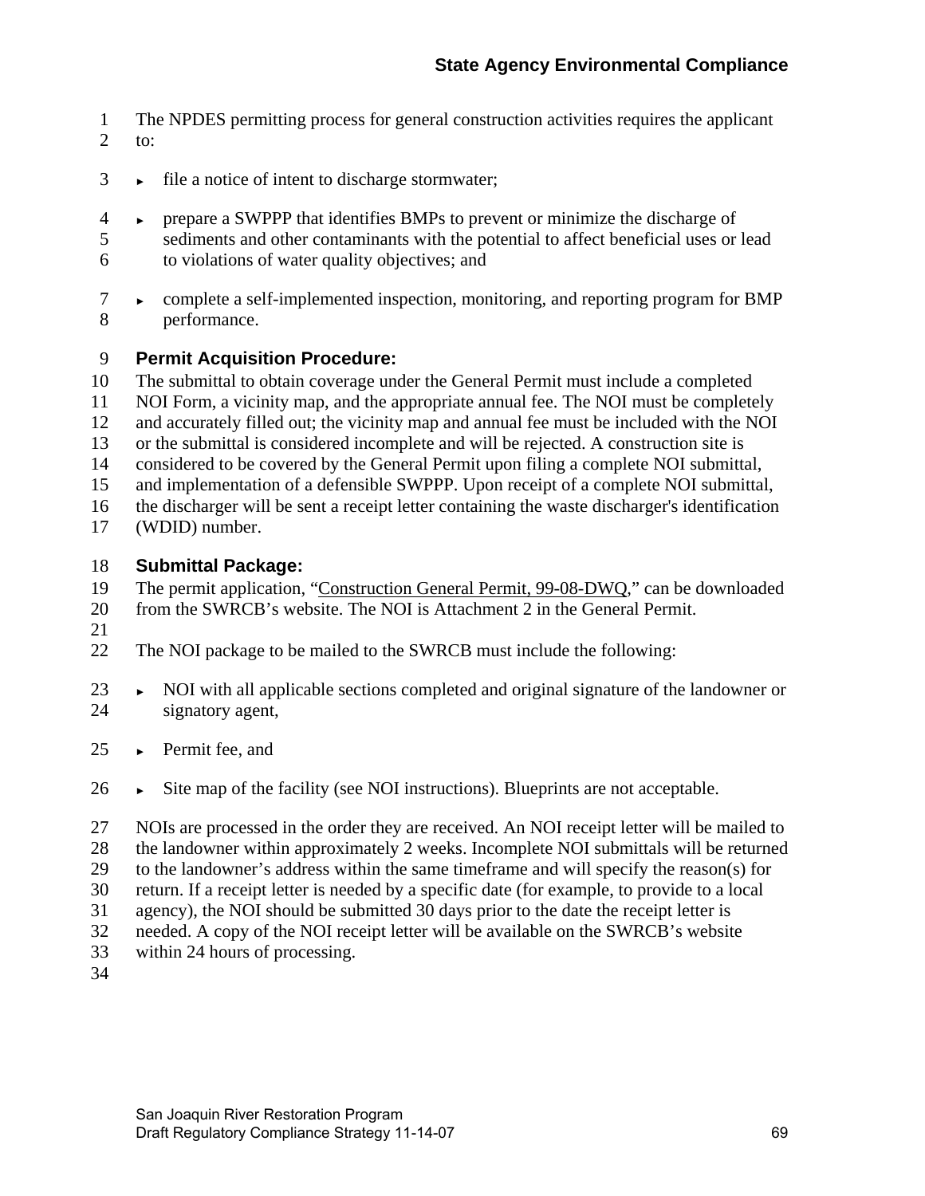The NPDES permitting process for general construction activities requires the applicant to:

- file a notice of intent to discharge stormwater;
- prepare a SWPPP that identifies BMPs to prevent or minimize the discharge of sediments and other contaminants with the potential to affect beneficial uses or lead to violations of water quality objectives; and
- complete a self-implemented inspection, monitoring, and reporting program for BMP performance.

**Permit Acquisition Procedure:**

The submittal to obtain coverage under the General Permit must include a completed NOI Form, a vicinity map, and the appropriate annual fee. The NOI must be completely and accurately filled out; the vicinity map and annual fee must be included with the NOI or the submittal is considered incomplete and will be rejected. A construction site is considered to be covered by the General Permit upon filing a complete NOI submittal, and implementation of a defensible SWPPP. Upon receipt of a complete NOI submittal, the discharger will be sent a receipt letter containing the waste discharger's identification (WDID) number.

**Submittal Package:**

The permit application, "Construction General Permit, 99-08-DWQ," can be downloaded from the SWRCB's website. The NOI is Attachment 2 in the General Permit.

The NOI package to be mailed to the SWRCB must include the following:

- NOI with all applicable sections completed and original signature of the landowner or signatory agent,
- Permit fee, and
- Site map of the facility (see NOI instructions). Blueprints are not acceptable.

NOIs are processed in the order they are received. An NOI receipt letter will be mailed to the landowner within approximately 2 weeks. Incomplete NOI submittals will be returned to the landowner's address within the same timeframe and will specify the reason(s) for return. If a receipt letter is needed by a specific date (for example, to provide to a local agency), the NOI should be submitted 30 days prior to the date the receipt letter is needed. A copy of the NOI receipt letter will be available on the SWRCB's website within 24 hours of processing.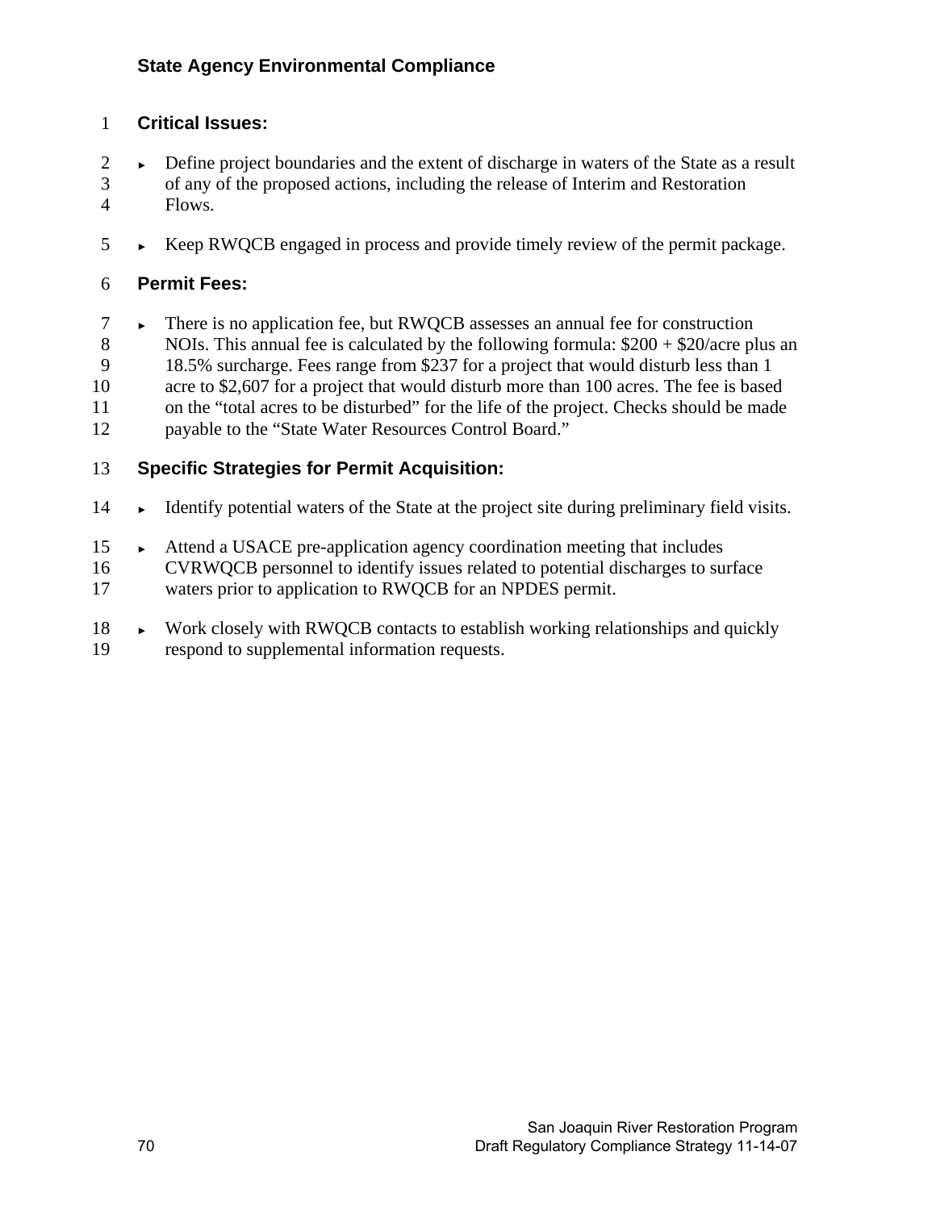### State Agency Environmental Compliance

**Critical Issues:**

- Define project boundaries and the extent of discharge in waters of the State as a result of any of the proposed actions, including the release of Interim and Restoration Flows.
- Keep RWQCB engaged in process and provide timely review of the permit package.

**Permit Fees:**

- There is no application fee, but RWQCB assesses an annual fee for construction NOIs. This annual fee is calculated by the following formula: $200 + $20/acre plus an 18.5% surcharge. Fees range from $237 for a project that would disturb less than 1 acre to $2,607 for a project that would disturb more than 100 acres. The fee is based on the "total acres to be disturbed" for the life of the project. Checks should be made payable to the "State Water Resources Control Board."

**Specific Strategies for Permit Acquisition:**

- Identify potential waters of the State at the project site during preliminary field visits.
- Attend a USACE pre-application agency coordination meeting that includes CVRWQCB personnel to identify issues related to potential discharges to surface waters prior to application to RWQCB for an NPDES permit.
- Work closely with RWQCB contacts to establish working relationships and quickly respond to supplemental information requests.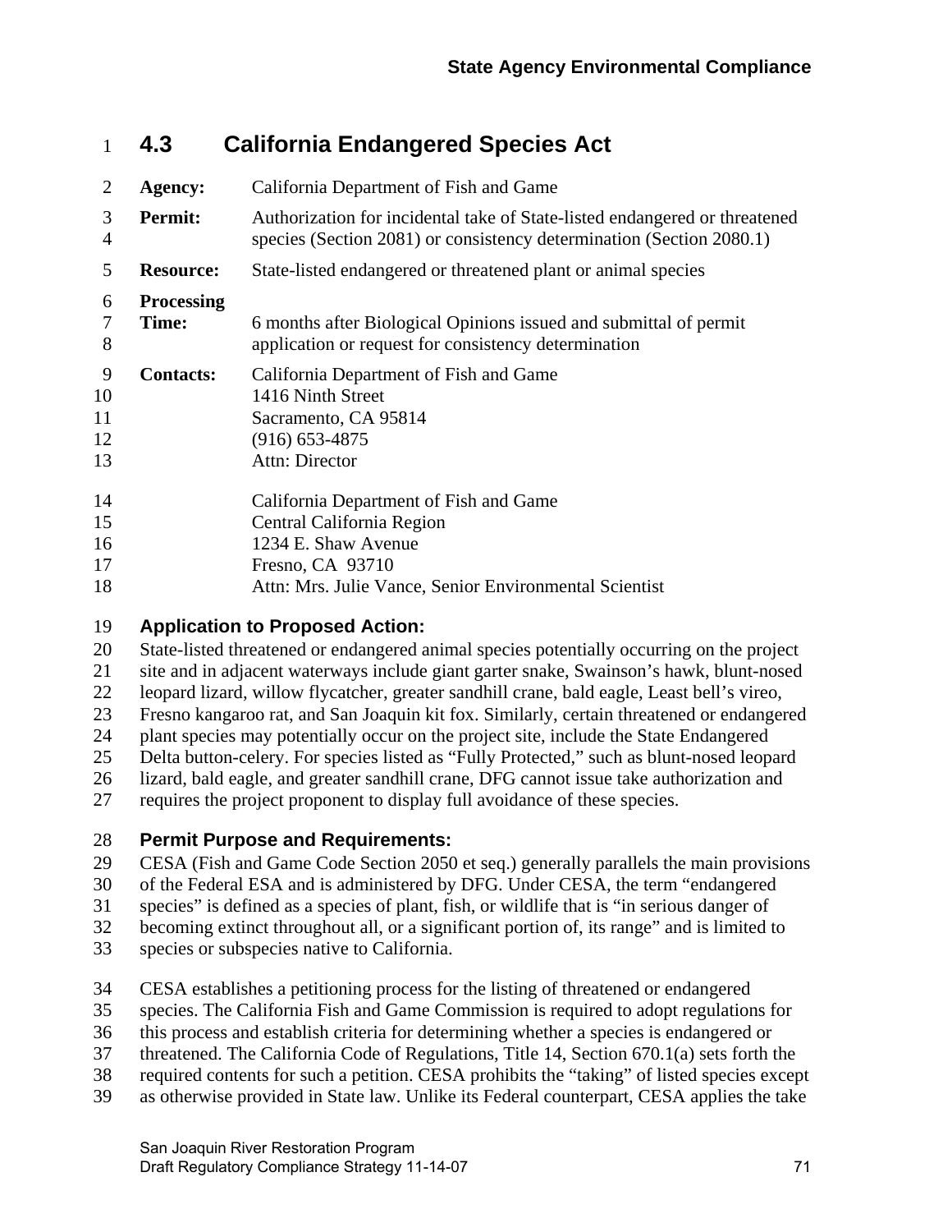## 4.3 California Endangered Species Act

**Agency:** California Department of Fish and Game

**Permit:** Authorization for incidental take of State-listed endangered or threatened species (Section 2081) or consistency determination (Section 2080.1)

**Resource:** State-listed endangered or threatened plant or animal species

**Processing Time:** 6 months after Biological Opinions issued and submittal of permit application or request for consistency determination

**Contacts:**
California Department of Fish and Game
1416 Ninth Street
Sacramento, CA 95814
(916) 653-4875
Attn: Director

California Department of Fish and Game
Central California Region
1234 E. Shaw Avenue
Fresno, CA 93710
Attn: Mrs. Julie Vance, Senior Environmental Scientist

### Application to Proposed Action:

State-listed threatened or endangered animal species potentially occurring on the project site and in adjacent waterways include giant garter snake, Swainson's hawk, blunt-nosed leopard lizard, willow flycatcher, greater sandhill crane, bald eagle, Least bell's vireo, Fresno kangaroo rat, and San Joaquin kit fox. Similarly, certain threatened or endangered plant species may potentially occur on the project site, include the State Endangered Delta button-celery. For species listed as "Fully Protected," such as blunt-nosed leopard lizard, bald eagle, and greater sandhill crane, DFG cannot issue take authorization and requires the project proponent to display full avoidance of these species.

### Permit Purpose and Requirements:

CESA (Fish and Game Code Section 2050 et seq.) generally parallels the main provisions of the Federal ESA and is administered by DFG. Under CESA, the term "endangered species" is defined as a species of plant, fish, or wildlife that is "in serious danger of becoming extinct throughout all, or a significant portion of, its range" and is limited to species or subspecies native to California.

CESA establishes a petitioning process for the listing of threatened or endangered species. The California Fish and Game Commission is required to adopt regulations for this process and establish criteria for determining whether a species is endangered or threatened. The California Code of Regulations, Title 14, Section 670.1(a) sets forth the required contents for such a petition. CESA prohibits the "taking" of listed species except as otherwise provided in State law. Unlike its Federal counterpart, CESA applies the take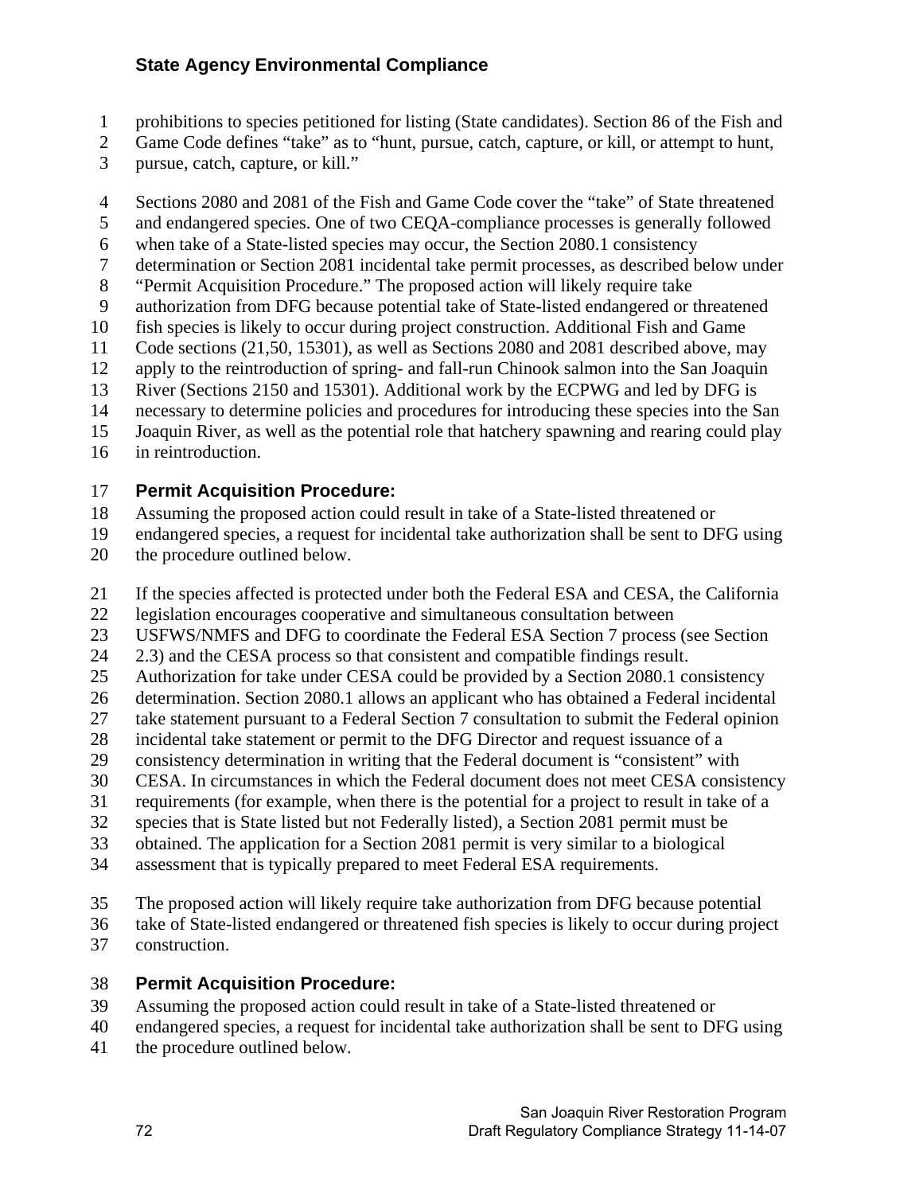prohibitions to species petitioned for listing (State candidates). Section 86 of the Fish and Game Code defines "take" as to "hunt, pursue, catch, capture, or kill, or attempt to hunt, pursue, catch, capture, or kill."

Sections 2080 and 2081 of the Fish and Game Code cover the "take" of State threatened and endangered species. One of two CEQA-compliance processes is generally followed when take of a State-listed species may occur, the Section 2080.1 consistency determination or Section 2081 incidental take permit processes, as described below under "Permit Acquisition Procedure." The proposed action will likely require take authorization from DFG because potential take of State-listed endangered or threatened fish species is likely to occur during project construction. Additional Fish and Game Code sections (21,50, 15301), as well as Sections 2080 and 2081 described above, may apply to the reintroduction of spring- and fall-run Chinook salmon into the San Joaquin River (Sections 2150 and 15301). Additional work by the ECPWG and led by DFG is necessary to determine policies and procedures for introducing these species into the San Joaquin River, as well as the potential role that hatchery spawning and rearing could play in reintroduction.

**Permit Acquisition Procedure:**

Assuming the proposed action could result in take of a State-listed threatened or endangered species, a request for incidental take authorization shall be sent to DFG using the procedure outlined below.

If the species affected is protected under both the Federal ESA and CESA, the California legislation encourages cooperative and simultaneous consultation between USFWS/NMFS and DFG to coordinate the Federal ESA Section 7 process (see Section 2.3) and the CESA process so that consistent and compatible findings result. Authorization for take under CESA could be provided by a Section 2080.1 consistency determination. Section 2080.1 allows an applicant who has obtained a Federal incidental take statement pursuant to a Federal Section 7 consultation to submit the Federal opinion incidental take statement or permit to the DFG Director and request issuance of a consistency determination in writing that the Federal document is "consistent" with CESA. In circumstances in which the Federal document does not meet CESA consistency requirements (for example, when there is the potential for a project to result in take of a species that is State listed but not Federally listed), a Section 2081 permit must be obtained. The application for a Section 2081 permit is very similar to a biological assessment that is typically prepared to meet Federal ESA requirements.

The proposed action will likely require take authorization from DFG because potential take of State-listed endangered or threatened fish species is likely to occur during project construction.

**Permit Acquisition Procedure:**

Assuming the proposed action could result in take of a State-listed threatened or endangered species, a request for incidental take authorization shall be sent to DFG using the procedure outlined below.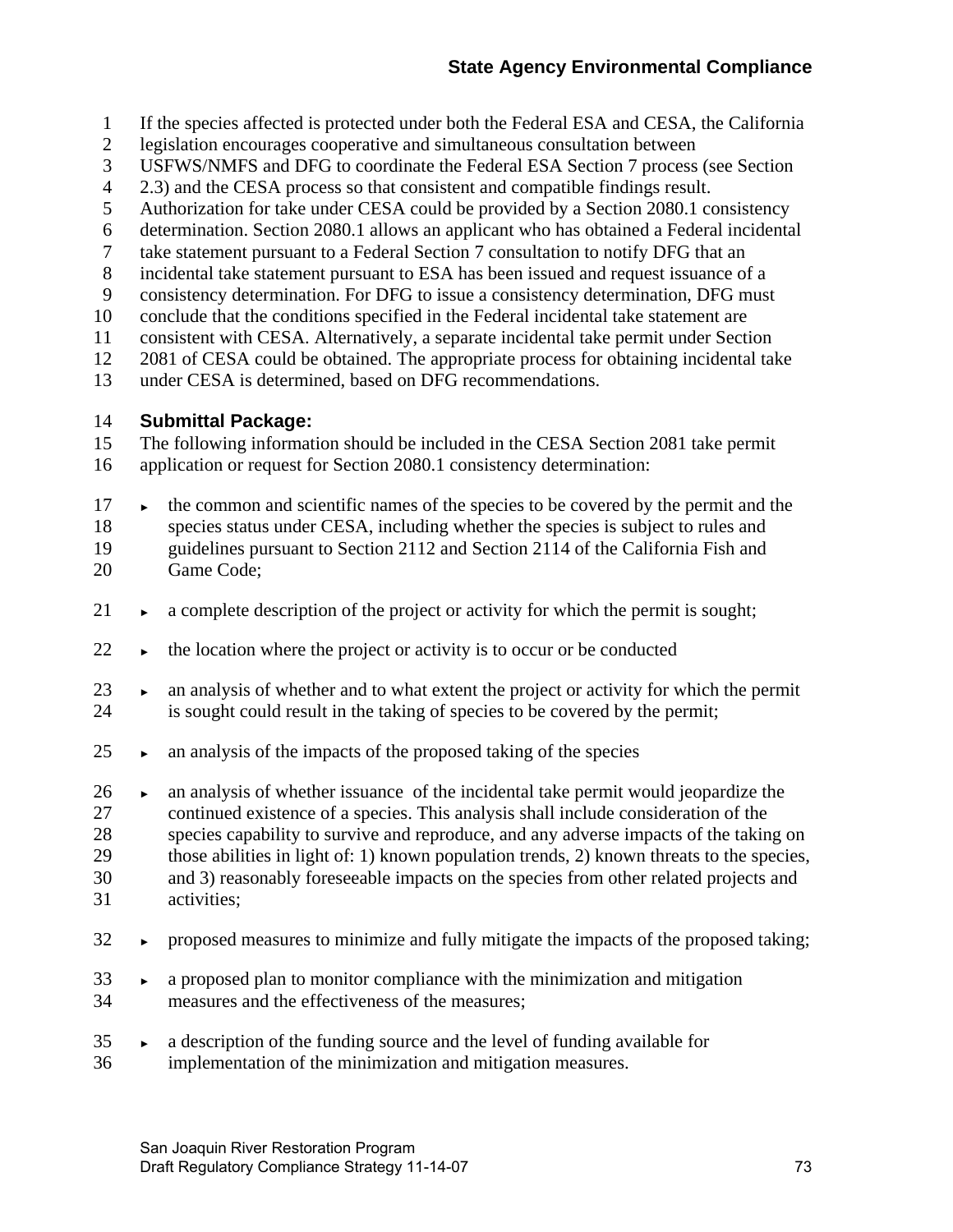If the species affected is protected under both the Federal ESA and CESA, the California legislation encourages cooperative and simultaneous consultation between USFWS/NMFS and DFG to coordinate the Federal ESA Section 7 process (see Section 2.3) and the CESA process so that consistent and compatible findings result. Authorization for take under CESA could be provided by a Section 2080.1 consistency determination. Section 2080.1 allows an applicant who has obtained a Federal incidental take statement pursuant to a Federal Section 7 consultation to notify DFG that an incidental take statement pursuant to ESA has been issued and request issuance of a consistency determination. For DFG to issue a consistency determination, DFG must conclude that the conditions specified in the Federal incidental take statement are consistent with CESA. Alternatively, a separate incidental take permit under Section 2081 of CESA could be obtained. The appropriate process for obtaining incidental take under CESA is determined, based on DFG recommendations.

**Submittal Package:**

The following information should be included in the CESA Section 2081 take permit application or request for Section 2080.1 consistency determination:

- the common and scientific names of the species to be covered by the permit and the species status under CESA, including whether the species is subject to rules and guidelines pursuant to Section 2112 and Section 2114 of the California Fish and Game Code;
- a complete description of the project or activity for which the permit is sought;
- the location where the project or activity is to occur or be conducted
- an analysis of whether and to what extent the project or activity for which the permit is sought could result in the taking of species to be covered by the permit;
- an analysis of the impacts of the proposed taking of the species
- an analysis of whether issuance of the incidental take permit would jeopardize the continued existence of a species. This analysis shall include consideration of the species capability to survive and reproduce, and any adverse impacts of the taking on those abilities in light of: 1) known population trends, 2) known threats to the species, and 3) reasonably foreseeable impacts on the species from other related projects and activities;
- proposed measures to minimize and fully mitigate the impacts of the proposed taking;
- a proposed plan to monitor compliance with the minimization and mitigation measures and the effectiveness of the measures;
- a description of the funding source and the level of funding available for implementation of the minimization and mitigation measures.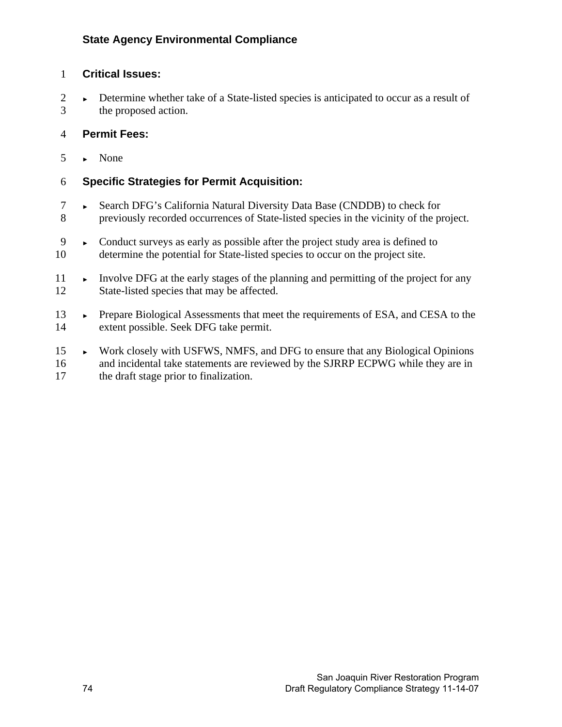**State Agency Environmental Compliance**

**Critical Issues:**

- Determine whether take of a State-listed species is anticipated to occur as a result of the proposed action.

**Permit Fees:**

- None

**Specific Strategies for Permit Acquisition:**

- Search DFG's California Natural Diversity Data Base (CNDDB) to check for previously recorded occurrences of State-listed species in the vicinity of the project.
- Conduct surveys as early as possible after the project study area is defined to determine the potential for State-listed species to occur on the project site.
- Involve DFG at the early stages of the planning and permitting of the project for any State-listed species that may be affected.
- Prepare Biological Assessments that meet the requirements of ESA, and CESA to the extent possible. Seek DFG take permit.
- Work closely with USFWS, NMFS, and DFG to ensure that any Biological Opinions and incidental take statements are reviewed by the SJRRP ECPWG while they are in the draft stage prior to finalization.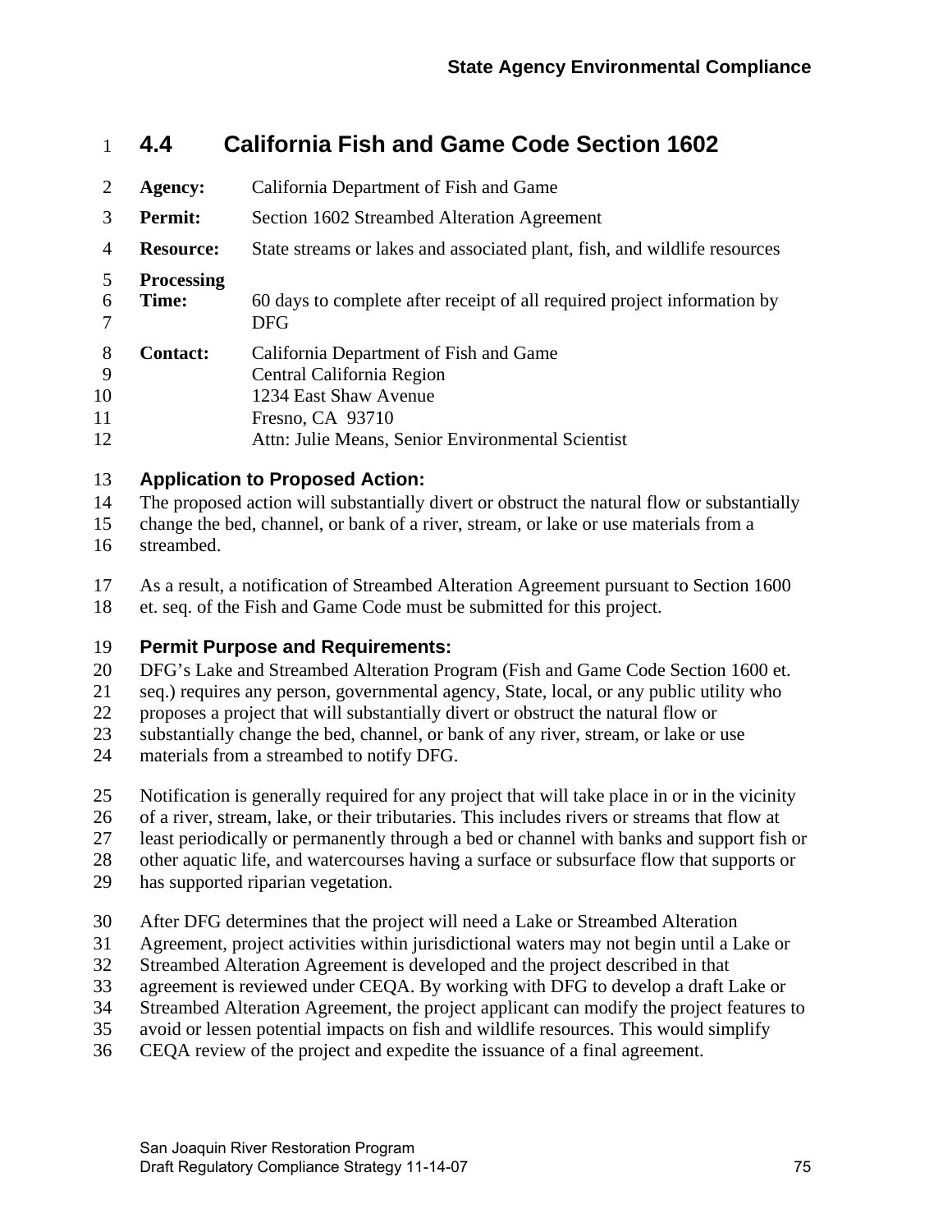## 4.4 California Fish and Game Code Section 1602

**Agency:** California Department of Fish and Game

**Permit:** Section 1602 Streambed Alteration Agreement

**Resource:** State streams or lakes and associated plant, fish, and wildlife resources

**Processing Time:** 60 days to complete after receipt of all required project information by DFG

**Contact:** California Department of Fish and Game
Central California Region
1234 East Shaw Avenue
Fresno, CA 93710
Attn: Julie Means, Senior Environmental Scientist

### Application to Proposed Action:

The proposed action will substantially divert or obstruct the natural flow or substantially change the bed, channel, or bank of a river, stream, or lake or use materials from a streambed.

As a result, a notification of Streambed Alteration Agreement pursuant to Section 1600 et. seq. of the Fish and Game Code must be submitted for this project.

### Permit Purpose and Requirements:

DFG's Lake and Streambed Alteration Program (Fish and Game Code Section 1600 et. seq.) requires any person, governmental agency, State, local, or any public utility who proposes a project that will substantially divert or obstruct the natural flow or substantially change the bed, channel, or bank of any river, stream, or lake or use materials from a streambed to notify DFG.

Notification is generally required for any project that will take place in or in the vicinity of a river, stream, lake, or their tributaries. This includes rivers or streams that flow at least periodically or permanently through a bed or channel with banks and support fish or other aquatic life, and watercourses having a surface or subsurface flow that supports or has supported riparian vegetation.

After DFG determines that the project will need a Lake or Streambed Alteration Agreement, project activities within jurisdictional waters may not begin until a Lake or Streambed Alteration Agreement is developed and the project described in that agreement is reviewed under CEQA. By working with DFG to develop a draft Lake or Streambed Alteration Agreement, the project applicant can modify the project features to avoid or lessen potential impacts on fish and wildlife resources. This would simplify CEQA review of the project and expedite the issuance of a final agreement.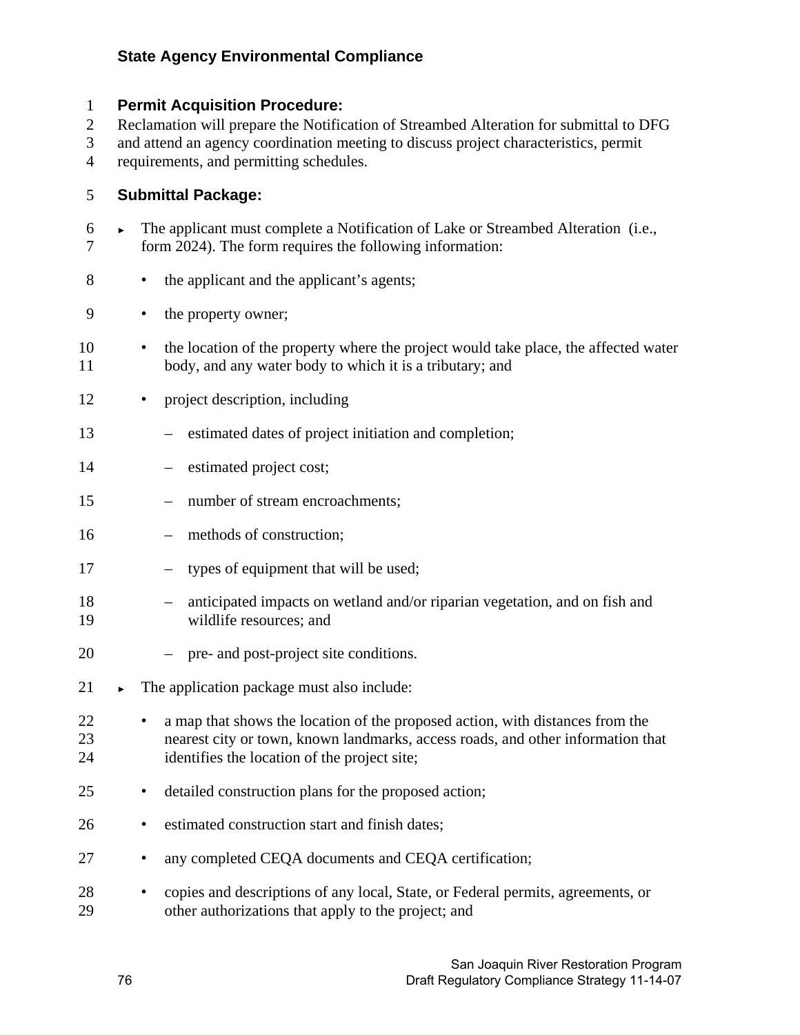## State Agency Environmental Compliance

**Permit Acquisition Procedure:**

Reclamation will prepare the Notification of Streambed Alteration for submittal to DFG and attend an agency coordination meeting to discuss project characteristics, permit requirements, and permitting schedules.

**Submittal Package:**

- The applicant must complete a Notification of Lake or Streambed Alteration (i.e., form 2024). The form requires the following information:
  - the applicant and the applicant's agents;
  - the property owner;
  - the location of the property where the project would take place, the affected water body, and any water body to which it is a tributary; and
  - project description, including
    - estimated dates of project initiation and completion;
    - estimated project cost;
    - number of stream encroachments;
    - methods of construction;
    - types of equipment that will be used;
    - anticipated impacts on wetland and/or riparian vegetation, and on fish and wildlife resources; and
    - pre- and post-project site conditions.
- The application package must also include:
  - a map that shows the location of the proposed action, with distances from the nearest city or town, known landmarks, access roads, and other information that identifies the location of the project site;
  - detailed construction plans for the proposed action;
  - estimated construction start and finish dates;
  - any completed CEQA documents and CEQA certification;
  - copies and descriptions of any local, State, or Federal permits, agreements, or other authorizations that apply to the project; and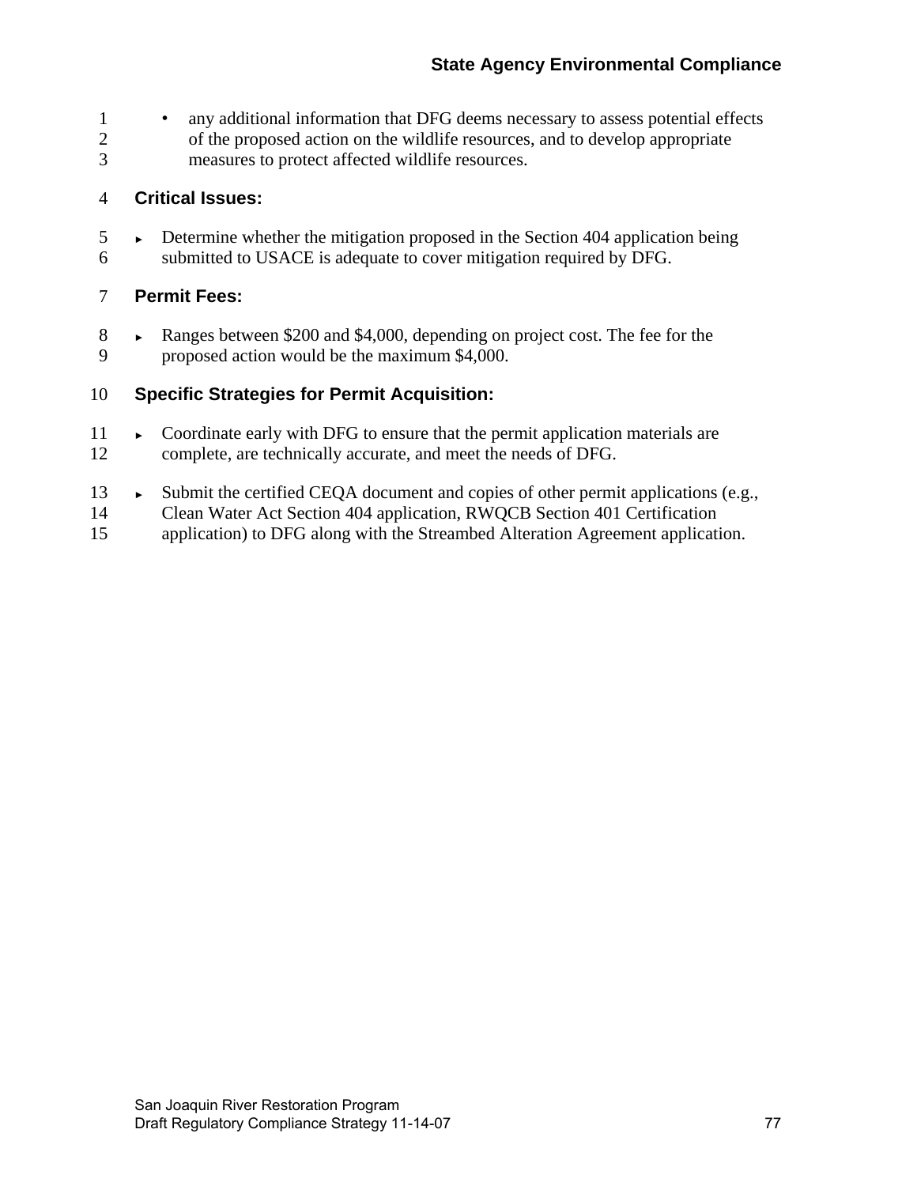- any additional information that DFG deems necessary to assess potential effects of the proposed action on the wildlife resources, and to develop appropriate measures to protect affected wildlife resources.

**Critical Issues:**

- ► Determine whether the mitigation proposed in the Section 404 application being submitted to USACE is adequate to cover mitigation required by DFG.

**Permit Fees:**

- ► Ranges between $200 and $4,000, depending on project cost. The fee for the proposed action would be the maximum $4,000.

**Specific Strategies for Permit Acquisition:**

- ► Coordinate early with DFG to ensure that the permit application materials are complete, are technically accurate, and meet the needs of DFG.

- ► Submit the certified CEQA document and copies of other permit applications (e.g., Clean Water Act Section 404 application, RWQCB Section 401 Certification application) to DFG along with the Streambed Alteration Agreement application.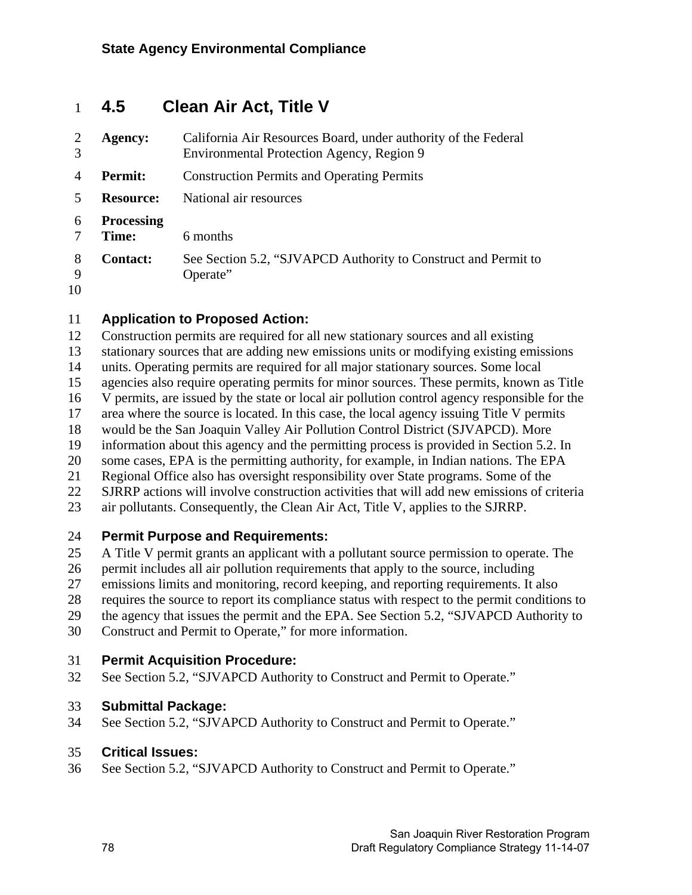## 4.5 Clean Air Act, Title V

**Agency:** California Air Resources Board, under authority of the Federal Environmental Protection Agency, Region 9

**Permit:** Construction Permits and Operating Permits

**Resource:** National air resources

**Processing Time:** 6 months

**Contact:** See Section 5.2, "SJVAPCD Authority to Construct and Permit to Operate"

### Application to Proposed Action:

Construction permits are required for all new stationary sources and all existing stationary sources that are adding new emissions units or modifying existing emissions units. Operating permits are required for all major stationary sources. Some local agencies also require operating permits for minor sources. These permits, known as Title V permits, are issued by the state or local air pollution control agency responsible for the area where the source is located. In this case, the local agency issuing Title V permits would be the San Joaquin Valley Air Pollution Control District (SJVAPCD). More information about this agency and the permitting process is provided in Section 5.2. In some cases, EPA is the permitting authority, for example, in Indian nations. The EPA Regional Office also has oversight responsibility over State programs. Some of the SJRRP actions will involve construction activities that will add new emissions of criteria air pollutants. Consequently, the Clean Air Act, Title V, applies to the SJRRP.

### Permit Purpose and Requirements:

A Title V permit grants an applicant with a pollutant source permission to operate. The permit includes all air pollution requirements that apply to the source, including emissions limits and monitoring, record keeping, and reporting requirements. It also requires the source to report its compliance status with respect to the permit conditions to the agency that issues the permit and the EPA. See Section 5.2, "SJVAPCD Authority to Construct and Permit to Operate," for more information.

### Permit Acquisition Procedure:

See Section 5.2, "SJVAPCD Authority to Construct and Permit to Operate."

### Submittal Package:

See Section 5.2, "SJVAPCD Authority to Construct and Permit to Operate."

### Critical Issues:

See Section 5.2, "SJVAPCD Authority to Construct and Permit to Operate."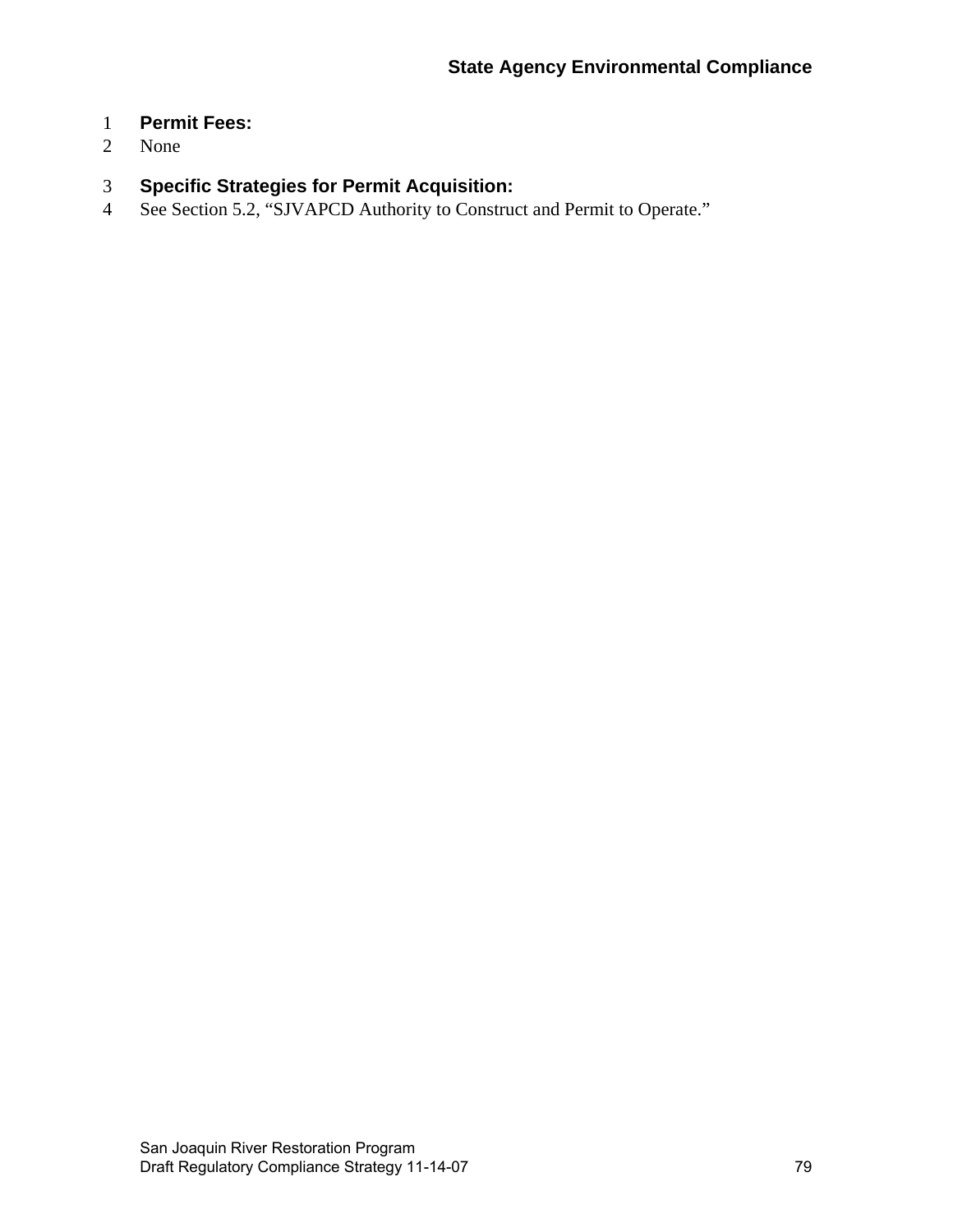**Permit Fees:**

None

**Specific Strategies for Permit Acquisition:**

See Section 5.2, "SJVAPCD Authority to Construct and Permit to Operate."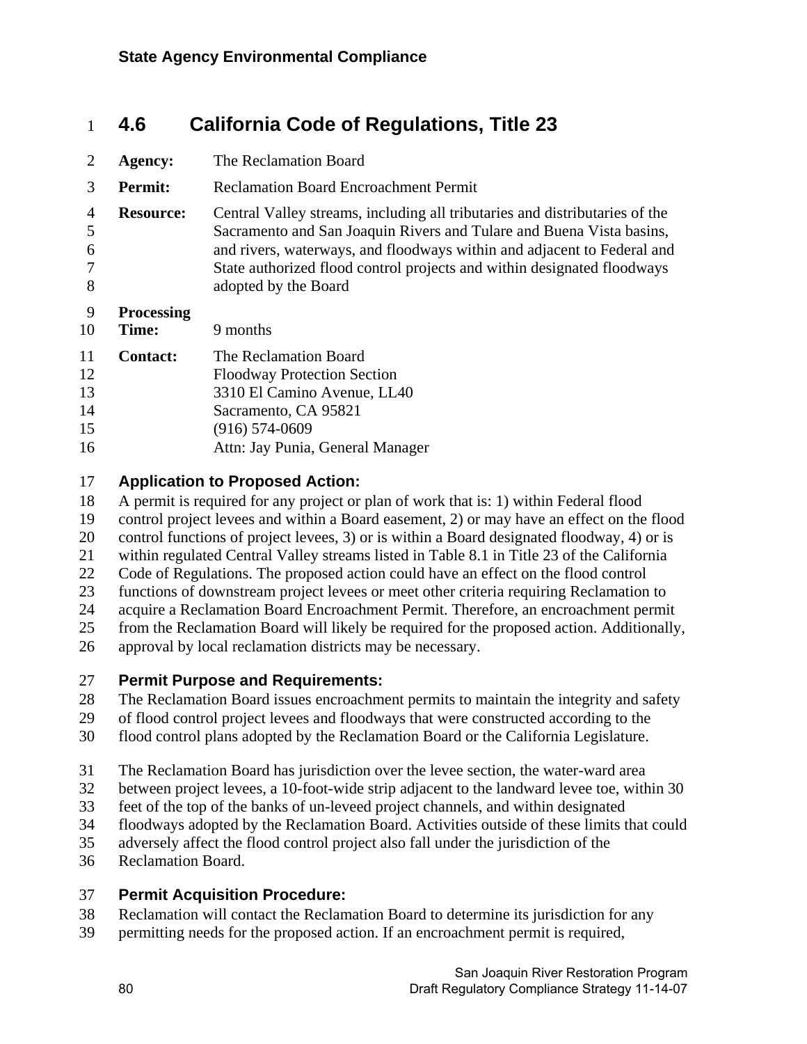## 4.6 California Code of Regulations, Title 23

**Agency:** The Reclamation Board

**Permit:** Reclamation Board Encroachment Permit

**Resource:** Central Valley streams, including all tributaries and distributaries of the Sacramento and San Joaquin Rivers and Tulare and Buena Vista basins, and rivers, waterways, and floodways within and adjacent to Federal and State authorized flood control projects and within designated floodways adopted by the Board

**Processing Time:** 9 months

**Contact:** The Reclamation Board
Floodway Protection Section
3310 El Camino Avenue, LL40
Sacramento, CA 95821
(916) 574-0609
Attn: Jay Punia, General Manager

### Application to Proposed Action:

A permit is required for any project or plan of work that is: 1) within Federal flood control project levees and within a Board easement, 2) or may have an effect on the flood control functions of project levees, 3) or is within a Board designated floodway, 4) or is within regulated Central Valley streams listed in Table 8.1 in Title 23 of the California Code of Regulations. The proposed action could have an effect on the flood control functions of downstream project levees or meet other criteria requiring Reclamation to acquire a Reclamation Board Encroachment Permit. Therefore, an encroachment permit from the Reclamation Board will likely be required for the proposed action. Additionally, approval by local reclamation districts may be necessary.

### Permit Purpose and Requirements:

The Reclamation Board issues encroachment permits to maintain the integrity and safety of flood control project levees and floodways that were constructed according to the flood control plans adopted by the Reclamation Board or the California Legislature.

The Reclamation Board has jurisdiction over the levee section, the water-ward area between project levees, a 10-foot-wide strip adjacent to the landward levee toe, within 30 feet of the top of the banks of un-leveed project channels, and within designated floodways adopted by the Reclamation Board. Activities outside of these limits that could adversely affect the flood control project also fall under the jurisdiction of the Reclamation Board.

### Permit Acquisition Procedure:

Reclamation will contact the Reclamation Board to determine its jurisdiction for any permitting needs for the proposed action. If an encroachment permit is required,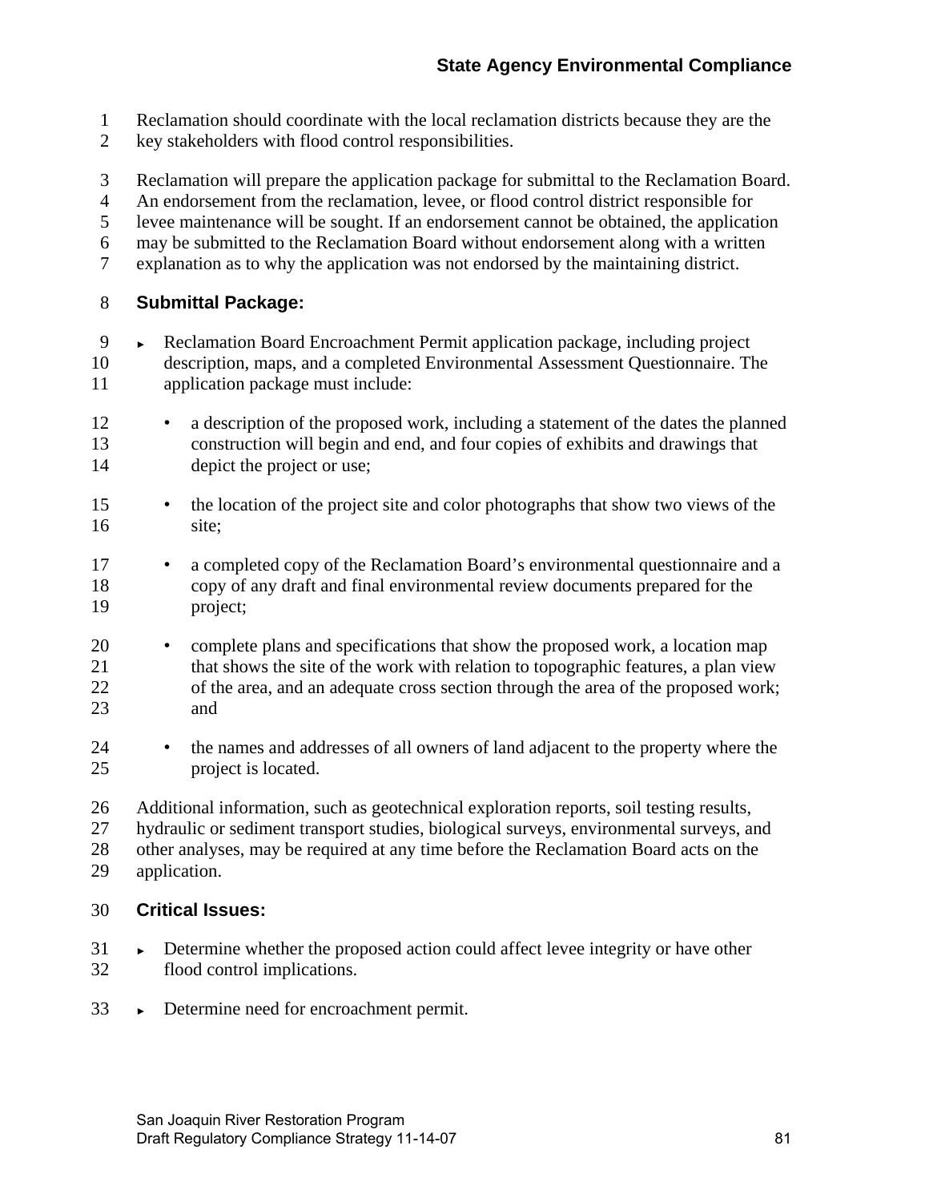Reclamation should coordinate with the local reclamation districts because they are the key stakeholders with flood control responsibilities.

Reclamation will prepare the application package for submittal to the Reclamation Board. An endorsement from the reclamation, levee, or flood control district responsible for levee maintenance will be sought. If an endorsement cannot be obtained, the application may be submitted to the Reclamation Board without endorsement along with a written explanation as to why the application was not endorsed by the maintaining district.

### Submittal Package:

- Reclamation Board Encroachment Permit application package, including project description, maps, and a completed Environmental Assessment Questionnaire. The application package must include:
  - a description of the proposed work, including a statement of the dates the planned construction will begin and end, and four copies of exhibits and drawings that depict the project or use;
  - the location of the project site and color photographs that show two views of the site;
  - a completed copy of the Reclamation Board's environmental questionnaire and a copy of any draft and final environmental review documents prepared for the project;
  - complete plans and specifications that show the proposed work, a location map that shows the site of the work with relation to topographic features, a plan view of the area, and an adequate cross section through the area of the proposed work; and
  - the names and addresses of all owners of land adjacent to the property where the project is located.

Additional information, such as geotechnical exploration reports, soil testing results, hydraulic or sediment transport studies, biological surveys, environmental surveys, and other analyses, may be required at any time before the Reclamation Board acts on the application.

### Critical Issues:

- Determine whether the proposed action could affect levee integrity or have other flood control implications.
- Determine need for encroachment permit.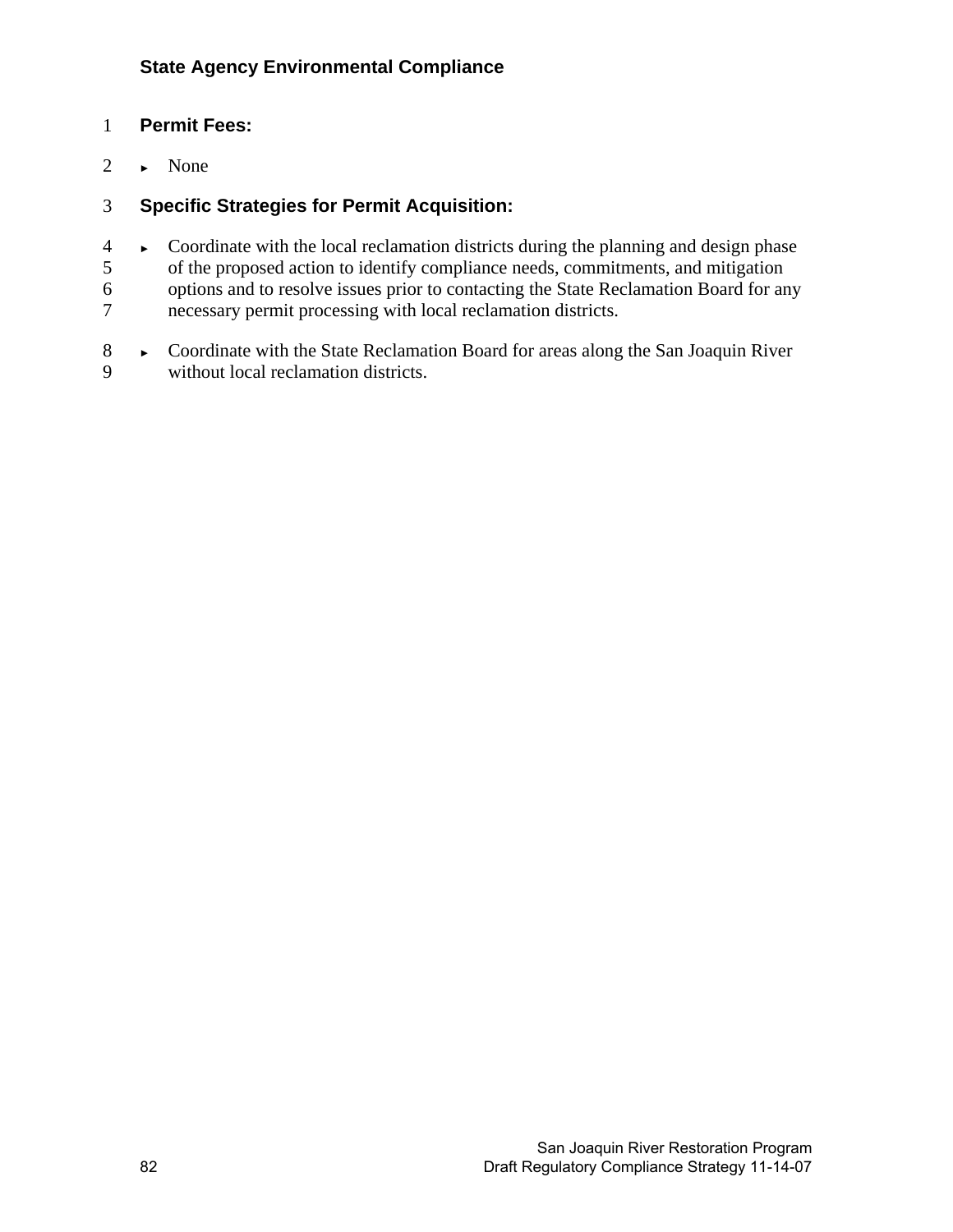**Permit Fees:**

- None

**Specific Strategies for Permit Acquisition:**

- Coordinate with the local reclamation districts during the planning and design phase of the proposed action to identify compliance needs, commitments, and mitigation options and to resolve issues prior to contacting the State Reclamation Board for any necessary permit processing with local reclamation districts.

- Coordinate with the State Reclamation Board for areas along the San Joaquin River without local reclamation districts.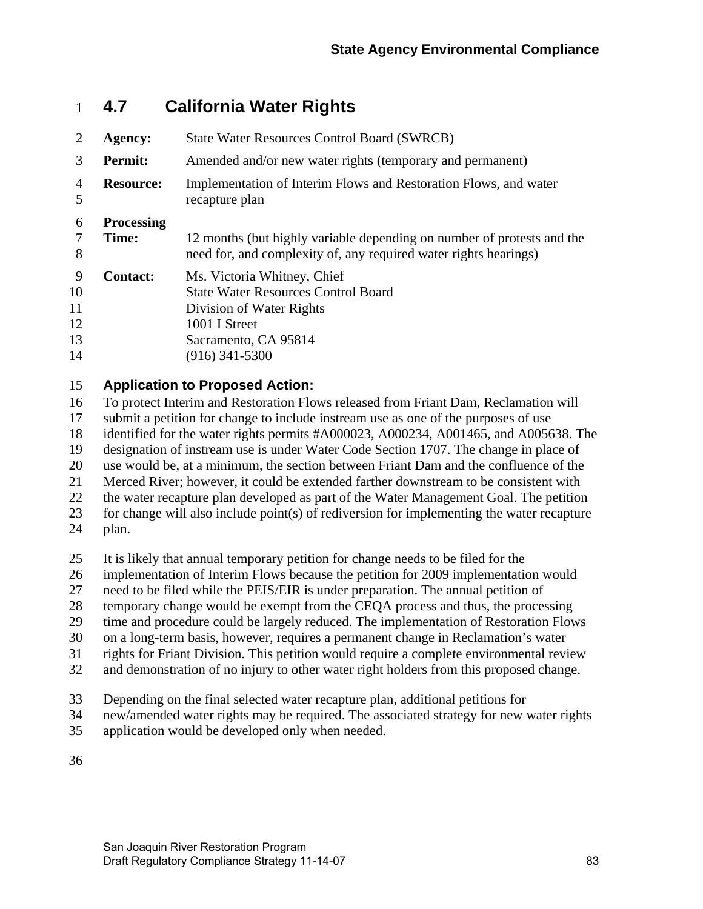## 4.7 California Water Rights

| | |
|---|---|
| **Agency:** | State Water Resources Control Board (SWRCB) |
| **Permit:** | Amended and/or new water rights (temporary and permanent) |
| **Resource:** | Implementation of Interim Flows and Restoration Flows, and water recapture plan |
| **Processing Time:** | 12 months (but highly variable depending on number of protests and the need for, and complexity of, any required water rights hearings) |
| **Contact:** | Ms. Victoria Whitney, Chief<br>State Water Resources Control Board<br>Division of Water Rights<br>1001 I Street<br>Sacramento, CA 95814<br>(916) 341-5300 |

### Application to Proposed Action:

To protect Interim and Restoration Flows released from Friant Dam, Reclamation will submit a petition for change to include instream use as one of the purposes of use identified for the water rights permits #A000023, A000234, A001465, and A005638. The designation of instream use is under Water Code Section 1707. The change in place of use would be, at a minimum, the section between Friant Dam and the confluence of the Merced River; however, it could be extended farther downstream to be consistent with the water recapture plan developed as part of the Water Management Goal. The petition for change will also include point(s) of rediversion for implementing the water recapture plan.

It is likely that annual temporary petition for change needs to be filed for the implementation of Interim Flows because the petition for 2009 implementation would need to be filed while the PEIS/EIR is under preparation. The annual petition of temporary change would be exempt from the CEQA process and thus, the processing time and procedure could be largely reduced. The implementation of Restoration Flows on a long-term basis, however, requires a permanent change in Reclamation's water rights for Friant Division. This petition would require a complete environmental review and demonstration of no injury to other water right holders from this proposed change.

Depending on the final selected water recapture plan, additional petitions for new/amended water rights may be required. The associated strategy for new water rights application would be developed only when needed.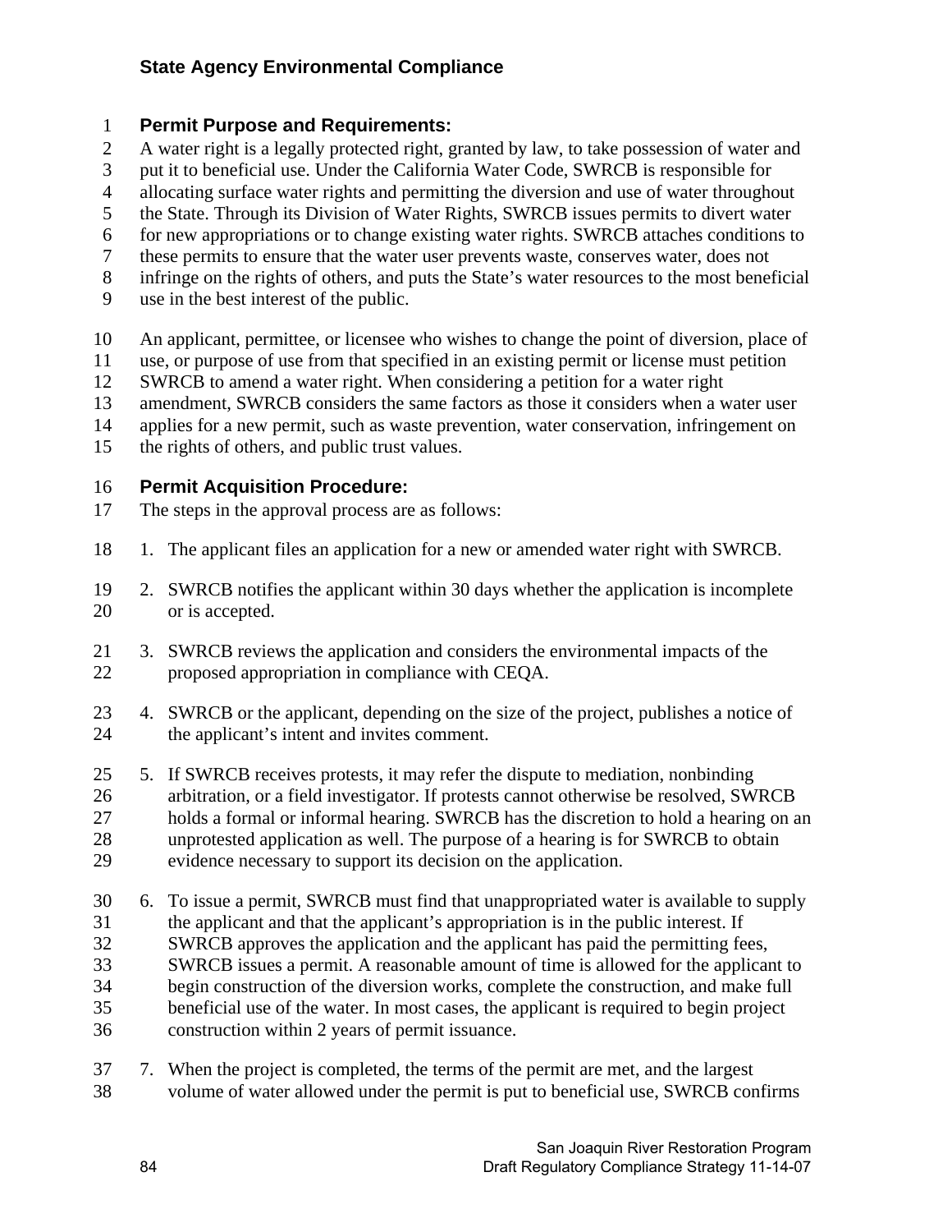**Permit Purpose and Requirements:**

A water right is a legally protected right, granted by law, to take possession of water and put it to beneficial use. Under the California Water Code, SWRCB is responsible for allocating surface water rights and permitting the diversion and use of water throughout the State. Through its Division of Water Rights, SWRCB issues permits to divert water for new appropriations or to change existing water rights. SWRCB attaches conditions to these permits to ensure that the water user prevents waste, conserves water, does not infringe on the rights of others, and puts the State's water resources to the most beneficial use in the best interest of the public.

An applicant, permittee, or licensee who wishes to change the point of diversion, place of use, or purpose of use from that specified in an existing permit or license must petition SWRCB to amend a water right. When considering a petition for a water right amendment, SWRCB considers the same factors as those it considers when a water user applies for a new permit, such as waste prevention, water conservation, infringement on the rights of others, and public trust values.

**Permit Acquisition Procedure:**

The steps in the approval process are as follows:

1. The applicant files an application for a new or amended water right with SWRCB.
2. SWRCB notifies the applicant within 30 days whether the application is incomplete or is accepted.
3. SWRCB reviews the application and considers the environmental impacts of the proposed appropriation in compliance with CEQA.
4. SWRCB or the applicant, depending on the size of the project, publishes a notice of the applicant's intent and invites comment.
5. If SWRCB receives protests, it may refer the dispute to mediation, nonbinding arbitration, or a field investigator. If protests cannot otherwise be resolved, SWRCB holds a formal or informal hearing. SWRCB has the discretion to hold a hearing on an unprotested application as well. The purpose of a hearing is for SWRCB to obtain evidence necessary to support its decision on the application.
6. To issue a permit, SWRCB must find that unappropriated water is available to supply the applicant and that the applicant's appropriation is in the public interest. If SWRCB approves the application and the applicant has paid the permitting fees, SWRCB issues a permit. A reasonable amount of time is allowed for the applicant to begin construction of the diversion works, complete the construction, and make full beneficial use of the water. In most cases, the applicant is required to begin project construction within 2 years of permit issuance.
7. When the project is completed, the terms of the permit are met, and the largest volume of water allowed under the permit is put to beneficial use, SWRCB confirms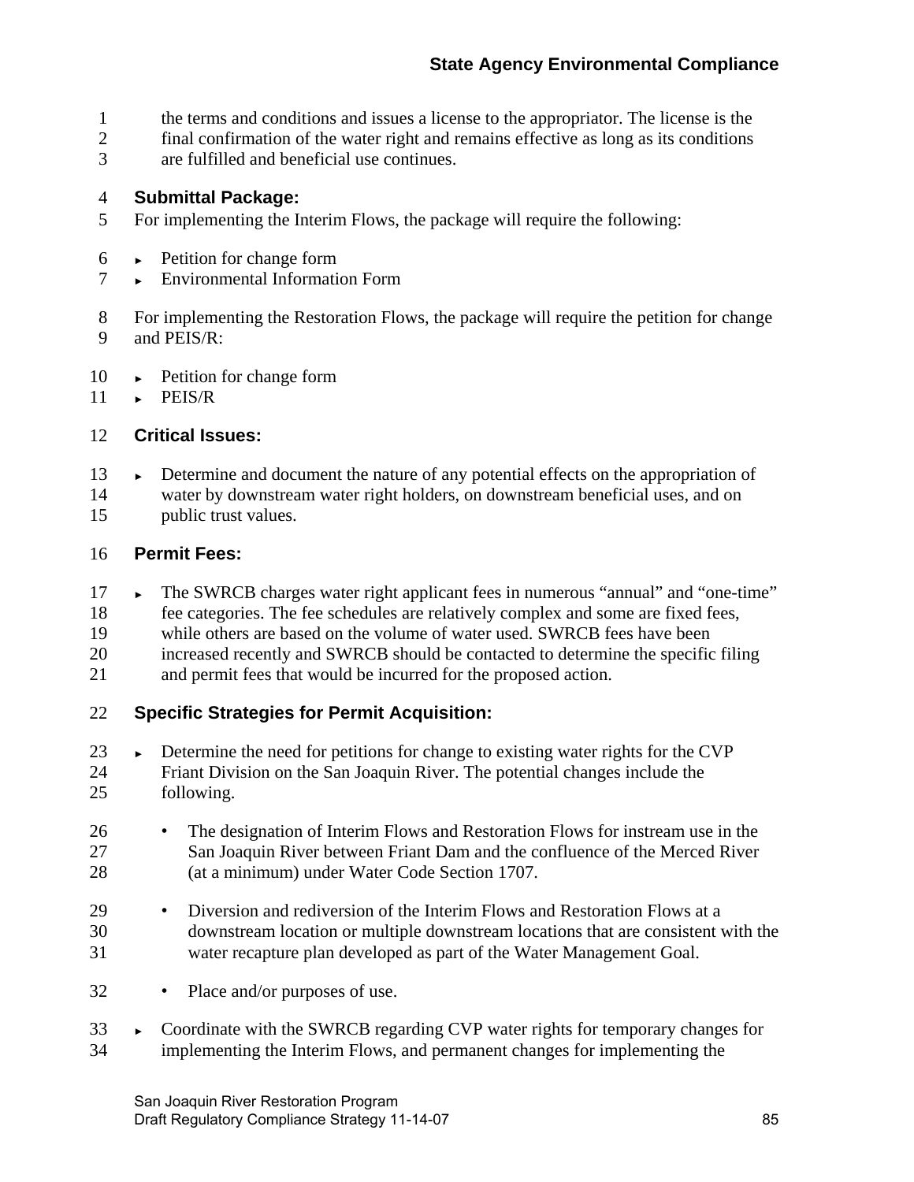the terms and conditions and issues a license to the appropriator. The license is the final confirmation of the water right and remains effective as long as its conditions are fulfilled and beneficial use continues.

**Submittal Package:**

For implementing the Interim Flows, the package will require the following:

- Petition for change form
- Environmental Information Form

For implementing the Restoration Flows, the package will require the petition for change and PEIS/R:

- Petition for change form
- PEIS/R

**Critical Issues:**

- Determine and document the nature of any potential effects on the appropriation of water by downstream water right holders, on downstream beneficial uses, and on public trust values.

**Permit Fees:**

- The SWRCB charges water right applicant fees in numerous "annual" and "one-time" fee categories. The fee schedules are relatively complex and some are fixed fees, while others are based on the volume of water used. SWRCB fees have been increased recently and SWRCB should be contacted to determine the specific filing and permit fees that would be incurred for the proposed action.

**Specific Strategies for Permit Acquisition:**

- Determine the need for petitions for change to existing water rights for the CVP Friant Division on the San Joaquin River. The potential changes include the following.
  - The designation of Interim Flows and Restoration Flows for instream use in the San Joaquin River between Friant Dam and the confluence of the Merced River (at a minimum) under Water Code Section 1707.
  - Diversion and rediversion of the Interim Flows and Restoration Flows at a downstream location or multiple downstream locations that are consistent with the water recapture plan developed as part of the Water Management Goal.
  - Place and/or purposes of use.
- Coordinate with the SWRCB regarding CVP water rights for temporary changes for implementing the Interim Flows, and permanent changes for implementing the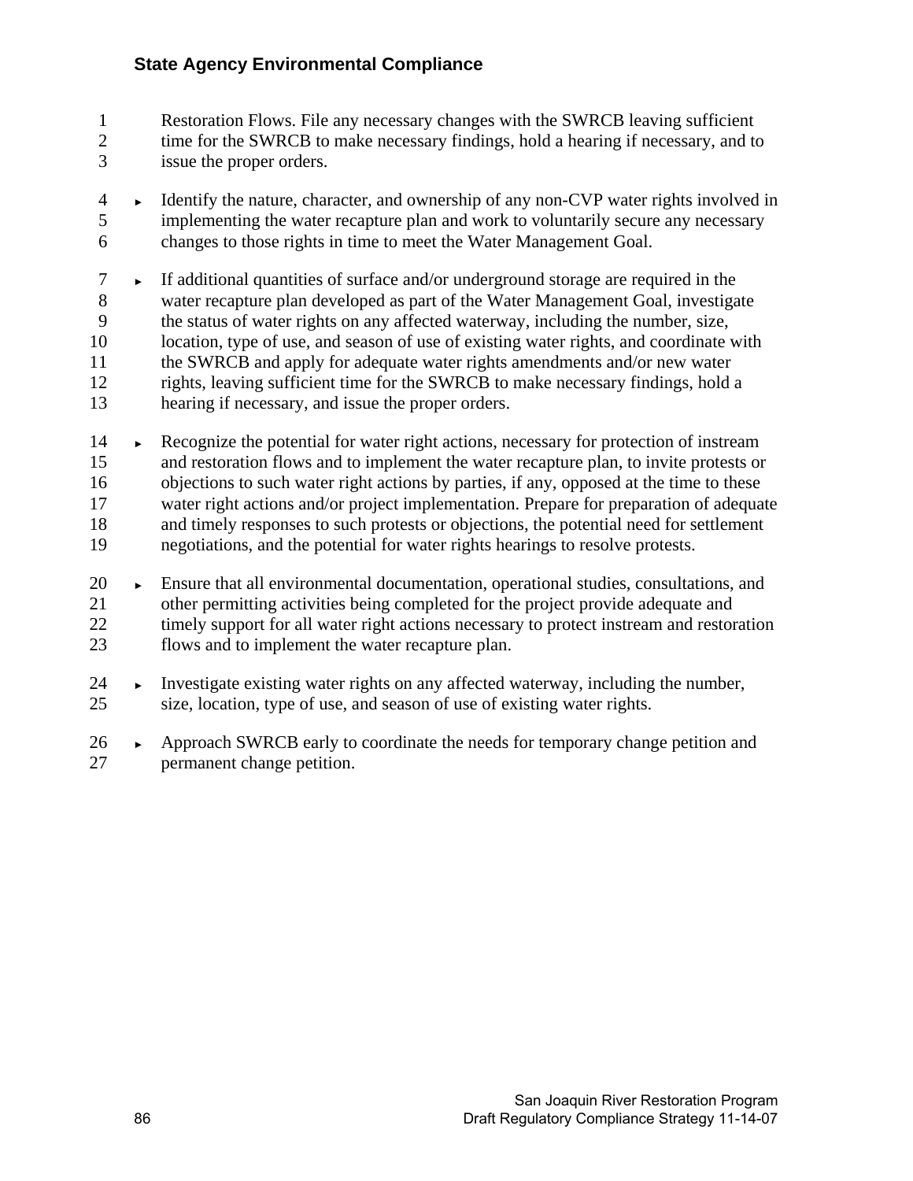Restoration Flows. File any necessary changes with the SWRCB leaving sufficient time for the SWRCB to make necessary findings, hold a hearing if necessary, and to issue the proper orders.

- Identify the nature, character, and ownership of any non-CVP water rights involved in implementing the water recapture plan and work to voluntarily secure any necessary changes to those rights in time to meet the Water Management Goal.
- If additional quantities of surface and/or underground storage are required in the water recapture plan developed as part of the Water Management Goal, investigate the status of water rights on any affected waterway, including the number, size, location, type of use, and season of use of existing water rights, and coordinate with the SWRCB and apply for adequate water rights amendments and/or new water rights, leaving sufficient time for the SWRCB to make necessary findings, hold a hearing if necessary, and issue the proper orders.
- Recognize the potential for water right actions, necessary for protection of instream and restoration flows and to implement the water recapture plan, to invite protests or objections to such water right actions by parties, if any, opposed at the time to these water right actions and/or project implementation. Prepare for preparation of adequate and timely responses to such protests or objections, the potential need for settlement negotiations, and the potential for water rights hearings to resolve protests.
- Ensure that all environmental documentation, operational studies, consultations, and other permitting activities being completed for the project provide adequate and timely support for all water right actions necessary to protect instream and restoration flows and to implement the water recapture plan.
- Investigate existing water rights on any affected waterway, including the number, size, location, type of use, and season of use of existing water rights.
- Approach SWRCB early to coordinate the needs for temporary change petition and permanent change petition.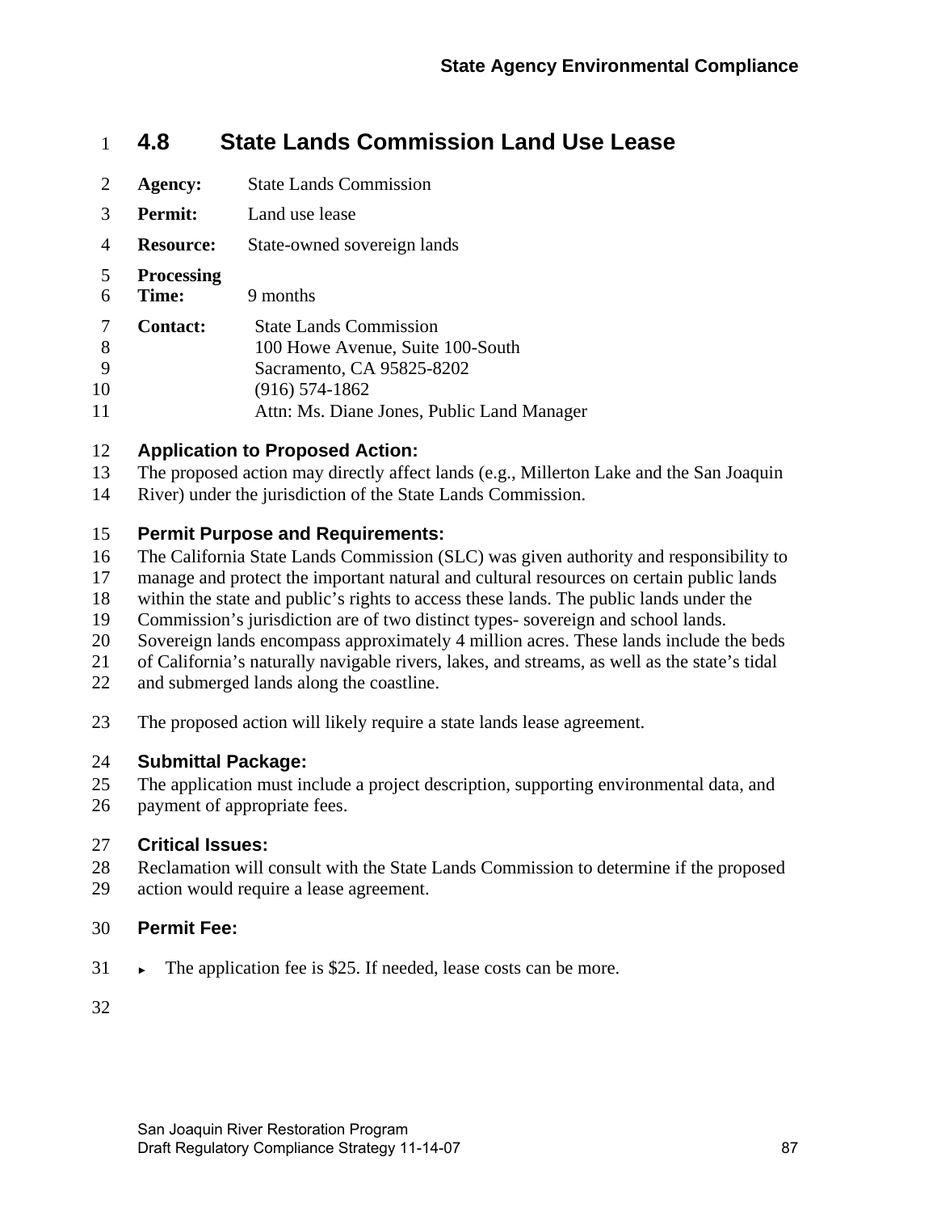## 4.8 State Lands Commission Land Use Lease

**Agency:** State Lands Commission

**Permit:** Land use lease

**Resource:** State-owned sovereign lands

**Processing Time:** 9 months

**Contact:** State Lands Commission
100 Howe Avenue, Suite 100-South
Sacramento, CA 95825-8202
(916) 574-1862
Attn: Ms. Diane Jones, Public Land Manager

### Application to Proposed Action:

The proposed action may directly affect lands (e.g., Millerton Lake and the San Joaquin River) under the jurisdiction of the State Lands Commission.

### Permit Purpose and Requirements:

The California State Lands Commission (SLC) was given authority and responsibility to manage and protect the important natural and cultural resources on certain public lands within the state and public's rights to access these lands. The public lands under the Commission's jurisdiction are of two distinct types- sovereign and school lands. Sovereign lands encompass approximately 4 million acres. These lands include the beds of California's naturally navigable rivers, lakes, and streams, as well as the state's tidal and submerged lands along the coastline.

The proposed action will likely require a state lands lease agreement.

### Submittal Package:

The application must include a project description, supporting environmental data, and payment of appropriate fees.

### Critical Issues:

Reclamation will consult with the State Lands Commission to determine if the proposed action would require a lease agreement.

### Permit Fee:

- The application fee is $25. If needed, lease costs can be more.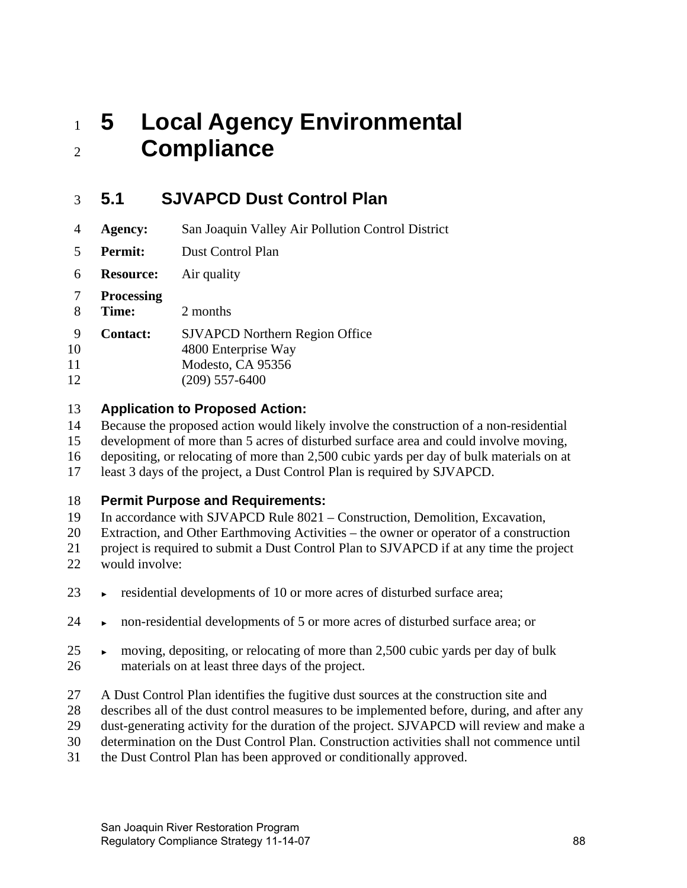# 5 Local Agency Environmental Compliance

## 5.1 SJVAPCD Dust Control Plan

**Agency:** San Joaquin Valley Air Pollution Control District

**Permit:** Dust Control Plan

**Resource:** Air quality

**Processing Time:** 2 months

**Contact:** SJVAPCD Northern Region Office
4800 Enterprise Way
Modesto, CA 95356
(209) 557-6400

### Application to Proposed Action:

Because the proposed action would likely involve the construction of a non-residential development of more than 5 acres of disturbed surface area and could involve moving, depositing, or relocating of more than 2,500 cubic yards per day of bulk materials on at least 3 days of the project, a Dust Control Plan is required by SJVAPCD.

### Permit Purpose and Requirements:

In accordance with SJVAPCD Rule 8021 – Construction, Demolition, Excavation, Extraction, and Other Earthmoving Activities – the owner or operator of a construction project is required to submit a Dust Control Plan to SJVAPCD if at any time the project would involve:

- residential developments of 10 or more acres of disturbed surface area;
- non-residential developments of 5 or more acres of disturbed surface area; or
- moving, depositing, or relocating of more than 2,500 cubic yards per day of bulk materials on at least three days of the project.

A Dust Control Plan identifies the fugitive dust sources at the construction site and describes all of the dust control measures to be implemented before, during, and after any dust-generating activity for the duration of the project. SJVAPCD will review and make a determination on the Dust Control Plan. Construction activities shall not commence until the Dust Control Plan has been approved or conditionally approved.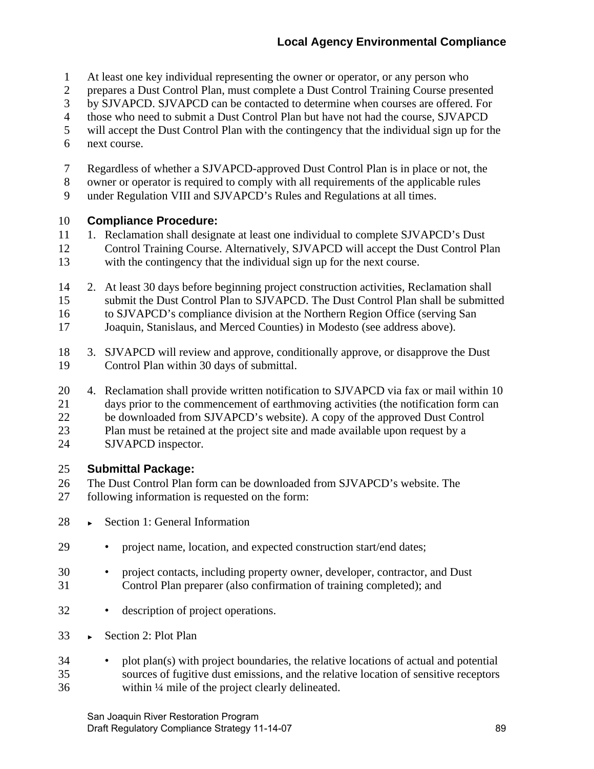At least one key individual representing the owner or operator, or any person who prepares a Dust Control Plan, must complete a Dust Control Training Course presented by SJVAPCD. SJVAPCD can be contacted to determine when courses are offered. For those who need to submit a Dust Control Plan but have not had the course, SJVAPCD will accept the Dust Control Plan with the contingency that the individual sign up for the next course.

Regardless of whether a SJVAPCD-approved Dust Control Plan is in place or not, the owner or operator is required to comply with all requirements of the applicable rules under Regulation VIII and SJVAPCD's Rules and Regulations at all times.

**Compliance Procedure:**

1. Reclamation shall designate at least one individual to complete SJVAPCD's Dust Control Training Course. Alternatively, SJVAPCD will accept the Dust Control Plan with the contingency that the individual sign up for the next course.
2. At least 30 days before beginning project construction activities, Reclamation shall submit the Dust Control Plan to SJVAPCD. The Dust Control Plan shall be submitted to SJVAPCD's compliance division at the Northern Region Office (serving San Joaquin, Stanislaus, and Merced Counties) in Modesto (see address above).
3. SJVAPCD will review and approve, conditionally approve, or disapprove the Dust Control Plan within 30 days of submittal.
4. Reclamation shall provide written notification to SJVAPCD via fax or mail within 10 days prior to the commencement of earthmoving activities (the notification form can be downloaded from SJVAPCD's website). A copy of the approved Dust Control Plan must be retained at the project site and made available upon request by a SJVAPCD inspector.

**Submittal Package:**

The Dust Control Plan form can be downloaded from SJVAPCD's website. The following information is requested on the form:

- Section 1: General Information
  - project name, location, and expected construction start/end dates;
  - project contacts, including property owner, developer, contractor, and Dust Control Plan preparer (also confirmation of training completed); and
  - description of project operations.
- Section 2: Plot Plan
  - plot plan(s) with project boundaries, the relative locations of actual and potential sources of fugitive dust emissions, and the relative location of sensitive receptors within ¼ mile of the project clearly delineated.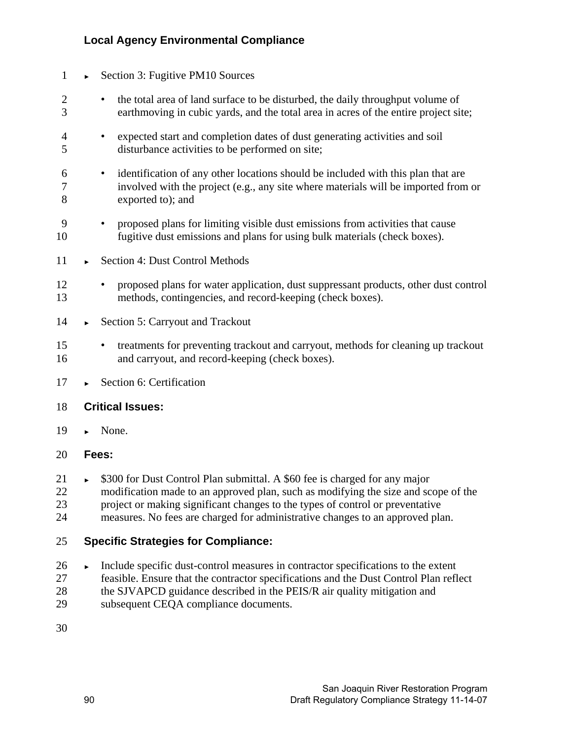- Section 3: Fugitive PM10 Sources
  - the total area of land surface to be disturbed, the daily throughput volume of earthmoving in cubic yards, and the total area in acres of the entire project site;
  - expected start and completion dates of dust generating activities and soil disturbance activities to be performed on site;
  - identification of any other locations should be included with this plan that are involved with the project (e.g., any site where materials will be imported from or exported to); and
  - proposed plans for limiting visible dust emissions from activities that cause fugitive dust emissions and plans for using bulk materials (check boxes).
- Section 4: Dust Control Methods
  - proposed plans for water application, dust suppressant products, other dust control methods, contingencies, and record-keeping (check boxes).
- Section 5: Carryout and Trackout
  - treatments for preventing trackout and carryout, methods for cleaning up trackout and carryout, and record-keeping (check boxes).
- Section 6: Certification

**Critical Issues:**

- None.

**Fees:**

- $300 for Dust Control Plan submittal. A $60 fee is charged for any major modification made to an approved plan, such as modifying the size and scope of the project or making significant changes to the types of control or preventative measures. No fees are charged for administrative changes to an approved plan.

**Specific Strategies for Compliance:**

- Include specific dust-control measures in contractor specifications to the extent feasible. Ensure that the contractor specifications and the Dust Control Plan reflect the SJVAPCD guidance described in the PEIS/R air quality mitigation and subsequent CEQA compliance documents.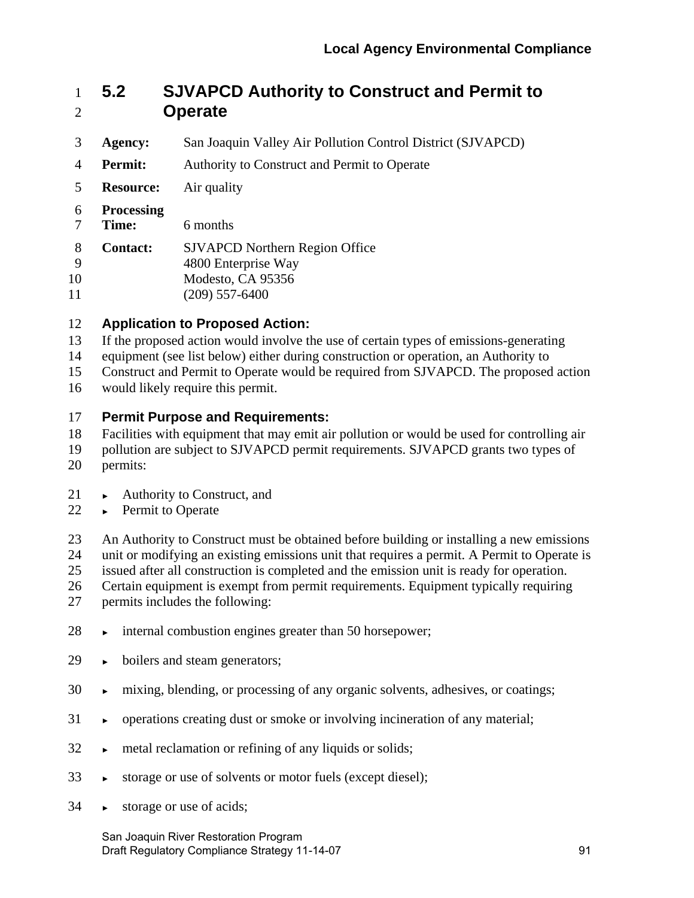## 5.2 SJVAPCD Authority to Construct and Permit to Operate

**Agency:** San Joaquin Valley Air Pollution Control District (SJVAPCD)

**Permit:** Authority to Construct and Permit to Operate

**Resource:** Air quality

**Processing Time:** 6 months

**Contact:** SJVAPCD Northern Region Office
4800 Enterprise Way
Modesto, CA 95356
(209) 557-6400

### Application to Proposed Action:

If the proposed action would involve the use of certain types of emissions-generating equipment (see list below) either during construction or operation, an Authority to Construct and Permit to Operate would be required from SJVAPCD. The proposed action would likely require this permit.

### Permit Purpose and Requirements:

Facilities with equipment that may emit air pollution or would be used for controlling air pollution are subject to SJVAPCD permit requirements. SJVAPCD grants two types of permits:

- Authority to Construct, and
- Permit to Operate

An Authority to Construct must be obtained before building or installing a new emissions unit or modifying an existing emissions unit that requires a permit. A Permit to Operate is issued after all construction is completed and the emission unit is ready for operation. Certain equipment is exempt from permit requirements. Equipment typically requiring permits includes the following:

- internal combustion engines greater than 50 horsepower;
- boilers and steam generators;
- mixing, blending, or processing of any organic solvents, adhesives, or coatings;
- operations creating dust or smoke or involving incineration of any material;
- metal reclamation or refining of any liquids or solids;
- storage or use of solvents or motor fuels (except diesel);
- storage or use of acids;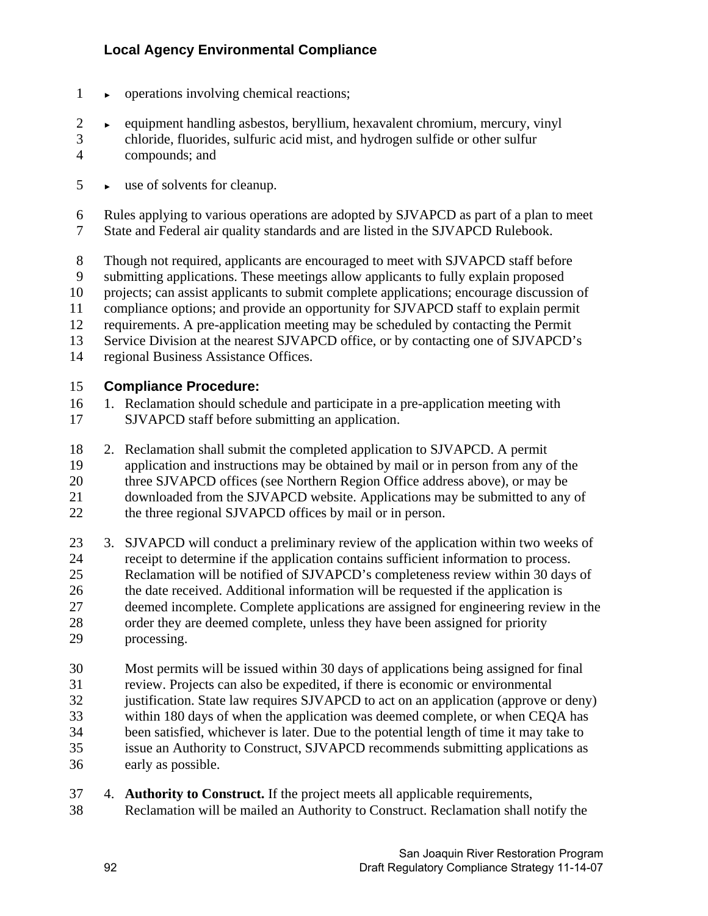- operations involving chemical reactions;
- equipment handling asbestos, beryllium, hexavalent chromium, mercury, vinyl chloride, fluorides, sulfuric acid mist, and hydrogen sulfide or other sulfur compounds; and
- use of solvents for cleanup.

Rules applying to various operations are adopted by SJVAPCD as part of a plan to meet State and Federal air quality standards and are listed in the SJVAPCD Rulebook.

Though not required, applicants are encouraged to meet with SJVAPCD staff before submitting applications. These meetings allow applicants to fully explain proposed projects; can assist applicants to submit complete applications; encourage discussion of compliance options; and provide an opportunity for SJVAPCD staff to explain permit requirements. A pre-application meeting may be scheduled by contacting the Permit Service Division at the nearest SJVAPCD office, or by contacting one of SJVAPCD's regional Business Assistance Offices.

### Compliance Procedure:

1. Reclamation should schedule and participate in a pre-application meeting with SJVAPCD staff before submitting an application.

2. Reclamation shall submit the completed application to SJVAPCD. A permit application and instructions may be obtained by mail or in person from any of the three SJVAPCD offices (see Northern Region Office address above), or may be downloaded from the SJVAPCD website. Applications may be submitted to any of the three regional SJVAPCD offices by mail or in person.

3. SJVAPCD will conduct a preliminary review of the application within two weeks of receipt to determine if the application contains sufficient information to process. Reclamation will be notified of SJVAPCD's completeness review within 30 days of the date received. Additional information will be requested if the application is deemed incomplete. Complete applications are assigned for engineering review in the order they are deemed complete, unless they have been assigned for priority processing.

   Most permits will be issued within 30 days of applications being assigned for final review. Projects can also be expedited, if there is economic or environmental justification. State law requires SJVAPCD to act on an application (approve or deny) within 180 days of when the application was deemed complete, or when CEQA has been satisfied, whichever is later. Due to the potential length of time it may take to issue an Authority to Construct, SJVAPCD recommends submitting applications as early as possible.

4. **Authority to Construct.** If the project meets all applicable requirements, Reclamation will be mailed an Authority to Construct. Reclamation shall notify the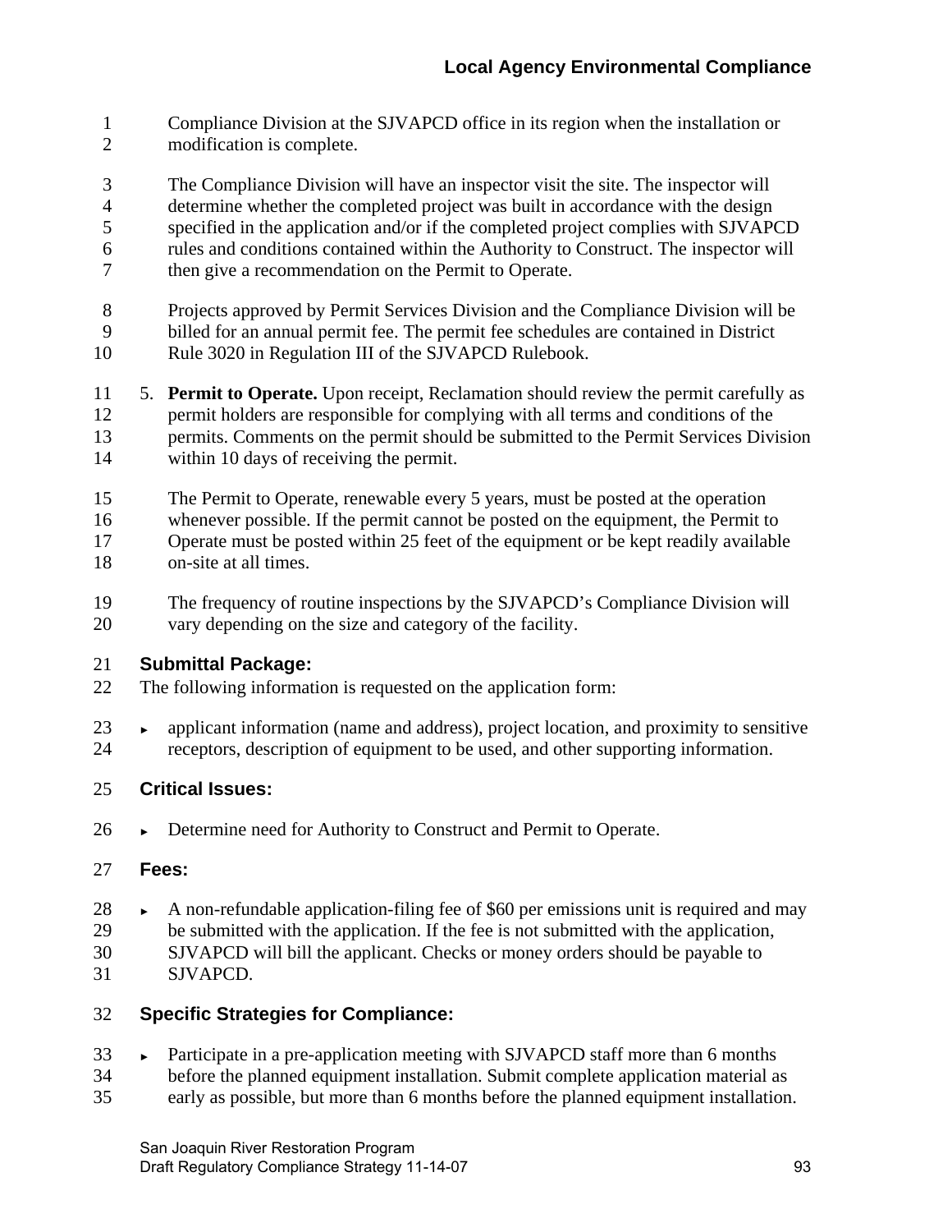Compliance Division at the SJVAPCD office in its region when the installation or modification is complete.

The Compliance Division will have an inspector visit the site. The inspector will determine whether the completed project was built in accordance with the design specified in the application and/or if the completed project complies with SJVAPCD rules and conditions contained within the Authority to Construct. The inspector will then give a recommendation on the Permit to Operate.

Projects approved by Permit Services Division and the Compliance Division will be billed for an annual permit fee. The permit fee schedules are contained in District Rule 3020 in Regulation III of the SJVAPCD Rulebook.

5. **Permit to Operate.** Upon receipt, Reclamation should review the permit carefully as permit holders are responsible for complying with all terms and conditions of the permits. Comments on the permit should be submitted to the Permit Services Division within 10 days of receiving the permit.

   The Permit to Operate, renewable every 5 years, must be posted at the operation whenever possible. If the permit cannot be posted on the equipment, the Permit to Operate must be posted within 25 feet of the equipment or be kept readily available on-site at all times.

   The frequency of routine inspections by the SJVAPCD's Compliance Division will vary depending on the size and category of the facility.

### Submittal Package:

The following information is requested on the application form:

- applicant information (name and address), project location, and proximity to sensitive receptors, description of equipment to be used, and other supporting information.

### Critical Issues:

- Determine need for Authority to Construct and Permit to Operate.

### Fees:

- A non-refundable application-filing fee of $60 per emissions unit is required and may be submitted with the application. If the fee is not submitted with the application, SJVAPCD will bill the applicant. Checks or money orders should be payable to SJVAPCD.

### Specific Strategies for Compliance:

- Participate in a pre-application meeting with SJVAPCD staff more than 6 months before the planned equipment installation. Submit complete application material as early as possible, but more than 6 months before the planned equipment installation.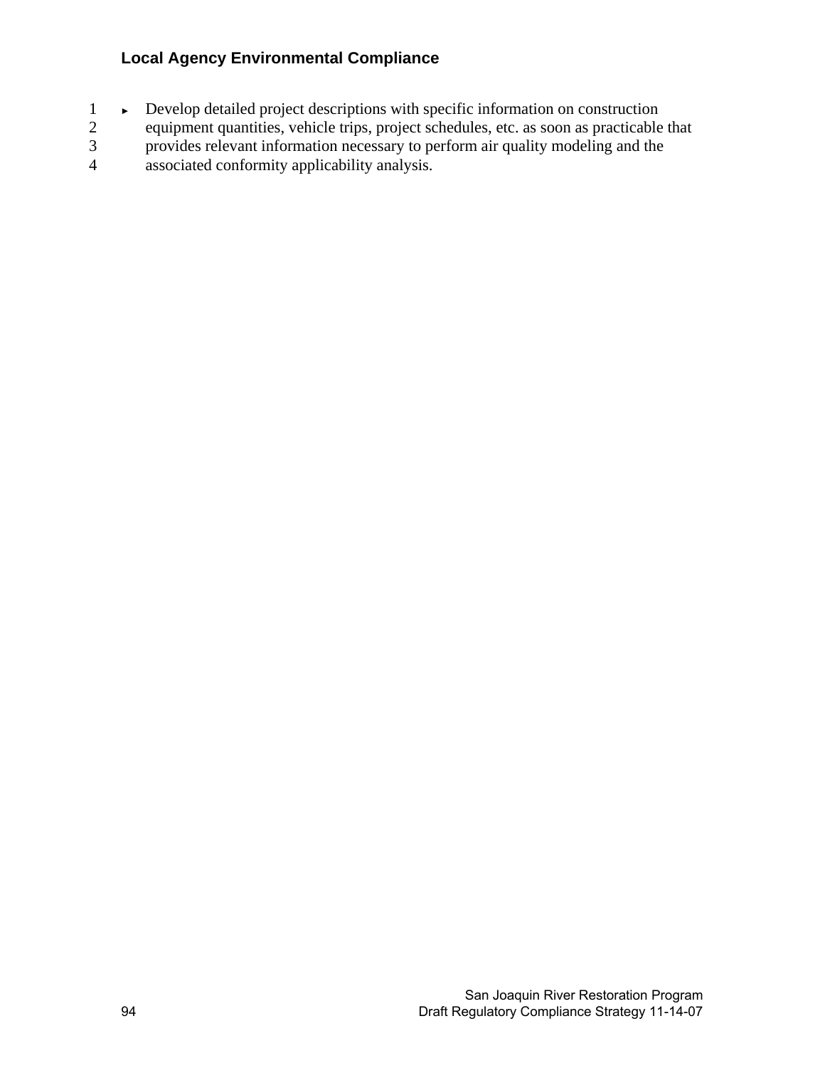### Local Agency Environmental Compliance

- Develop detailed project descriptions with specific information on construction equipment quantities, vehicle trips, project schedules, etc. as soon as practicable that provides relevant information necessary to perform air quality modeling and the associated conformity applicability analysis.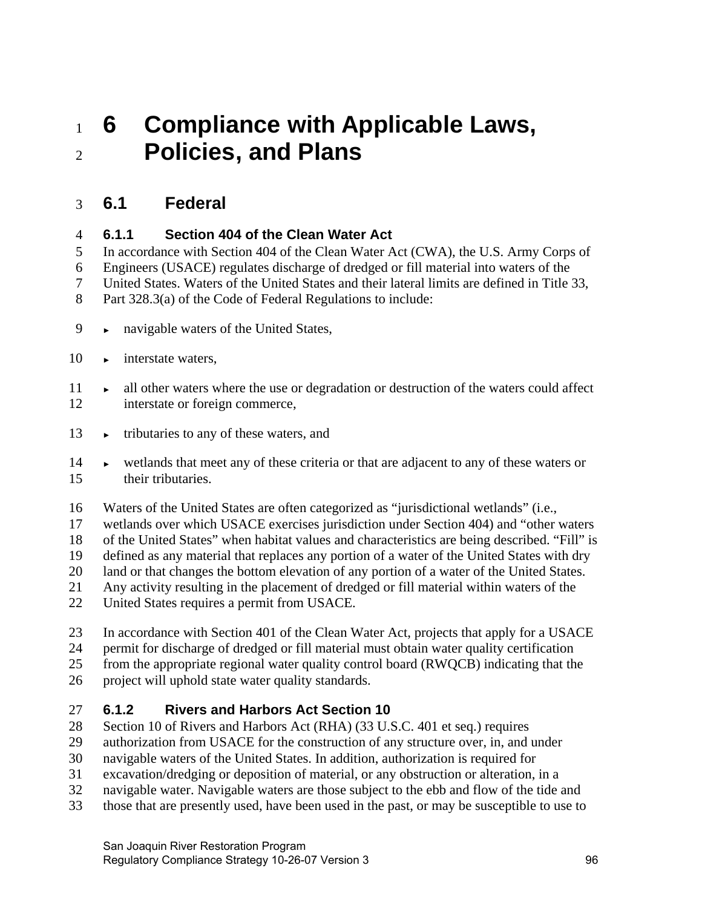# 6 Compliance with Applicable Laws, Policies, and Plans

## 6.1 Federal

### 6.1.1 Section 404 of the Clean Water Act

In accordance with Section 404 of the Clean Water Act (CWA), the U.S. Army Corps of Engineers (USACE) regulates discharge of dredged or fill material into waters of the United States. Waters of the United States and their lateral limits are defined in Title 33, Part 328.3(a) of the Code of Federal Regulations to include:

- navigable waters of the United States,
- interstate waters,
- all other waters where the use or degradation or destruction of the waters could affect interstate or foreign commerce,
- tributaries to any of these waters, and
- wetlands that meet any of these criteria or that are adjacent to any of these waters or their tributaries.

Waters of the United States are often categorized as "jurisdictional wetlands" (i.e., wetlands over which USACE exercises jurisdiction under Section 404) and "other waters of the United States" when habitat values and characteristics are being described. "Fill" is defined as any material that replaces any portion of a water of the United States with dry land or that changes the bottom elevation of any portion of a water of the United States. Any activity resulting in the placement of dredged or fill material within waters of the United States requires a permit from USACE.

In accordance with Section 401 of the Clean Water Act, projects that apply for a USACE permit for discharge of dredged or fill material must obtain water quality certification from the appropriate regional water quality control board (RWQCB) indicating that the project will uphold state water quality standards.

### 6.1.2 Rivers and Harbors Act Section 10

Section 10 of Rivers and Harbors Act (RHA) (33 U.S.C. 401 et seq.) requires authorization from USACE for the construction of any structure over, in, and under navigable waters of the United States. In addition, authorization is required for excavation/dredging or deposition of material, or any obstruction or alteration, in a navigable water. Navigable waters are those subject to the ebb and flow of the tide and those that are presently used, have been used in the past, or may be susceptible to use to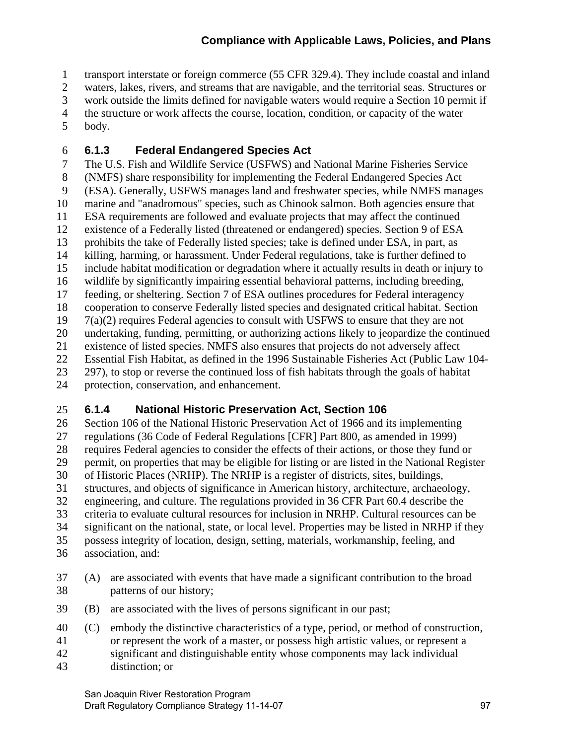transport interstate or foreign commerce (55 CFR 329.4). They include coastal and inland waters, lakes, rivers, and streams that are navigable, and the territorial seas. Structures or work outside the limits defined for navigable waters would require a Section 10 permit if the structure or work affects the course, location, condition, or capacity of the water body.

### 6.1.3 Federal Endangered Species Act

The U.S. Fish and Wildlife Service (USFWS) and National Marine Fisheries Service (NMFS) share responsibility for implementing the Federal Endangered Species Act (ESA). Generally, USFWS manages land and freshwater species, while NMFS manages marine and "anadromous" species, such as Chinook salmon. Both agencies ensure that ESA requirements are followed and evaluate projects that may affect the continued existence of a Federally listed (threatened or endangered) species. Section 9 of ESA prohibits the take of Federally listed species; take is defined under ESA, in part, as killing, harming, or harassment. Under Federal regulations, take is further defined to include habitat modification or degradation where it actually results in death or injury to wildlife by significantly impairing essential behavioral patterns, including breeding, feeding, or sheltering. Section 7 of ESA outlines procedures for Federal interagency cooperation to conserve Federally listed species and designated critical habitat. Section 7(a)(2) requires Federal agencies to consult with USFWS to ensure that they are not undertaking, funding, permitting, or authorizing actions likely to jeopardize the continued existence of listed species. NMFS also ensures that projects do not adversely affect Essential Fish Habitat, as defined in the 1996 Sustainable Fisheries Act (Public Law 104-297), to stop or reverse the continued loss of fish habitats through the goals of habitat protection, conservation, and enhancement.

### 6.1.4 National Historic Preservation Act, Section 106

Section 106 of the National Historic Preservation Act of 1966 and its implementing regulations (36 Code of Federal Regulations [CFR] Part 800, as amended in 1999) requires Federal agencies to consider the effects of their actions, or those they fund or permit, on properties that may be eligible for listing or are listed in the National Register of Historic Places (NRHP). The NRHP is a register of districts, sites, buildings, structures, and objects of significance in American history, architecture, archaeology, engineering, and culture. The regulations provided in 36 CFR Part 60.4 describe the criteria to evaluate cultural resources for inclusion in NRHP. Cultural resources can be significant on the national, state, or local level. Properties may be listed in NRHP if they possess integrity of location, design, setting, materials, workmanship, feeling, and association, and:

(A) are associated with events that have made a significant contribution to the broad patterns of our history;

(B) are associated with the lives of persons significant in our past;

(C) embody the distinctive characteristics of a type, period, or method of construction, or represent the work of a master, or possess high artistic values, or represent a significant and distinguishable entity whose components may lack individual distinction; or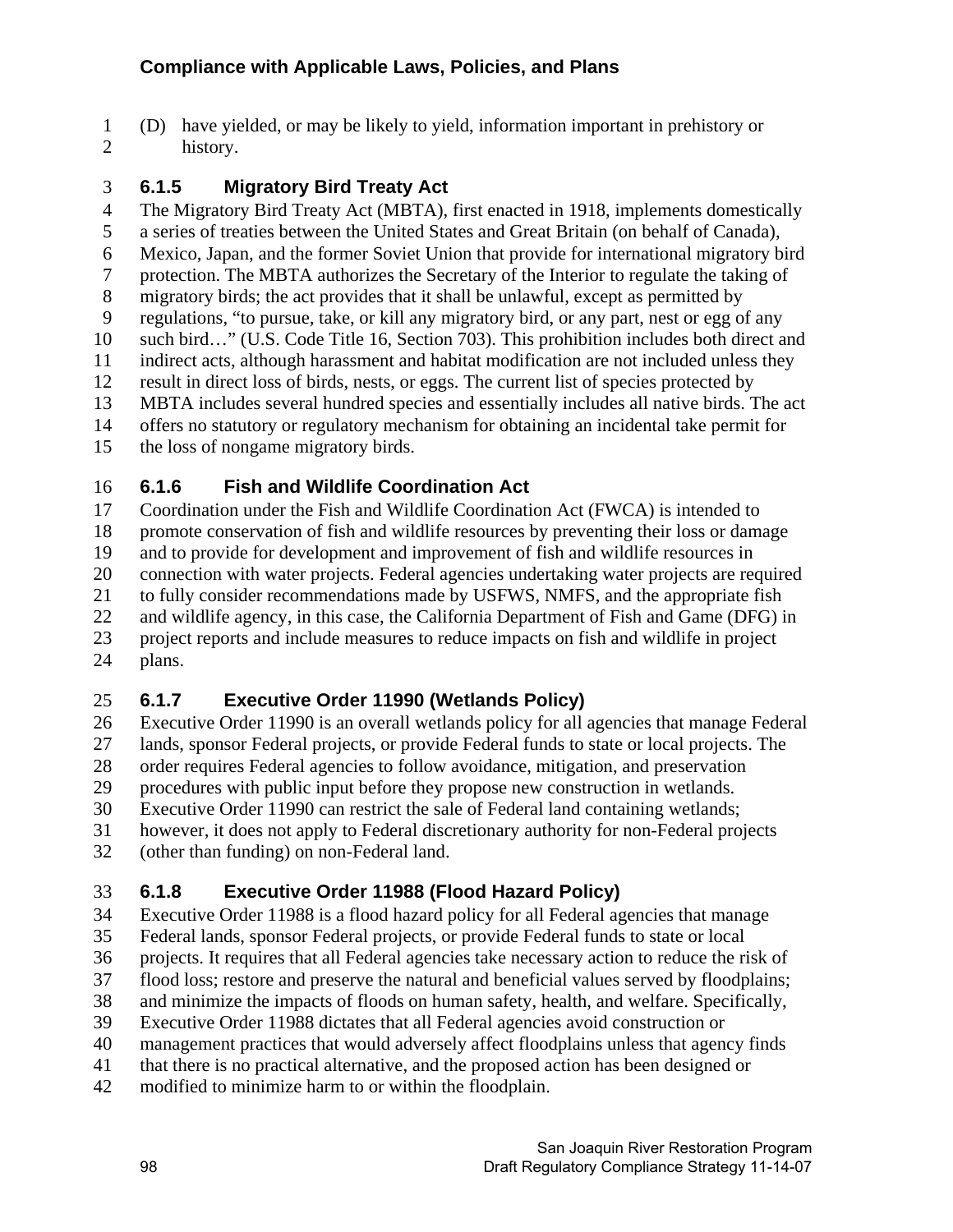(D) have yielded, or may be likely to yield, information important in prehistory or history.

### 6.1.5 Migratory Bird Treaty Act

The Migratory Bird Treaty Act (MBTA), first enacted in 1918, implements domestically a series of treaties between the United States and Great Britain (on behalf of Canada), Mexico, Japan, and the former Soviet Union that provide for international migratory bird protection. The MBTA authorizes the Secretary of the Interior to regulate the taking of migratory birds; the act provides that it shall be unlawful, except as permitted by regulations, "to pursue, take, or kill any migratory bird, or any part, nest or egg of any such bird…" (U.S. Code Title 16, Section 703). This prohibition includes both direct and indirect acts, although harassment and habitat modification are not included unless they result in direct loss of birds, nests, or eggs. The current list of species protected by MBTA includes several hundred species and essentially includes all native birds. The act offers no statutory or regulatory mechanism for obtaining an incidental take permit for the loss of nongame migratory birds.

### 6.1.6 Fish and Wildlife Coordination Act

Coordination under the Fish and Wildlife Coordination Act (FWCA) is intended to promote conservation of fish and wildlife resources by preventing their loss or damage and to provide for development and improvement of fish and wildlife resources in connection with water projects. Federal agencies undertaking water projects are required to fully consider recommendations made by USFWS, NMFS, and the appropriate fish and wildlife agency, in this case, the California Department of Fish and Game (DFG) in project reports and include measures to reduce impacts on fish and wildlife in project plans.

### 6.1.7 Executive Order 11990 (Wetlands Policy)

Executive Order 11990 is an overall wetlands policy for all agencies that manage Federal lands, sponsor Federal projects, or provide Federal funds to state or local projects. The order requires Federal agencies to follow avoidance, mitigation, and preservation procedures with public input before they propose new construction in wetlands. Executive Order 11990 can restrict the sale of Federal land containing wetlands; however, it does not apply to Federal discretionary authority for non-Federal projects (other than funding) on non-Federal land.

### 6.1.8 Executive Order 11988 (Flood Hazard Policy)

Executive Order 11988 is a flood hazard policy for all Federal agencies that manage Federal lands, sponsor Federal projects, or provide Federal funds to state or local projects. It requires that all Federal agencies take necessary action to reduce the risk of flood loss; restore and preserve the natural and beneficial values served by floodplains; and minimize the impacts of floods on human safety, health, and welfare. Specifically, Executive Order 11988 dictates that all Federal agencies avoid construction or management practices that would adversely affect floodplains unless that agency finds that there is no practical alternative, and the proposed action has been designed or modified to minimize harm to or within the floodplain.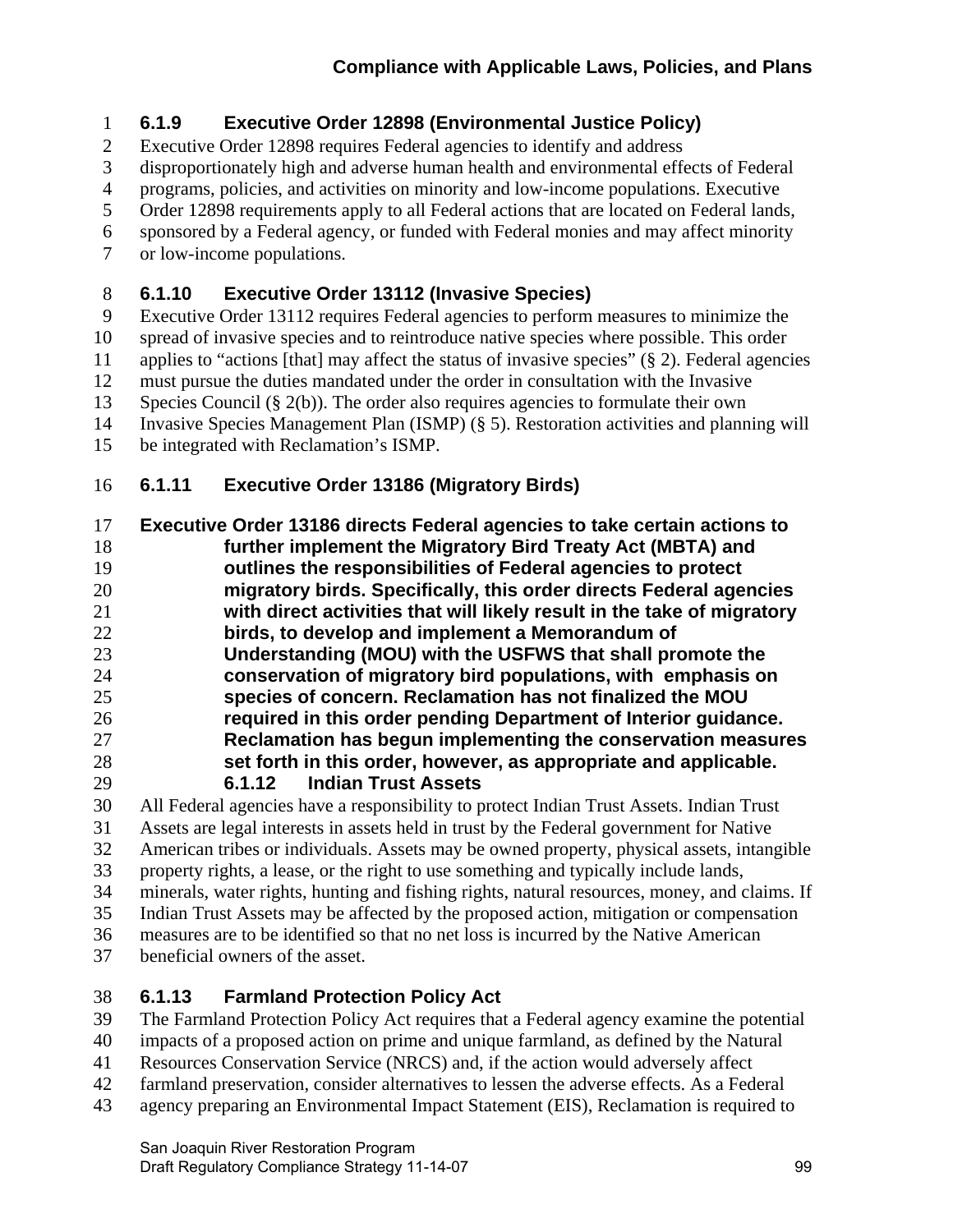### 6.1.9 Executive Order 12898 (Environmental Justice Policy)

Executive Order 12898 requires Federal agencies to identify and address disproportionately high and adverse human health and environmental effects of Federal programs, policies, and activities on minority and low-income populations. Executive Order 12898 requirements apply to all Federal actions that are located on Federal lands, sponsored by a Federal agency, or funded with Federal monies and may affect minority or low-income populations.

### 6.1.10 Executive Order 13112 (Invasive Species)

Executive Order 13112 requires Federal agencies to perform measures to minimize the spread of invasive species and to reintroduce native species where possible. This order applies to "actions [that] may affect the status of invasive species" (§ 2). Federal agencies must pursue the duties mandated under the order in consultation with the Invasive Species Council (§ 2(b)). The order also requires agencies to formulate their own Invasive Species Management Plan (ISMP) (§ 5). Restoration activities and planning will be integrated with Reclamation's ISMP.

### 6.1.11 Executive Order 13186 (Migratory Birds)

**Executive Order 13186 directs Federal agencies to take certain actions to further implement the Migratory Bird Treaty Act (MBTA) and outlines the responsibilities of Federal agencies to protect migratory birds. Specifically, this order directs Federal agencies with direct activities that will likely result in the take of migratory birds, to develop and implement a Memorandum of Understanding (MOU) with the USFWS that shall promote the conservation of migratory bird populations, with emphasis on species of concern. Reclamation has not finalized the MOU required in this order pending Department of Interior guidance. Reclamation has begun implementing the conservation measures set forth in this order, however, as appropriate and applicable.**

### 6.1.12 Indian Trust Assets

All Federal agencies have a responsibility to protect Indian Trust Assets. Indian Trust Assets are legal interests in assets held in trust by the Federal government for Native American tribes or individuals. Assets may be owned property, physical assets, intangible property rights, a lease, or the right to use something and typically include lands, minerals, water rights, hunting and fishing rights, natural resources, money, and claims. If Indian Trust Assets may be affected by the proposed action, mitigation or compensation measures are to be identified so that no net loss is incurred by the Native American beneficial owners of the asset.

### 6.1.13 Farmland Protection Policy Act

The Farmland Protection Policy Act requires that a Federal agency examine the potential impacts of a proposed action on prime and unique farmland, as defined by the Natural Resources Conservation Service (NRCS) and, if the action would adversely affect farmland preservation, consider alternatives to lessen the adverse effects. As a Federal agency preparing an Environmental Impact Statement (EIS), Reclamation is required to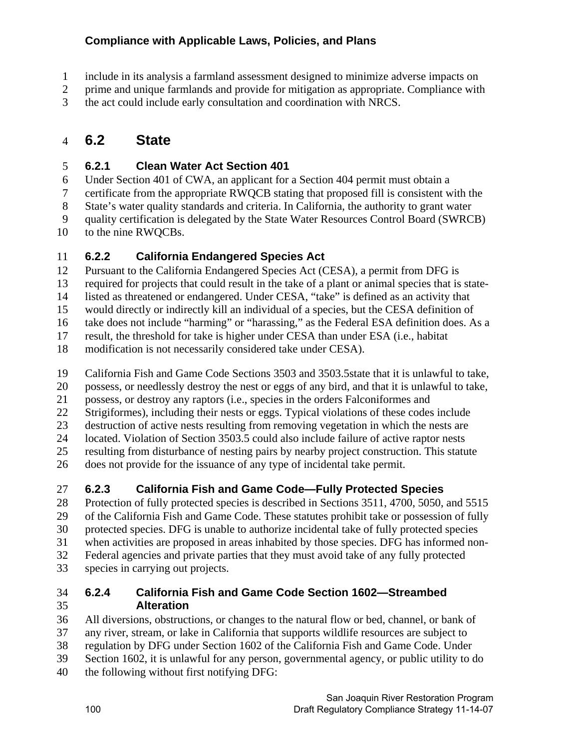include in its analysis a farmland assessment designed to minimize adverse impacts on prime and unique farmlands and provide for mitigation as appropriate. Compliance with the act could include early consultation and coordination with NRCS.

## 6.2 State

### 6.2.1 Clean Water Act Section 401

Under Section 401 of CWA, an applicant for a Section 404 permit must obtain a certificate from the appropriate RWQCB stating that proposed fill is consistent with the State's water quality standards and criteria. In California, the authority to grant water quality certification is delegated by the State Water Resources Control Board (SWRCB) to the nine RWQCBs.

### 6.2.2 California Endangered Species Act

Pursuant to the California Endangered Species Act (CESA), a permit from DFG is required for projects that could result in the take of a plant or animal species that is state-listed as threatened or endangered. Under CESA, "take" is defined as an activity that would directly or indirectly kill an individual of a species, but the CESA definition of take does not include "harming" or "harassing," as the Federal ESA definition does. As a result, the threshold for take is higher under CESA than under ESA (i.e., habitat modification is not necessarily considered take under CESA).

California Fish and Game Code Sections 3503 and 3503.5state that it is unlawful to take, possess, or needlessly destroy the nest or eggs of any bird, and that it is unlawful to take, possess, or destroy any raptors (i.e., species in the orders Falconiformes and Strigiformes), including their nests or eggs. Typical violations of these codes include destruction of active nests resulting from removing vegetation in which the nests are located. Violation of Section 3503.5 could also include failure of active raptor nests resulting from disturbance of nesting pairs by nearby project construction. This statute does not provide for the issuance of any type of incidental take permit.

### 6.2.3 California Fish and Game Code—Fully Protected Species

Protection of fully protected species is described in Sections 3511, 4700, 5050, and 5515 of the California Fish and Game Code. These statutes prohibit take or possession of fully protected species. DFG is unable to authorize incidental take of fully protected species when activities are proposed in areas inhabited by those species. DFG has informed non-Federal agencies and private parties that they must avoid take of any fully protected species in carrying out projects.

### 6.2.4 California Fish and Game Code Section 1602—Streambed Alteration

All diversions, obstructions, or changes to the natural flow or bed, channel, or bank of any river, stream, or lake in California that supports wildlife resources are subject to regulation by DFG under Section 1602 of the California Fish and Game Code. Under Section 1602, it is unlawful for any person, governmental agency, or public utility to do the following without first notifying DFG: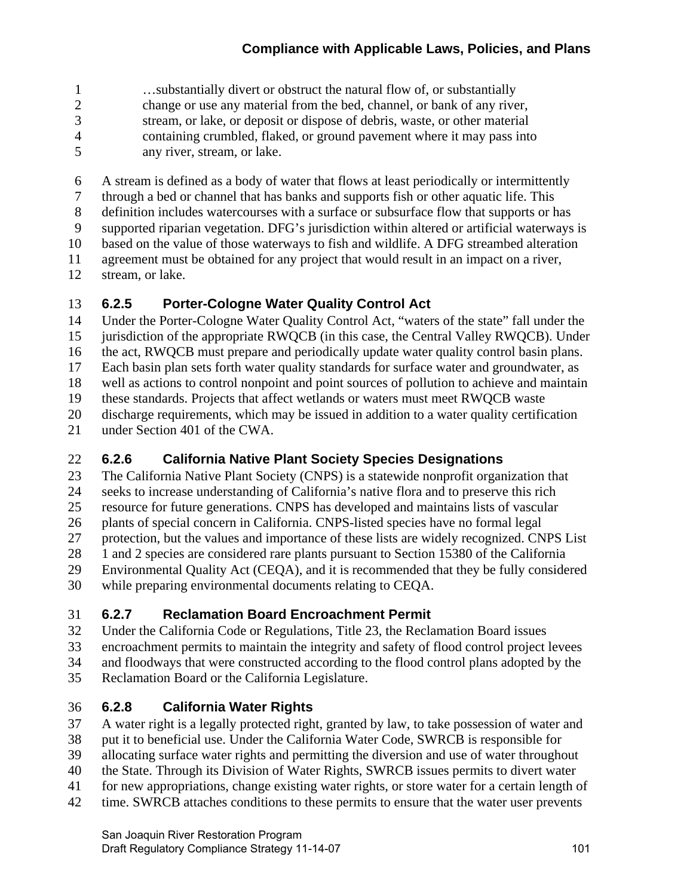> …substantially divert or obstruct the natural flow of, or substantially change or use any material from the bed, channel, or bank of any river, stream, or lake, or deposit or dispose of debris, waste, or other material containing crumbled, flaked, or ground pavement where it may pass into any river, stream, or lake.

A stream is defined as a body of water that flows at least periodically or intermittently through a bed or channel that has banks and supports fish or other aquatic life. This definition includes watercourses with a surface or subsurface flow that supports or has supported riparian vegetation. DFG's jurisdiction within altered or artificial waterways is based on the value of those waterways to fish and wildlife. A DFG streambed alteration agreement must be obtained for any project that would result in an impact on a river, stream, or lake.

### 6.2.5 Porter-Cologne Water Quality Control Act

Under the Porter-Cologne Water Quality Control Act, "waters of the state" fall under the jurisdiction of the appropriate RWQCB (in this case, the Central Valley RWQCB). Under the act, RWQCB must prepare and periodically update water quality control basin plans. Each basin plan sets forth water quality standards for surface water and groundwater, as well as actions to control nonpoint and point sources of pollution to achieve and maintain these standards. Projects that affect wetlands or waters must meet RWQCB waste discharge requirements, which may be issued in addition to a water quality certification under Section 401 of the CWA.

### 6.2.6 California Native Plant Society Species Designations

The California Native Plant Society (CNPS) is a statewide nonprofit organization that seeks to increase understanding of California's native flora and to preserve this rich resource for future generations. CNPS has developed and maintains lists of vascular plants of special concern in California. CNPS-listed species have no formal legal protection, but the values and importance of these lists are widely recognized. CNPS List 1 and 2 species are considered rare plants pursuant to Section 15380 of the California Environmental Quality Act (CEQA), and it is recommended that they be fully considered while preparing environmental documents relating to CEQA.

### 6.2.7 Reclamation Board Encroachment Permit

Under the California Code or Regulations, Title 23, the Reclamation Board issues encroachment permits to maintain the integrity and safety of flood control project levees and floodways that were constructed according to the flood control plans adopted by the Reclamation Board or the California Legislature.

### 6.2.8 California Water Rights

A water right is a legally protected right, granted by law, to take possession of water and put it to beneficial use. Under the California Water Code, SWRCB is responsible for allocating surface water rights and permitting the diversion and use of water throughout the State. Through its Division of Water Rights, SWRCB issues permits to divert water for new appropriations, change existing water rights, or store water for a certain length of time. SWRCB attaches conditions to these permits to ensure that the water user prevents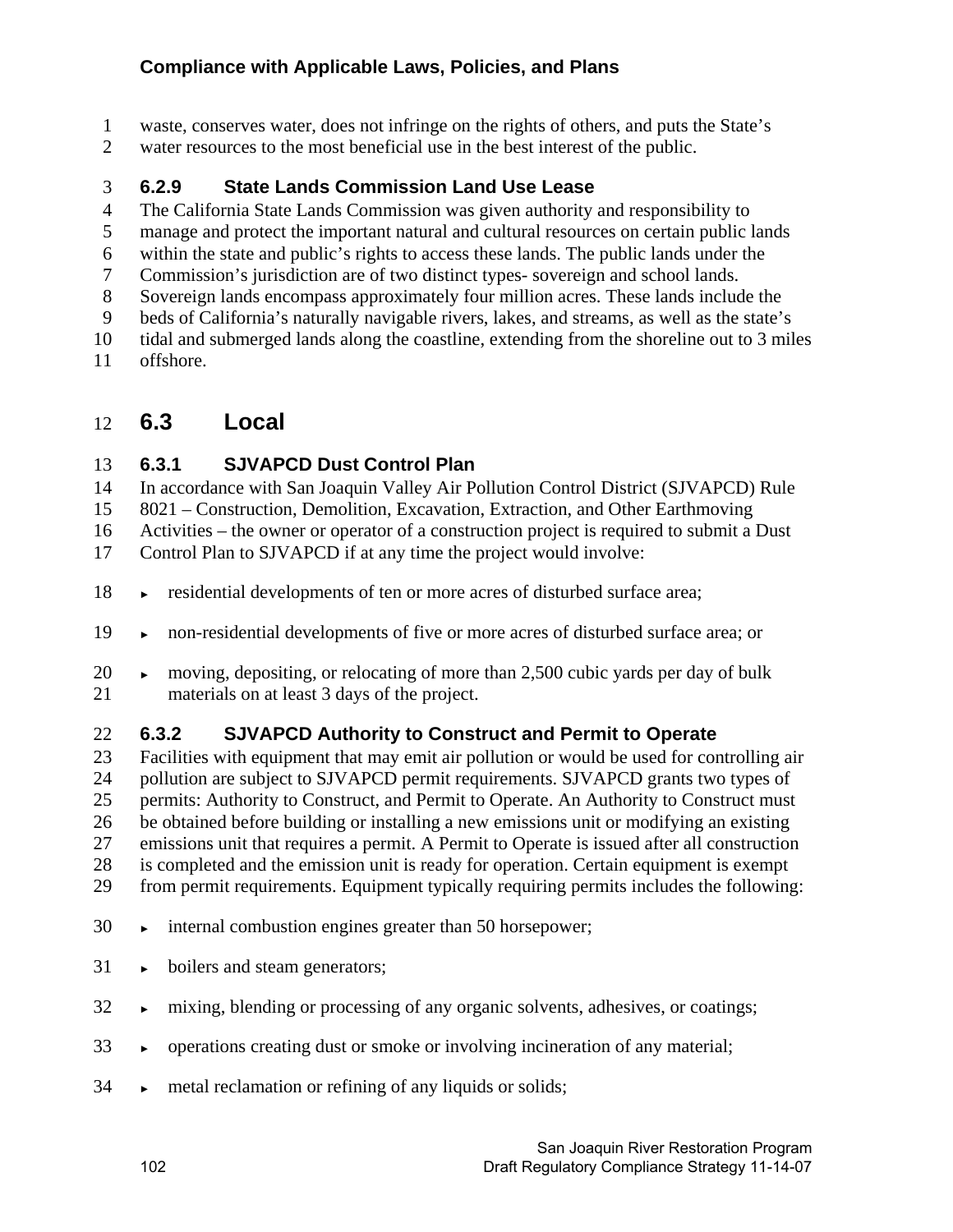waste, conserves water, does not infringe on the rights of others, and puts the State's water resources to the most beneficial use in the best interest of the public.

### 6.2.9 State Lands Commission Land Use Lease

The California State Lands Commission was given authority and responsibility to manage and protect the important natural and cultural resources on certain public lands within the state and public's rights to access these lands. The public lands under the Commission's jurisdiction are of two distinct types- sovereign and school lands. Sovereign lands encompass approximately four million acres. These lands include the beds of California's naturally navigable rivers, lakes, and streams, as well as the state's tidal and submerged lands along the coastline, extending from the shoreline out to 3 miles offshore.

## 6.3 Local

### 6.3.1 SJVAPCD Dust Control Plan

In accordance with San Joaquin Valley Air Pollution Control District (SJVAPCD) Rule 8021 – Construction, Demolition, Excavation, Extraction, and Other Earthmoving Activities – the owner or operator of a construction project is required to submit a Dust Control Plan to SJVAPCD if at any time the project would involve:

- residential developments of ten or more acres of disturbed surface area;
- non-residential developments of five or more acres of disturbed surface area; or
- moving, depositing, or relocating of more than 2,500 cubic yards per day of bulk materials on at least 3 days of the project.

### 6.3.2 SJVAPCD Authority to Construct and Permit to Operate

Facilities with equipment that may emit air pollution or would be used for controlling air pollution are subject to SJVAPCD permit requirements. SJVAPCD grants two types of permits: Authority to Construct, and Permit to Operate. An Authority to Construct must be obtained before building or installing a new emissions unit or modifying an existing emissions unit that requires a permit. A Permit to Operate is issued after all construction is completed and the emission unit is ready for operation. Certain equipment is exempt from permit requirements. Equipment typically requiring permits includes the following:

- internal combustion engines greater than 50 horsepower;
- boilers and steam generators;
- mixing, blending or processing of any organic solvents, adhesives, or coatings;
- operations creating dust or smoke or involving incineration of any material;
- metal reclamation or refining of any liquids or solids;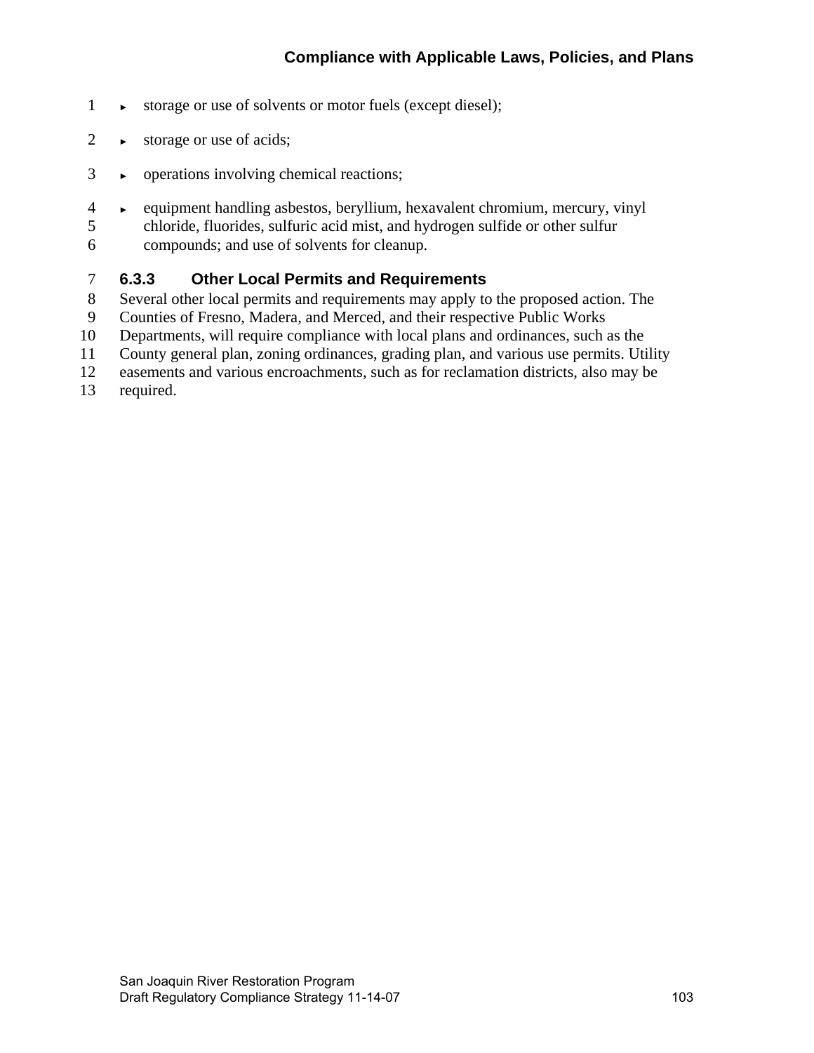- storage or use of solvents or motor fuels (except diesel);
- storage or use of acids;
- operations involving chemical reactions;
- equipment handling asbestos, beryllium, hexavalent chromium, mercury, vinyl chloride, fluorides, sulfuric acid mist, and hydrogen sulfide or other sulfur compounds; and use of solvents for cleanup.

### 6.3.3 Other Local Permits and Requirements

Several other local permits and requirements may apply to the proposed action. The Counties of Fresno, Madera, and Merced, and their respective Public Works Departments, will require compliance with local plans and ordinances, such as the County general plan, zoning ordinances, grading plan, and various use permits. Utility easements and various encroachments, such as for reclamation districts, also may be required.